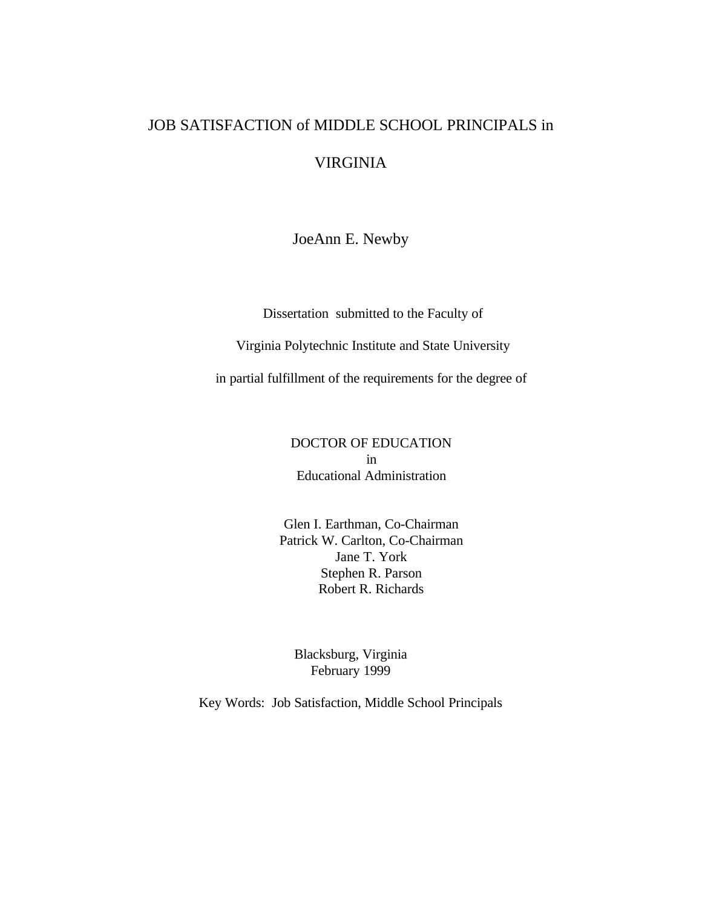# JOB SATISFACTION of MIDDLE SCHOOL PRINCIPALS in VIRGINIA

JoeAnn E. Newby

Dissertation submitted to the Faculty of

Virginia Polytechnic Institute and State University

in partial fulfillment of the requirements for the degree of

DOCTOR OF EDUCATION
in
Educational Administration

Glen I. Earthman, Co-Chairman
Patrick W. Carlton, Co-Chairman
Jane T. York
Stephen R. Parson
Robert R. Richards

Blacksburg, Virginia
February 1999

Key Words: Job Satisfaction, Middle School Principals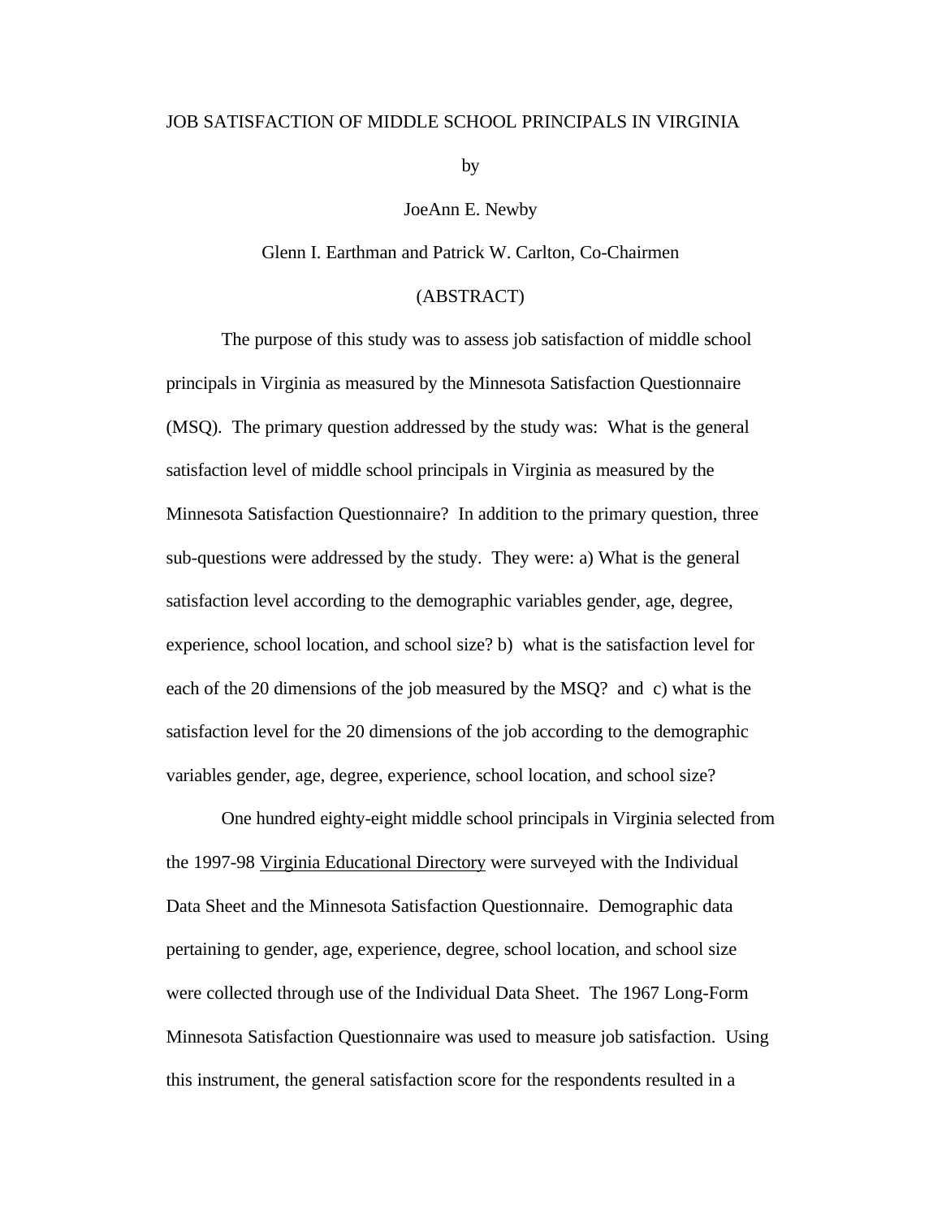JOB SATISFACTION OF MIDDLE SCHOOL PRINCIPALS IN VIRGINIA

by

JoeAnn E. Newby

Glenn I. Earthman and Patrick W. Carlton, Co-Chairmen

(ABSTRACT)

The purpose of this study was to assess job satisfaction of middle school principals in Virginia as measured by the Minnesota Satisfaction Questionnaire (MSQ). The primary question addressed by the study was: What is the general satisfaction level of middle school principals in Virginia as measured by the Minnesota Satisfaction Questionnaire? In addition to the primary question, three sub-questions were addressed by the study. They were: a) What is the general satisfaction level according to the demographic variables gender, age, degree, experience, school location, and school size? b) what is the satisfaction level for each of the 20 dimensions of the job measured by the MSQ? and c) what is the satisfaction level for the 20 dimensions of the job according to the demographic variables gender, age, degree, experience, school location, and school size?

One hundred eighty-eight middle school principals in Virginia selected from the 1997-98 Virginia Educational Directory were surveyed with the Individual Data Sheet and the Minnesota Satisfaction Questionnaire. Demographic data pertaining to gender, age, experience, degree, school location, and school size were collected through use of the Individual Data Sheet. The 1967 Long-Form Minnesota Satisfaction Questionnaire was used to measure job satisfaction. Using this instrument, the general satisfaction score for the respondents resulted in a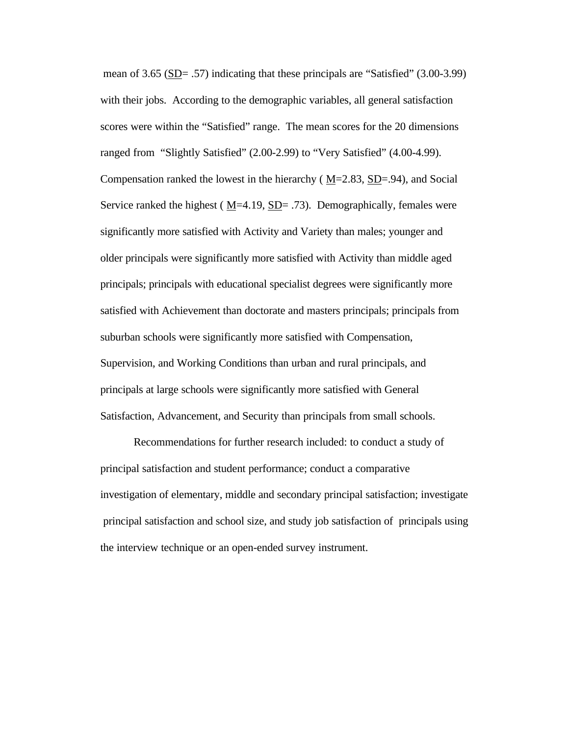mean of 3.65 (SD= .57) indicating that these principals are "Satisfied" (3.00-3.99) with their jobs. According to the demographic variables, all general satisfaction scores were within the "Satisfied" range. The mean scores for the 20 dimensions ranged from "Slightly Satisfied" (2.00-2.99) to "Very Satisfied" (4.00-4.99). Compensation ranked the lowest in the hierarchy ( M=2.83, SD=.94), and Social Service ranked the highest ( M=4.19, SD= .73). Demographically, females were significantly more satisfied with Activity and Variety than males; younger and older principals were significantly more satisfied with Activity than middle aged principals; principals with educational specialist degrees were significantly more satisfied with Achievement than doctorate and masters principals; principals from suburban schools were significantly more satisfied with Compensation, Supervision, and Working Conditions than urban and rural principals, and principals at large schools were significantly more satisfied with General Satisfaction, Advancement, and Security than principals from small schools.

Recommendations for further research included: to conduct a study of principal satisfaction and student performance; conduct a comparative investigation of elementary, middle and secondary principal satisfaction; investigate principal satisfaction and school size, and study job satisfaction of principals using the interview technique or an open-ended survey instrument.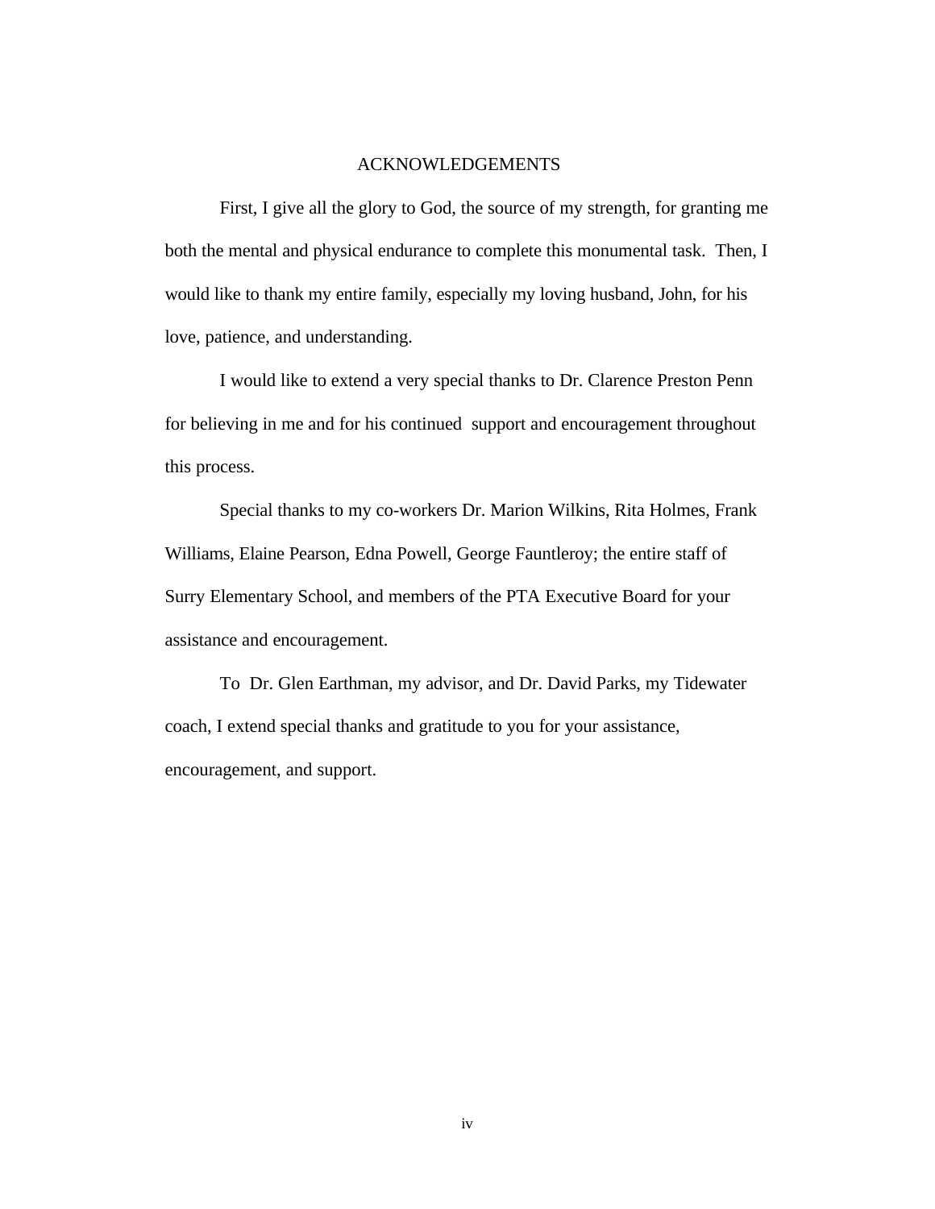# ACKNOWLEDGEMENTS

First, I give all the glory to God, the source of my strength, for granting me both the mental and physical endurance to complete this monumental task. Then, I would like to thank my entire family, especially my loving husband, John, for his love, patience, and understanding.

I would like to extend a very special thanks to Dr. Clarence Preston Penn for believing in me and for his continued support and encouragement throughout this process.

Special thanks to my co-workers Dr. Marion Wilkins, Rita Holmes, Frank Williams, Elaine Pearson, Edna Powell, George Fauntleroy; the entire staff of Surry Elementary School, and members of the PTA Executive Board for your assistance and encouragement.

To Dr. Glen Earthman, my advisor, and Dr. David Parks, my Tidewater coach, I extend special thanks and gratitude to you for your assistance, encouragement, and support.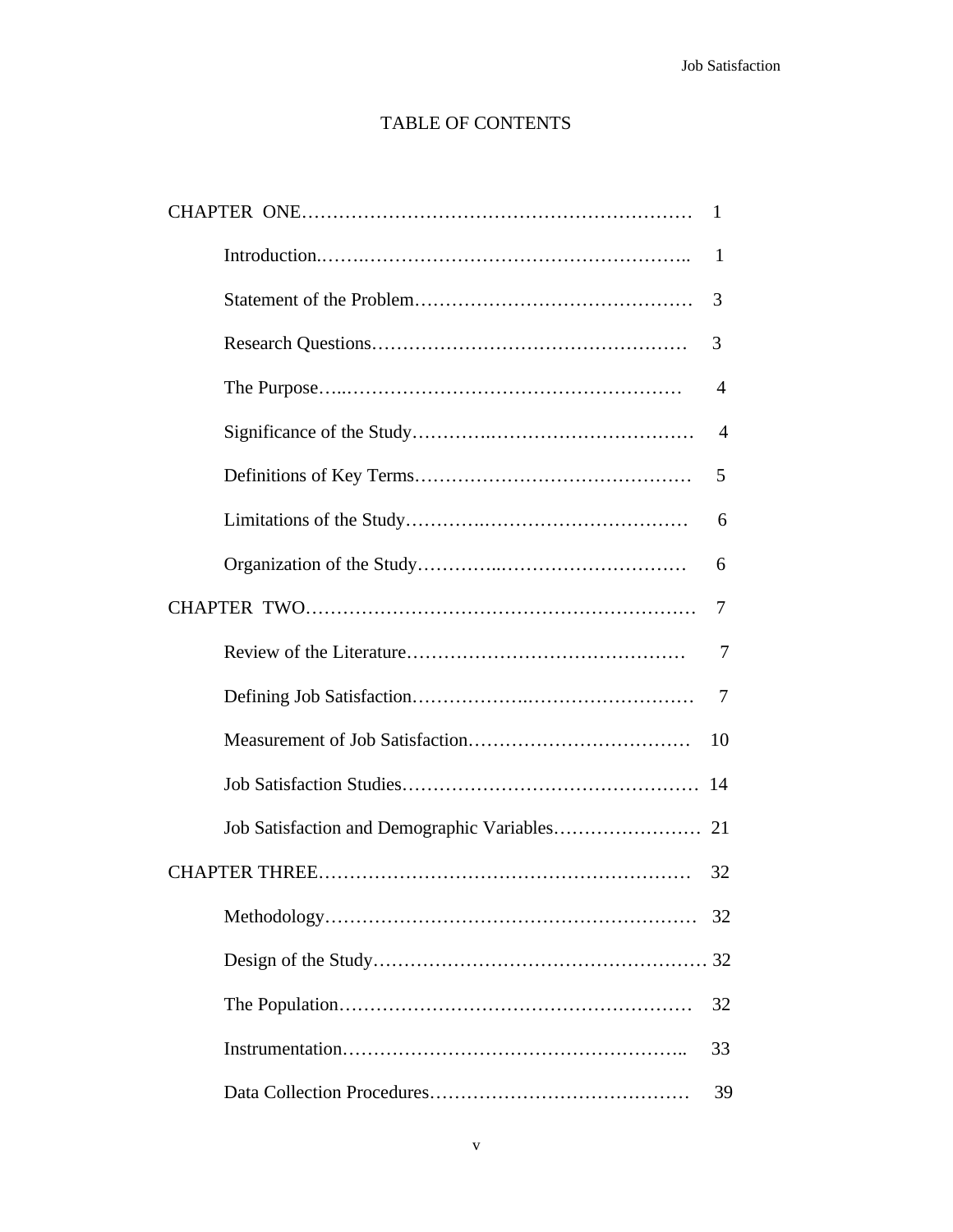# TABLE OF CONTENTS

CHAPTER ONE………………………………………………………… 1

- Introduction.……..…………………………………………….. 1
- Statement of the Problem……………………………………… 3
- Research Questions…………………………………………… 3
- The Purpose…..……………………………………………… 4
- Significance of the Study…………..…………………………… 4
- Definitions of Key Terms……………………………………… 5
- Limitations of the Study…………..…………………………… 6
- Organization of the Study…………..………………………… 6

CHAPTER TWO………………………………………………………… 7

- Review of the Literature……………………………………… 7
- Defining Job Satisfaction…………….……………………… 7
- Measurement of Job Satisfaction……………………………… 10
- Job Satisfaction Studies………………………….…………… 14
- Job Satisfaction and Demographic Variables…………………… 21

CHAPTER THREE…………………………………………………… 32

- Methodology…………………………………….……………… 32
- Design of the Study…………………………………………… 32
- The Population………………………………………………… 32
- Instrumentation……………………………….…………….. 33
- Data Collection Procedures…………………………………… 39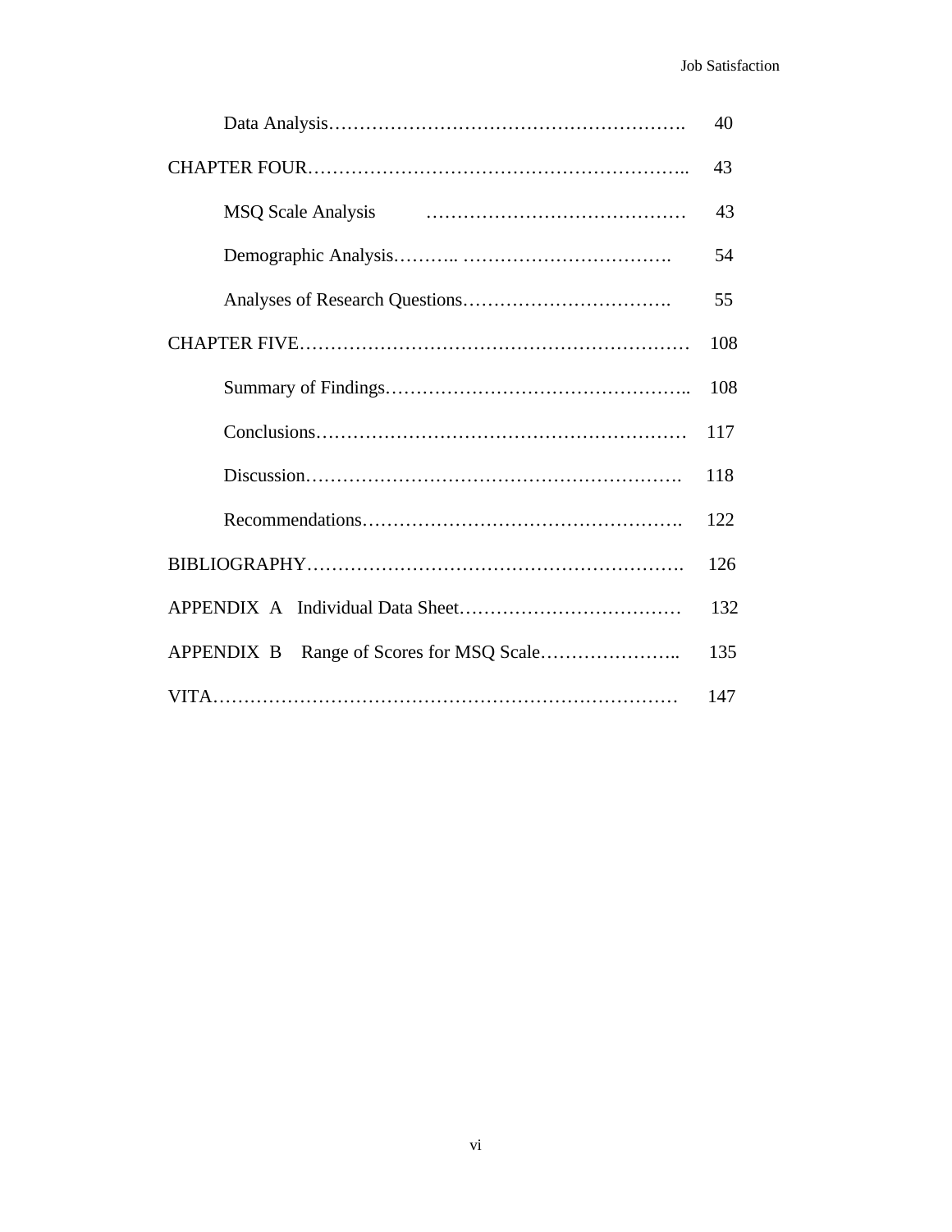Data Analysis……………………………………………………. 40

CHAPTER FOUR…………………………………………………….. 43

MSQ Scale Analysis …………………………………… 43

Demographic Analysis……….. ……………………………. 54

Analyses of Research Questions……………………………. 55

CHAPTER FIVE……………………………………………………… 108

Summary of Findings……………………………………….. 108

Conclusions…………………………………………………… 117

Discussion……………………………………………………. 118

Recommendations……………………………………………. 122

BIBLIOGRAPHY……………………………………………………. 126

APPENDIX A Individual Data Sheet……………………………… 132

APPENDIX B Range of Scores for MSQ Scale………………….. 135

VITA………………………………………………………………… 147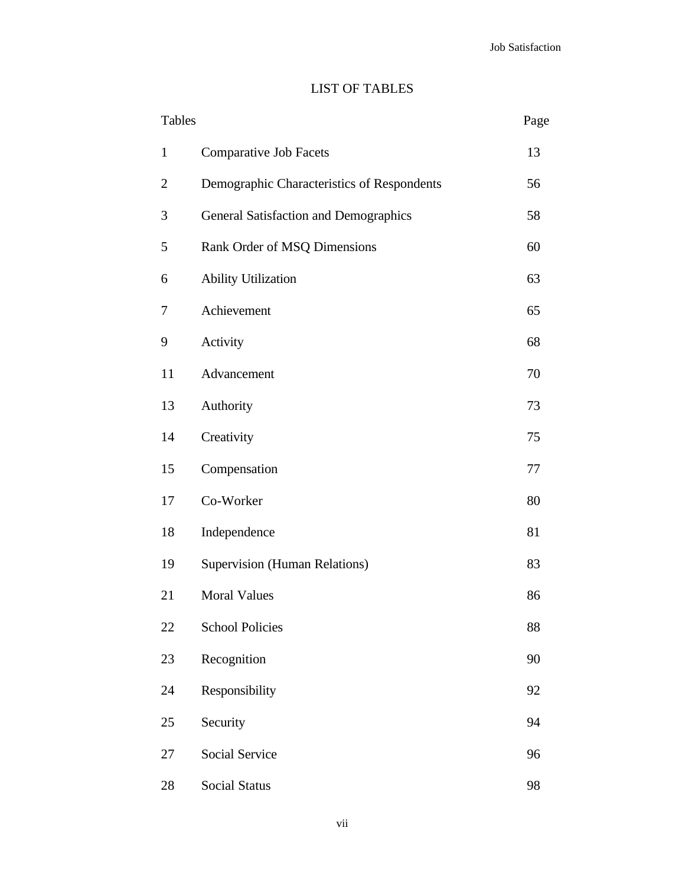# LIST OF TABLES

| Tables | | Page |
|---|---|---|
| 1 | Comparative Job Facets | 13 |
| 2 | Demographic Characteristics of Respondents | 56 |
| 3 | General Satisfaction and Demographics | 58 |
| 5 | Rank Order of MSQ Dimensions | 60 |
| 6 | Ability Utilization | 63 |
| 7 | Achievement | 65 |
| 9 | Activity | 68 |
| 11 | Advancement | 70 |
| 13 | Authority | 73 |
| 14 | Creativity | 75 |
| 15 | Compensation | 77 |
| 17 | Co-Worker | 80 |
| 18 | Independence | 81 |
| 19 | Supervision (Human Relations) | 83 |
| 21 | Moral Values | 86 |
| 22 | School Policies | 88 |
| 23 | Recognition | 90 |
| 24 | Responsibility | 92 |
| 25 | Security | 94 |
| 27 | Social Service | 96 |
| 28 | Social Status | 98 |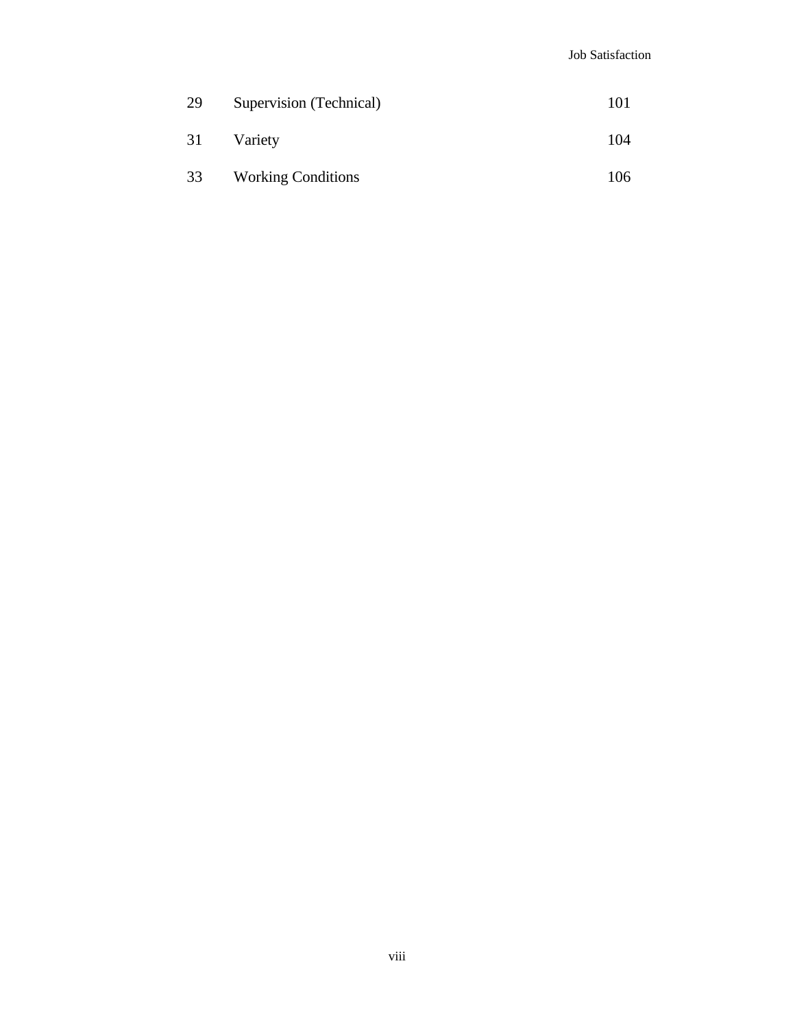| | | |
|---|---|---|
| 29 | Supervision (Technical) | 101 |
| 31 | Variety | 104 |
| 33 | Working Conditions | 106 |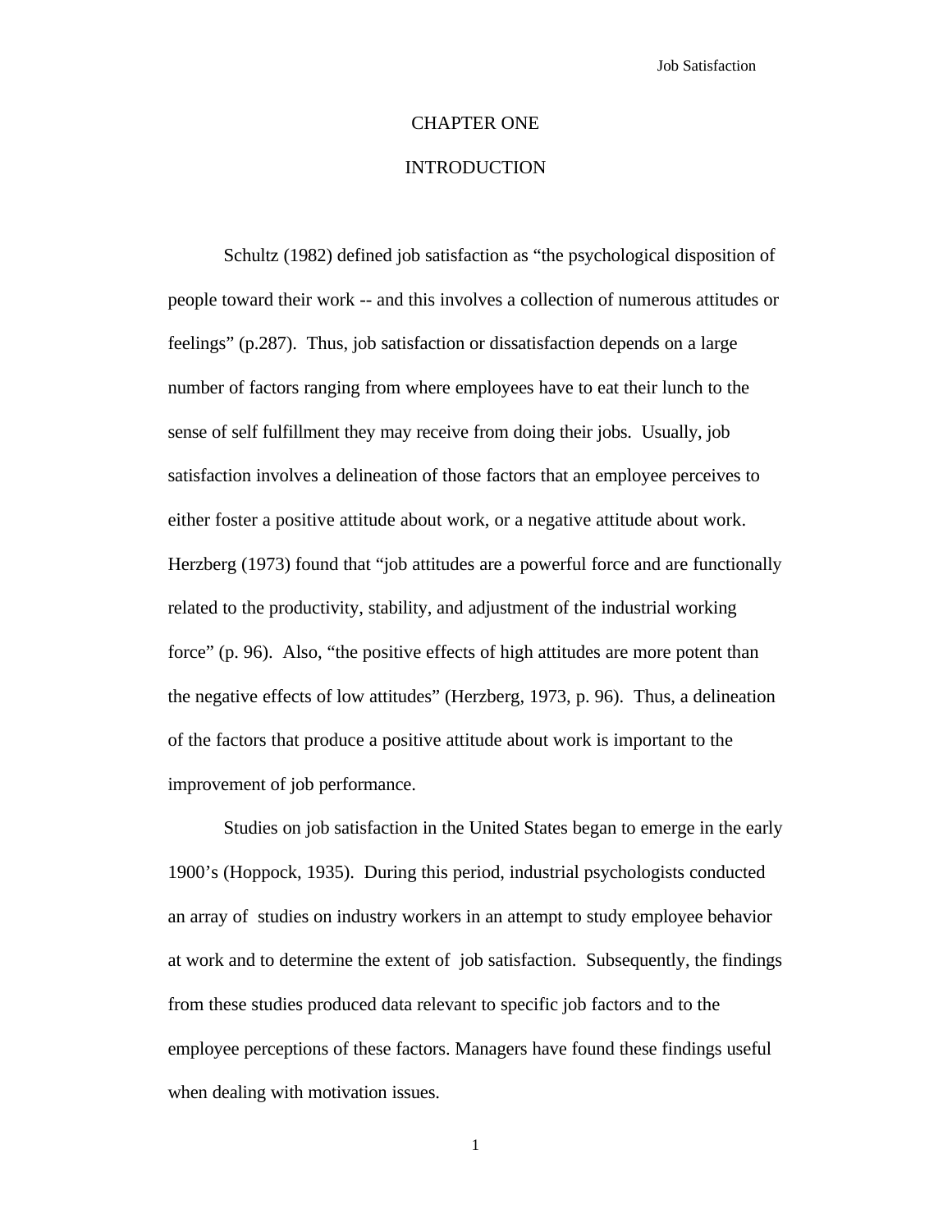# CHAPTER ONE

## INTRODUCTION

Schultz (1982) defined job satisfaction as "the psychological disposition of people toward their work -- and this involves a collection of numerous attitudes or feelings" (p.287). Thus, job satisfaction or dissatisfaction depends on a large number of factors ranging from where employees have to eat their lunch to the sense of self fulfillment they may receive from doing their jobs. Usually, job satisfaction involves a delineation of those factors that an employee perceives to either foster a positive attitude about work, or a negative attitude about work. Herzberg (1973) found that "job attitudes are a powerful force and are functionally related to the productivity, stability, and adjustment of the industrial working force" (p. 96). Also, "the positive effects of high attitudes are more potent than the negative effects of low attitudes" (Herzberg, 1973, p. 96). Thus, a delineation of the factors that produce a positive attitude about work is important to the improvement of job performance.

Studies on job satisfaction in the United States began to emerge in the early 1900's (Hoppock, 1935). During this period, industrial psychologists conducted an array of studies on industry workers in an attempt to study employee behavior at work and to determine the extent of job satisfaction. Subsequently, the findings from these studies produced data relevant to specific job factors and to the employee perceptions of these factors. Managers have found these findings useful when dealing with motivation issues.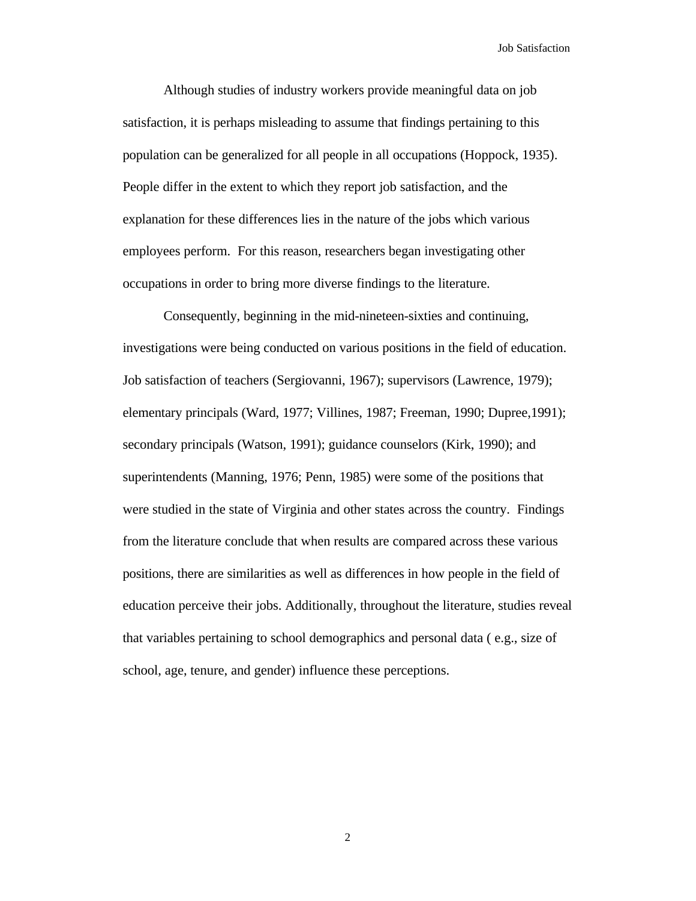Although studies of industry workers provide meaningful data on job satisfaction, it is perhaps misleading to assume that findings pertaining to this population can be generalized for all people in all occupations (Hoppock, 1935). People differ in the extent to which they report job satisfaction, and the explanation for these differences lies in the nature of the jobs which various employees perform. For this reason, researchers began investigating other occupations in order to bring more diverse findings to the literature.

Consequently, beginning in the mid-nineteen-sixties and continuing, investigations were being conducted on various positions in the field of education. Job satisfaction of teachers (Sergiovanni, 1967); supervisors (Lawrence, 1979); elementary principals (Ward, 1977; Villines, 1987; Freeman, 1990; Dupree,1991); secondary principals (Watson, 1991); guidance counselors (Kirk, 1990); and superintendents (Manning, 1976; Penn, 1985) were some of the positions that were studied in the state of Virginia and other states across the country. Findings from the literature conclude that when results are compared across these various positions, there are similarities as well as differences in how people in the field of education perceive their jobs. Additionally, throughout the literature, studies reveal that variables pertaining to school demographics and personal data ( e.g., size of school, age, tenure, and gender) influence these perceptions.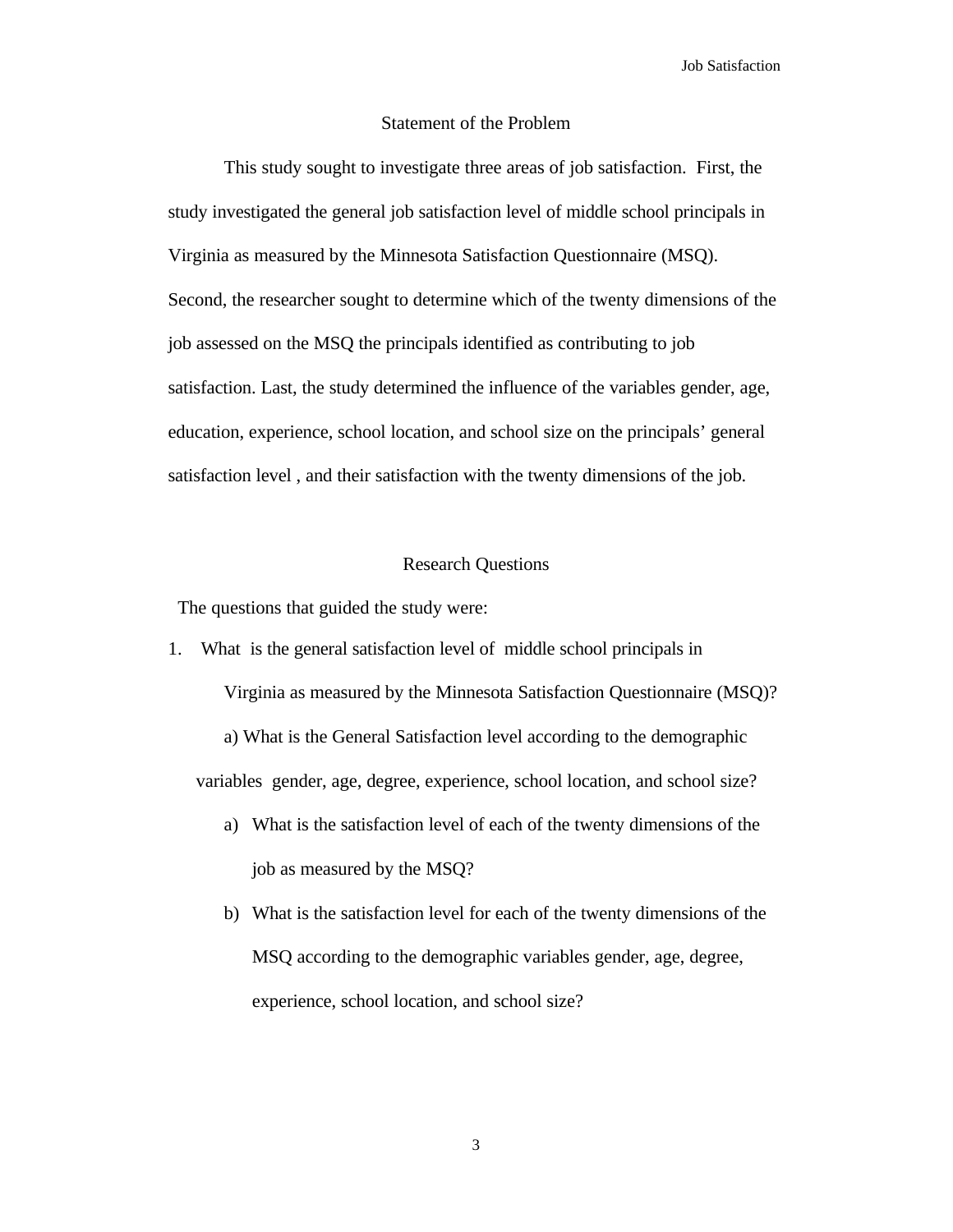## Statement of the Problem

This study sought to investigate three areas of job satisfaction. First, the study investigated the general job satisfaction level of middle school principals in Virginia as measured by the Minnesota Satisfaction Questionnaire (MSQ). Second, the researcher sought to determine which of the twenty dimensions of the job assessed on the MSQ the principals identified as contributing to job satisfaction. Last, the study determined the influence of the variables gender, age, education, experience, school location, and school size on the principals' general satisfaction level , and their satisfaction with the twenty dimensions of the job.

## Research Questions

The questions that guided the study were:

1. What is the general satisfaction level of middle school principals in Virginia as measured by the Minnesota Satisfaction Questionnaire (MSQ)?

   a) What is the General Satisfaction level according to the demographic variables gender, age, degree, experience, school location, and school size?

   a) What is the satisfaction level of each of the twenty dimensions of the job as measured by the MSQ?

   b) What is the satisfaction level for each of the twenty dimensions of the MSQ according to the demographic variables gender, age, degree, experience, school location, and school size?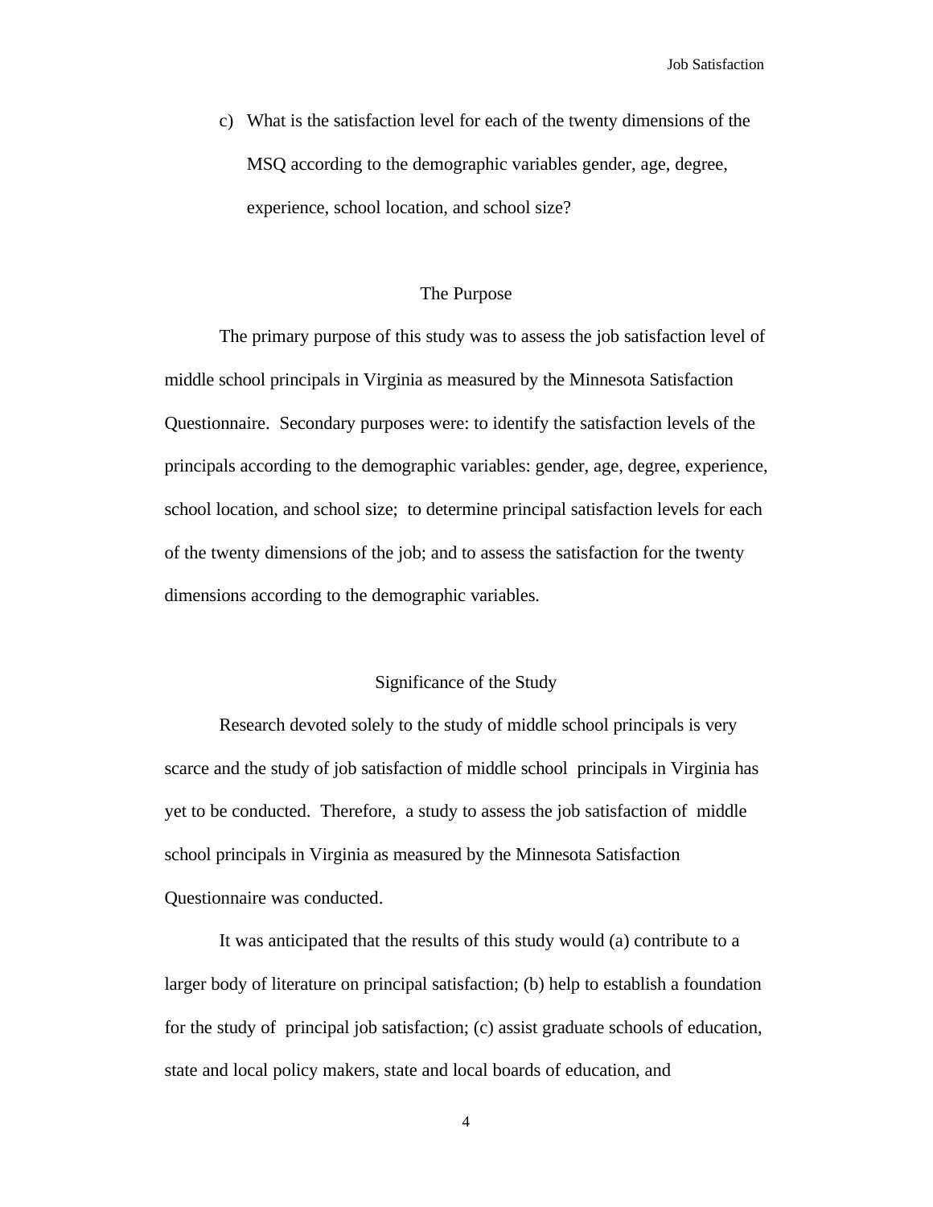c) What is the satisfaction level for each of the twenty dimensions of the MSQ according to the demographic variables gender, age, degree, experience, school location, and school size?

## The Purpose

The primary purpose of this study was to assess the job satisfaction level of middle school principals in Virginia as measured by the Minnesota Satisfaction Questionnaire. Secondary purposes were: to identify the satisfaction levels of the principals according to the demographic variables: gender, age, degree, experience, school location, and school size; to determine principal satisfaction levels for each of the twenty dimensions of the job; and to assess the satisfaction for the twenty dimensions according to the demographic variables.

## Significance of the Study

Research devoted solely to the study of middle school principals is very scarce and the study of job satisfaction of middle school principals in Virginia has yet to be conducted. Therefore, a study to assess the job satisfaction of middle school principals in Virginia as measured by the Minnesota Satisfaction Questionnaire was conducted.

It was anticipated that the results of this study would (a) contribute to a larger body of literature on principal satisfaction; (b) help to establish a foundation for the study of principal job satisfaction; (c) assist graduate schools of education, state and local policy makers, state and local boards of education, and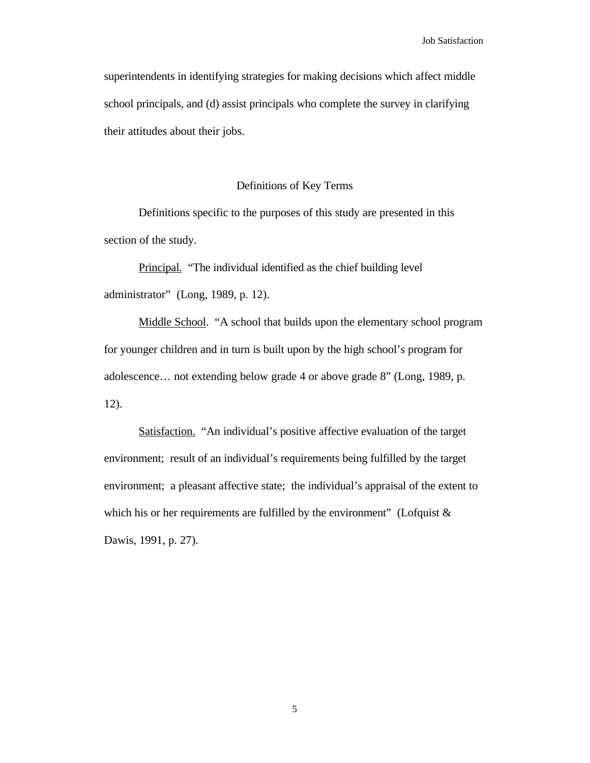superintendents in identifying strategies for making decisions which affect middle school principals, and (d) assist principals who complete the survey in clarifying their attitudes about their jobs.

## Definitions of Key Terms

Definitions specific to the purposes of this study are presented in this section of the study.

Principal. "The individual identified as the chief building level administrator" (Long, 1989, p. 12).

Middle School. "A school that builds upon the elementary school program for younger children and in turn is built upon by the high school's program for adolescence… not extending below grade 4 or above grade 8" (Long, 1989, p. 12).

Satisfaction. "An individual's positive affective evaluation of the target environment; result of an individual's requirements being fulfilled by the target environment; a pleasant affective state; the individual's appraisal of the extent to which his or her requirements are fulfilled by the environment" (Lofquist & Dawis, 1991, p. 27).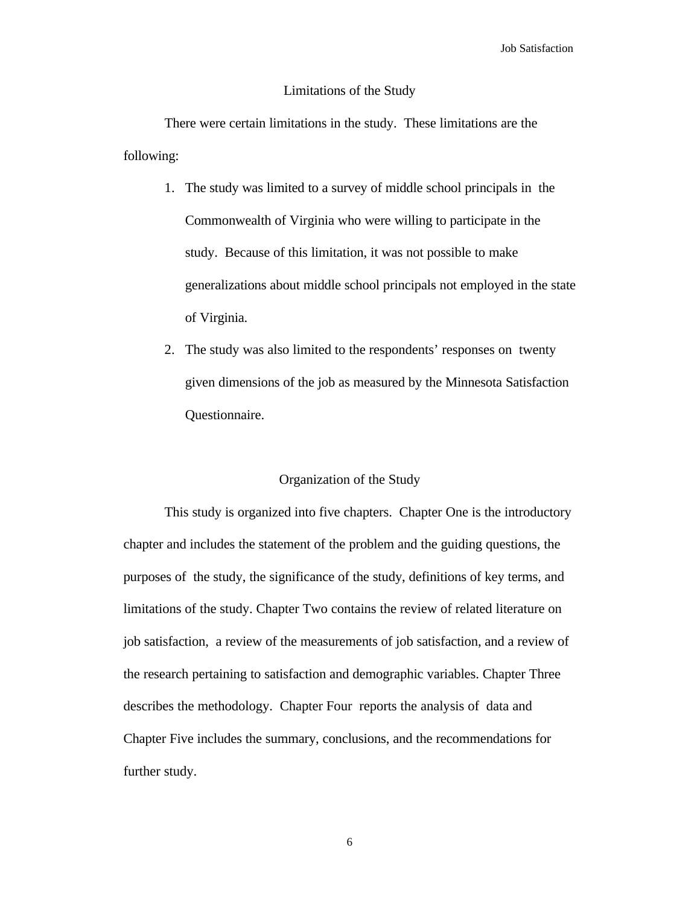## Limitations of the Study

There were certain limitations in the study. These limitations are the following:

1. The study was limited to a survey of middle school principals in the Commonwealth of Virginia who were willing to participate in the study. Because of this limitation, it was not possible to make generalizations about middle school principals not employed in the state of Virginia.
2. The study was also limited to the respondents' responses on twenty given dimensions of the job as measured by the Minnesota Satisfaction Questionnaire.

## Organization of the Study

This study is organized into five chapters. Chapter One is the introductory chapter and includes the statement of the problem and the guiding questions, the purposes of the study, the significance of the study, definitions of key terms, and limitations of the study. Chapter Two contains the review of related literature on job satisfaction, a review of the measurements of job satisfaction, and a review of the research pertaining to satisfaction and demographic variables. Chapter Three describes the methodology. Chapter Four reports the analysis of data and Chapter Five includes the summary, conclusions, and the recommendations for further study.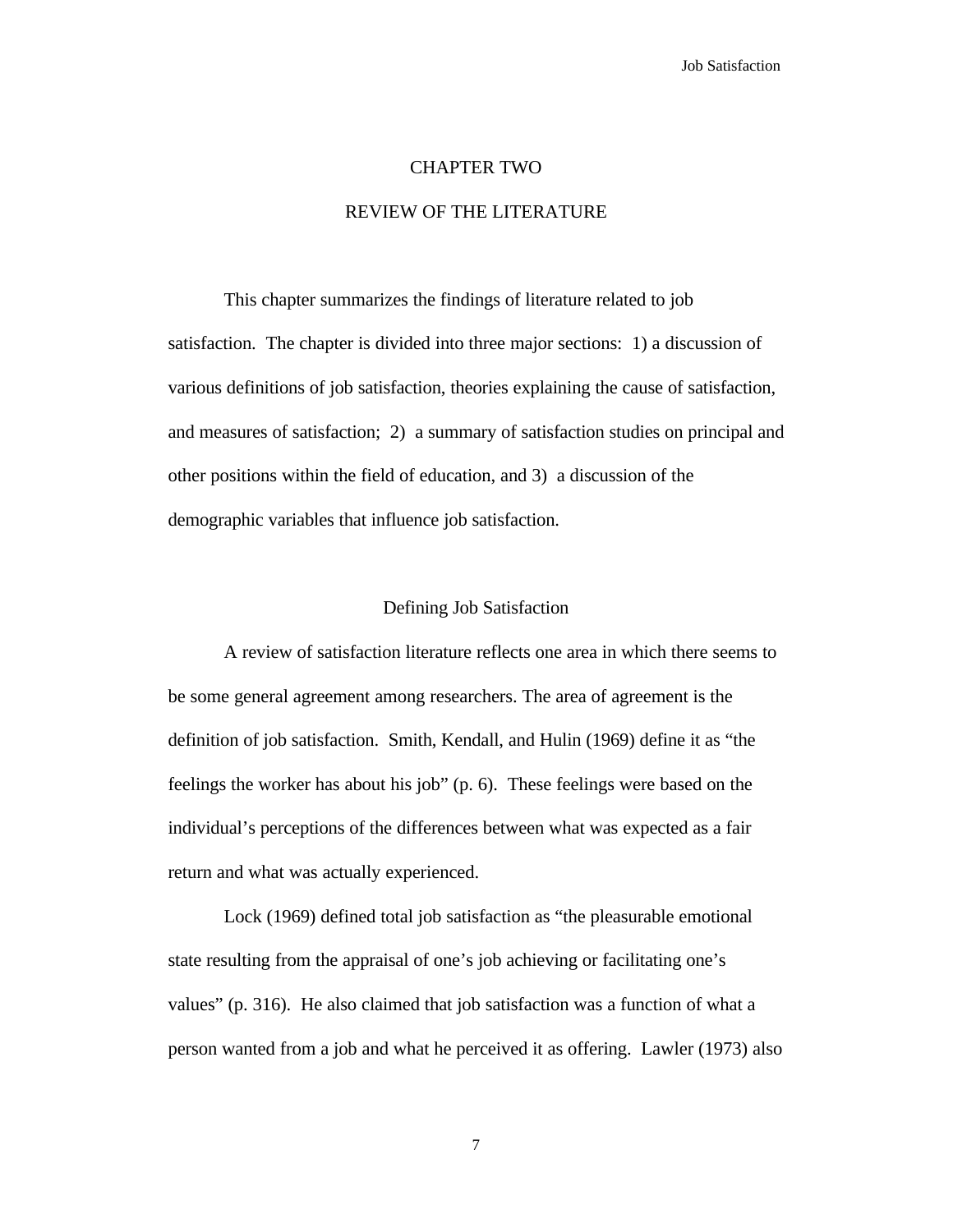# CHAPTER TWO

# REVIEW OF THE LITERATURE

This chapter summarizes the findings of literature related to job satisfaction. The chapter is divided into three major sections: 1) a discussion of various definitions of job satisfaction, theories explaining the cause of satisfaction, and measures of satisfaction; 2) a summary of satisfaction studies on principal and other positions within the field of education, and 3) a discussion of the demographic variables that influence job satisfaction.

## Defining Job Satisfaction

A review of satisfaction literature reflects one area in which there seems to be some general agreement among researchers. The area of agreement is the definition of job satisfaction. Smith, Kendall, and Hulin (1969) define it as "the feelings the worker has about his job" (p. 6). These feelings were based on the individual's perceptions of the differences between what was expected as a fair return and what was actually experienced.

Lock (1969) defined total job satisfaction as "the pleasurable emotional state resulting from the appraisal of one's job achieving or facilitating one's values" (p. 316). He also claimed that job satisfaction was a function of what a person wanted from a job and what he perceived it as offering. Lawler (1973) also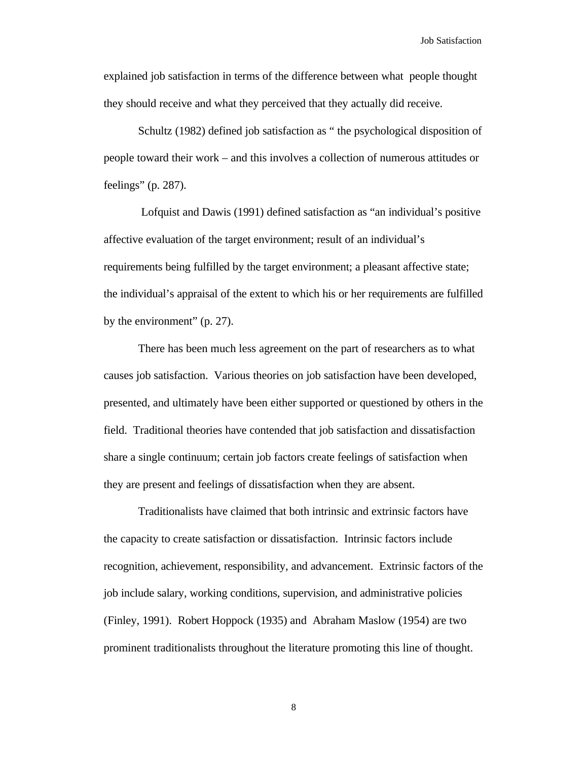explained job satisfaction in terms of the difference between what people thought they should receive and what they perceived that they actually did receive.

Schultz (1982) defined job satisfaction as " the psychological disposition of people toward their work – and this involves a collection of numerous attitudes or feelings" (p. 287).

Lofquist and Dawis (1991) defined satisfaction as "an individual's positive affective evaluation of the target environment; result of an individual's requirements being fulfilled by the target environment; a pleasant affective state; the individual's appraisal of the extent to which his or her requirements are fulfilled by the environment" (p. 27).

There has been much less agreement on the part of researchers as to what causes job satisfaction. Various theories on job satisfaction have been developed, presented, and ultimately have been either supported or questioned by others in the field. Traditional theories have contended that job satisfaction and dissatisfaction share a single continuum; certain job factors create feelings of satisfaction when they are present and feelings of dissatisfaction when they are absent.

Traditionalists have claimed that both intrinsic and extrinsic factors have the capacity to create satisfaction or dissatisfaction. Intrinsic factors include recognition, achievement, responsibility, and advancement. Extrinsic factors of the job include salary, working conditions, supervision, and administrative policies (Finley, 1991). Robert Hoppock (1935) and Abraham Maslow (1954) are two prominent traditionalists throughout the literature promoting this line of thought.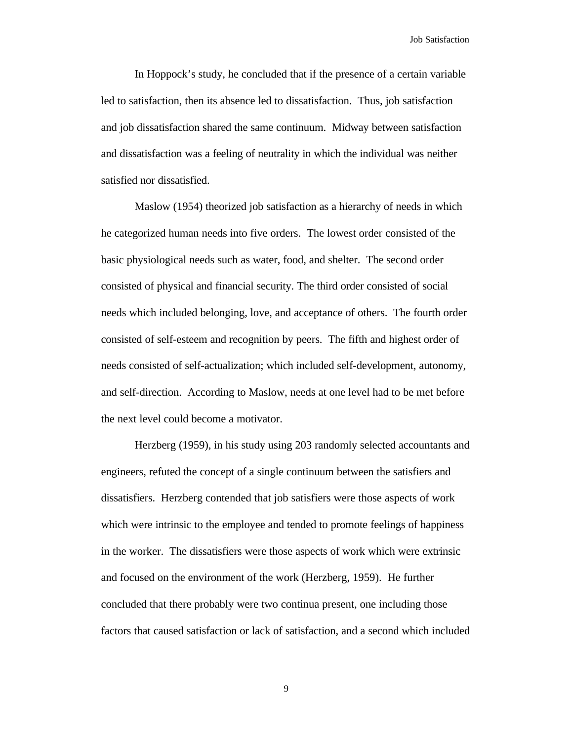In Hoppock's study, he concluded that if the presence of a certain variable led to satisfaction, then its absence led to dissatisfaction. Thus, job satisfaction and job dissatisfaction shared the same continuum. Midway between satisfaction and dissatisfaction was a feeling of neutrality in which the individual was neither satisfied nor dissatisfied.

Maslow (1954) theorized job satisfaction as a hierarchy of needs in which he categorized human needs into five orders. The lowest order consisted of the basic physiological needs such as water, food, and shelter. The second order consisted of physical and financial security. The third order consisted of social needs which included belonging, love, and acceptance of others. The fourth order consisted of self-esteem and recognition by peers. The fifth and highest order of needs consisted of self-actualization; which included self-development, autonomy, and self-direction. According to Maslow, needs at one level had to be met before the next level could become a motivator.

Herzberg (1959), in his study using 203 randomly selected accountants and engineers, refuted the concept of a single continuum between the satisfiers and dissatisfiers. Herzberg contended that job satisfiers were those aspects of work which were intrinsic to the employee and tended to promote feelings of happiness in the worker. The dissatisfiers were those aspects of work which were extrinsic and focused on the environment of the work (Herzberg, 1959). He further concluded that there probably were two continua present, one including those factors that caused satisfaction or lack of satisfaction, and a second which included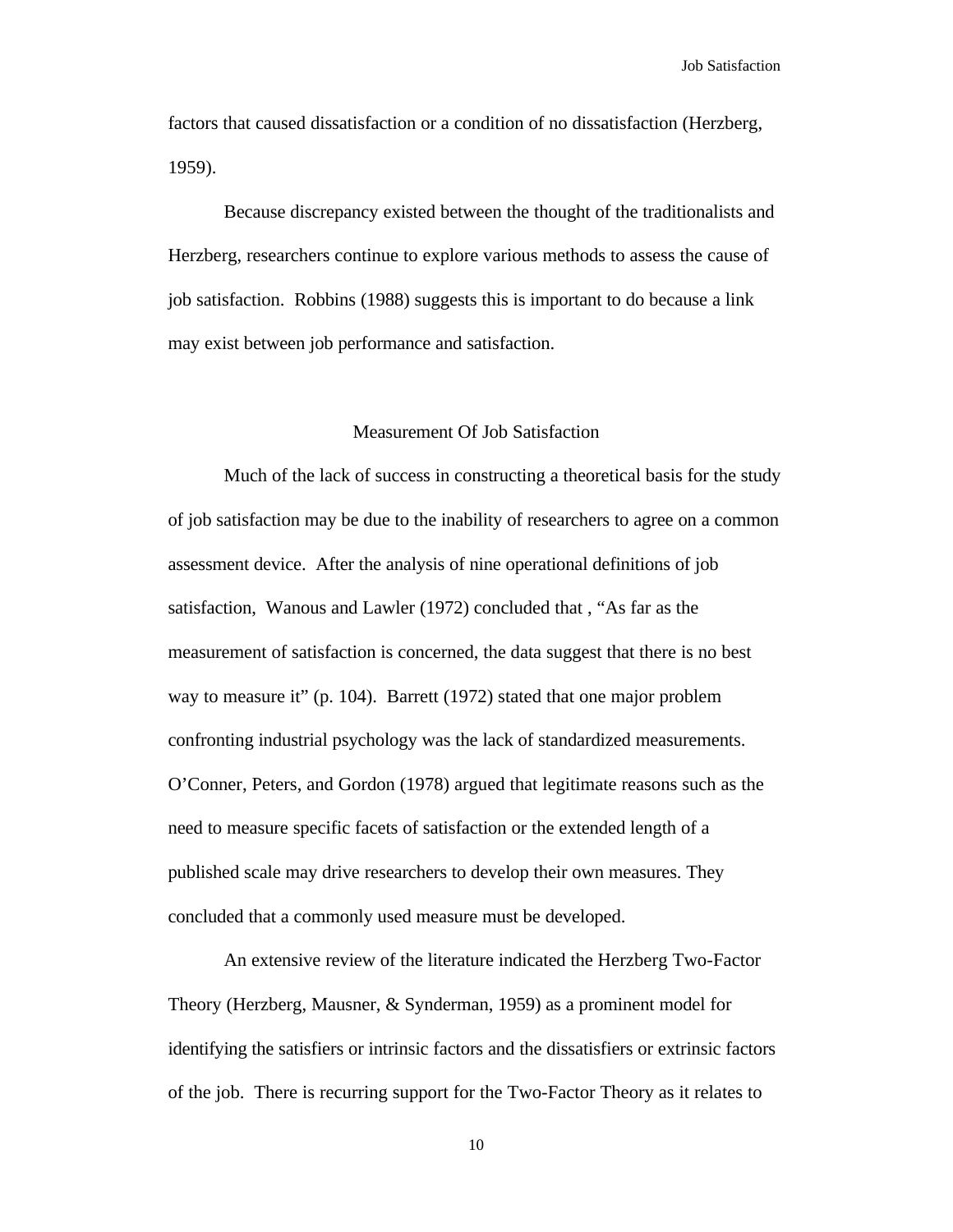factors that caused dissatisfaction or a condition of no dissatisfaction (Herzberg, 1959).

Because discrepancy existed between the thought of the traditionalists and Herzberg, researchers continue to explore various methods to assess the cause of job satisfaction. Robbins (1988) suggests this is important to do because a link may exist between job performance and satisfaction.

## Measurement Of Job Satisfaction

Much of the lack of success in constructing a theoretical basis for the study of job satisfaction may be due to the inability of researchers to agree on a common assessment device. After the analysis of nine operational definitions of job satisfaction, Wanous and Lawler (1972) concluded that , "As far as the measurement of satisfaction is concerned, the data suggest that there is no best way to measure it" (p. 104). Barrett (1972) stated that one major problem confronting industrial psychology was the lack of standardized measurements. O'Conner, Peters, and Gordon (1978) argued that legitimate reasons such as the need to measure specific facets of satisfaction or the extended length of a published scale may drive researchers to develop their own measures. They concluded that a commonly used measure must be developed.

An extensive review of the literature indicated the Herzberg Two-Factor Theory (Herzberg, Mausner, & Synderman, 1959) as a prominent model for identifying the satisfiers or intrinsic factors and the dissatisfiers or extrinsic factors of the job. There is recurring support for the Two-Factor Theory as it relates to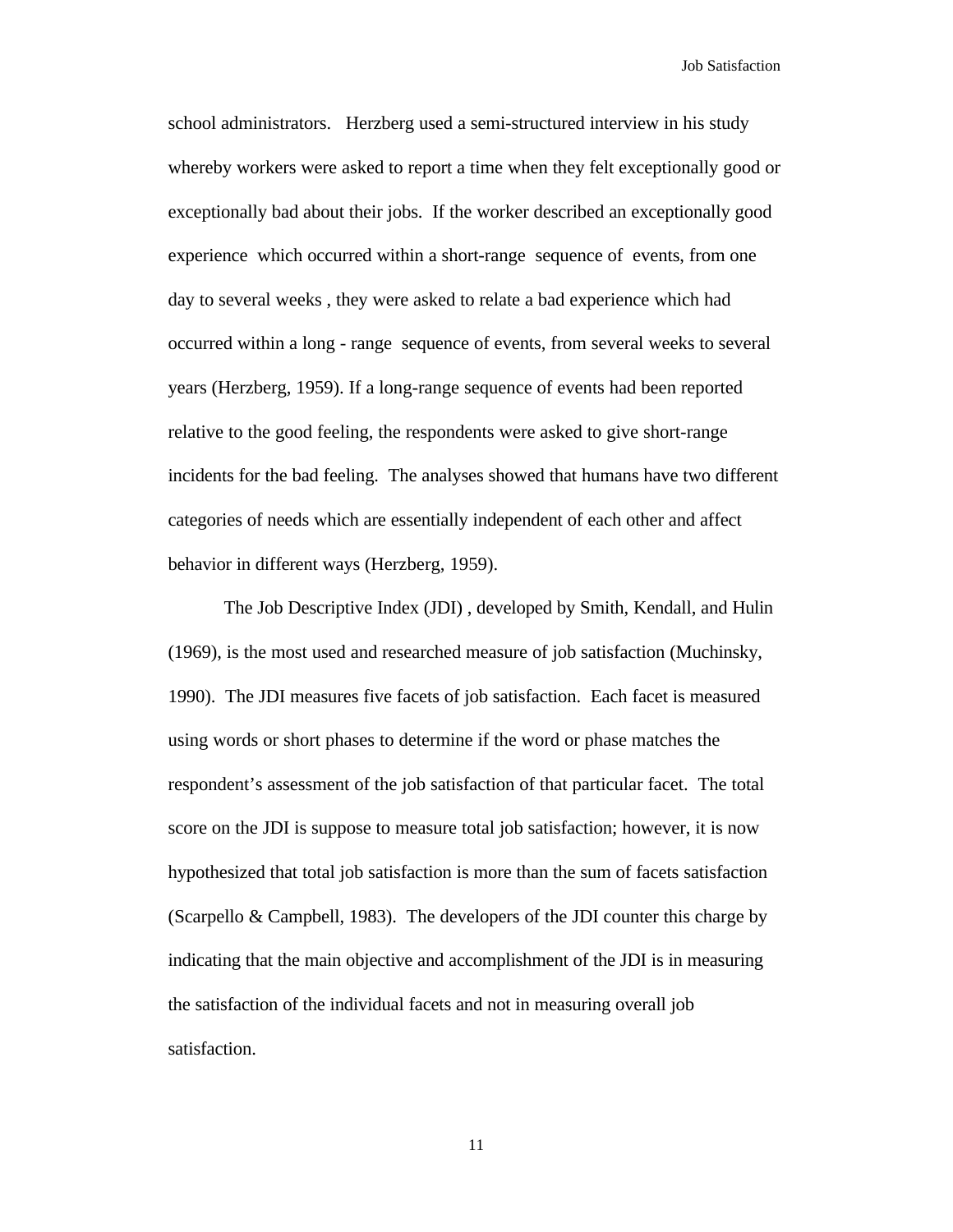school administrators. Herzberg used a semi-structured interview in his study whereby workers were asked to report a time when they felt exceptionally good or exceptionally bad about their jobs. If the worker described an exceptionally good experience which occurred within a short-range sequence of events, from one day to several weeks , they were asked to relate a bad experience which had occurred within a long - range sequence of events, from several weeks to several years (Herzberg, 1959). If a long-range sequence of events had been reported relative to the good feeling, the respondents were asked to give short-range incidents for the bad feeling. The analyses showed that humans have two different categories of needs which are essentially independent of each other and affect behavior in different ways (Herzberg, 1959).

The Job Descriptive Index (JDI) , developed by Smith, Kendall, and Hulin (1969), is the most used and researched measure of job satisfaction (Muchinsky, 1990). The JDI measures five facets of job satisfaction. Each facet is measured using words or short phases to determine if the word or phase matches the respondent's assessment of the job satisfaction of that particular facet. The total score on the JDI is suppose to measure total job satisfaction; however, it is now hypothesized that total job satisfaction is more than the sum of facets satisfaction (Scarpello & Campbell, 1983). The developers of the JDI counter this charge by indicating that the main objective and accomplishment of the JDI is in measuring the satisfaction of the individual facets and not in measuring overall job satisfaction.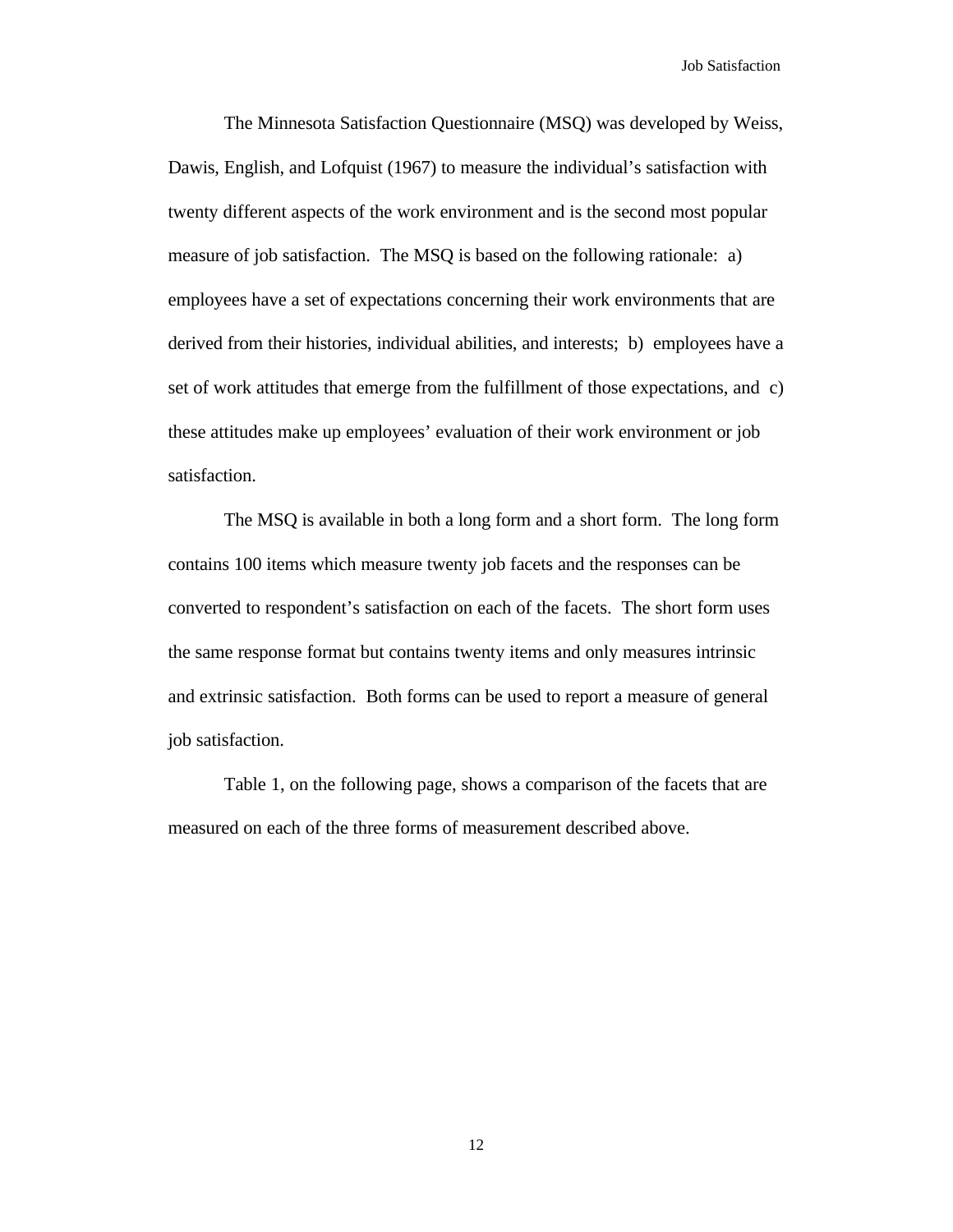The Minnesota Satisfaction Questionnaire (MSQ) was developed by Weiss, Dawis, English, and Lofquist (1967) to measure the individual's satisfaction with twenty different aspects of the work environment and is the second most popular measure of job satisfaction. The MSQ is based on the following rationale: a) employees have a set of expectations concerning their work environments that are derived from their histories, individual abilities, and interests; b) employees have a set of work attitudes that emerge from the fulfillment of those expectations, and c) these attitudes make up employees' evaluation of their work environment or job satisfaction.

The MSQ is available in both a long form and a short form. The long form contains 100 items which measure twenty job facets and the responses can be converted to respondent's satisfaction on each of the facets. The short form uses the same response format but contains twenty items and only measures intrinsic and extrinsic satisfaction. Both forms can be used to report a measure of general job satisfaction.

Table 1, on the following page, shows a comparison of the facets that are measured on each of the three forms of measurement described above.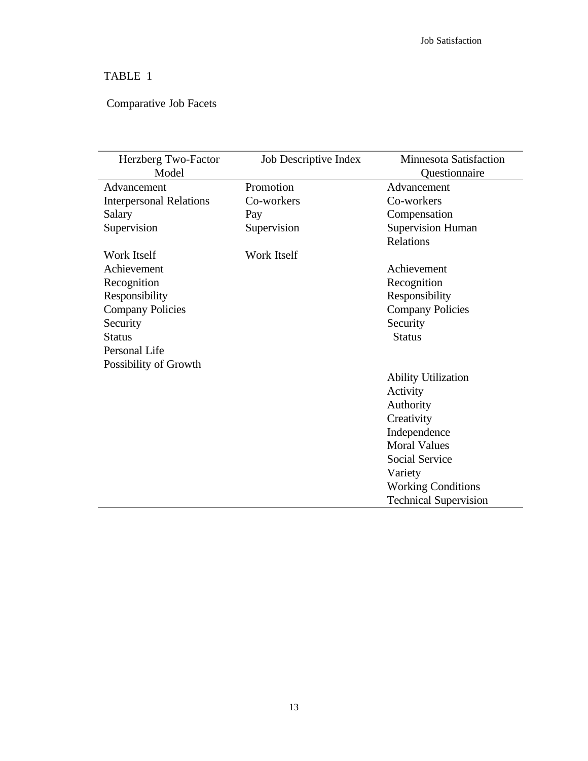TABLE 1

Comparative Job Facets

| Herzberg Two-Factor Model | Job Descriptive Index | Minnesota Satisfaction Questionnaire |
|---|---|---|
| Advancement | Promotion | Advancement |
| Interpersonal Relations | Co-workers | Co-workers |
| Salary | Pay | Compensation |
| Supervision | Supervision | Supervision Human Relations |
| Work Itself | Work Itself | |
| Achievement | | Achievement |
| Recognition | | Recognition |
| Responsibility | | Responsibility |
| Company Policies | | Company Policies |
| Security | | Security |
| Status | | Status |
| Personal Life | | |
| Possibility of Growth | | |
| | | Ability Utilization |
| | | Activity |
| | | Authority |
| | | Creativity |
| | | Independence |
| | | Moral Values |
| | | Social Service |
| | | Variety |
| | | Working Conditions |
| | | Technical Supervision |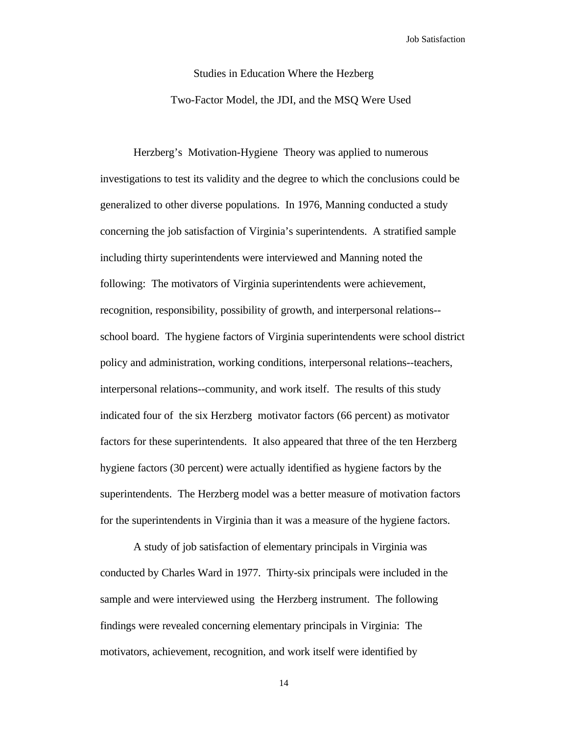## Studies in Education Where the Hezberg Two-Factor Model, the JDI, and the MSQ Were Used

Herzberg's Motivation-Hygiene Theory was applied to numerous investigations to test its validity and the degree to which the conclusions could be generalized to other diverse populations. In 1976, Manning conducted a study concerning the job satisfaction of Virginia's superintendents. A stratified sample including thirty superintendents were interviewed and Manning noted the following: The motivators of Virginia superintendents were achievement, recognition, responsibility, possibility of growth, and interpersonal relations--school board. The hygiene factors of Virginia superintendents were school district policy and administration, working conditions, interpersonal relations--teachers, interpersonal relations--community, and work itself. The results of this study indicated four of the six Herzberg motivator factors (66 percent) as motivator factors for these superintendents. It also appeared that three of the ten Herzberg hygiene factors (30 percent) were actually identified as hygiene factors by the superintendents. The Herzberg model was a better measure of motivation factors for the superintendents in Virginia than it was a measure of the hygiene factors.

A study of job satisfaction of elementary principals in Virginia was conducted by Charles Ward in 1977. Thirty-six principals were included in the sample and were interviewed using the Herzberg instrument. The following findings were revealed concerning elementary principals in Virginia: The motivators, achievement, recognition, and work itself were identified by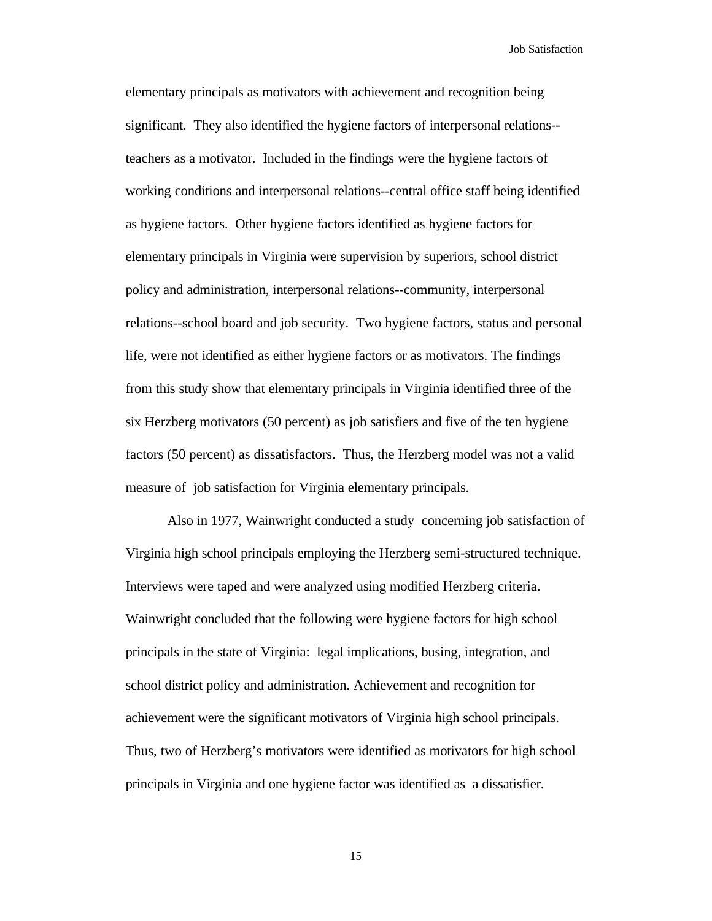elementary principals as motivators with achievement and recognition being significant. They also identified the hygiene factors of interpersonal relations--teachers as a motivator. Included in the findings were the hygiene factors of working conditions and interpersonal relations--central office staff being identified as hygiene factors. Other hygiene factors identified as hygiene factors for elementary principals in Virginia were supervision by superiors, school district policy and administration, interpersonal relations--community, interpersonal relations--school board and job security. Two hygiene factors, status and personal life, were not identified as either hygiene factors or as motivators. The findings from this study show that elementary principals in Virginia identified three of the six Herzberg motivators (50 percent) as job satisfiers and five of the ten hygiene factors (50 percent) as dissatisfactors. Thus, the Herzberg model was not a valid measure of job satisfaction for Virginia elementary principals.

Also in 1977, Wainwright conducted a study concerning job satisfaction of Virginia high school principals employing the Herzberg semi-structured technique. Interviews were taped and were analyzed using modified Herzberg criteria. Wainwright concluded that the following were hygiene factors for high school principals in the state of Virginia: legal implications, busing, integration, and school district policy and administration. Achievement and recognition for achievement were the significant motivators of Virginia high school principals. Thus, two of Herzberg's motivators were identified as motivators for high school principals in Virginia and one hygiene factor was identified as a dissatisfier.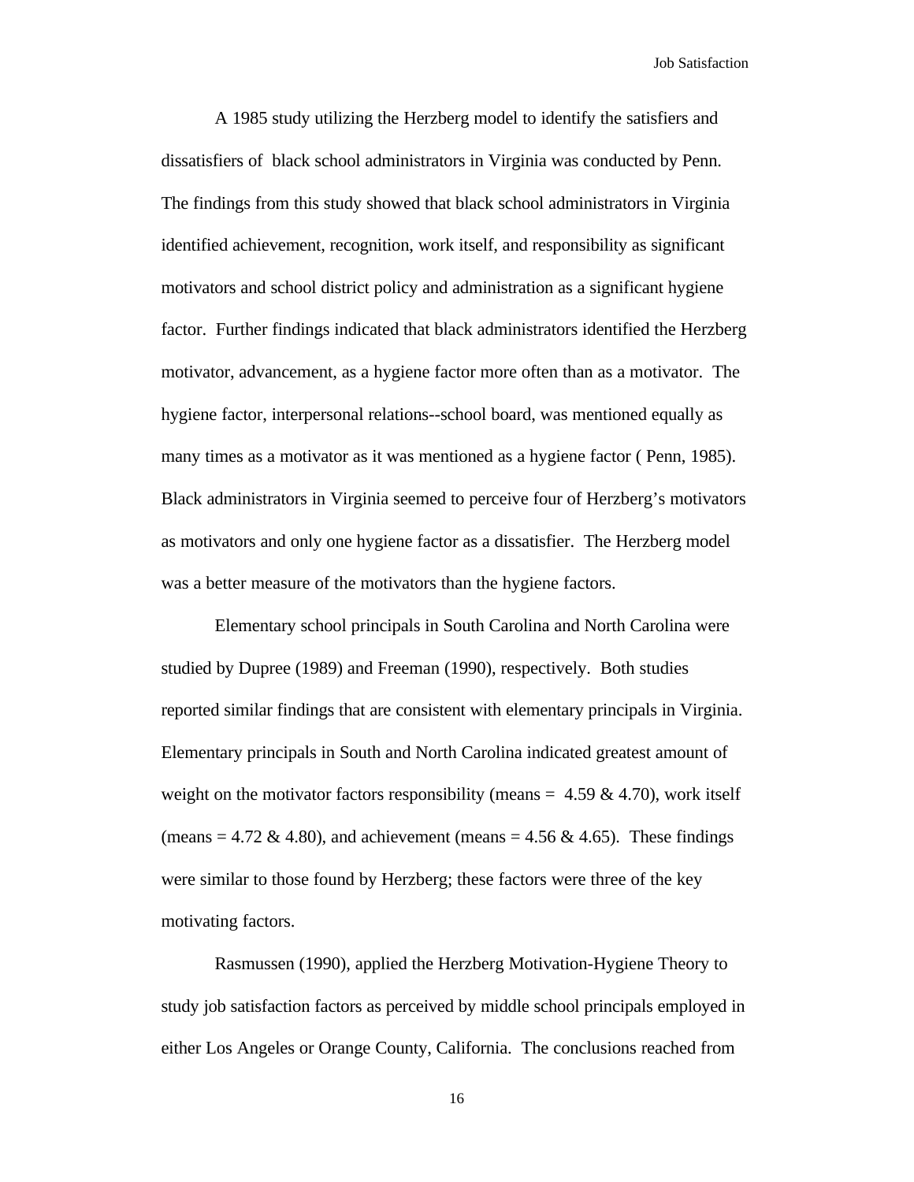A 1985 study utilizing the Herzberg model to identify the satisfiers and dissatisfiers of black school administrators in Virginia was conducted by Penn. The findings from this study showed that black school administrators in Virginia identified achievement, recognition, work itself, and responsibility as significant motivators and school district policy and administration as a significant hygiene factor. Further findings indicated that black administrators identified the Herzberg motivator, advancement, as a hygiene factor more often than as a motivator. The hygiene factor, interpersonal relations--school board, was mentioned equally as many times as a motivator as it was mentioned as a hygiene factor ( Penn, 1985). Black administrators in Virginia seemed to perceive four of Herzberg's motivators as motivators and only one hygiene factor as a dissatisfier. The Herzberg model was a better measure of the motivators than the hygiene factors.

Elementary school principals in South Carolina and North Carolina were studied by Dupree (1989) and Freeman (1990), respectively. Both studies reported similar findings that are consistent with elementary principals in Virginia. Elementary principals in South and North Carolina indicated greatest amount of weight on the motivator factors responsibility (means = 4.59 & 4.70), work itself (means = 4.72 & 4.80), and achievement (means = 4.56 & 4.65). These findings were similar to those found by Herzberg; these factors were three of the key motivating factors.

Rasmussen (1990), applied the Herzberg Motivation-Hygiene Theory to study job satisfaction factors as perceived by middle school principals employed in either Los Angeles or Orange County, California. The conclusions reached from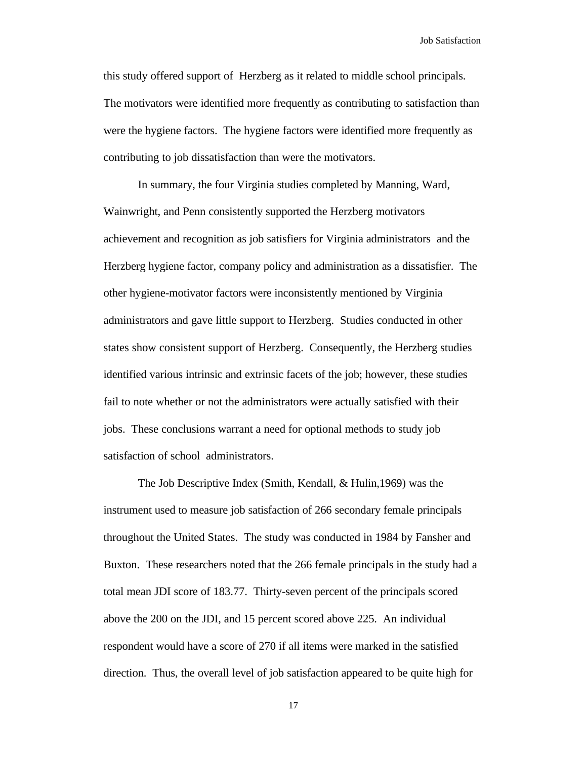this study offered support of Herzberg as it related to middle school principals. The motivators were identified more frequently as contributing to satisfaction than were the hygiene factors. The hygiene factors were identified more frequently as contributing to job dissatisfaction than were the motivators.

In summary, the four Virginia studies completed by Manning, Ward, Wainwright, and Penn consistently supported the Herzberg motivators achievement and recognition as job satisfiers for Virginia administrators and the Herzberg hygiene factor, company policy and administration as a dissatisfier. The other hygiene-motivator factors were inconsistently mentioned by Virginia administrators and gave little support to Herzberg. Studies conducted in other states show consistent support of Herzberg. Consequently, the Herzberg studies identified various intrinsic and extrinsic facets of the job; however, these studies fail to note whether or not the administrators were actually satisfied with their jobs. These conclusions warrant a need for optional methods to study job satisfaction of school administrators.

The Job Descriptive Index (Smith, Kendall, & Hulin,1969) was the instrument used to measure job satisfaction of 266 secondary female principals throughout the United States. The study was conducted in 1984 by Fansher and Buxton. These researchers noted that the 266 female principals in the study had a total mean JDI score of 183.77. Thirty-seven percent of the principals scored above the 200 on the JDI, and 15 percent scored above 225. An individual respondent would have a score of 270 if all items were marked in the satisfied direction. Thus, the overall level of job satisfaction appeared to be quite high for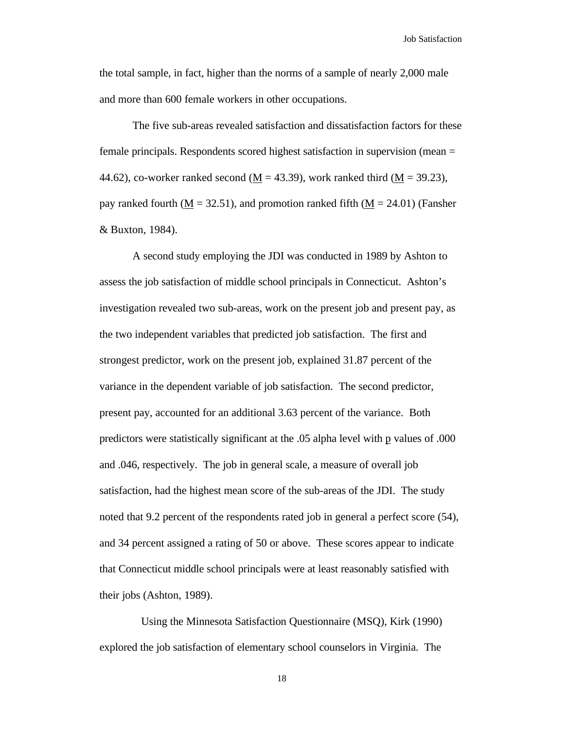the total sample, in fact, higher than the norms of a sample of nearly 2,000 male and more than 600 female workers in other occupations.

The five sub-areas revealed satisfaction and dissatisfaction factors for these female principals. Respondents scored highest satisfaction in supervision (mean = 44.62), co-worker ranked second (M = 43.39), work ranked third (M = 39.23), pay ranked fourth (M = 32.51), and promotion ranked fifth (M = 24.01) (Fansher & Buxton, 1984).

A second study employing the JDI was conducted in 1989 by Ashton to assess the job satisfaction of middle school principals in Connecticut. Ashton's investigation revealed two sub-areas, work on the present job and present pay, as the two independent variables that predicted job satisfaction. The first and strongest predictor, work on the present job, explained 31.87 percent of the variance in the dependent variable of job satisfaction. The second predictor, present pay, accounted for an additional 3.63 percent of the variance. Both predictors were statistically significant at the .05 alpha level with p values of .000 and .046, respectively. The job in general scale, a measure of overall job satisfaction, had the highest mean score of the sub-areas of the JDI. The study noted that 9.2 percent of the respondents rated job in general a perfect score (54), and 34 percent assigned a rating of 50 or above. These scores appear to indicate that Connecticut middle school principals were at least reasonably satisfied with their jobs (Ashton, 1989).

Using the Minnesota Satisfaction Questionnaire (MSQ), Kirk (1990) explored the job satisfaction of elementary school counselors in Virginia. The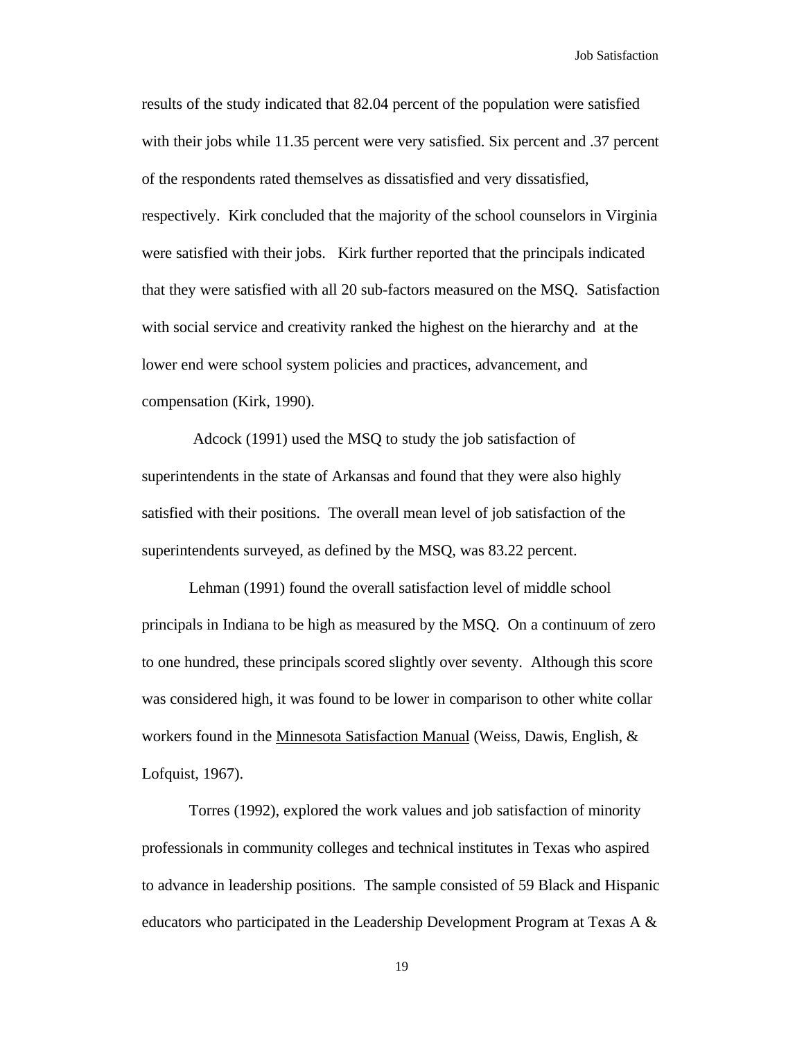results of the study indicated that 82.04 percent of the population were satisfied with their jobs while 11.35 percent were very satisfied. Six percent and .37 percent of the respondents rated themselves as dissatisfied and very dissatisfied, respectively. Kirk concluded that the majority of the school counselors in Virginia were satisfied with their jobs. Kirk further reported that the principals indicated that they were satisfied with all 20 sub-factors measured on the MSQ. Satisfaction with social service and creativity ranked the highest on the hierarchy and at the lower end were school system policies and practices, advancement, and compensation (Kirk, 1990).

Adcock (1991) used the MSQ to study the job satisfaction of superintendents in the state of Arkansas and found that they were also highly satisfied with their positions. The overall mean level of job satisfaction of the superintendents surveyed, as defined by the MSQ, was 83.22 percent.

Lehman (1991) found the overall satisfaction level of middle school principals in Indiana to be high as measured by the MSQ. On a continuum of zero to one hundred, these principals scored slightly over seventy. Although this score was considered high, it was found to be lower in comparison to other white collar workers found in the Minnesota Satisfaction Manual (Weiss, Dawis, English, & Lofquist, 1967).

Torres (1992), explored the work values and job satisfaction of minority professionals in community colleges and technical institutes in Texas who aspired to advance in leadership positions. The sample consisted of 59 Black and Hispanic educators who participated in the Leadership Development Program at Texas A &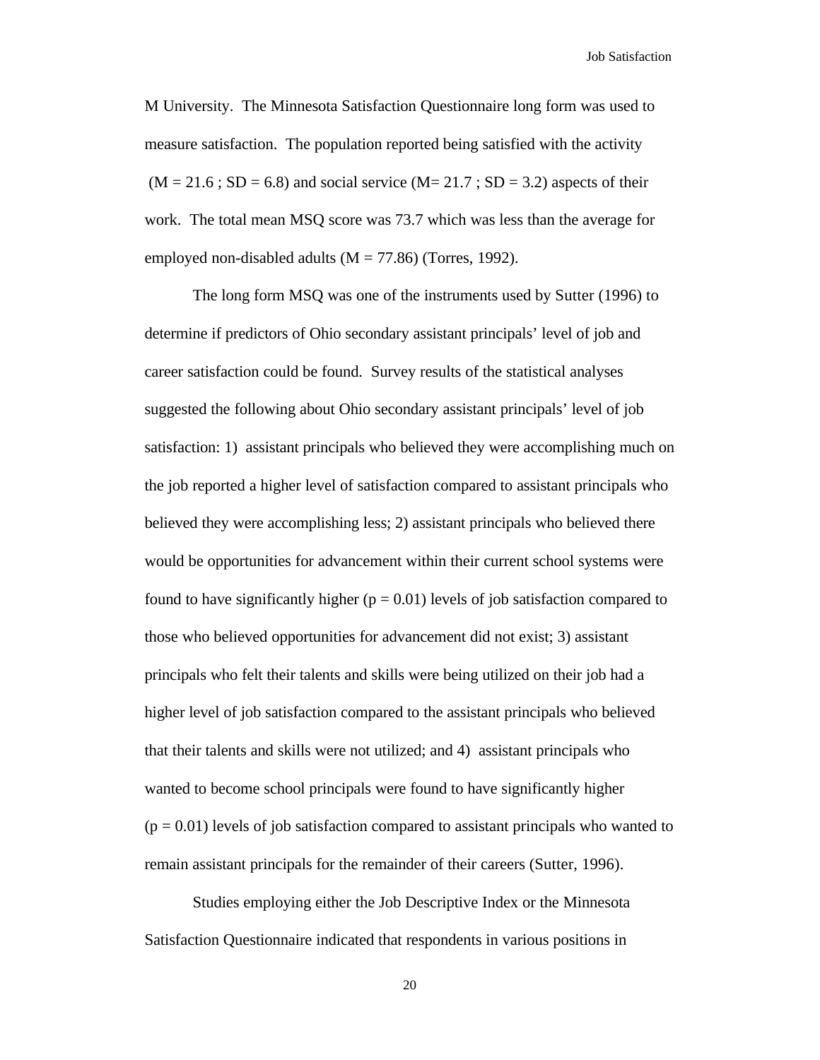M University. The Minnesota Satisfaction Questionnaire long form was used to measure satisfaction. The population reported being satisfied with the activity ($M = 21.6$ ; $SD = 6.8$) and social service ($M = 21.7$ ; $SD = 3.2$) aspects of their work. The total mean MSQ score was 73.7 which was less than the average for employed non-disabled adults ($M = 77.86$) (Torres, 1992).

The long form MSQ was one of the instruments used by Sutter (1996) to determine if predictors of Ohio secondary assistant principals' level of job and career satisfaction could be found. Survey results of the statistical analyses suggested the following about Ohio secondary assistant principals' level of job satisfaction: 1) assistant principals who believed they were accomplishing much on the job reported a higher level of satisfaction compared to assistant principals who believed they were accomplishing less; 2) assistant principals who believed there would be opportunities for advancement within their current school systems were found to have significantly higher ($p = 0.01$) levels of job satisfaction compared to those who believed opportunities for advancement did not exist; 3) assistant principals who felt their talents and skills were being utilized on their job had a higher level of job satisfaction compared to the assistant principals who believed that their talents and skills were not utilized; and 4) assistant principals who wanted to become school principals were found to have significantly higher ($p = 0.01$) levels of job satisfaction compared to assistant principals who wanted to remain assistant principals for the remainder of their careers (Sutter, 1996).

Studies employing either the Job Descriptive Index or the Minnesota Satisfaction Questionnaire indicated that respondents in various positions in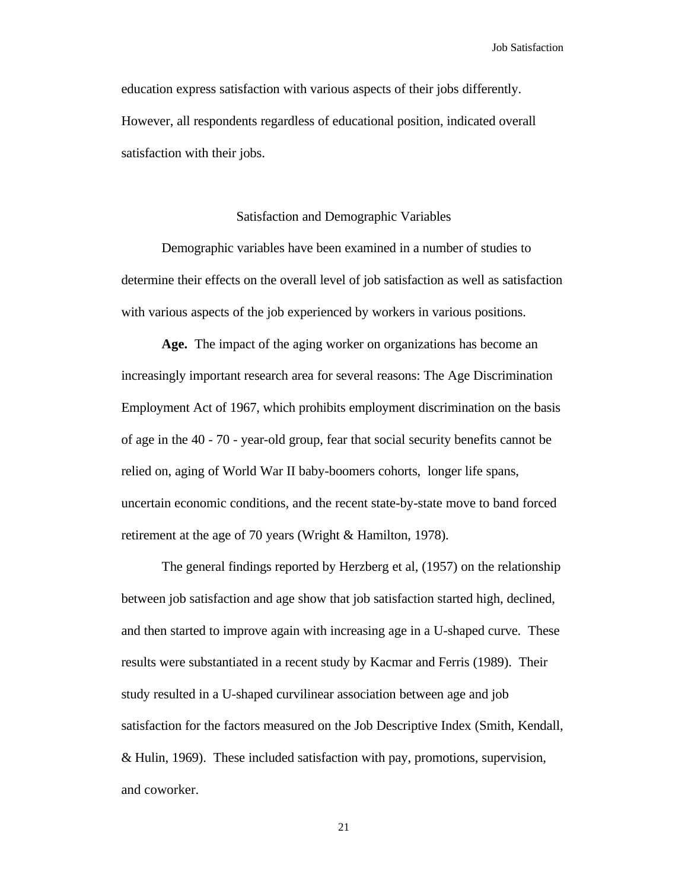education express satisfaction with various aspects of their jobs differently. However, all respondents regardless of educational position, indicated overall satisfaction with their jobs.

## Satisfaction and Demographic Variables

Demographic variables have been examined in a number of studies to determine their effects on the overall level of job satisfaction as well as satisfaction with various aspects of the job experienced by workers in various positions.

**Age.** The impact of the aging worker on organizations has become an increasingly important research area for several reasons: The Age Discrimination Employment Act of 1967, which prohibits employment discrimination on the basis of age in the 40 - 70 - year-old group, fear that social security benefits cannot be relied on, aging of World War II baby-boomers cohorts, longer life spans, uncertain economic conditions, and the recent state-by-state move to band forced retirement at the age of 70 years (Wright & Hamilton, 1978).

The general findings reported by Herzberg et al, (1957) on the relationship between job satisfaction and age show that job satisfaction started high, declined, and then started to improve again with increasing age in a U-shaped curve. These results were substantiated in a recent study by Kacmar and Ferris (1989). Their study resulted in a U-shaped curvilinear association between age and job satisfaction for the factors measured on the Job Descriptive Index (Smith, Kendall, & Hulin, 1969). These included satisfaction with pay, promotions, supervision, and coworker.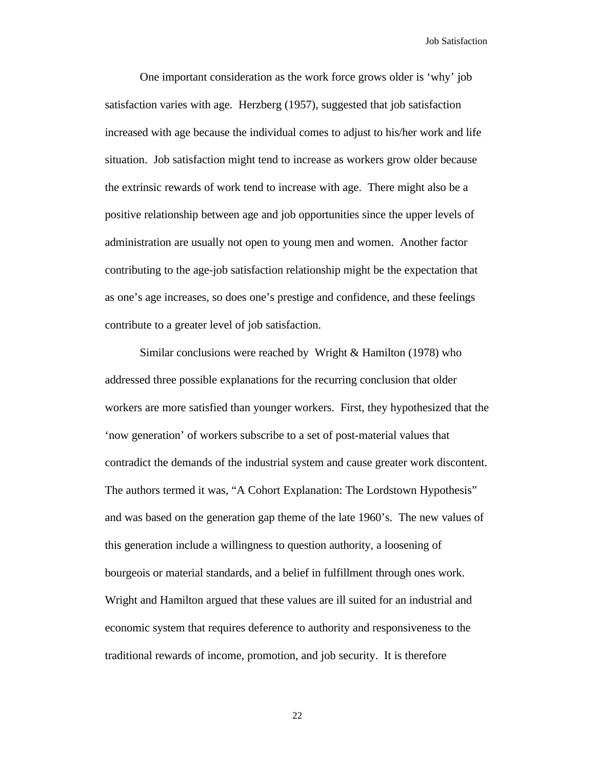One important consideration as the work force grows older is ‘why’ job satisfaction varies with age. Herzberg (1957), suggested that job satisfaction increased with age because the individual comes to adjust to his/her work and life situation. Job satisfaction might tend to increase as workers grow older because the extrinsic rewards of work tend to increase with age. There might also be a positive relationship between age and job opportunities since the upper levels of administration are usually not open to young men and women. Another factor contributing to the age-job satisfaction relationship might be the expectation that as one’s age increases, so does one’s prestige and confidence, and these feelings contribute to a greater level of job satisfaction.

Similar conclusions were reached by Wright & Hamilton (1978) who addressed three possible explanations for the recurring conclusion that older workers are more satisfied than younger workers. First, they hypothesized that the ‘now generation’ of workers subscribe to a set of post-material values that contradict the demands of the industrial system and cause greater work discontent. The authors termed it was, “A Cohort Explanation: The Lordstown Hypothesis” and was based on the generation gap theme of the late 1960’s. The new values of this generation include a willingness to question authority, a loosening of bourgeois or material standards, and a belief in fulfillment through ones work. Wright and Hamilton argued that these values are ill suited for an industrial and economic system that requires deference to authority and responsiveness to the traditional rewards of income, promotion, and job security. It is therefore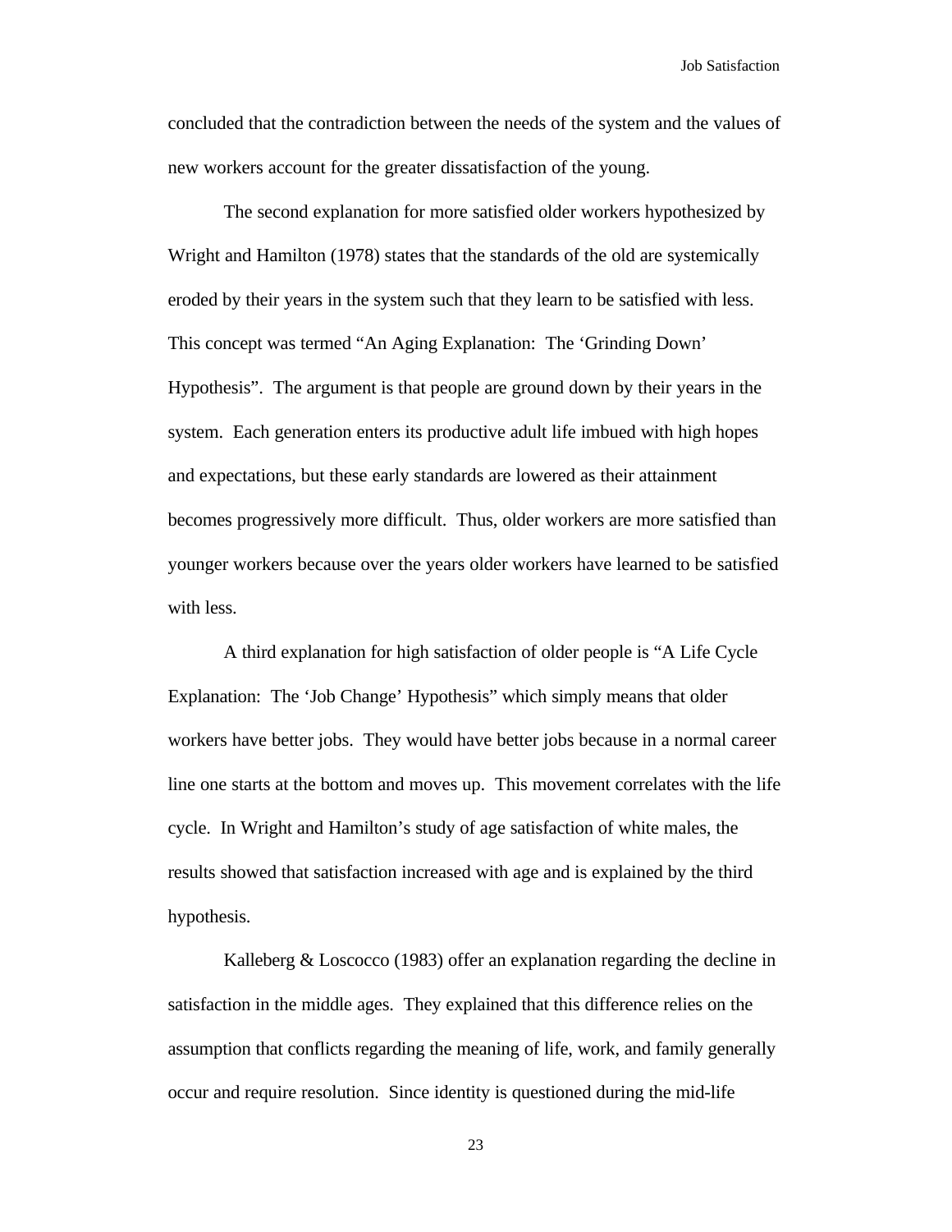concluded that the contradiction between the needs of the system and the values of new workers account for the greater dissatisfaction of the young.

The second explanation for more satisfied older workers hypothesized by Wright and Hamilton (1978) states that the standards of the old are systemically eroded by their years in the system such that they learn to be satisfied with less. This concept was termed “An Aging Explanation: The ‘Grinding Down’ Hypothesis”. The argument is that people are ground down by their years in the system. Each generation enters its productive adult life imbued with high hopes and expectations, but these early standards are lowered as their attainment becomes progressively more difficult. Thus, older workers are more satisfied than younger workers because over the years older workers have learned to be satisfied with less.

A third explanation for high satisfaction of older people is “A Life Cycle Explanation: The ‘Job Change’ Hypothesis” which simply means that older workers have better jobs. They would have better jobs because in a normal career line one starts at the bottom and moves up. This movement correlates with the life cycle. In Wright and Hamilton’s study of age satisfaction of white males, the results showed that satisfaction increased with age and is explained by the third hypothesis.

Kalleberg & Loscocco (1983) offer an explanation regarding the decline in satisfaction in the middle ages. They explained that this difference relies on the assumption that conflicts regarding the meaning of life, work, and family generally occur and require resolution. Since identity is questioned during the mid-life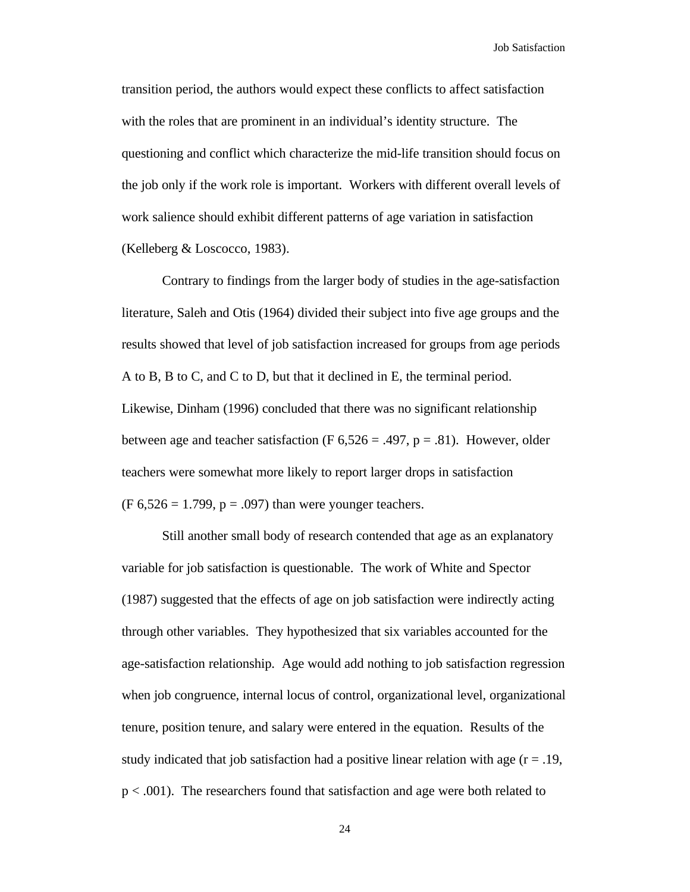transition period, the authors would expect these conflicts to affect satisfaction with the roles that are prominent in an individual's identity structure. The questioning and conflict which characterize the mid-life transition should focus on the job only if the work role is important. Workers with different overall levels of work salience should exhibit different patterns of age variation in satisfaction (Kelleberg & Loscocco, 1983).

Contrary to findings from the larger body of studies in the age-satisfaction literature, Saleh and Otis (1964) divided their subject into five age groups and the results showed that level of job satisfaction increased for groups from age periods A to B, B to C, and C to D, but that it declined in E, the terminal period. Likewise, Dinham (1996) concluded that there was no significant relationship between age and teacher satisfaction ($F$ 6,526 = .497, $p$ = .81). However, older teachers were somewhat more likely to report larger drops in satisfaction ($F$ 6,526 = 1.799, $p$ = .097) than were younger teachers.

Still another small body of research contended that age as an explanatory variable for job satisfaction is questionable. The work of White and Spector (1987) suggested that the effects of age on job satisfaction were indirectly acting through other variables. They hypothesized that six variables accounted for the age-satisfaction relationship. Age would add nothing to job satisfaction regression when job congruence, internal locus of control, organizational level, organizational tenure, position tenure, and salary were entered in the equation. Results of the study indicated that job satisfaction had a positive linear relation with age ($r$ = .19, $p$ < .001). The researchers found that satisfaction and age were both related to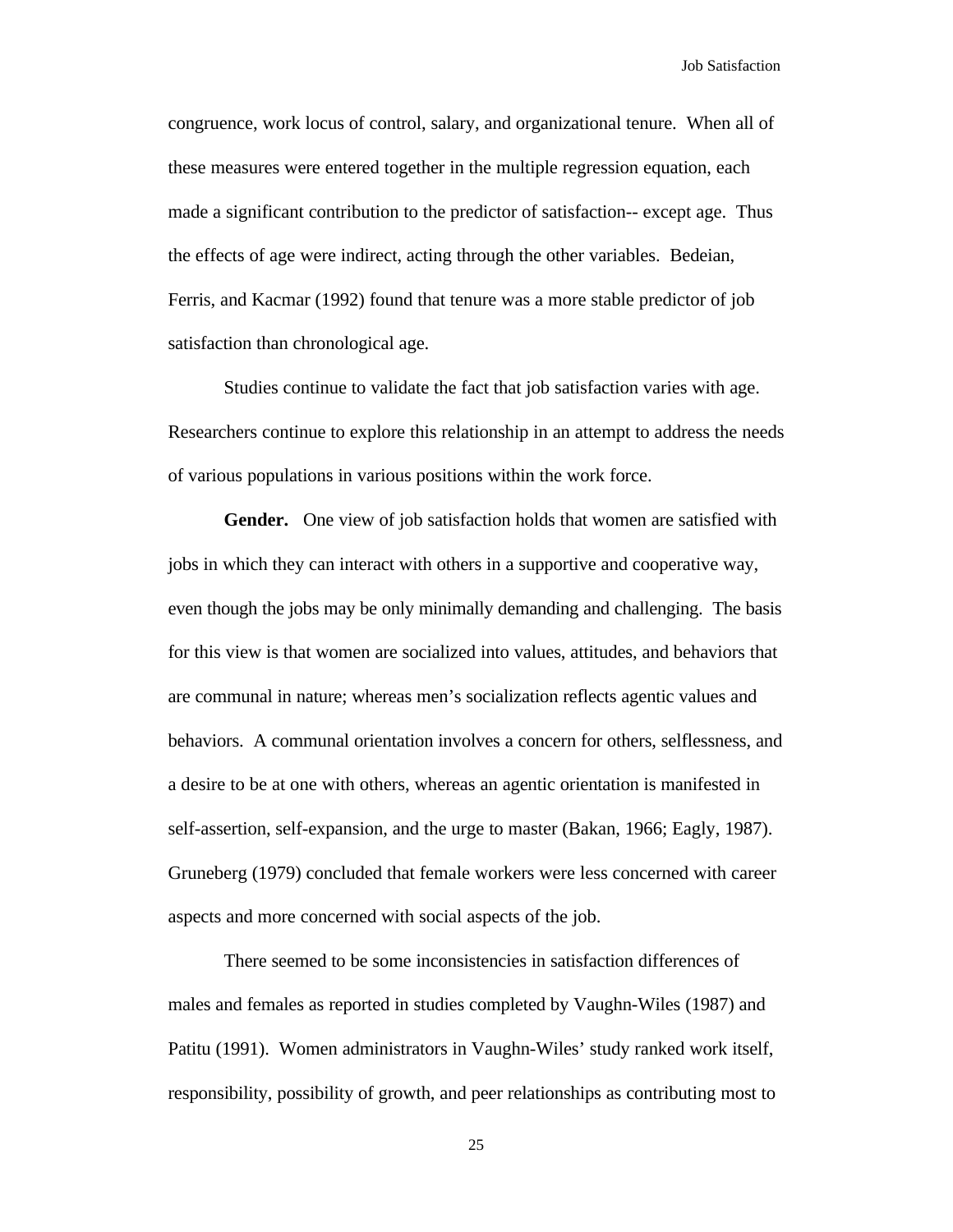congruence, work locus of control, salary, and organizational tenure. When all of these measures were entered together in the multiple regression equation, each made a significant contribution to the predictor of satisfaction-- except age. Thus the effects of age were indirect, acting through the other variables. Bedeian, Ferris, and Kacmar (1992) found that tenure was a more stable predictor of job satisfaction than chronological age.

Studies continue to validate the fact that job satisfaction varies with age. Researchers continue to explore this relationship in an attempt to address the needs of various populations in various positions within the work force.

**Gender.** One view of job satisfaction holds that women are satisfied with jobs in which they can interact with others in a supportive and cooperative way, even though the jobs may be only minimally demanding and challenging. The basis for this view is that women are socialized into values, attitudes, and behaviors that are communal in nature; whereas men's socialization reflects agentic values and behaviors. A communal orientation involves a concern for others, selflessness, and a desire to be at one with others, whereas an agentic orientation is manifested in self-assertion, self-expansion, and the urge to master (Bakan, 1966; Eagly, 1987). Gruneberg (1979) concluded that female workers were less concerned with career aspects and more concerned with social aspects of the job.

There seemed to be some inconsistencies in satisfaction differences of males and females as reported in studies completed by Vaughn-Wiles (1987) and Patitu (1991). Women administrators in Vaughn-Wiles' study ranked work itself, responsibility, possibility of growth, and peer relationships as contributing most to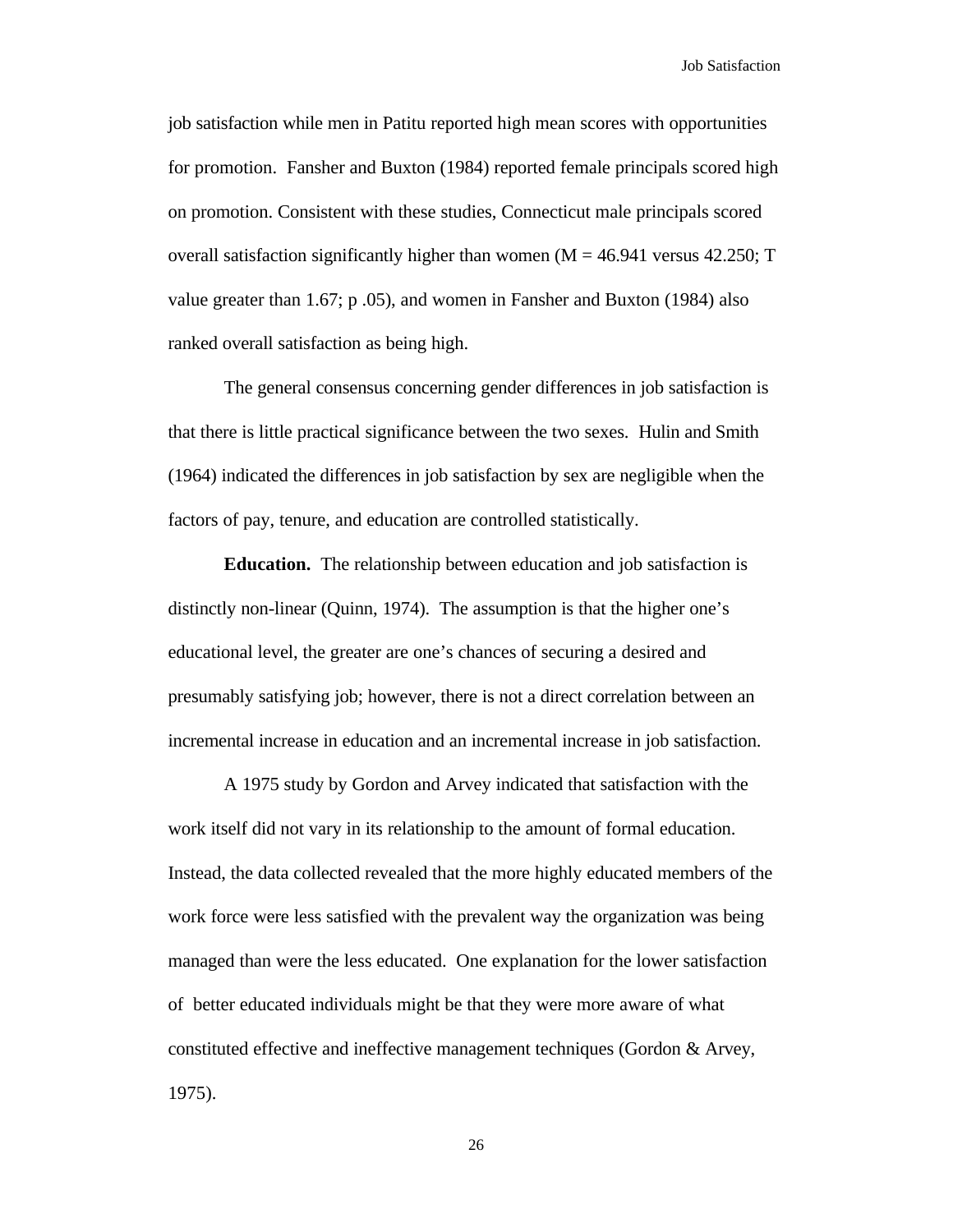job satisfaction while men in Patitu reported high mean scores with opportunities for promotion. Fansher and Buxton (1984) reported female principals scored high on promotion. Consistent with these studies, Connecticut male principals scored overall satisfaction significantly higher than women (M = 46.941 versus 42.250; T value greater than 1.67; p .05), and women in Fansher and Buxton (1984) also ranked overall satisfaction as being high.

The general consensus concerning gender differences in job satisfaction is that there is little practical significance between the two sexes. Hulin and Smith (1964) indicated the differences in job satisfaction by sex are negligible when the factors of pay, tenure, and education are controlled statistically.

**Education.** The relationship between education and job satisfaction is distinctly non-linear (Quinn, 1974). The assumption is that the higher one's educational level, the greater are one's chances of securing a desired and presumably satisfying job; however, there is not a direct correlation between an incremental increase in education and an incremental increase in job satisfaction.

A 1975 study by Gordon and Arvey indicated that satisfaction with the work itself did not vary in its relationship to the amount of formal education. Instead, the data collected revealed that the more highly educated members of the work force were less satisfied with the prevalent way the organization was being managed than were the less educated. One explanation for the lower satisfaction of better educated individuals might be that they were more aware of what constituted effective and ineffective management techniques (Gordon & Arvey, 1975).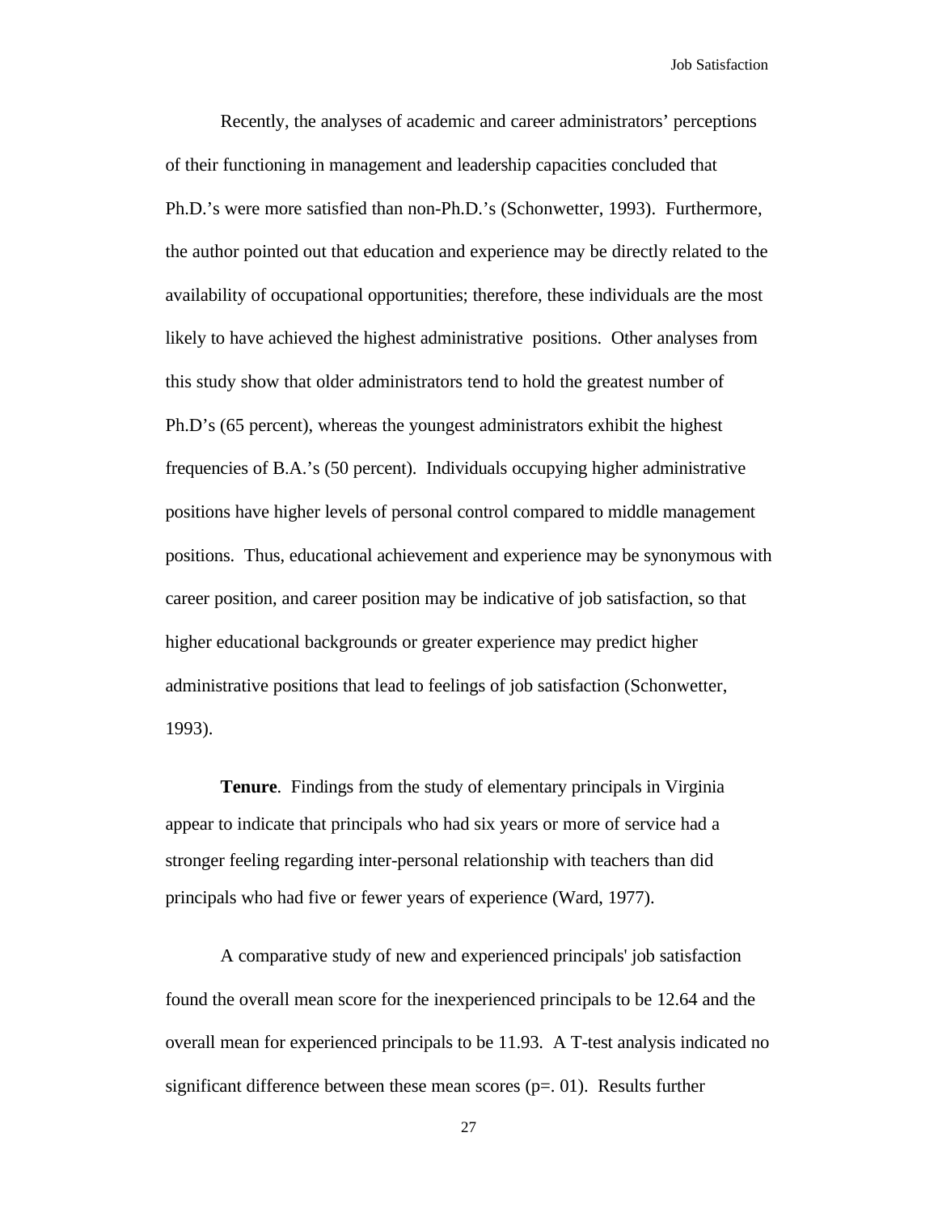Recently, the analyses of academic and career administrators' perceptions of their functioning in management and leadership capacities concluded that Ph.D.'s were more satisfied than non-Ph.D.'s (Schonwetter, 1993). Furthermore, the author pointed out that education and experience may be directly related to the availability of occupational opportunities; therefore, these individuals are the most likely to have achieved the highest administrative positions. Other analyses from this study show that older administrators tend to hold the greatest number of Ph.D's (65 percent), whereas the youngest administrators exhibit the highest frequencies of B.A.'s (50 percent). Individuals occupying higher administrative positions have higher levels of personal control compared to middle management positions. Thus, educational achievement and experience may be synonymous with career position, and career position may be indicative of job satisfaction, so that higher educational backgrounds or greater experience may predict higher administrative positions that lead to feelings of job satisfaction (Schonwetter, 1993).

**Tenure**. Findings from the study of elementary principals in Virginia appear to indicate that principals who had six years or more of service had a stronger feeling regarding inter-personal relationship with teachers than did principals who had five or fewer years of experience (Ward, 1977).

A comparative study of new and experienced principals' job satisfaction found the overall mean score for the inexperienced principals to be 12.64 and the overall mean for experienced principals to be 11.93. A T-test analysis indicated no significant difference between these mean scores (p=. 01). Results further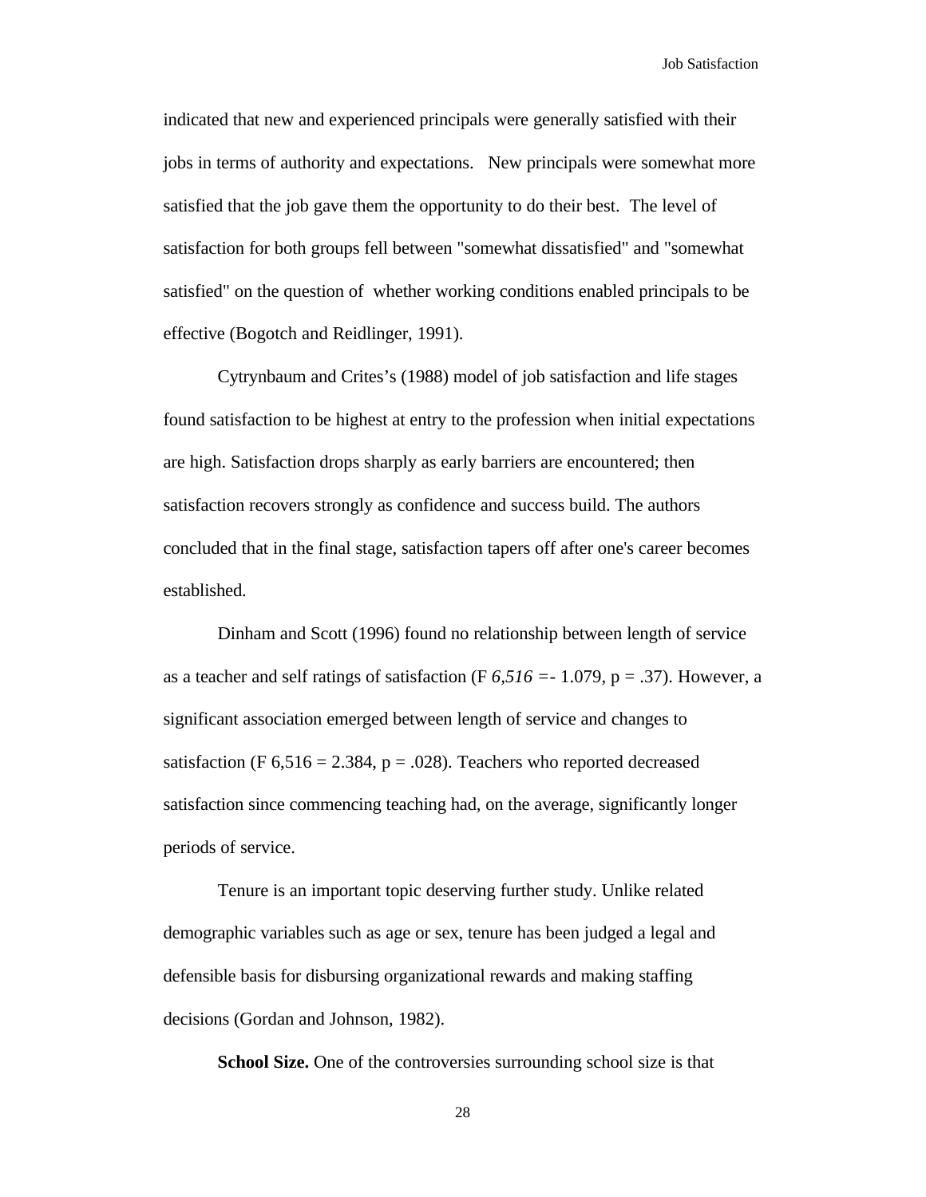indicated that new and experienced principals were generally satisfied with their jobs in terms of authority and expectations. New principals were somewhat more satisfied that the job gave them the opportunity to do their best. The level of satisfaction for both groups fell between "somewhat dissatisfied" and "somewhat satisfied" on the question of whether working conditions enabled principals to be effective (Bogotch and Reidlinger, 1991).

Cytrynbaum and Crites's (1988) model of job satisfaction and life stages found satisfaction to be highest at entry to the profession when initial expectations are high. Satisfaction drops sharply as early barriers are encountered; then satisfaction recovers strongly as confidence and success build. The authors concluded that in the final stage, satisfaction tapers off after one's career becomes established.

Dinham and Scott (1996) found no relationship between length of service as a teacher and self ratings of satisfaction ($F_{6,516} = -1.079$, $p = .37$). However, a significant association emerged between length of service and changes to satisfaction ($F_{6,516} = 2.384$, $p = .028$). Teachers who reported decreased satisfaction since commencing teaching had, on the average, significantly longer periods of service.

Tenure is an important topic deserving further study. Unlike related demographic variables such as age or sex, tenure has been judged a legal and defensible basis for disbursing organizational rewards and making staffing decisions (Gordan and Johnson, 1982).

**School Size.** One of the controversies surrounding school size is that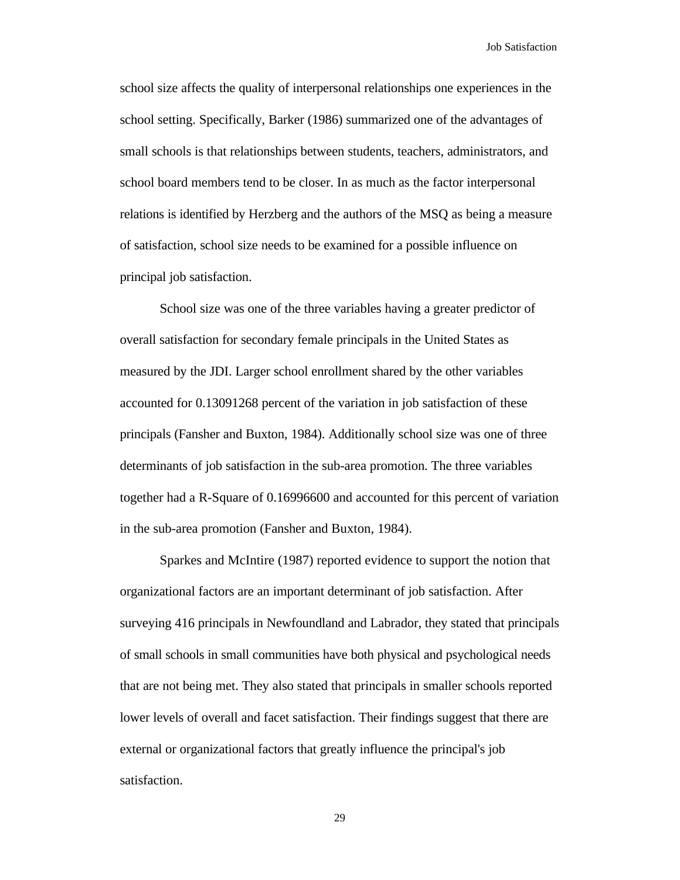school size affects the quality of interpersonal relationships one experiences in the school setting. Specifically, Barker (1986) summarized one of the advantages of small schools is that relationships between students, teachers, administrators, and school board members tend to be closer. In as much as the factor interpersonal relations is identified by Herzberg and the authors of the MSQ as being a measure of satisfaction, school size needs to be examined for a possible influence on principal job satisfaction.

School size was one of the three variables having a greater predictor of overall satisfaction for secondary female principals in the United States as measured by the JDI. Larger school enrollment shared by the other variables accounted for 0.13091268 percent of the variation in job satisfaction of these principals (Fansher and Buxton, 1984). Additionally school size was one of three determinants of job satisfaction in the sub-area promotion. The three variables together had a R-Square of 0.16996600 and accounted for this percent of variation in the sub-area promotion (Fansher and Buxton, 1984).

Sparkes and McIntire (1987) reported evidence to support the notion that organizational factors are an important determinant of job satisfaction. After surveying 416 principals in Newfoundland and Labrador, they stated that principals of small schools in small communities have both physical and psychological needs that are not being met. They also stated that principals in smaller schools reported lower levels of overall and facet satisfaction. Their findings suggest that there are external or organizational factors that greatly influence the principal's job satisfaction.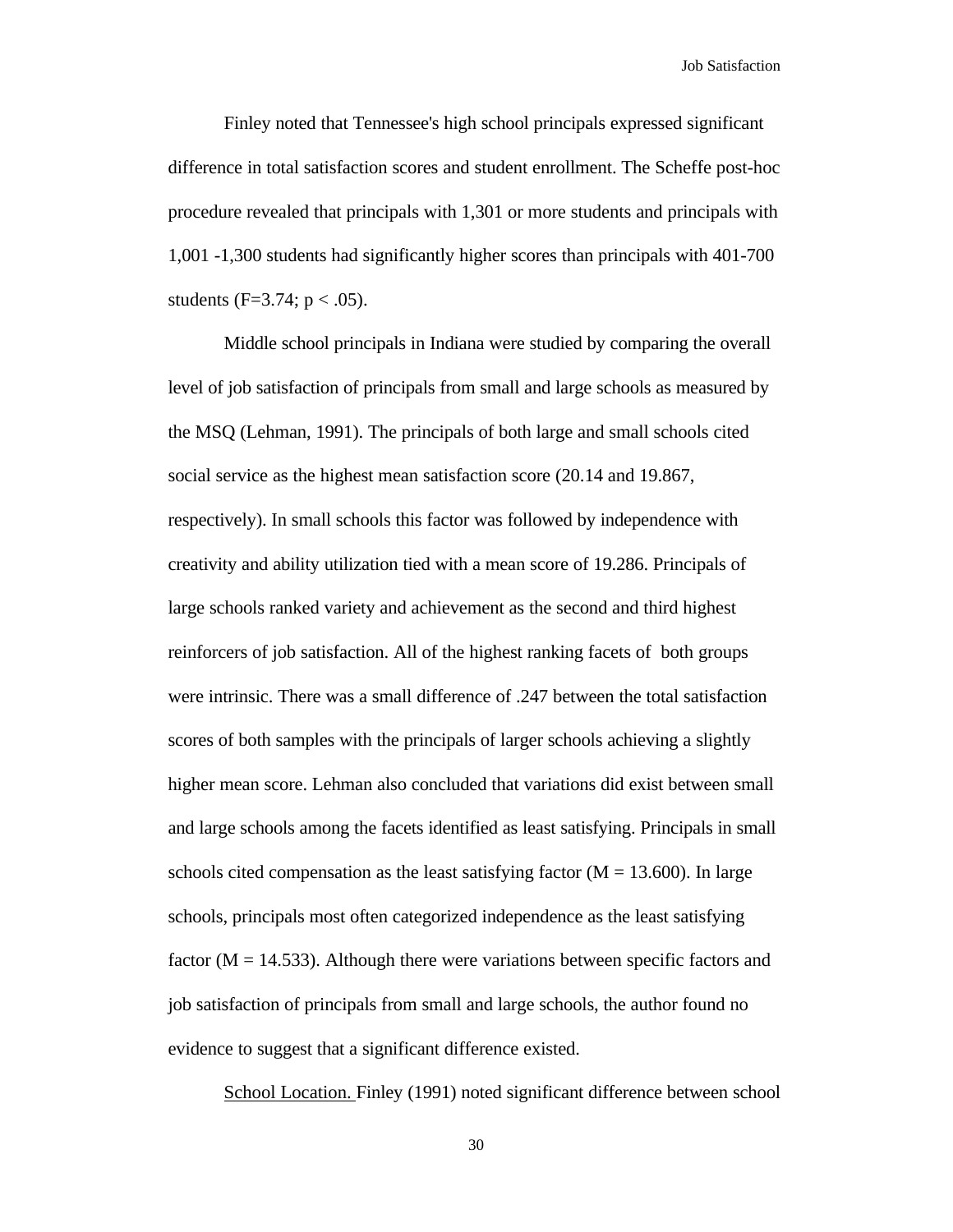Finley noted that Tennessee's high school principals expressed significant difference in total satisfaction scores and student enrollment. The Scheffe post-hoc procedure revealed that principals with 1,301 or more students and principals with 1,001 -1,300 students had significantly higher scores than principals with 401-700 students ($F=3.74$; $p < .05$).

Middle school principals in Indiana were studied by comparing the overall level of job satisfaction of principals from small and large schools as measured by the MSQ (Lehman, 1991). The principals of both large and small schools cited social service as the highest mean satisfaction score (20.14 and 19.867, respectively). In small schools this factor was followed by independence with creativity and ability utilization tied with a mean score of 19.286. Principals of large schools ranked variety and achievement as the second and third highest reinforcers of job satisfaction. All of the highest ranking facets of both groups were intrinsic. There was a small difference of .247 between the total satisfaction scores of both samples with the principals of larger schools achieving a slightly higher mean score. Lehman also concluded that variations did exist between small and large schools among the facets identified as least satisfying. Principals in small schools cited compensation as the least satisfying factor ($M = 13.600$). In large schools, principals most often categorized independence as the least satisfying factor ($M = 14.533$). Although there were variations between specific factors and job satisfaction of principals from small and large schools, the author found no evidence to suggest that a significant difference existed.

<u>School Location.</u> Finley (1991) noted significant difference between school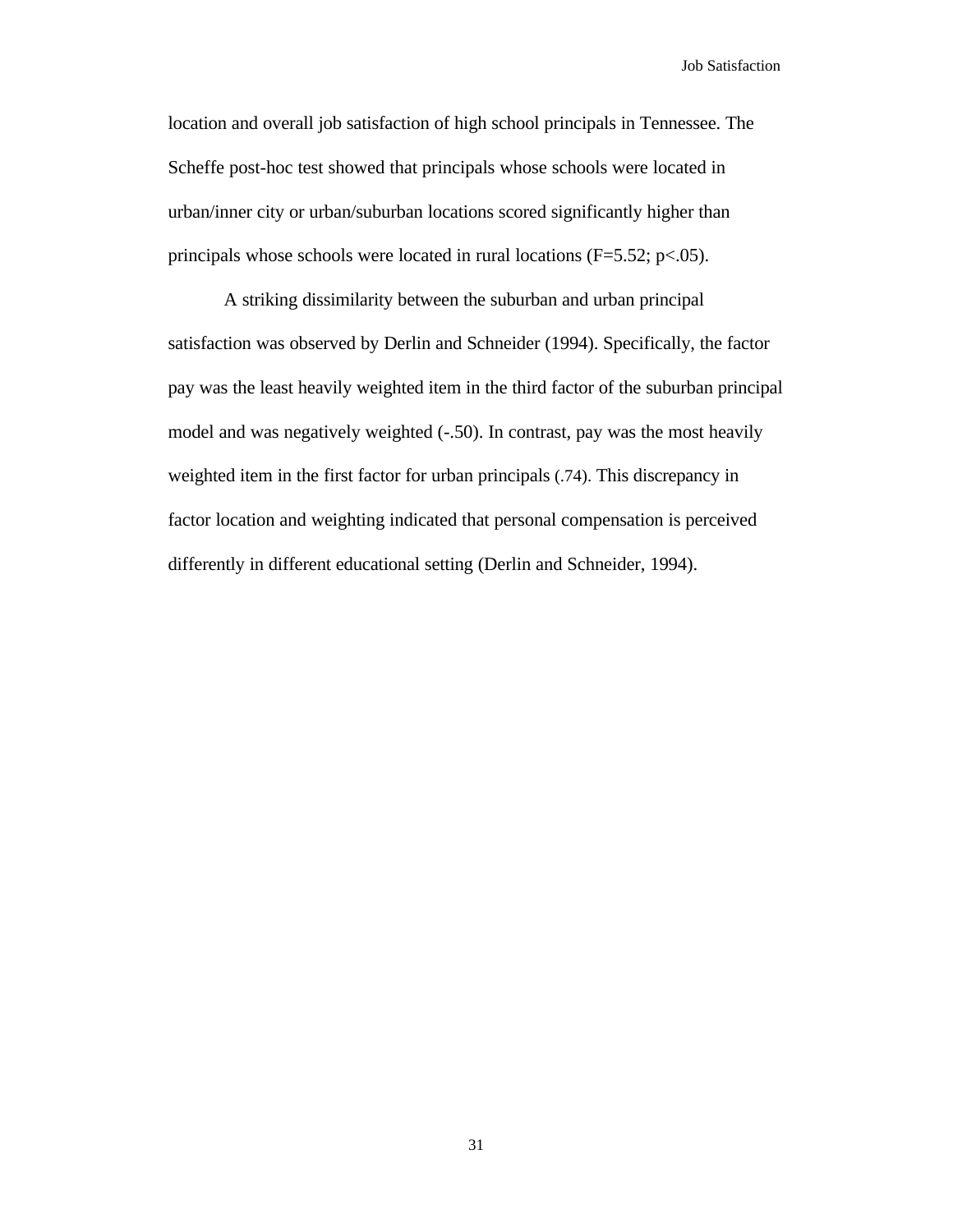location and overall job satisfaction of high school principals in Tennessee. The Scheffe post-hoc test showed that principals whose schools were located in urban/inner city or urban/suburban locations scored significantly higher than principals whose schools were located in rural locations ($F=5.52$; $p<.05$).

A striking dissimilarity between the suburban and urban principal satisfaction was observed by Derlin and Schneider (1994). Specifically, the factor pay was the least heavily weighted item in the third factor of the suburban principal model and was negatively weighted (-.50). In contrast, pay was the most heavily weighted item in the first factor for urban principals (.74). This discrepancy in factor location and weighting indicated that personal compensation is perceived differently in different educational setting (Derlin and Schneider, 1994).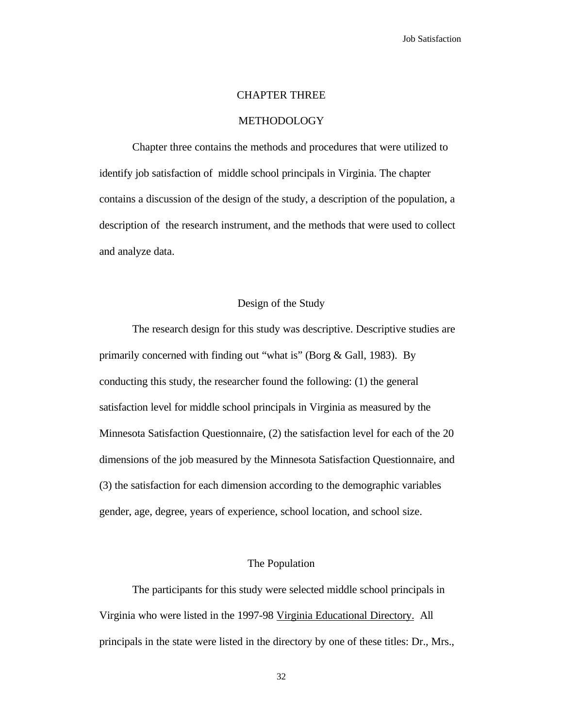# CHAPTER THREE

# METHODOLOGY

Chapter three contains the methods and procedures that were utilized to identify job satisfaction of middle school principals in Virginia. The chapter contains a discussion of the design of the study, a description of the population, a description of the research instrument, and the methods that were used to collect and analyze data.

## Design of the Study

The research design for this study was descriptive. Descriptive studies are primarily concerned with finding out "what is" (Borg & Gall, 1983). By conducting this study, the researcher found the following: (1) the general satisfaction level for middle school principals in Virginia as measured by the Minnesota Satisfaction Questionnaire, (2) the satisfaction level for each of the 20 dimensions of the job measured by the Minnesota Satisfaction Questionnaire, and (3) the satisfaction for each dimension according to the demographic variables gender, age, degree, years of experience, school location, and school size.

## The Population

The participants for this study were selected middle school principals in Virginia who were listed in the 1997-98 <u>Virginia Educational Directory.</u> All principals in the state were listed in the directory by one of these titles: Dr., Mrs.,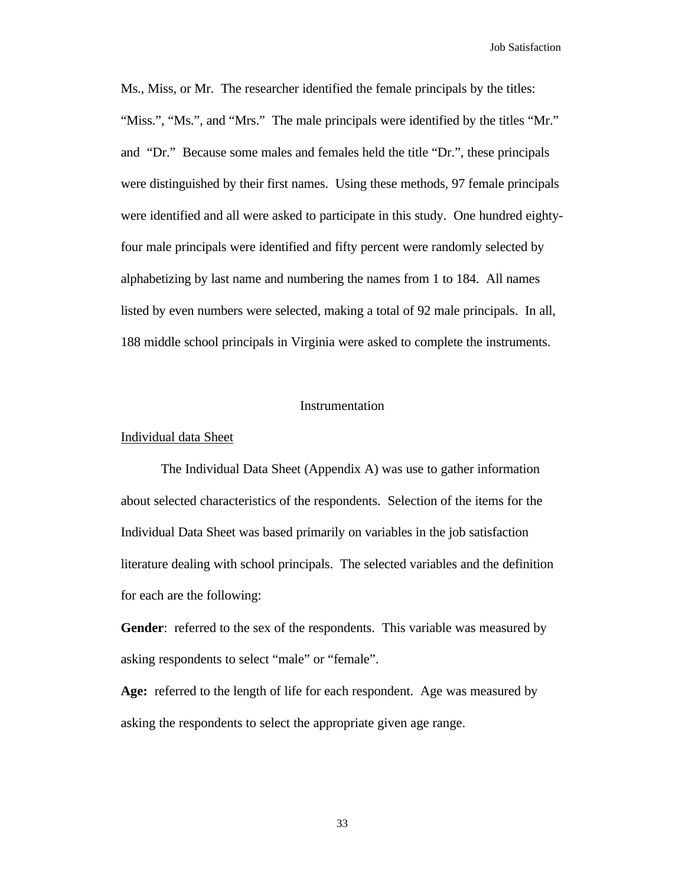Ms., Miss, or Mr. The researcher identified the female principals by the titles: "Miss.", "Ms.", and "Mrs." The male principals were identified by the titles "Mr." and "Dr." Because some males and females held the title "Dr.", these principals were distinguished by their first names. Using these methods, 97 female principals were identified and all were asked to participate in this study. One hundred eighty-four male principals were identified and fifty percent were randomly selected by alphabetizing by last name and numbering the names from 1 to 184. All names listed by even numbers were selected, making a total of 92 male principals. In all, 188 middle school principals in Virginia were asked to complete the instruments.

## Instrumentation

### Individual data Sheet

The Individual Data Sheet (Appendix A) was use to gather information about selected characteristics of the respondents. Selection of the items for the Individual Data Sheet was based primarily on variables in the job satisfaction literature dealing with school principals. The selected variables and the definition for each are the following:

**Gender**: referred to the sex of the respondents. This variable was measured by asking respondents to select "male" or "female".

**Age:** referred to the length of life for each respondent. Age was measured by asking the respondents to select the appropriate given age range.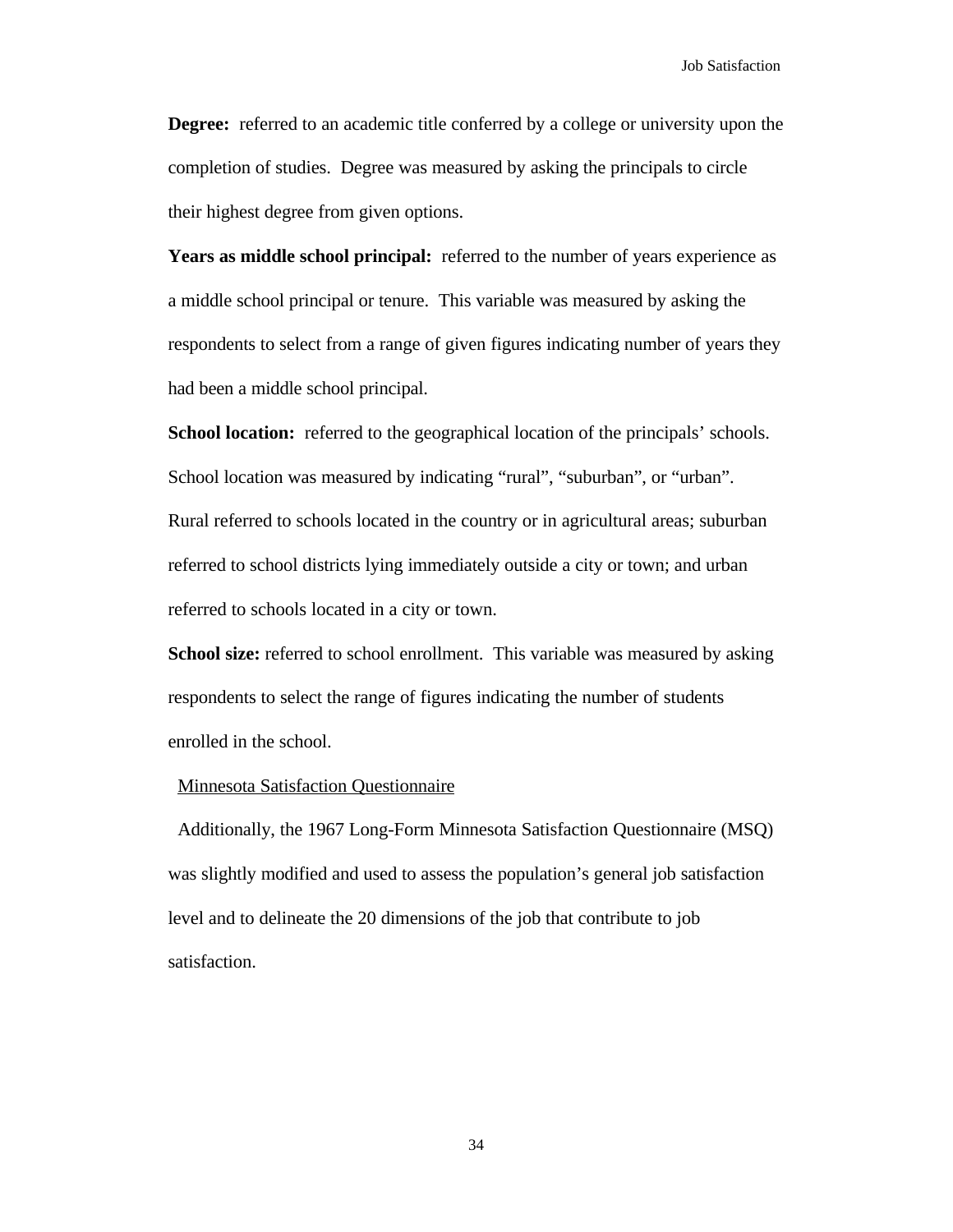**Degree:** referred to an academic title conferred by a college or university upon the completion of studies. Degree was measured by asking the principals to circle their highest degree from given options.

**Years as middle school principal:** referred to the number of years experience as a middle school principal or tenure. This variable was measured by asking the respondents to select from a range of given figures indicating number of years they had been a middle school principal.

**School location:** referred to the geographical location of the principals' schools. School location was measured by indicating "rural", "suburban", or "urban". Rural referred to schools located in the country or in agricultural areas; suburban referred to school districts lying immediately outside a city or town; and urban referred to schools located in a city or town.

**School size:** referred to school enrollment. This variable was measured by asking respondents to select the range of figures indicating the number of students enrolled in the school.

Minnesota Satisfaction Questionnaire

Additionally, the 1967 Long-Form Minnesota Satisfaction Questionnaire (MSQ) was slightly modified and used to assess the population's general job satisfaction level and to delineate the 20 dimensions of the job that contribute to job satisfaction.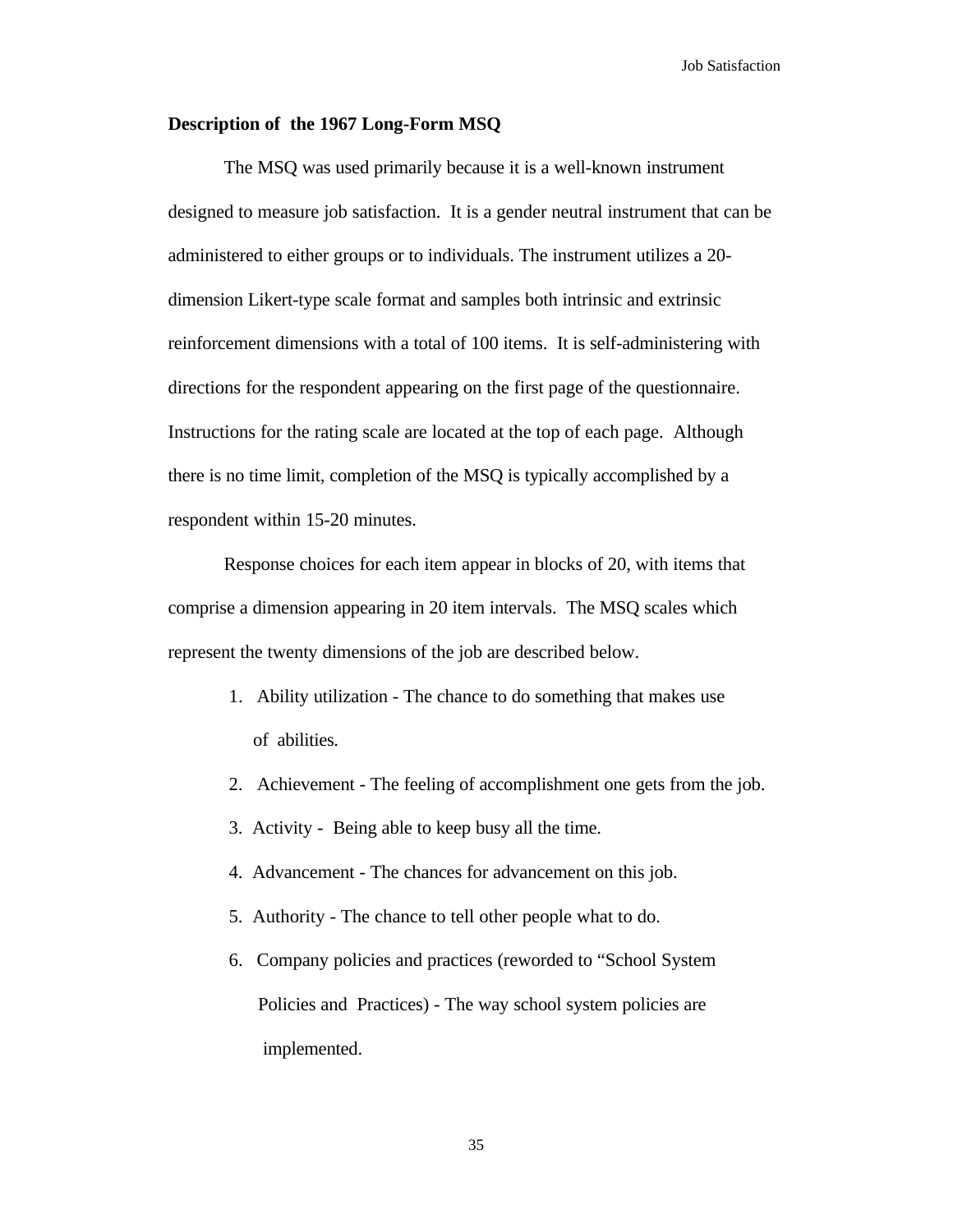**Description of the 1967 Long-Form MSQ**

The MSQ was used primarily because it is a well-known instrument designed to measure job satisfaction. It is a gender neutral instrument that can be administered to either groups or to individuals. The instrument utilizes a 20-dimension Likert-type scale format and samples both intrinsic and extrinsic reinforcement dimensions with a total of 100 items. It is self-administering with directions for the respondent appearing on the first page of the questionnaire. Instructions for the rating scale are located at the top of each page. Although there is no time limit, completion of the MSQ is typically accomplished by a respondent within 15-20 minutes.

Response choices for each item appear in blocks of 20, with items that comprise a dimension appearing in 20 item intervals. The MSQ scales which represent the twenty dimensions of the job are described below.

1. Ability utilization - The chance to do something that makes use of abilities.
2. Achievement - The feeling of accomplishment one gets from the job.
3. Activity - Being able to keep busy all the time.
4. Advancement - The chances for advancement on this job.
5. Authority - The chance to tell other people what to do.
6. Company policies and practices (reworded to "School System Policies and Practices) - The way school system policies are implemented.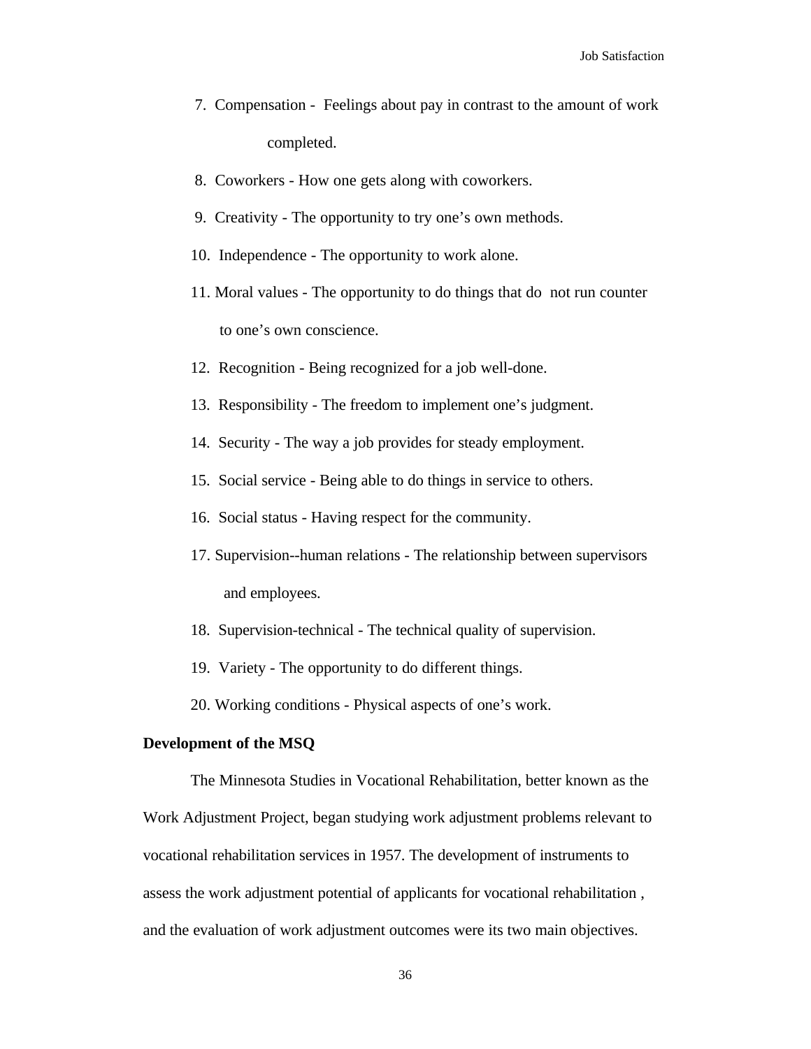7. Compensation - Feelings about pay in contrast to the amount of work completed.
8. Coworkers - How one gets along with coworkers.
9. Creativity - The opportunity to try one’s own methods.
10. Independence - The opportunity to work alone.
11. Moral values - The opportunity to do things that do not run counter to one’s own conscience.
12. Recognition - Being recognized for a job well-done.
13. Responsibility - The freedom to implement one’s judgment.
14. Security - The way a job provides for steady employment.
15. Social service - Being able to do things in service to others.
16. Social status - Having respect for the community.
17. Supervision--human relations - The relationship between supervisors and employees.
18. Supervision-technical - The technical quality of supervision.
19. Variety - The opportunity to do different things.
20. Working conditions - Physical aspects of one’s work.

**Development of the MSQ**

The Minnesota Studies in Vocational Rehabilitation, better known as the Work Adjustment Project, began studying work adjustment problems relevant to vocational rehabilitation services in 1957. The development of instruments to assess the work adjustment potential of applicants for vocational rehabilitation , and the evaluation of work adjustment outcomes were its two main objectives.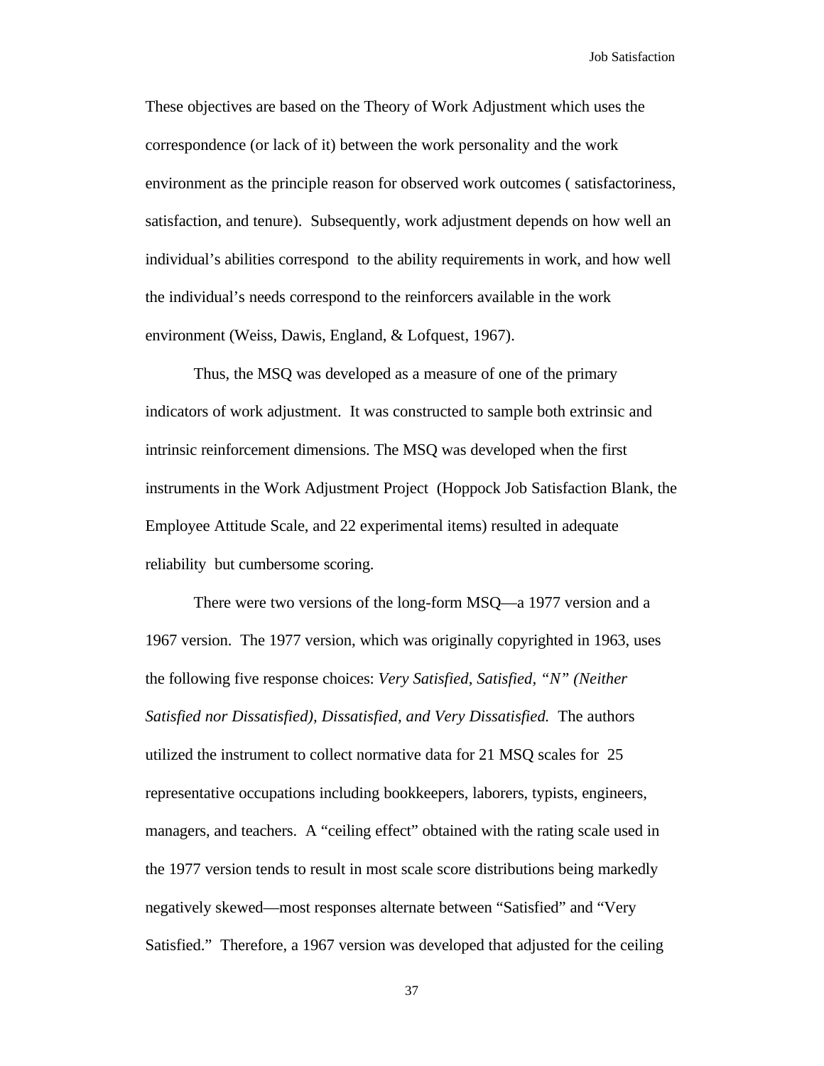These objectives are based on the Theory of Work Adjustment which uses the correspondence (or lack of it) between the work personality and the work environment as the principle reason for observed work outcomes ( satisfactoriness, satisfaction, and tenure). Subsequently, work adjustment depends on how well an individual's abilities correspond to the ability requirements in work, and how well the individual's needs correspond to the reinforcers available in the work environment (Weiss, Dawis, England, & Lofquest, 1967).

Thus, the MSQ was developed as a measure of one of the primary indicators of work adjustment. It was constructed to sample both extrinsic and intrinsic reinforcement dimensions. The MSQ was developed when the first instruments in the Work Adjustment Project (Hoppock Job Satisfaction Blank, the Employee Attitude Scale, and 22 experimental items) resulted in adequate reliability but cumbersome scoring.

There were two versions of the long-form MSQ—a 1977 version and a 1967 version. The 1977 version, which was originally copyrighted in 1963, uses the following five response choices: *Very Satisfied, Satisfied, "N" (Neither Satisfied nor Dissatisfied), Dissatisfied, and Very Dissatisfied.* The authors utilized the instrument to collect normative data for 21 MSQ scales for 25 representative occupations including bookkeepers, laborers, typists, engineers, managers, and teachers. A "ceiling effect" obtained with the rating scale used in the 1977 version tends to result in most scale score distributions being markedly negatively skewed—most responses alternate between "Satisfied" and "Very Satisfied." Therefore, a 1967 version was developed that adjusted for the ceiling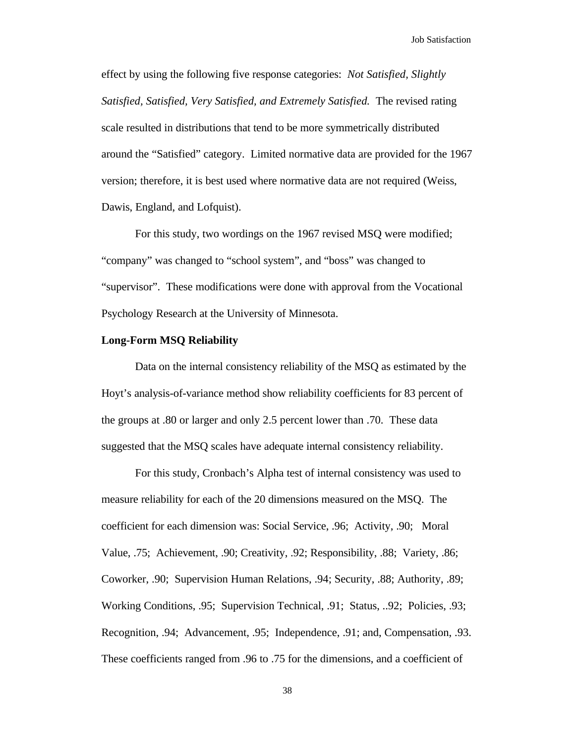effect by using the following five response categories: *Not Satisfied, Slightly Satisfied, Satisfied, Very Satisfied, and Extremely Satisfied.* The revised rating scale resulted in distributions that tend to be more symmetrically distributed around the “Satisfied” category. Limited normative data are provided for the 1967 version; therefore, it is best used where normative data are not required (Weiss, Dawis, England, and Lofquist).

For this study, two wordings on the 1967 revised MSQ were modified; “company” was changed to “school system”, and “boss” was changed to “supervisor”. These modifications were done with approval from the Vocational Psychology Research at the University of Minnesota.

**Long-Form MSQ Reliability**

Data on the internal consistency reliability of the MSQ as estimated by the Hoyt’s analysis-of-variance method show reliability coefficients for 83 percent of the groups at .80 or larger and only 2.5 percent lower than .70. These data suggested that the MSQ scales have adequate internal consistency reliability.

For this study, Cronbach’s Alpha test of internal consistency was used to measure reliability for each of the 20 dimensions measured on the MSQ. The coefficient for each dimension was: Social Service, .96; Activity, .90; Moral Value, .75; Achievement, .90; Creativity, .92; Responsibility, .88; Variety, .86; Coworker, .90; Supervision Human Relations, .94; Security, .88; Authority, .89; Working Conditions, .95; Supervision Technical, .91; Status, ..92; Policies, .93; Recognition, .94; Advancement, .95; Independence, .91; and, Compensation, .93. These coefficients ranged from .96 to .75 for the dimensions, and a coefficient of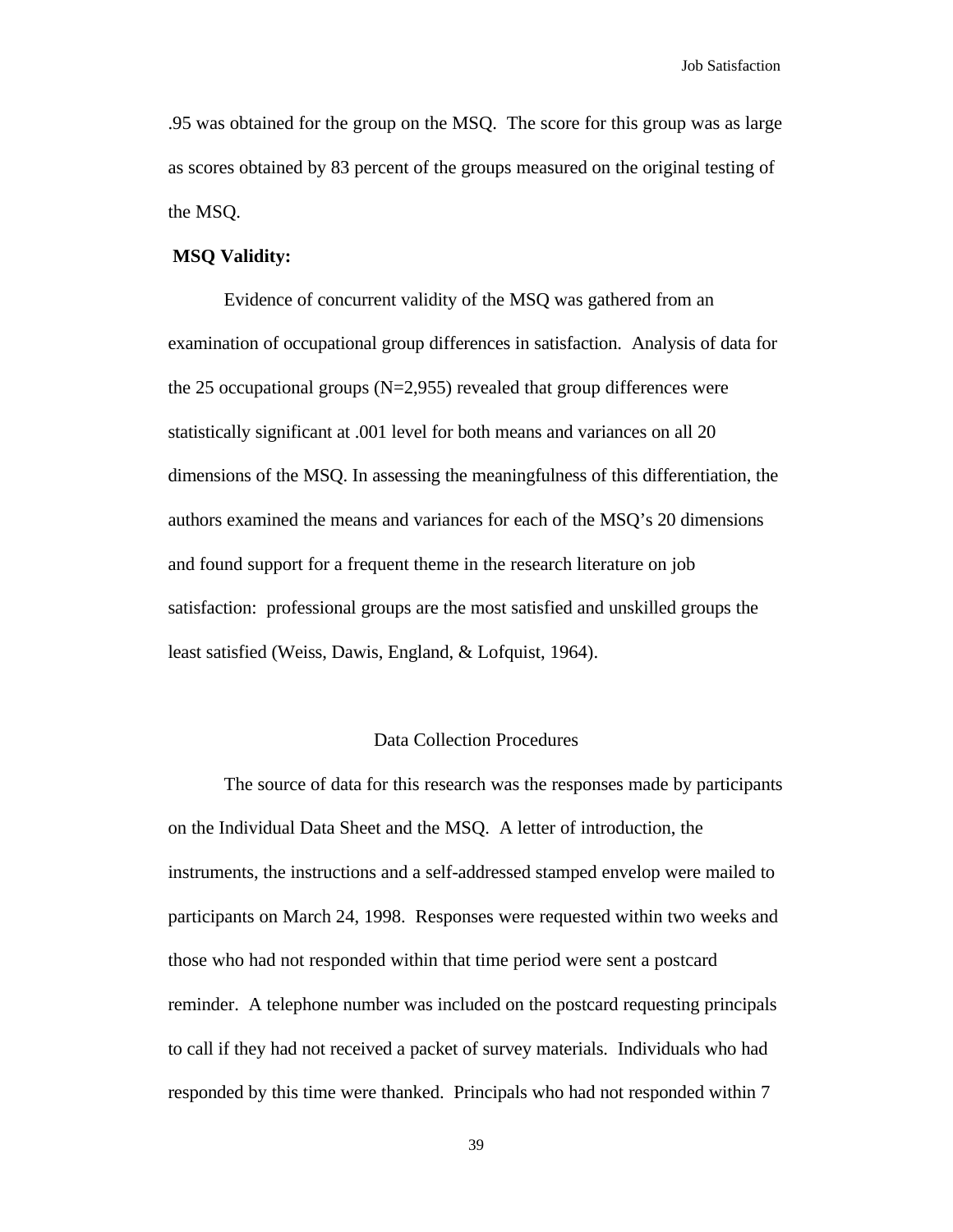.95 was obtained for the group on the MSQ. The score for this group was as large as scores obtained by 83 percent of the groups measured on the original testing of the MSQ.

**MSQ Validity:**

Evidence of concurrent validity of the MSQ was gathered from an examination of occupational group differences in satisfaction. Analysis of data for the 25 occupational groups (N=2,955) revealed that group differences were statistically significant at .001 level for both means and variances on all 20 dimensions of the MSQ. In assessing the meaningfulness of this differentiation, the authors examined the means and variances for each of the MSQ's 20 dimensions and found support for a frequent theme in the research literature on job satisfaction: professional groups are the most satisfied and unskilled groups the least satisfied (Weiss, Dawis, England, & Lofquist, 1964).

## Data Collection Procedures

The source of data for this research was the responses made by participants on the Individual Data Sheet and the MSQ. A letter of introduction, the instruments, the instructions and a self-addressed stamped envelop were mailed to participants on March 24, 1998. Responses were requested within two weeks and those who had not responded within that time period were sent a postcard reminder. A telephone number was included on the postcard requesting principals to call if they had not received a packet of survey materials. Individuals who had responded by this time were thanked. Principals who had not responded within 7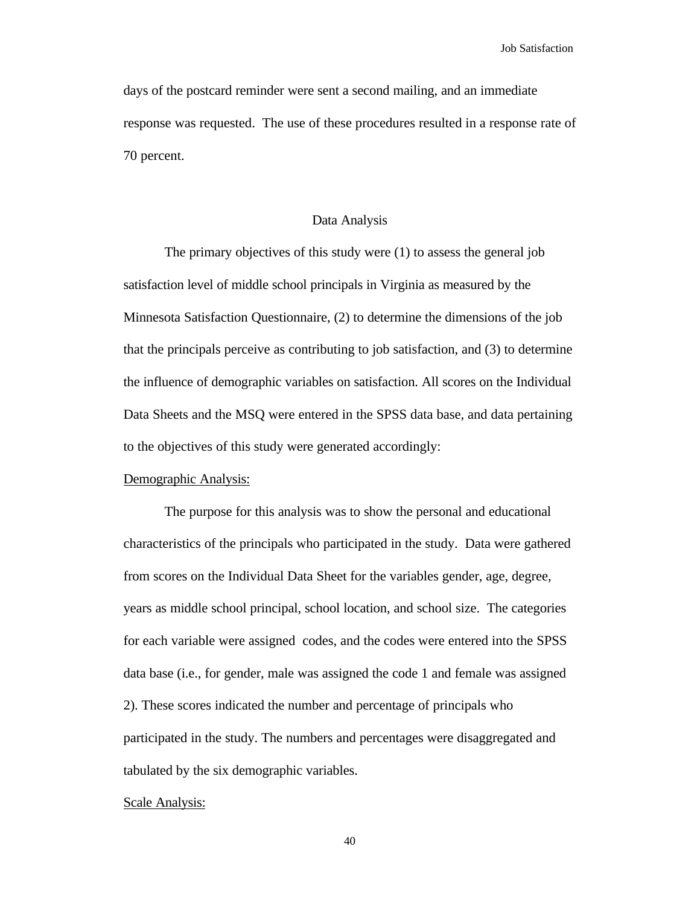days of the postcard reminder were sent a second mailing, and an immediate response was requested. The use of these procedures resulted in a response rate of 70 percent.

## Data Analysis

The primary objectives of this study were (1) to assess the general job satisfaction level of middle school principals in Virginia as measured by the Minnesota Satisfaction Questionnaire, (2) to determine the dimensions of the job that the principals perceive as contributing to job satisfaction, and (3) to determine the influence of demographic variables on satisfaction. All scores on the Individual Data Sheets and the MSQ were entered in the SPSS data base, and data pertaining to the objectives of this study were generated accordingly:

<u>Demographic Analysis:</u>

The purpose for this analysis was to show the personal and educational characteristics of the principals who participated in the study. Data were gathered from scores on the Individual Data Sheet for the variables gender, age, degree, years as middle school principal, school location, and school size. The categories for each variable were assigned codes, and the codes were entered into the SPSS data base (i.e., for gender, male was assigned the code 1 and female was assigned 2). These scores indicated the number and percentage of principals who participated in the study. The numbers and percentages were disaggregated and tabulated by the six demographic variables.

<u>Scale Analysis:</u>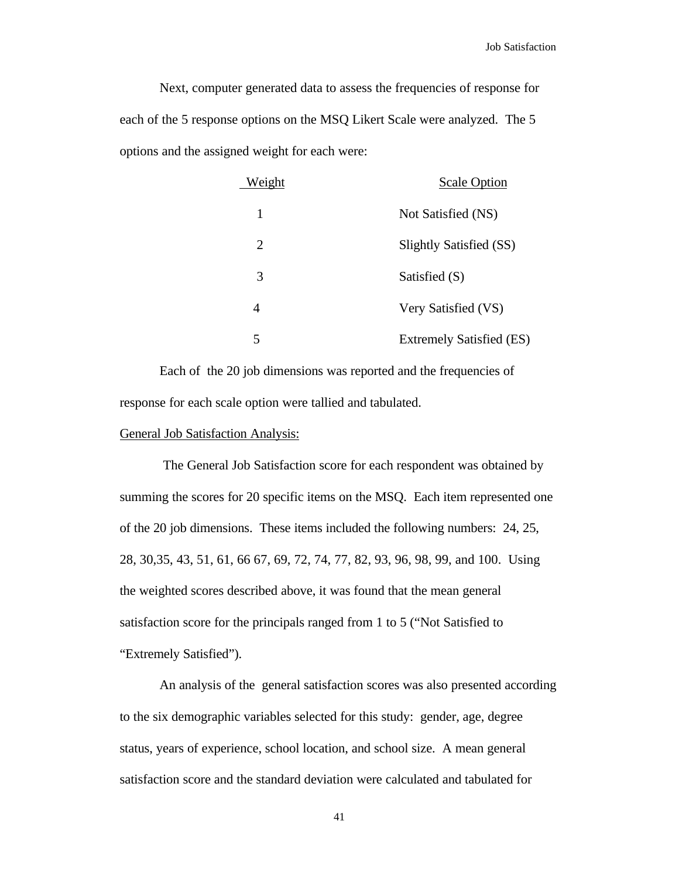Next, computer generated data to assess the frequencies of response for each of the 5 response options on the MSQ Likert Scale were analyzed. The 5 options and the assigned weight for each were:

| Weight | Scale Option |
|---|---|
| 1 | Not Satisfied (NS) |
| 2 | Slightly Satisfied (SS) |
| 3 | Satisfied (S) |
| 4 | Very Satisfied (VS) |
| 5 | Extremely Satisfied (ES) |

Each of the 20 job dimensions was reported and the frequencies of response for each scale option were tallied and tabulated.

General Job Satisfaction Analysis:

The General Job Satisfaction score for each respondent was obtained by summing the scores for 20 specific items on the MSQ. Each item represented one of the 20 job dimensions. These items included the following numbers: 24, 25, 28, 30,35, 43, 51, 61, 66 67, 69, 72, 74, 77, 82, 93, 96, 98, 99, and 100. Using the weighted scores described above, it was found that the mean general satisfaction score for the principals ranged from 1 to 5 ("Not Satisfied to "Extremely Satisfied").

An analysis of the general satisfaction scores was also presented according to the six demographic variables selected for this study: gender, age, degree status, years of experience, school location, and school size. A mean general satisfaction score and the standard deviation were calculated and tabulated for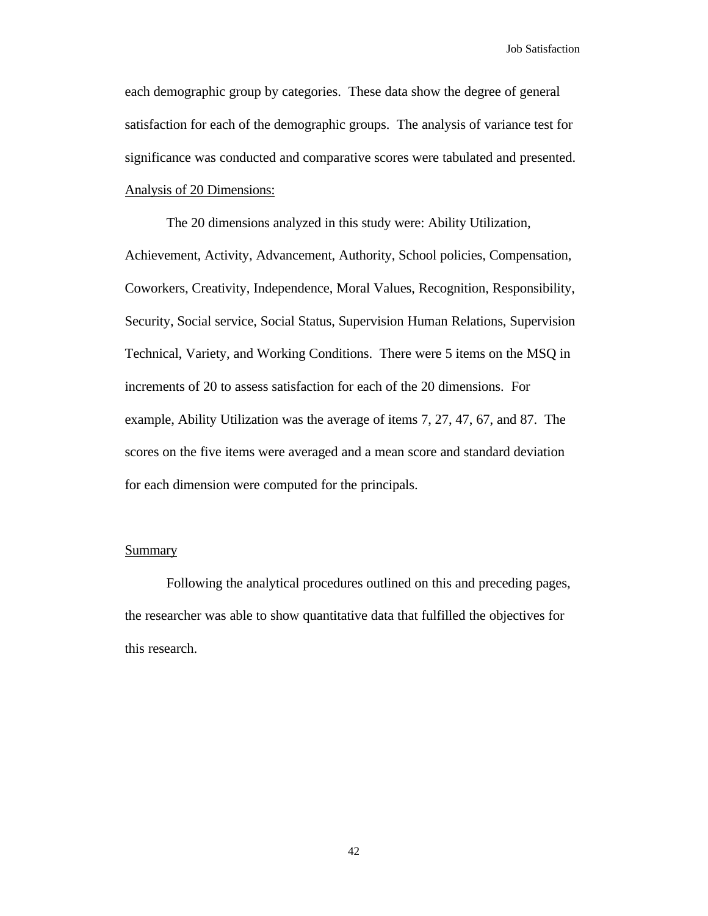each demographic group by categories. These data show the degree of general satisfaction for each of the demographic groups. The analysis of variance test for significance was conducted and comparative scores were tabulated and presented.

Analysis of 20 Dimensions:

The 20 dimensions analyzed in this study were: Ability Utilization, Achievement, Activity, Advancement, Authority, School policies, Compensation, Coworkers, Creativity, Independence, Moral Values, Recognition, Responsibility, Security, Social service, Social Status, Supervision Human Relations, Supervision Technical, Variety, and Working Conditions. There were 5 items on the MSQ in increments of 20 to assess satisfaction for each of the 20 dimensions. For example, Ability Utilization was the average of items 7, 27, 47, 67, and 87. The scores on the five items were averaged and a mean score and standard deviation for each dimension were computed for the principals.

## Summary

Following the analytical procedures outlined on this and preceding pages, the researcher was able to show quantitative data that fulfilled the objectives for this research.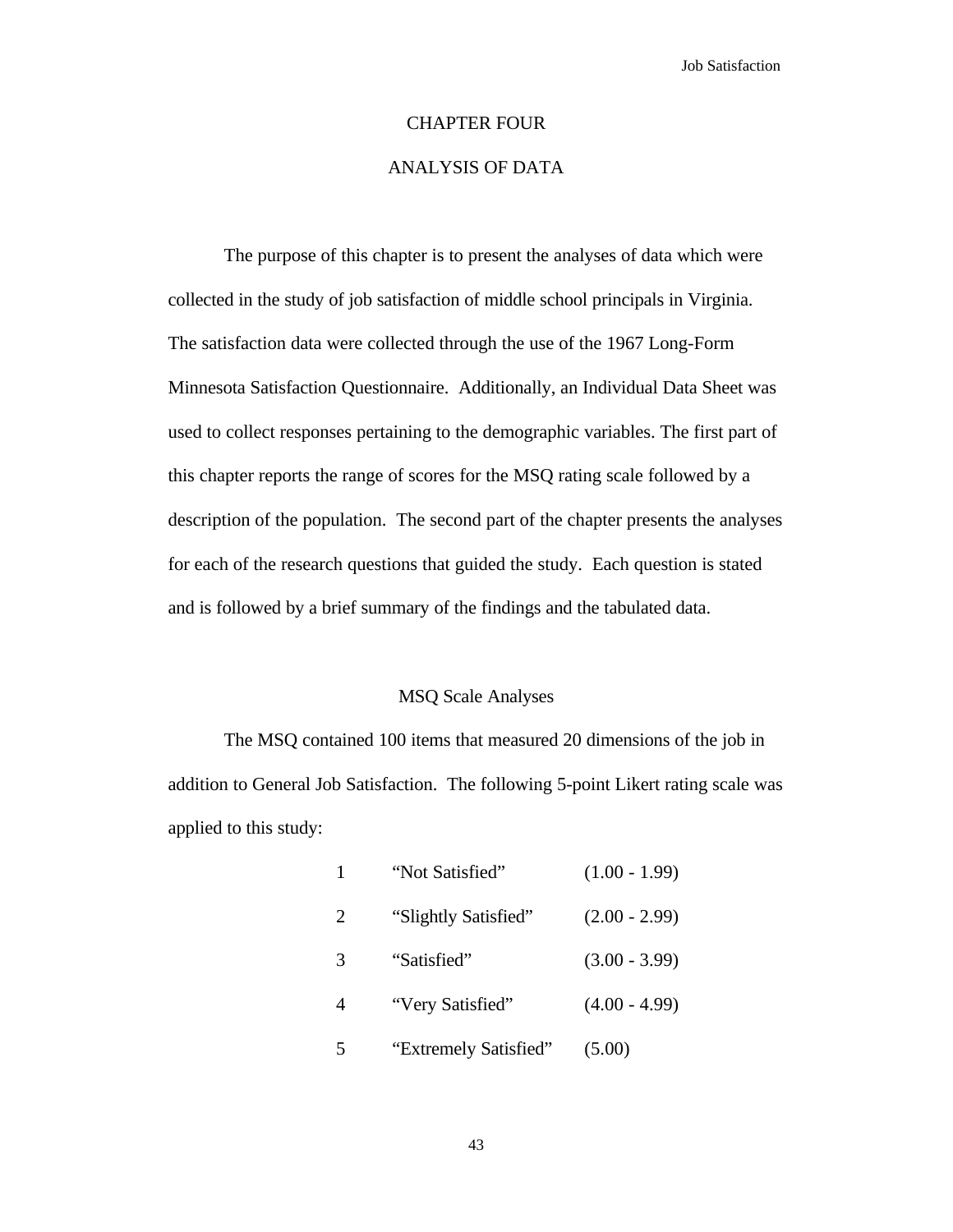# CHAPTER FOUR

# ANALYSIS OF DATA

The purpose of this chapter is to present the analyses of data which were collected in the study of job satisfaction of middle school principals in Virginia. The satisfaction data were collected through the use of the 1967 Long-Form Minnesota Satisfaction Questionnaire. Additionally, an Individual Data Sheet was used to collect responses pertaining to the demographic variables. The first part of this chapter reports the range of scores for the MSQ rating scale followed by a description of the population. The second part of the chapter presents the analyses for each of the research questions that guided the study. Each question is stated and is followed by a brief summary of the findings and the tabulated data.

## MSQ Scale Analyses

The MSQ contained 100 items that measured 20 dimensions of the job in addition to General Job Satisfaction. The following 5-point Likert rating scale was applied to this study:

| | | |
|---|---|---|
| 1 | "Not Satisfied" | (1.00 - 1.99) |
| 2 | "Slightly Satisfied" | (2.00 - 2.99) |
| 3 | "Satisfied" | (3.00 - 3.99) |
| 4 | "Very Satisfied" | (4.00 - 4.99) |
| 5 | "Extremely Satisfied" | (5.00) |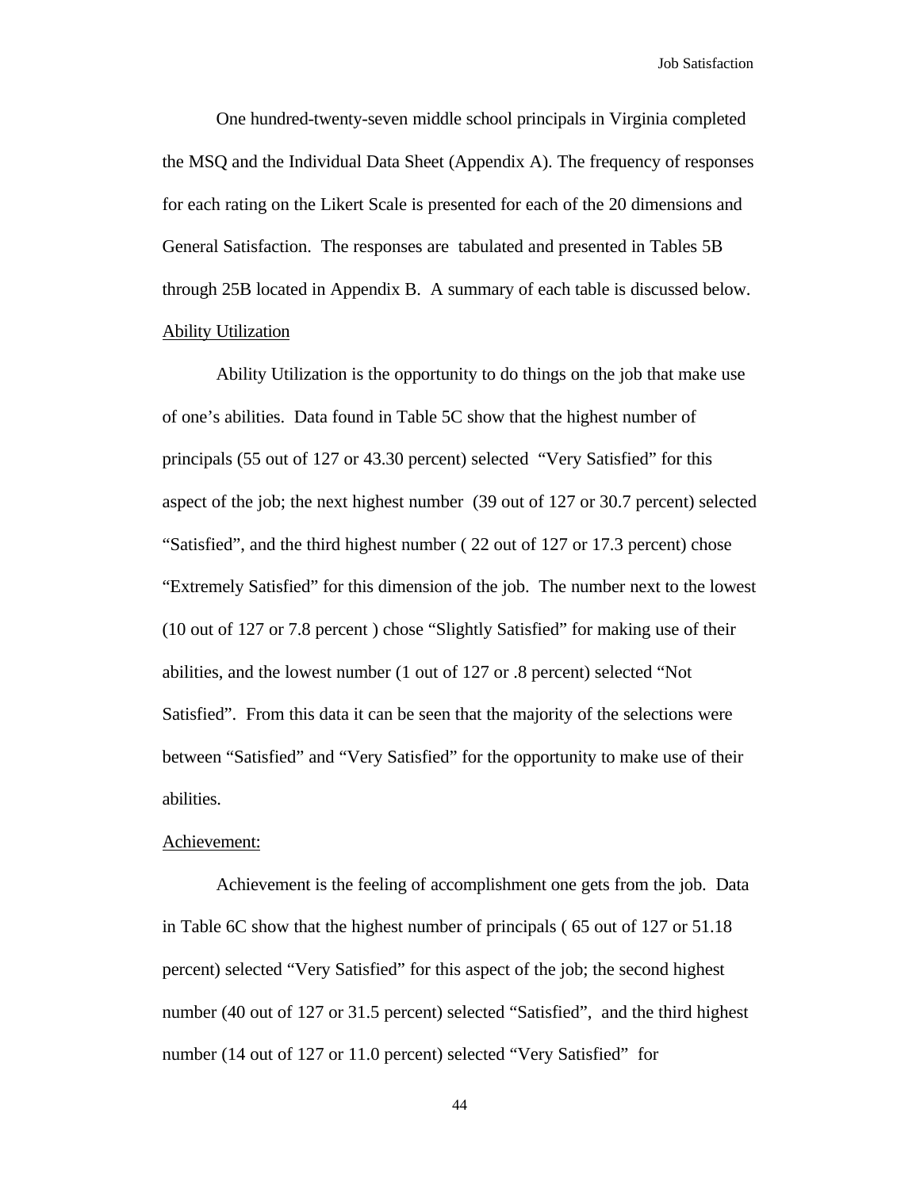One hundred-twenty-seven middle school principals in Virginia completed the MSQ and the Individual Data Sheet (Appendix A). The frequency of responses for each rating on the Likert Scale is presented for each of the 20 dimensions and General Satisfaction. The responses are tabulated and presented in Tables 5B through 25B located in Appendix B. A summary of each table is discussed below.

Ability Utilization

Ability Utilization is the opportunity to do things on the job that make use of one's abilities. Data found in Table 5C show that the highest number of principals (55 out of 127 or 43.30 percent) selected "Very Satisfied" for this aspect of the job; the next highest number (39 out of 127 or 30.7 percent) selected "Satisfied", and the third highest number ( 22 out of 127 or 17.3 percent) chose "Extremely Satisfied" for this dimension of the job. The number next to the lowest (10 out of 127 or 7.8 percent ) chose "Slightly Satisfied" for making use of their abilities, and the lowest number (1 out of 127 or .8 percent) selected "Not Satisfied". From this data it can be seen that the majority of the selections were between "Satisfied" and "Very Satisfied" for the opportunity to make use of their abilities.

Achievement:

Achievement is the feeling of accomplishment one gets from the job. Data in Table 6C show that the highest number of principals ( 65 out of 127 or 51.18 percent) selected "Very Satisfied" for this aspect of the job; the second highest number (40 out of 127 or 31.5 percent) selected "Satisfied", and the third highest number (14 out of 127 or 11.0 percent) selected "Very Satisfied" for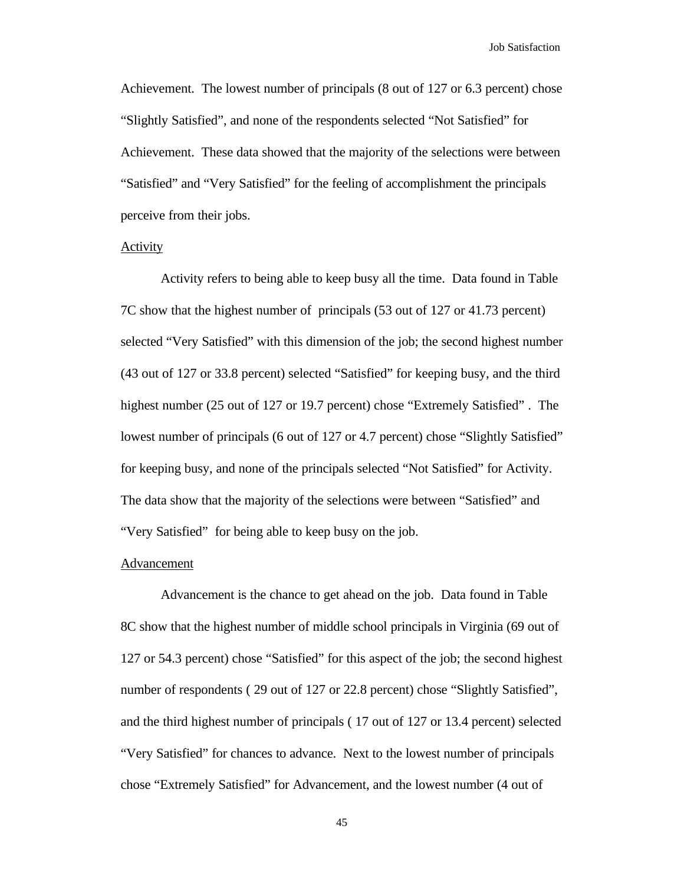Achievement. The lowest number of principals (8 out of 127 or 6.3 percent) chose "Slightly Satisfied", and none of the respondents selected "Not Satisfied" for Achievement. These data showed that the majority of the selections were between "Satisfied" and "Very Satisfied" for the feeling of accomplishment the principals perceive from their jobs.

<u>Activity</u>

Activity refers to being able to keep busy all the time. Data found in Table 7C show that the highest number of principals (53 out of 127 or 41.73 percent) selected "Very Satisfied" with this dimension of the job; the second highest number (43 out of 127 or 33.8 percent) selected "Satisfied" for keeping busy, and the third highest number (25 out of 127 or 19.7 percent) chose "Extremely Satisfied" . The lowest number of principals (6 out of 127 or 4.7 percent) chose "Slightly Satisfied" for keeping busy, and none of the principals selected "Not Satisfied" for Activity. The data show that the majority of the selections were between "Satisfied" and "Very Satisfied" for being able to keep busy on the job.

<u>Advancement</u>

Advancement is the chance to get ahead on the job. Data found in Table 8C show that the highest number of middle school principals in Virginia (69 out of 127 or 54.3 percent) chose "Satisfied" for this aspect of the job; the second highest number of respondents ( 29 out of 127 or 22.8 percent) chose "Slightly Satisfied", and the third highest number of principals ( 17 out of 127 or 13.4 percent) selected "Very Satisfied" for chances to advance. Next to the lowest number of principals chose "Extremely Satisfied" for Advancement, and the lowest number (4 out of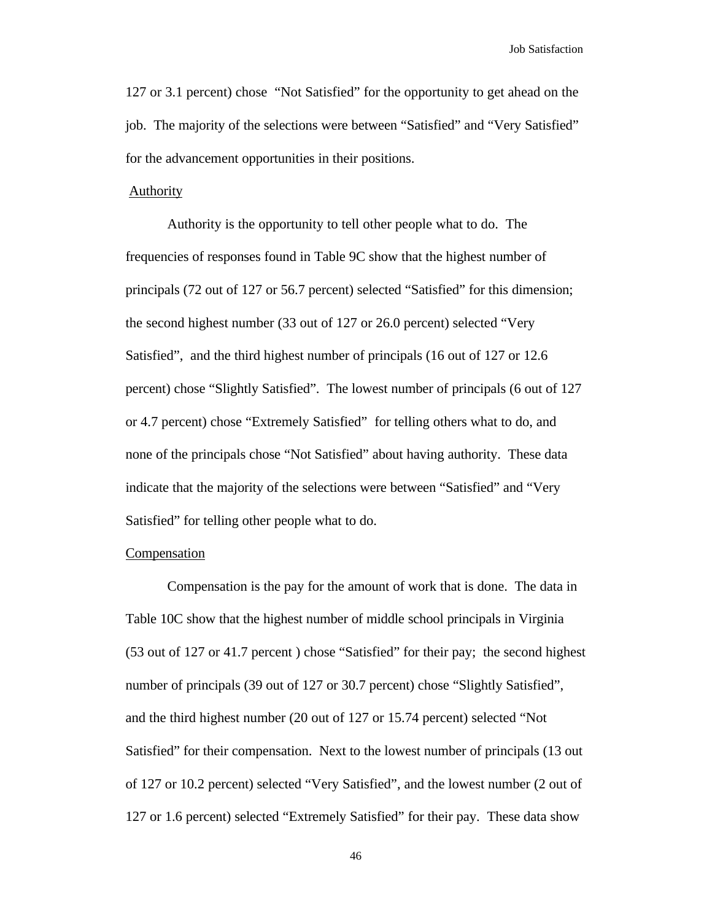127 or 3.1 percent) chose "Not Satisfied" for the opportunity to get ahead on the job. The majority of the selections were between "Satisfied" and "Very Satisfied" for the advancement opportunities in their positions.

Authority

Authority is the opportunity to tell other people what to do. The frequencies of responses found in Table 9C show that the highest number of principals (72 out of 127 or 56.7 percent) selected "Satisfied" for this dimension; the second highest number (33 out of 127 or 26.0 percent) selected "Very Satisfied", and the third highest number of principals (16 out of 127 or 12.6 percent) chose "Slightly Satisfied". The lowest number of principals (6 out of 127 or 4.7 percent) chose "Extremely Satisfied" for telling others what to do, and none of the principals chose "Not Satisfied" about having authority. These data indicate that the majority of the selections were between "Satisfied" and "Very Satisfied" for telling other people what to do.

Compensation

Compensation is the pay for the amount of work that is done. The data in Table 10C show that the highest number of middle school principals in Virginia (53 out of 127 or 41.7 percent ) chose "Satisfied" for their pay; the second highest number of principals (39 out of 127 or 30.7 percent) chose "Slightly Satisfied", and the third highest number (20 out of 127 or 15.74 percent) selected "Not Satisfied" for their compensation. Next to the lowest number of principals (13 out of 127 or 10.2 percent) selected "Very Satisfied", and the lowest number (2 out of 127 or 1.6 percent) selected "Extremely Satisfied" for their pay. These data show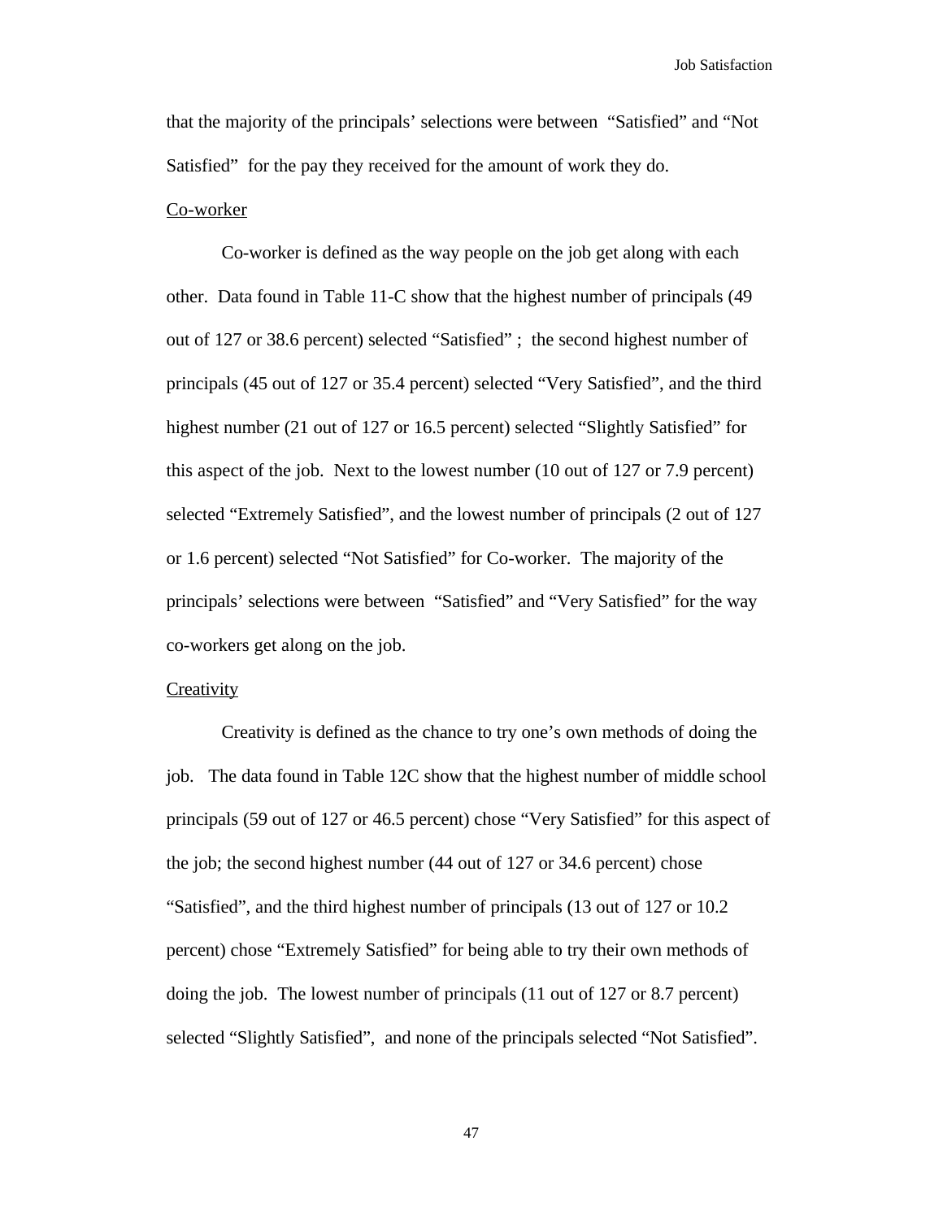that the majority of the principals' selections were between "Satisfied" and "Not Satisfied" for the pay they received for the amount of work they do.

<u>Co-worker</u>

Co-worker is defined as the way people on the job get along with each other. Data found in Table 11-C show that the highest number of principals (49 out of 127 or 38.6 percent) selected "Satisfied" ; the second highest number of principals (45 out of 127 or 35.4 percent) selected "Very Satisfied", and the third highest number (21 out of 127 or 16.5 percent) selected "Slightly Satisfied" for this aspect of the job. Next to the lowest number (10 out of 127 or 7.9 percent) selected "Extremely Satisfied", and the lowest number of principals (2 out of 127 or 1.6 percent) selected "Not Satisfied" for Co-worker. The majority of the principals' selections were between "Satisfied" and "Very Satisfied" for the way co-workers get along on the job.

<u>Creativity</u>

Creativity is defined as the chance to try one's own methods of doing the job. The data found in Table 12C show that the highest number of middle school principals (59 out of 127 or 46.5 percent) chose "Very Satisfied" for this aspect of the job; the second highest number (44 out of 127 or 34.6 percent) chose "Satisfied", and the third highest number of principals (13 out of 127 or 10.2 percent) chose "Extremely Satisfied" for being able to try their own methods of doing the job. The lowest number of principals (11 out of 127 or 8.7 percent) selected "Slightly Satisfied", and none of the principals selected "Not Satisfied".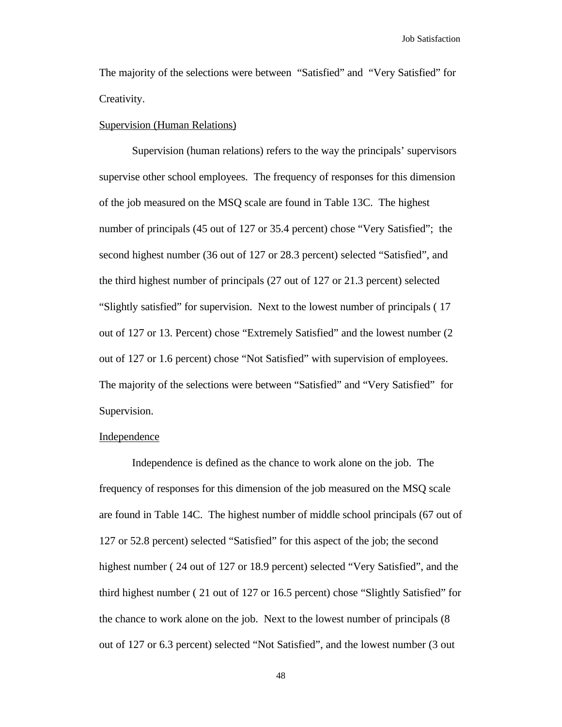The majority of the selections were between "Satisfied" and "Very Satisfied" for Creativity.

Supervision (Human Relations)

Supervision (human relations) refers to the way the principals' supervisors supervise other school employees. The frequency of responses for this dimension of the job measured on the MSQ scale are found in Table 13C. The highest number of principals (45 out of 127 or 35.4 percent) chose "Very Satisfied"; the second highest number (36 out of 127 or 28.3 percent) selected "Satisfied", and the third highest number of principals (27 out of 127 or 21.3 percent) selected "Slightly satisfied" for supervision. Next to the lowest number of principals ( 17 out of 127 or 13. Percent) chose "Extremely Satisfied" and the lowest number (2 out of 127 or 1.6 percent) chose "Not Satisfied" with supervision of employees. The majority of the selections were between "Satisfied" and "Very Satisfied" for Supervision.

Independence

Independence is defined as the chance to work alone on the job. The frequency of responses for this dimension of the job measured on the MSQ scale are found in Table 14C. The highest number of middle school principals (67 out of 127 or 52.8 percent) selected "Satisfied" for this aspect of the job; the second highest number ( 24 out of 127 or 18.9 percent) selected "Very Satisfied", and the third highest number ( 21 out of 127 or 16.5 percent) chose "Slightly Satisfied" for the chance to work alone on the job. Next to the lowest number of principals (8 out of 127 or 6.3 percent) selected "Not Satisfied", and the lowest number (3 out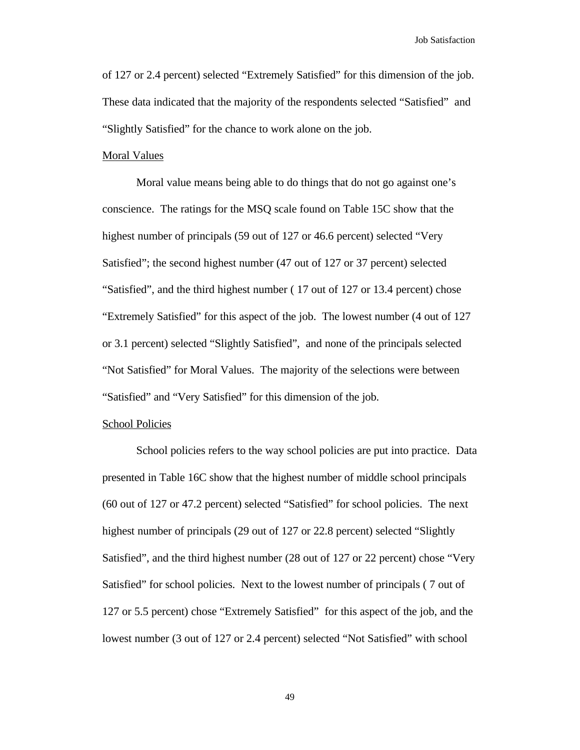of 127 or 2.4 percent) selected “Extremely Satisfied” for this dimension of the job. These data indicated that the majority of the respondents selected “Satisfied” and “Slightly Satisfied” for the chance to work alone on the job.

Moral Values

Moral value means being able to do things that do not go against one’s conscience. The ratings for the MSQ scale found on Table 15C show that the highest number of principals (59 out of 127 or 46.6 percent) selected “Very Satisfied”; the second highest number (47 out of 127 or 37 percent) selected “Satisfied”, and the third highest number ( 17 out of 127 or 13.4 percent) chose “Extremely Satisfied” for this aspect of the job. The lowest number (4 out of 127 or 3.1 percent) selected “Slightly Satisfied”, and none of the principals selected “Not Satisfied” for Moral Values. The majority of the selections were between “Satisfied” and “Very Satisfied” for this dimension of the job.

School Policies

School policies refers to the way school policies are put into practice. Data presented in Table 16C show that the highest number of middle school principals (60 out of 127 or 47.2 percent) selected “Satisfied” for school policies. The next highest number of principals (29 out of 127 or 22.8 percent) selected “Slightly Satisfied”, and the third highest number (28 out of 127 or 22 percent) chose “Very Satisfied” for school policies. Next to the lowest number of principals ( 7 out of 127 or 5.5 percent) chose “Extremely Satisfied” for this aspect of the job, and the lowest number (3 out of 127 or 2.4 percent) selected “Not Satisfied” with school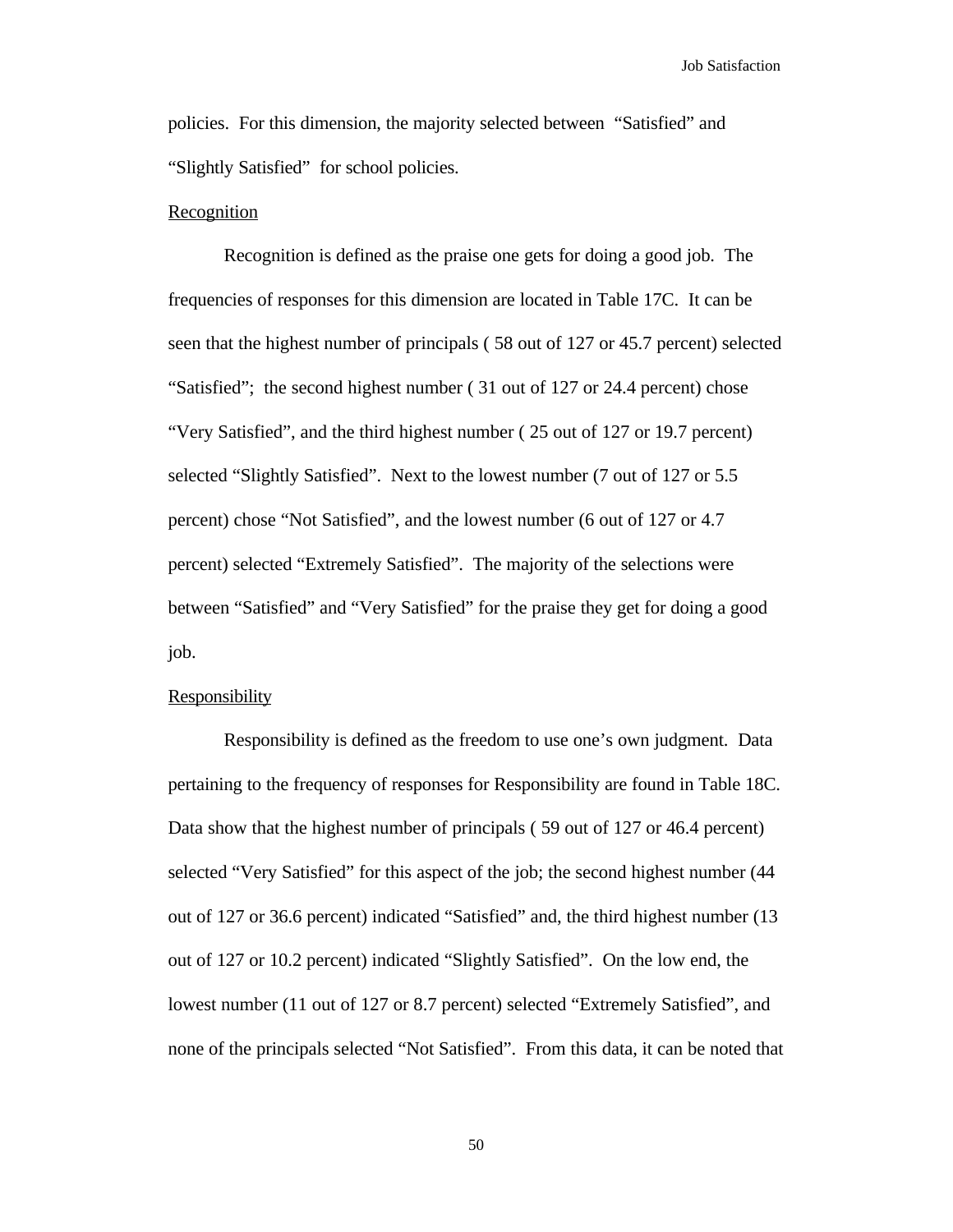policies. For this dimension, the majority selected between "Satisfied" and "Slightly Satisfied" for school policies.

Recognition

Recognition is defined as the praise one gets for doing a good job. The frequencies of responses for this dimension are located in Table 17C. It can be seen that the highest number of principals ( 58 out of 127 or 45.7 percent) selected "Satisfied"; the second highest number ( 31 out of 127 or 24.4 percent) chose "Very Satisfied", and the third highest number ( 25 out of 127 or 19.7 percent) selected "Slightly Satisfied". Next to the lowest number (7 out of 127 or 5.5 percent) chose "Not Satisfied", and the lowest number (6 out of 127 or 4.7 percent) selected "Extremely Satisfied". The majority of the selections were between "Satisfied" and "Very Satisfied" for the praise they get for doing a good job.

Responsibility

Responsibility is defined as the freedom to use one's own judgment. Data pertaining to the frequency of responses for Responsibility are found in Table 18C. Data show that the highest number of principals ( 59 out of 127 or 46.4 percent) selected "Very Satisfied" for this aspect of the job; the second highest number (44 out of 127 or 36.6 percent) indicated "Satisfied" and, the third highest number (13 out of 127 or 10.2 percent) indicated "Slightly Satisfied". On the low end, the lowest number (11 out of 127 or 8.7 percent) selected "Extremely Satisfied", and none of the principals selected "Not Satisfied". From this data, it can be noted that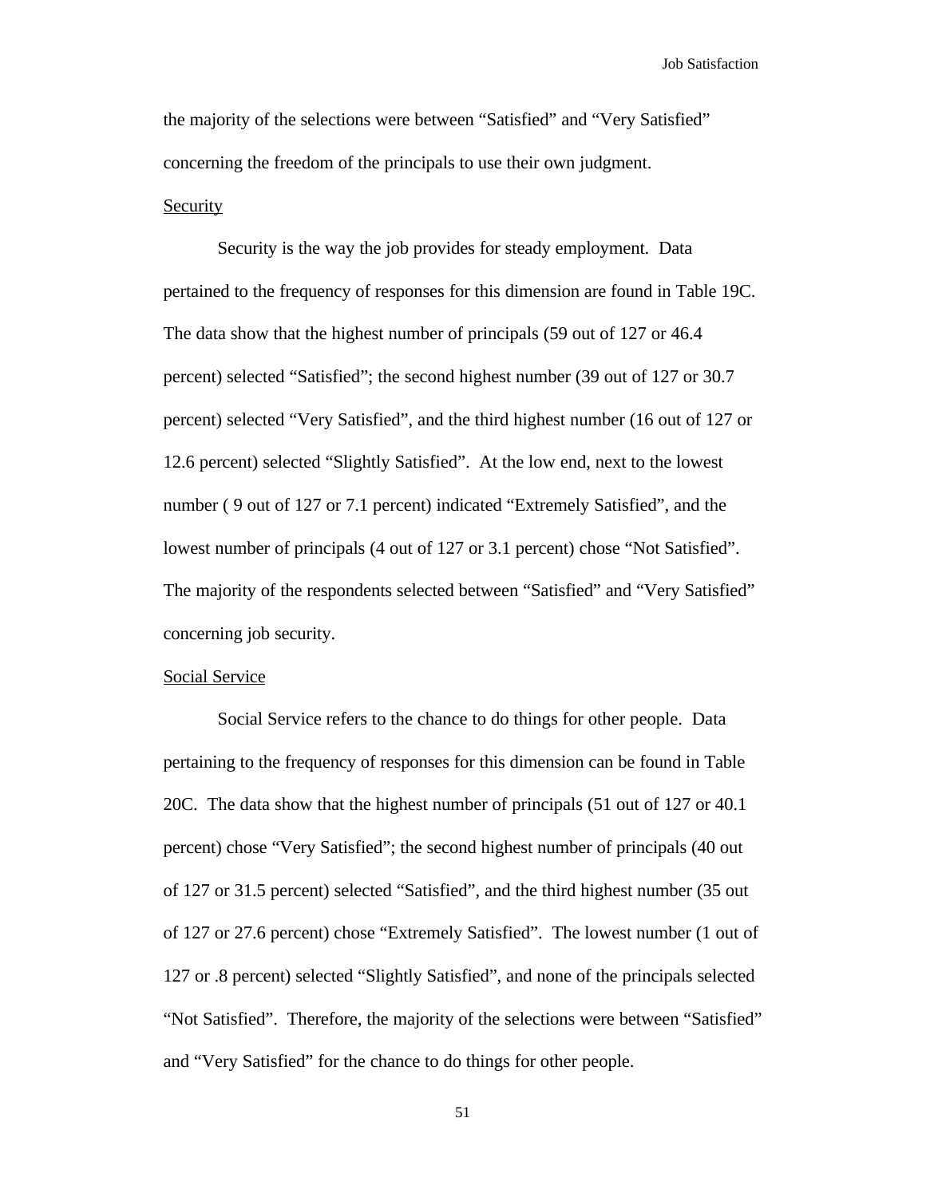the majority of the selections were between “Satisfied” and “Very Satisfied” concerning the freedom of the principals to use their own judgment.

Security

Security is the way the job provides for steady employment. Data pertained to the frequency of responses for this dimension are found in Table 19C. The data show that the highest number of principals (59 out of 127 or 46.4 percent) selected “Satisfied”; the second highest number (39 out of 127 or 30.7 percent) selected “Very Satisfied”, and the third highest number (16 out of 127 or 12.6 percent) selected “Slightly Satisfied”. At the low end, next to the lowest number ( 9 out of 127 or 7.1 percent) indicated “Extremely Satisfied”, and the lowest number of principals (4 out of 127 or 3.1 percent) chose “Not Satisfied”. The majority of the respondents selected between “Satisfied” and “Very Satisfied” concerning job security.

Social Service

Social Service refers to the chance to do things for other people. Data pertaining to the frequency of responses for this dimension can be found in Table 20C. The data show that the highest number of principals (51 out of 127 or 40.1 percent) chose “Very Satisfied”; the second highest number of principals (40 out of 127 or 31.5 percent) selected “Satisfied”, and the third highest number (35 out of 127 or 27.6 percent) chose “Extremely Satisfied”. The lowest number (1 out of 127 or .8 percent) selected “Slightly Satisfied”, and none of the principals selected “Not Satisfied”. Therefore, the majority of the selections were between “Satisfied” and “Very Satisfied” for the chance to do things for other people.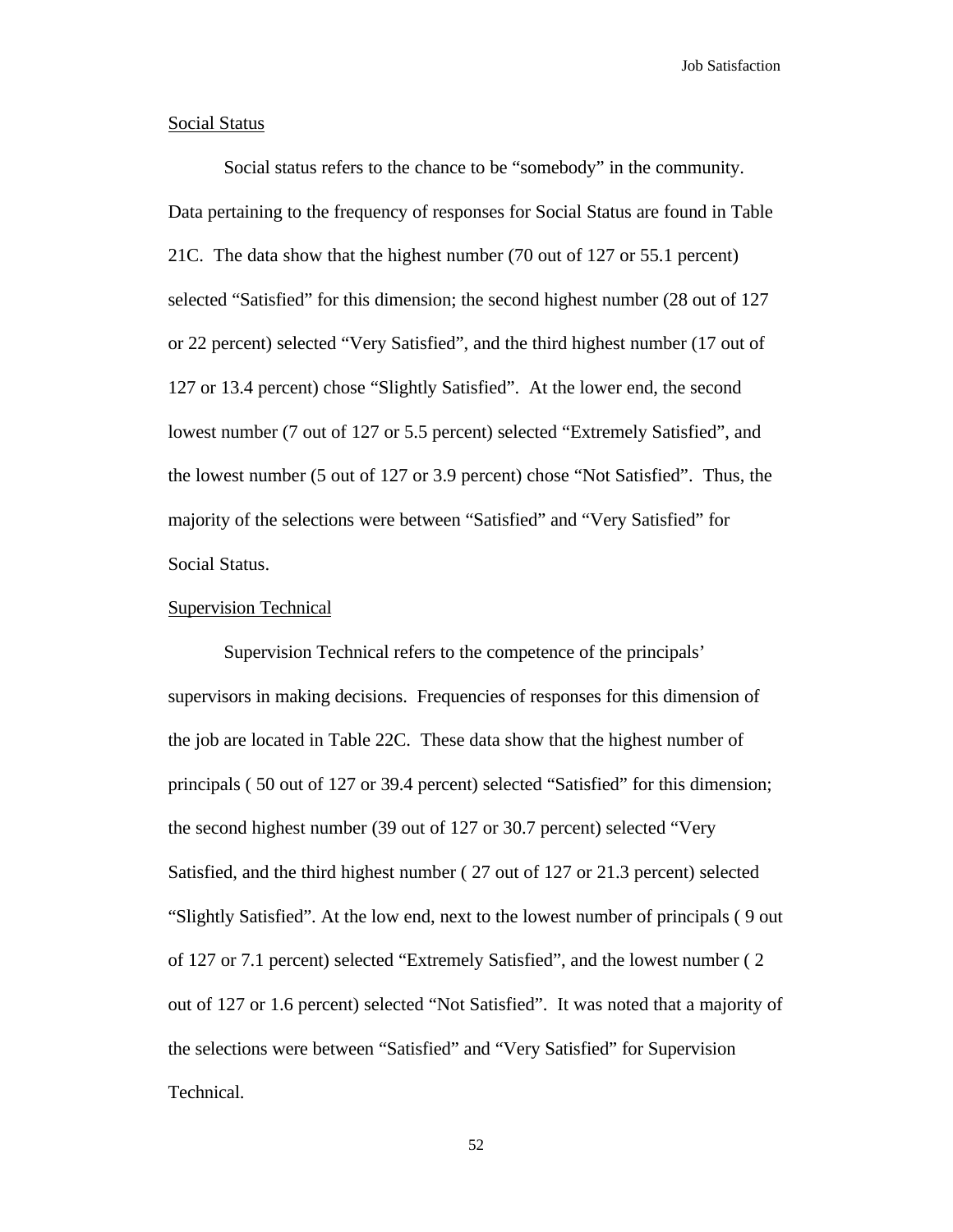Social Status

Social status refers to the chance to be “somebody” in the community. Data pertaining to the frequency of responses for Social Status are found in Table 21C. The data show that the highest number (70 out of 127 or 55.1 percent) selected “Satisfied” for this dimension; the second highest number (28 out of 127 or 22 percent) selected “Very Satisfied”, and the third highest number (17 out of 127 or 13.4 percent) chose “Slightly Satisfied”. At the lower end, the second lowest number (7 out of 127 or 5.5 percent) selected “Extremely Satisfied”, and the lowest number (5 out of 127 or 3.9 percent) chose “Not Satisfied”. Thus, the majority of the selections were between “Satisfied” and “Very Satisfied” for Social Status.

Supervision Technical

Supervision Technical refers to the competence of the principals’ supervisors in making decisions. Frequencies of responses for this dimension of the job are located in Table 22C. These data show that the highest number of principals ( 50 out of 127 or 39.4 percent) selected “Satisfied” for this dimension; the second highest number (39 out of 127 or 30.7 percent) selected “Very Satisfied, and the third highest number ( 27 out of 127 or 21.3 percent) selected “Slightly Satisfied”. At the low end, next to the lowest number of principals ( 9 out of 127 or 7.1 percent) selected “Extremely Satisfied”, and the lowest number ( 2 out of 127 or 1.6 percent) selected “Not Satisfied”. It was noted that a majority of the selections were between “Satisfied” and “Very Satisfied” for Supervision Technical.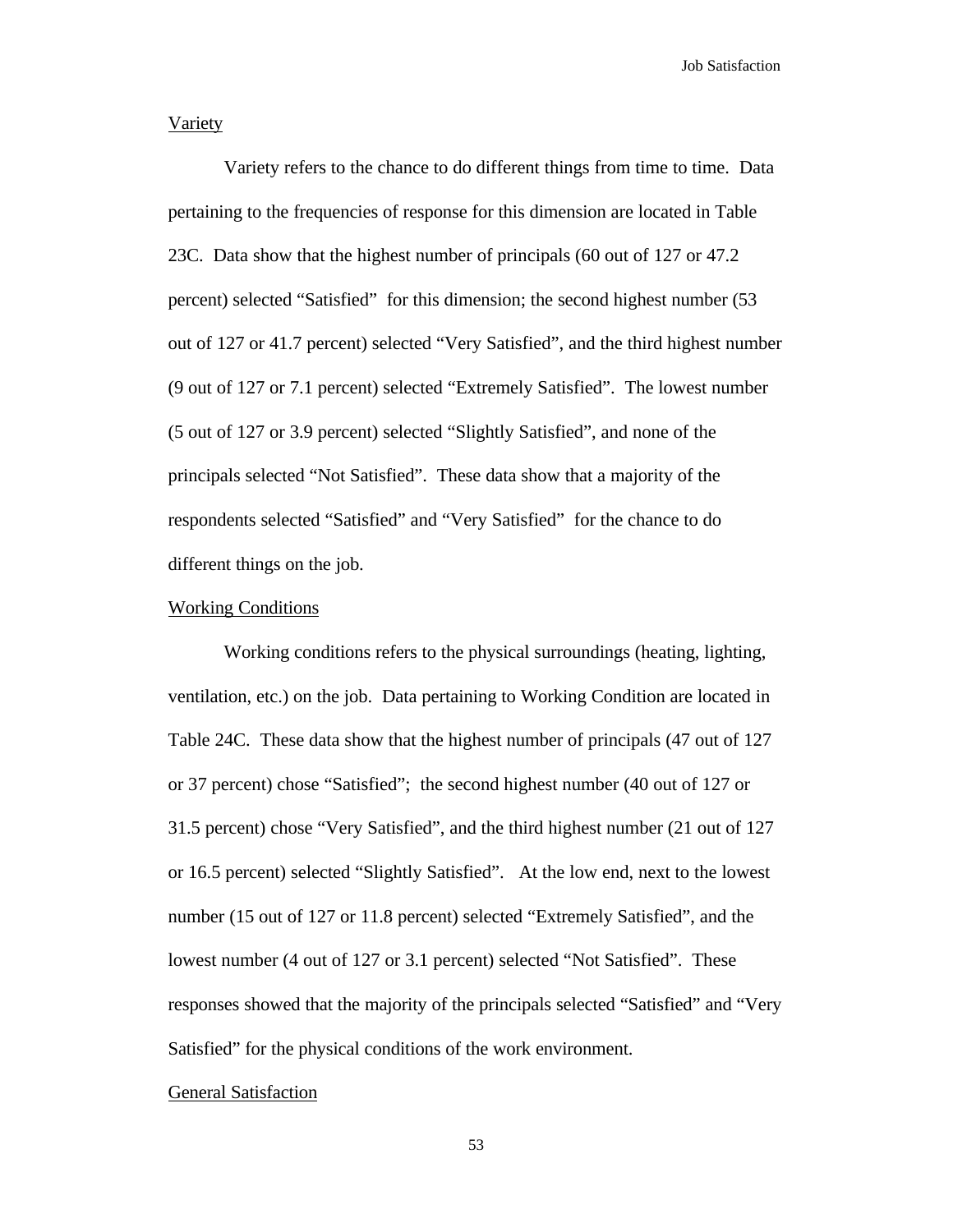Variety

Variety refers to the chance to do different things from time to time. Data pertaining to the frequencies of response for this dimension are located in Table 23C. Data show that the highest number of principals (60 out of 127 or 47.2 percent) selected “Satisfied” for this dimension; the second highest number (53 out of 127 or 41.7 percent) selected “Very Satisfied”, and the third highest number (9 out of 127 or 7.1 percent) selected “Extremely Satisfied”. The lowest number (5 out of 127 or 3.9 percent) selected “Slightly Satisfied”, and none of the principals selected “Not Satisfied”. These data show that a majority of the respondents selected “Satisfied” and “Very Satisfied” for the chance to do different things on the job.

Working Conditions

Working conditions refers to the physical surroundings (heating, lighting, ventilation, etc.) on the job. Data pertaining to Working Condition are located in Table 24C. These data show that the highest number of principals (47 out of 127 or 37 percent) chose “Satisfied”; the second highest number (40 out of 127 or 31.5 percent) chose “Very Satisfied”, and the third highest number (21 out of 127 or 16.5 percent) selected “Slightly Satisfied”. At the low end, next to the lowest number (15 out of 127 or 11.8 percent) selected “Extremely Satisfied”, and the lowest number (4 out of 127 or 3.1 percent) selected “Not Satisfied”. These responses showed that the majority of the principals selected “Satisfied” and “Very Satisfied” for the physical conditions of the work environment.

General Satisfaction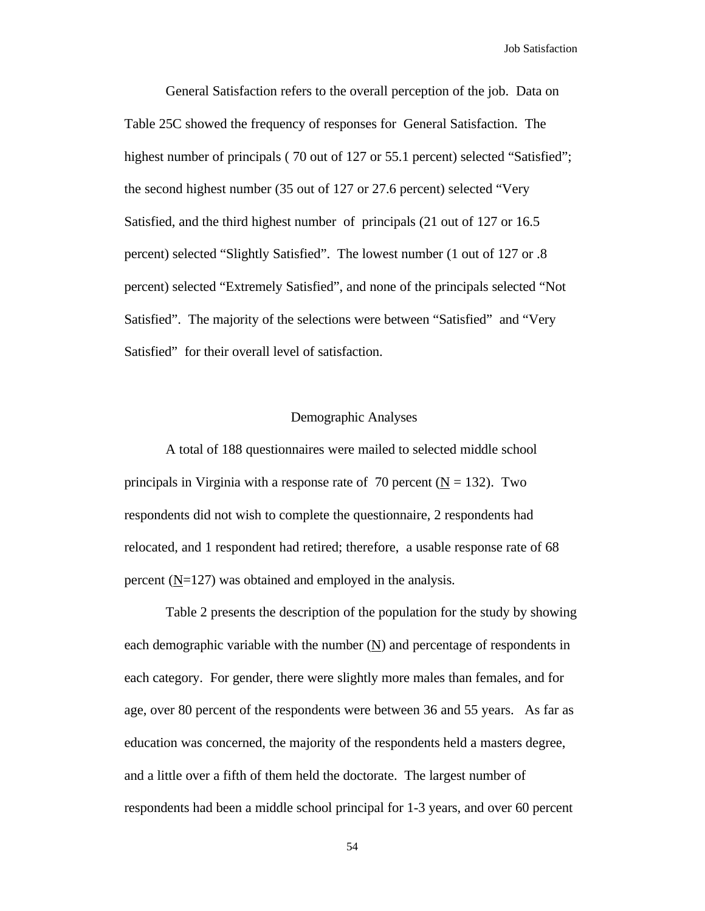General Satisfaction refers to the overall perception of the job. Data on Table 25C showed the frequency of responses for General Satisfaction. The highest number of principals ( 70 out of 127 or 55.1 percent) selected “Satisfied”; the second highest number (35 out of 127 or 27.6 percent) selected “Very Satisfied, and the third highest number of principals (21 out of 127 or 16.5 percent) selected “Slightly Satisfied”. The lowest number (1 out of 127 or .8 percent) selected “Extremely Satisfied”, and none of the principals selected “Not Satisfied”. The majority of the selections were between “Satisfied” and “Very Satisfied” for their overall level of satisfaction.

## Demographic Analyses

A total of 188 questionnaires were mailed to selected middle school principals in Virginia with a response rate of 70 percent (N = 132). Two respondents did not wish to complete the questionnaire, 2 respondents had relocated, and 1 respondent had retired; therefore, a usable response rate of 68 percent (N=127) was obtained and employed in the analysis.

Table 2 presents the description of the population for the study by showing each demographic variable with the number (N) and percentage of respondents in each category. For gender, there were slightly more males than females, and for age, over 80 percent of the respondents were between 36 and 55 years. As far as education was concerned, the majority of the respondents held a masters degree, and a little over a fifth of them held the doctorate. The largest number of respondents had been a middle school principal for 1-3 years, and over 60 percent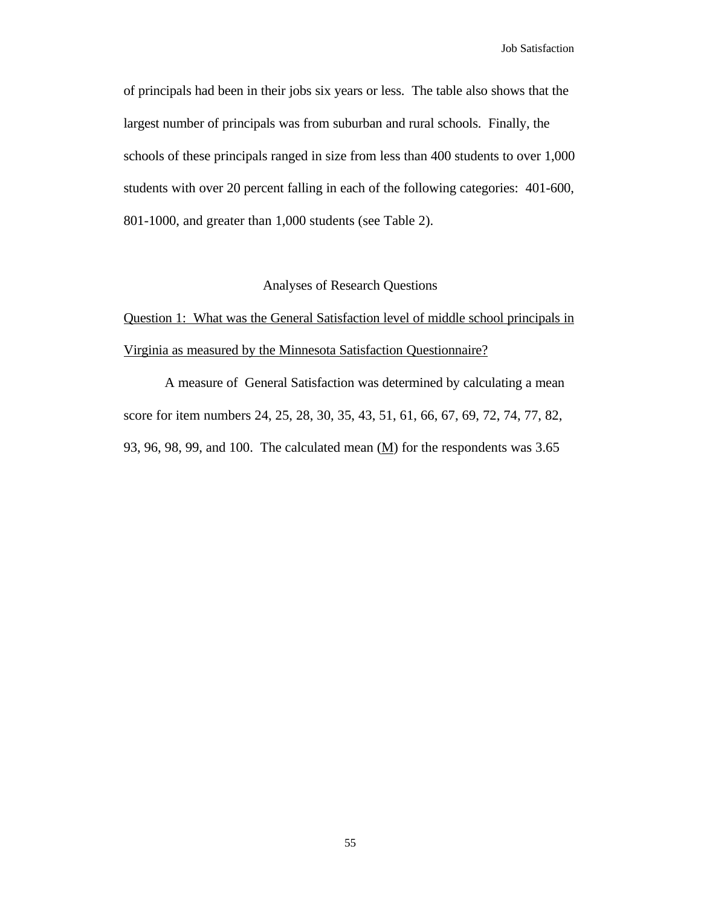of principals had been in their jobs six years or less. The table also shows that the largest number of principals was from suburban and rural schools. Finally, the schools of these principals ranged in size from less than 400 students to over 1,000 students with over 20 percent falling in each of the following categories: 401-600, 801-1000, and greater than 1,000 students (see Table 2).

## Analyses of Research Questions

<u>Question 1: What was the General Satisfaction level of middle school principals in Virginia as measured by the Minnesota Satisfaction Questionnaire?</u>

A measure of General Satisfaction was determined by calculating a mean score for item numbers 24, 25, 28, 30, 35, 43, 51, 61, 66, 67, 69, 72, 74, 77, 82, 93, 96, 98, 99, and 100. The calculated mean (<u>M</u>) for the respondents was 3.65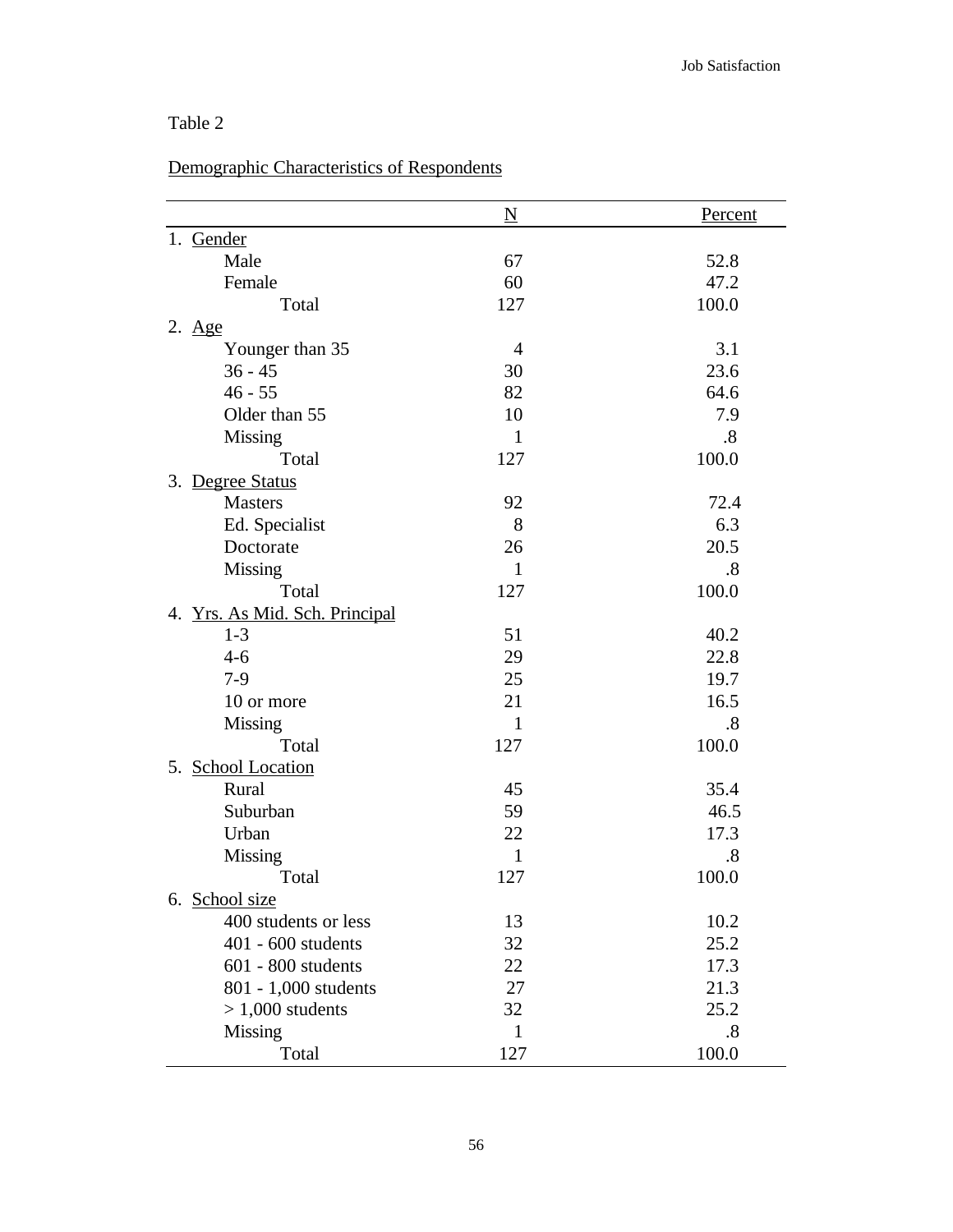Table 2

Demographic Characteristics of Respondents

| | N | Percent |
|---|---|---|
| 1. Gender | | |
| Male | 67 | 52.8 |
| Female | 60 | 47.2 |
| Total | 127 | 100.0 |
| 2. Age | | |
| Younger than 35 | 4 | 3.1 |
| 36 - 45 | 30 | 23.6 |
| 46 - 55 | 82 | 64.6 |
| Older than 55 | 10 | 7.9 |
| Missing | 1 | .8 |
| Total | 127 | 100.0 |
| 3. Degree Status | | |
| Masters | 92 | 72.4 |
| Ed. Specialist | 8 | 6.3 |
| Doctorate | 26 | 20.5 |
| Missing | 1 | .8 |
| Total | 127 | 100.0 |
| 4. Yrs. As Mid. Sch. Principal | | |
| 1-3 | 51 | 40.2 |
| 4-6 | 29 | 22.8 |
| 7-9 | 25 | 19.7 |
| 10 or more | 21 | 16.5 |
| Missing | 1 | .8 |
| Total | 127 | 100.0 |
| 5. School Location | | |
| Rural | 45 | 35.4 |
| Suburban | 59 | 46.5 |
| Urban | 22 | 17.3 |
| Missing | 1 | .8 |
| Total | 127 | 100.0 |
| 6. School size | | |
| 400 students or less | 13 | 10.2 |
| 401 - 600 students | 32 | 25.2 |
| 601 - 800 students | 22 | 17.3 |
| 801 - 1,000 students | 27 | 21.3 |
| > 1,000 students | 32 | 25.2 |
| Missing | 1 | .8 |
| Total | 127 | 100.0 |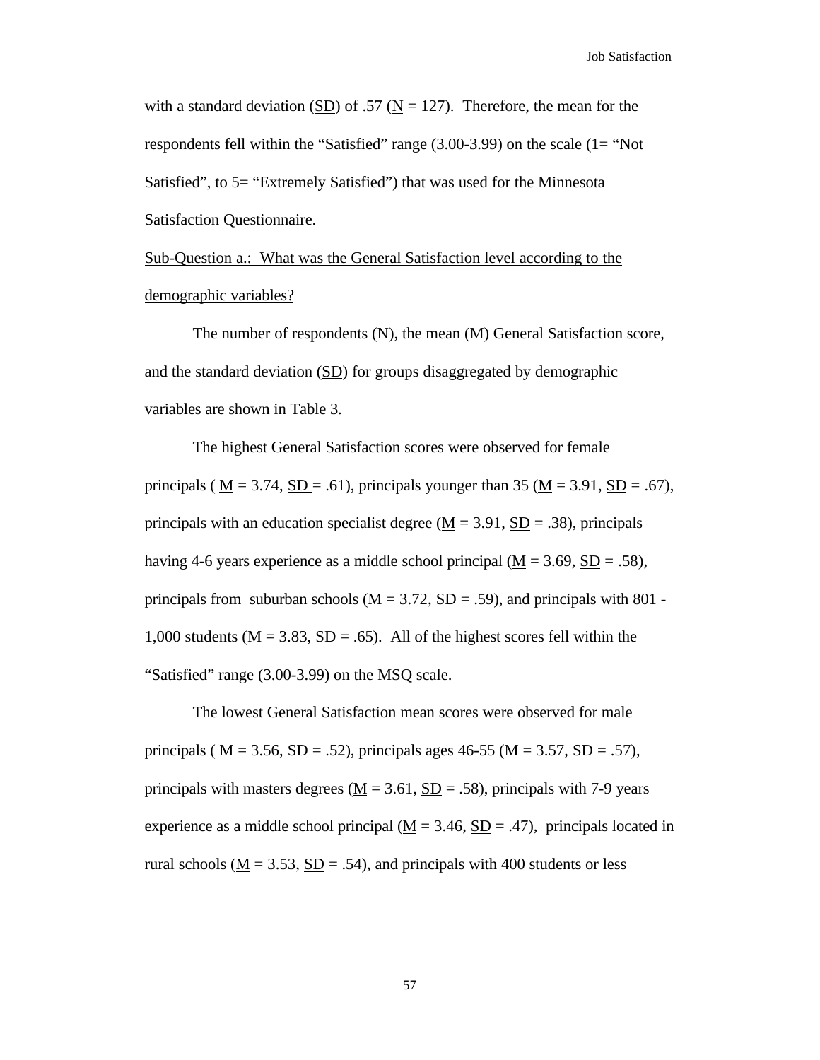with a standard deviation (SD) of .57 (N = 127). Therefore, the mean for the respondents fell within the "Satisfied" range (3.00-3.99) on the scale (1= "Not Satisfied", to 5= "Extremely Satisfied") that was used for the Minnesota Satisfaction Questionnaire.

Sub-Question a.: What was the General Satisfaction level according to the demographic variables?

The number of respondents (N), the mean (M) General Satisfaction score, and the standard deviation (SD) for groups disaggregated by demographic variables are shown in Table 3.

The highest General Satisfaction scores were observed for female principals ( M = 3.74, SD = .61), principals younger than 35 (M = 3.91, SD = .67), principals with an education specialist degree (M = 3.91, SD = .38), principals having 4-6 years experience as a middle school principal (M = 3.69, SD = .58), principals from suburban schools (M = 3.72, SD = .59), and principals with 801 - 1,000 students (M = 3.83, SD = .65). All of the highest scores fell within the "Satisfied" range (3.00-3.99) on the MSQ scale.

The lowest General Satisfaction mean scores were observed for male principals ( M = 3.56, SD = .52), principals ages 46-55 (M = 3.57, SD = .57), principals with masters degrees (M = 3.61, SD = .58), principals with 7-9 years experience as a middle school principal (M = 3.46, SD = .47), principals located in rural schools (M = 3.53, SD = .54), and principals with 400 students or less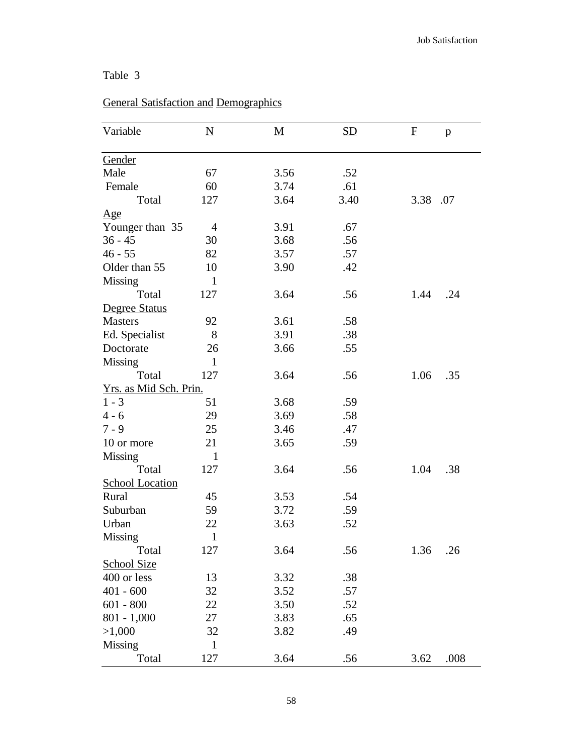Table 3

General Satisfaction and Demographics

| Variable | N | M | SD | F | p |
|---|---|---|---|---|---|
| Gender | | | | | |
| Male | 67 | 3.56 | .52 | | |
| Female | 60 | 3.74 | .61 | | |
| Total | 127 | 3.64 | 3.40 | 3.38 | .07 |
| Age | | | | | |
| Younger than 35 | 4 | 3.91 | .67 | | |
| 36 - 45 | 30 | 3.68 | .56 | | |
| 46 - 55 | 82 | 3.57 | .57 | | |
| Older than 55 | 10 | 3.90 | .42 | | |
| Missing | 1 | | | | |
| Total | 127 | 3.64 | .56 | 1.44 | .24 |
| Degree Status | | | | | |
| Masters | 92 | 3.61 | .58 | | |
| Ed. Specialist | 8 | 3.91 | .38 | | |
| Doctorate | 26 | 3.66 | .55 | | |
| Missing | 1 | | | | |
| Total | 127 | 3.64 | .56 | 1.06 | .35 |
| Yrs. as Mid Sch. Prin. | | | | | |
| 1 - 3 | 51 | 3.68 | .59 | | |
| 4 - 6 | 29 | 3.69 | .58 | | |
| 7 - 9 | 25 | 3.46 | .47 | | |
| 10 or more | 21 | 3.65 | .59 | | |
| Missing | 1 | | | | |
| Total | 127 | 3.64 | .56 | 1.04 | .38 |
| School Location | | | | | |
| Rural | 45 | 3.53 | .54 | | |
| Suburban | 59 | 3.72 | .59 | | |
| Urban | 22 | 3.63 | .52 | | |
| Missing | 1 | | | | |
| Total | 127 | 3.64 | .56 | 1.36 | .26 |
| School Size | | | | | |
| 400 or less | 13 | 3.32 | .38 | | |
| 401 - 600 | 32 | 3.52 | .57 | | |
| 601 - 800 | 22 | 3.50 | .52 | | |
| 801 - 1,000 | 27 | 3.83 | .65 | | |
| >1,000 | 32 | 3.82 | .49 | | |
| Missing | 1 | | | | |
| Total | 127 | 3.64 | .56 | 3.62 | .008 |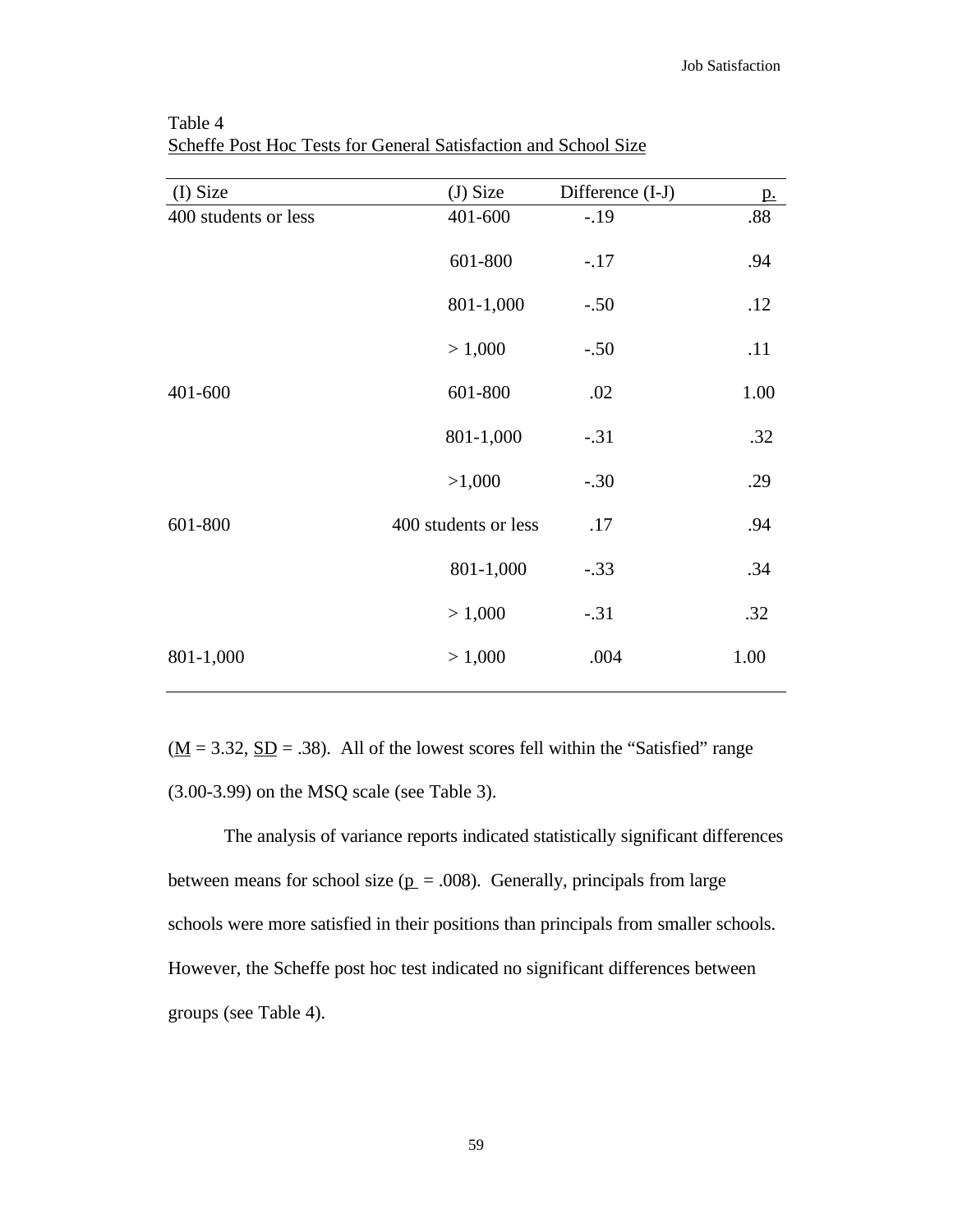Table 4
Scheffe Post Hoc Tests for General Satisfaction and School Size

| (I) Size | (J) Size | Difference (I-J) | p. |
|---|---|---|---|
| 400 students or less | 401-600 | -.19 | .88 |
| | 601-800 | -.17 | .94 |
| | 801-1,000 | -.50 | .12 |
| | > 1,000 | -.50 | .11 |
| 401-600 | 601-800 | .02 | 1.00 |
| | 801-1,000 | -.31 | .32 |
| | >1,000 | -.30 | .29 |
| 601-800 | 400 students or less | .17 | .94 |
| | 801-1,000 | -.33 | .34 |
| | > 1,000 | -.31 | .32 |
| 801-1,000 | > 1,000 | .004 | 1.00 |

(M = 3.32, SD = .38). All of the lowest scores fell within the "Satisfied" range (3.00-3.99) on the MSQ scale (see Table 3).

The analysis of variance reports indicated statistically significant differences between means for school size ($p = .008$). Generally, principals from large schools were more satisfied in their positions than principals from smaller schools. However, the Scheffe post hoc test indicated no significant differences between groups (see Table 4).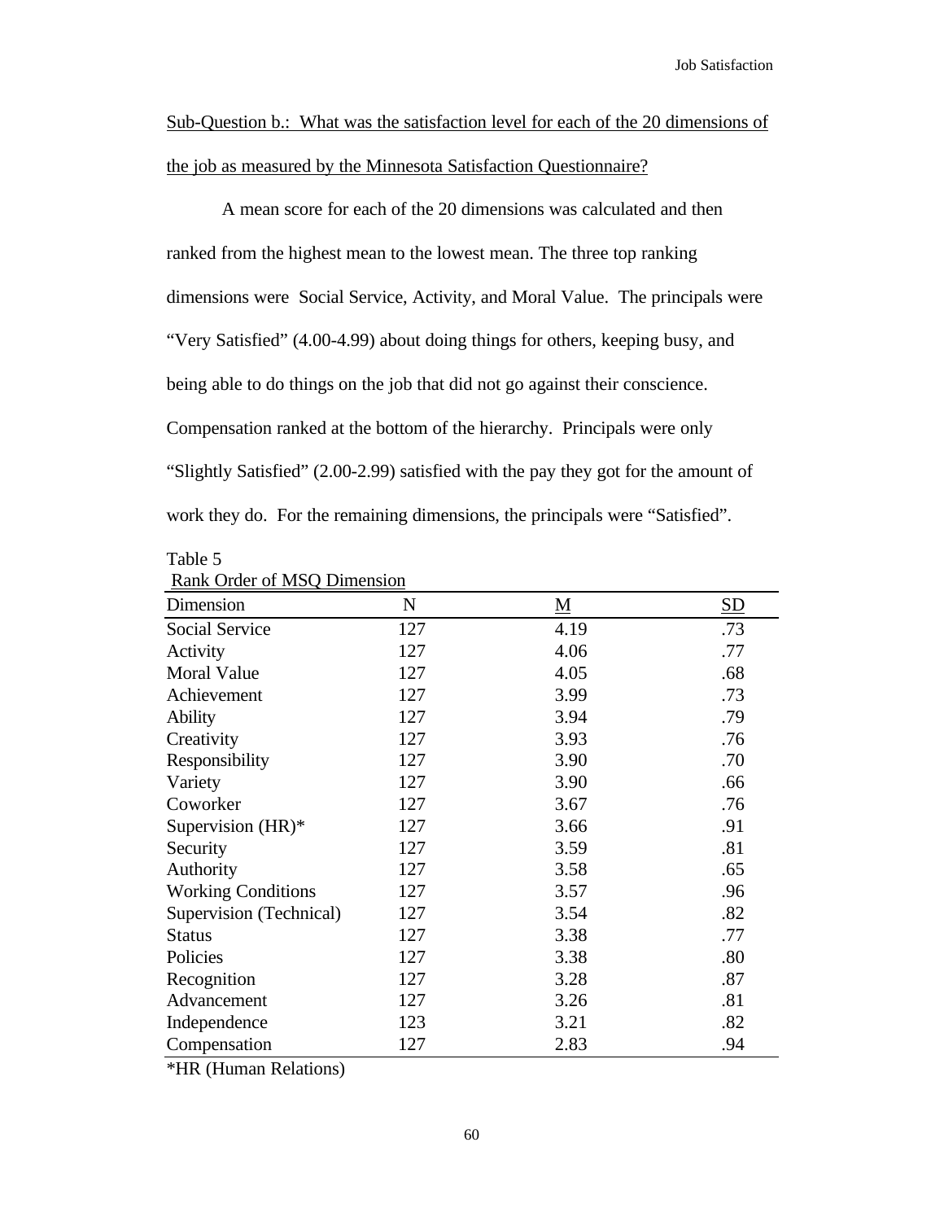<u>Sub-Question b.: What was the satisfaction level for each of the 20 dimensions of the job as measured by the Minnesota Satisfaction Questionnaire?</u>

A mean score for each of the 20 dimensions was calculated and then ranked from the highest mean to the lowest mean. The three top ranking dimensions were Social Service, Activity, and Moral Value. The principals were "Very Satisfied" (4.00-4.99) about doing things for others, keeping busy, and being able to do things on the job that did not go against their conscience. Compensation ranked at the bottom of the hierarchy. Principals were only "Slightly Satisfied" (2.00-2.99) satisfied with the pay they got for the amount of work they do. For the remaining dimensions, the principals were "Satisfied".

Table 5

<u>Rank Order of MSQ Dimension</u>

| Dimension | N | <u>M</u> | <u>SD</u> |
|---|---|---|---|
| Social Service | 127 | 4.19 | .73 |
| Activity | 127 | 4.06 | .77 |
| Moral Value | 127 | 4.05 | .68 |
| Achievement | 127 | 3.99 | .73 |
| Ability | 127 | 3.94 | .79 |
| Creativity | 127 | 3.93 | .76 |
| Responsibility | 127 | 3.90 | .70 |
| Variety | 127 | 3.90 | .66 |
| Coworker | 127 | 3.67 | .76 |
| Supervision (HR)* | 127 | 3.66 | .91 |
| Security | 127 | 3.59 | .81 |
| Authority | 127 | 3.58 | .65 |
| Working Conditions | 127 | 3.57 | .96 |
| Supervision (Technical) | 127 | 3.54 | .82 |
| Status | 127 | 3.38 | .77 |
| Policies | 127 | 3.38 | .80 |
| Recognition | 127 | 3.28 | .87 |
| Advancement | 127 | 3.26 | .81 |
| Independence | 123 | 3.21 | .82 |
| Compensation | 127 | 2.83 | .94 |

*HR (Human Relations)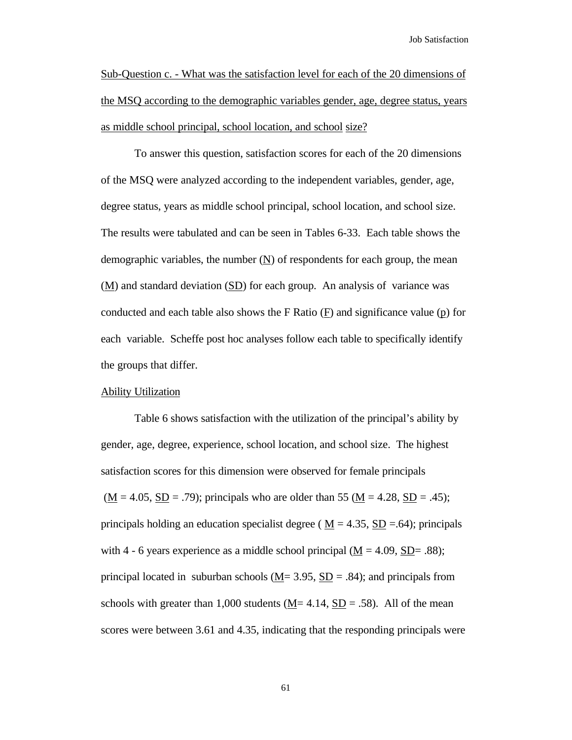<u>Sub-Question c. - What was the satisfaction level for each of the 20 dimensions of the MSQ according to the demographic variables gender, age, degree status, years as middle school principal, school location, and school size?</u>

To answer this question, satisfaction scores for each of the 20 dimensions of the MSQ were analyzed according to the independent variables, gender, age, degree status, years as middle school principal, school location, and school size. The results were tabulated and can be seen in Tables 6-33. Each table shows the demographic variables, the number (<u>N</u>) of respondents for each group, the mean (<u>M</u>) and standard deviation (<u>SD</u>) for each group. An analysis of variance was conducted and each table also shows the F Ratio (<u>F</u>) and significance value (<u>p</u>) for each variable. Scheffe post hoc analyses follow each table to specifically identify the groups that differ.

<u>Ability Utilization</u>

Table 6 shows satisfaction with the utilization of the principal's ability by gender, age, degree, experience, school location, and school size. The highest satisfaction scores for this dimension were observed for female principals (<u>M</u> = 4.05, <u>SD</u> = .79); principals who are older than 55 (<u>M</u> = 4.28, <u>SD</u> = .45); principals holding an education specialist degree ( <u>M</u> = 4.35, <u>SD</u> =.64); principals with 4 - 6 years experience as a middle school principal (<u>M</u> = 4.09, <u>SD</u>= .88); principal located in suburban schools (<u>M</u>= 3.95, <u>SD</u> = .84); and principals from schools with greater than 1,000 students (<u>M</u>= 4.14, <u>SD</u> = .58). All of the mean scores were between 3.61 and 4.35, indicating that the responding principals were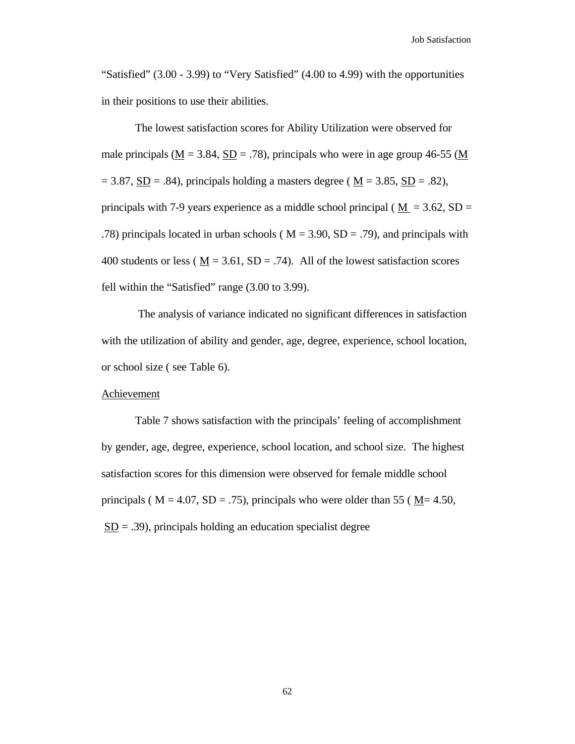"Satisfied" (3.00 - 3.99) to "Very Satisfied" (4.00 to 4.99) with the opportunities in their positions to use their abilities.

The lowest satisfaction scores for Ability Utilization were observed for male principals (M = 3.84, SD = .78), principals who were in age group 46-55 (M = 3.87, SD = .84), principals holding a masters degree ( M = 3.85, SD = .82), principals with 7-9 years experience as a middle school principal ( M = 3.62, SD = .78) principals located in urban schools ( M = 3.90, SD = .79), and principals with 400 students or less ( M = 3.61, SD = .74). All of the lowest satisfaction scores fell within the "Satisfied" range (3.00 to 3.99).

The analysis of variance indicated no significant differences in satisfaction with the utilization of ability and gender, age, degree, experience, school location, or school size ( see Table 6).

Achievement

Table 7 shows satisfaction with the principals' feeling of accomplishment by gender, age, degree, experience, school location, and school size. The highest satisfaction scores for this dimension were observed for female middle school principals ( M = 4.07, SD = .75), principals who were older than 55 ( M= 4.50, SD = .39), principals holding an education specialist degree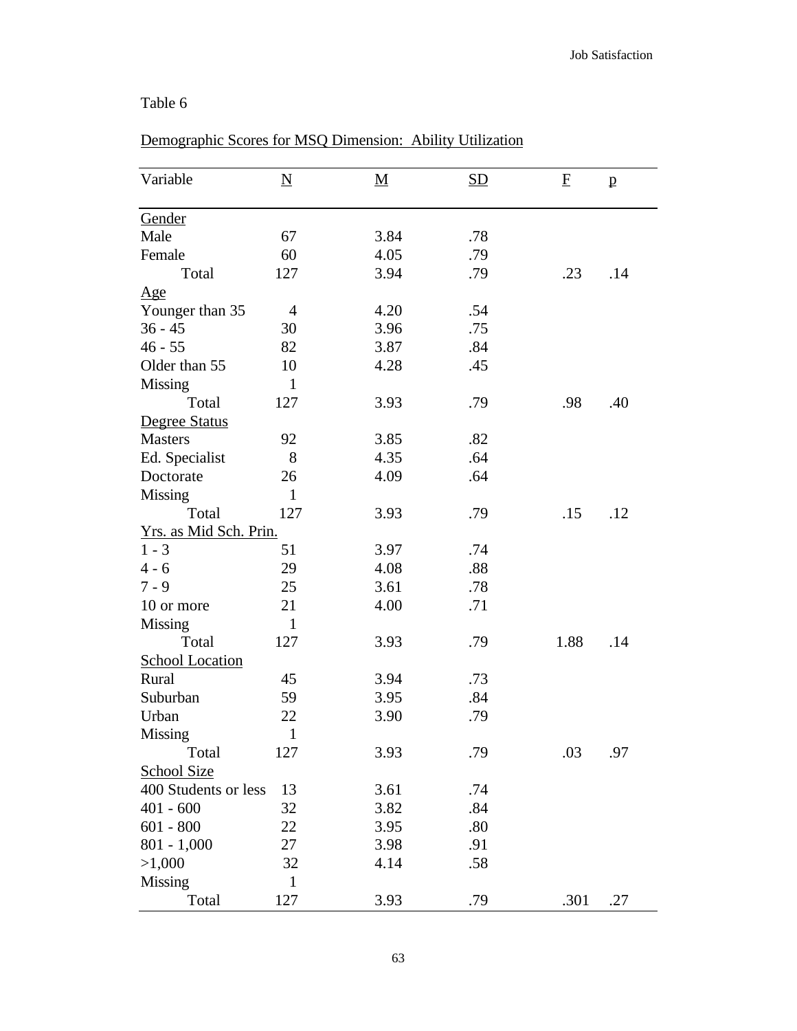Table 6

Demographic Scores for MSQ Dimension: Ability Utilization

| Variable | N | M | SD | F | p |
|---|---|---|---|---|---|
| Gender | | | | | |
| Male | 67 | 3.84 | .78 | | |
| Female | 60 | 4.05 | .79 | | |
| Total | 127 | 3.94 | .79 | .23 | .14 |
| Age | | | | | |
| Younger than 35 | 4 | 4.20 | .54 | | |
| 36 - 45 | 30 | 3.96 | .75 | | |
| 46 - 55 | 82 | 3.87 | .84 | | |
| Older than 55 | 10 | 4.28 | .45 | | |
| Missing | 1 | | | | |
| Total | 127 | 3.93 | .79 | .98 | .40 |
| Degree Status | | | | | |
| Masters | 92 | 3.85 | .82 | | |
| Ed. Specialist | 8 | 4.35 | .64 | | |
| Doctorate | 26 | 4.09 | .64 | | |
| Missing | 1 | | | | |
| Total | 127 | 3.93 | .79 | .15 | .12 |
| Yrs. as Mid Sch. Prin. | | | | | |
| 1 - 3 | 51 | 3.97 | .74 | | |
| 4 - 6 | 29 | 4.08 | .88 | | |
| 7 - 9 | 25 | 3.61 | .78 | | |
| 10 or more | 21 | 4.00 | .71 | | |
| Missing | 1 | | | | |
| Total | 127 | 3.93 | .79 | 1.88 | .14 |
| School Location | | | | | |
| Rural | 45 | 3.94 | .73 | | |
| Suburban | 59 | 3.95 | .84 | | |
| Urban | 22 | 3.90 | .79 | | |
| Missing | 1 | | | | |
| Total | 127 | 3.93 | .79 | .03 | .97 |
| School Size | | | | | |
| 400 Students or less | 13 | 3.61 | .74 | | |
| 401 - 600 | 32 | 3.82 | .84 | | |
| 601 - 800 | 22 | 3.95 | .80 | | |
| 801 - 1,000 | 27 | 3.98 | .91 | | |
| >1,000 | 32 | 4.14 | .58 | | |
| Missing | 1 | | | | |
| Total | 127 | 3.93 | .79 | .301 | .27 |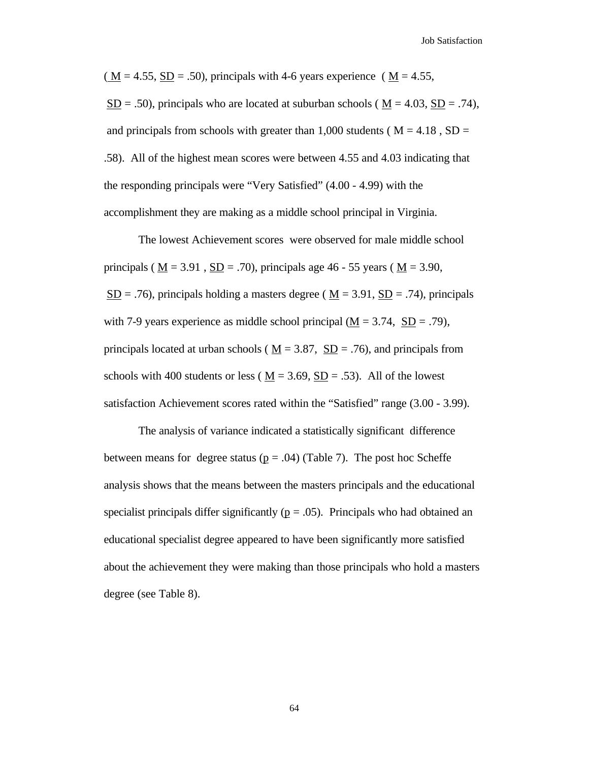( M = 4.55, SD = .50), principals with 4-6 years experience ( M = 4.55, SD = .50), principals who are located at suburban schools ( M = 4.03, SD = .74), and principals from schools with greater than 1,000 students ( M = 4.18 , SD = .58). All of the highest mean scores were between 4.55 and 4.03 indicating that the responding principals were "Very Satisfied" (4.00 - 4.99) with the accomplishment they are making as a middle school principal in Virginia.

The lowest Achievement scores were observed for male middle school principals ( M = 3.91 , SD = .70), principals age 46 - 55 years ( M = 3.90, SD = .76), principals holding a masters degree ( M = 3.91, SD = .74), principals with 7-9 years experience as middle school principal (M = 3.74, SD = .79), principals located at urban schools ( M = 3.87, SD = .76), and principals from schools with 400 students or less ( M = 3.69, SD = .53). All of the lowest satisfaction Achievement scores rated within the "Satisfied" range (3.00 - 3.99).

The analysis of variance indicated a statistically significant difference between means for degree status ($p = .04$) (Table 7). The post hoc Scheffe analysis shows that the means between the masters principals and the educational specialist principals differ significantly ($p = .05$). Principals who had obtained an educational specialist degree appeared to have been significantly more satisfied about the achievement they were making than those principals who hold a masters degree (see Table 8).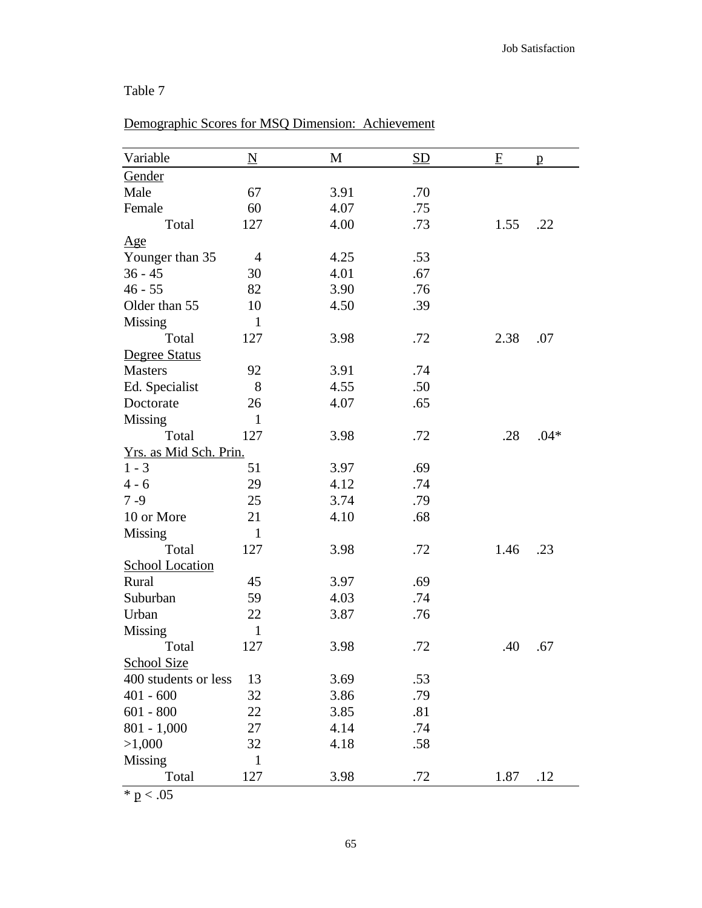Table 7

Demographic Scores for MSQ Dimension: Achievement

| Variable | N | M | SD | F | p |
|---|---|---|---|---|---|
| Gender | | | | | |
| Male | 67 | 3.91 | .70 | | |
| Female | 60 | 4.07 | .75 | | |
| Total | 127 | 4.00 | .73 | 1.55 | .22 |
| Age | | | | | |
| Younger than 35 | 4 | 4.25 | .53 | | |
| 36 - 45 | 30 | 4.01 | .67 | | |
| 46 - 55 | 82 | 3.90 | .76 | | |
| Older than 55 | 10 | 4.50 | .39 | | |
| Missing | 1 | | | | |
| Total | 127 | 3.98 | .72 | 2.38 | .07 |
| Degree Status | | | | | |
| Masters | 92 | 3.91 | .74 | | |
| Ed. Specialist | 8 | 4.55 | .50 | | |
| Doctorate | 26 | 4.07 | .65 | | |
| Missing | 1 | | | | |
| Total | 127 | 3.98 | .72 | .28 | .04* |
| Yrs. as Mid Sch. Prin. | | | | | |
| 1 - 3 | 51 | 3.97 | .69 | | |
| 4 - 6 | 29 | 4.12 | .74 | | |
| 7 -9 | 25 | 3.74 | .79 | | |
| 10 or More | 21 | 4.10 | .68 | | |
| Missing | 1 | | | | |
| Total | 127 | 3.98 | .72 | 1.46 | .23 |
| School Location | | | | | |
| Rural | 45 | 3.97 | .69 | | |
| Suburban | 59 | 4.03 | .74 | | |
| Urban | 22 | 3.87 | .76 | | |
| Missing | 1 | | | | |
| Total | 127 | 3.98 | .72 | .40 | .67 |
| School Size | | | | | |
| 400 students or less | 13 | 3.69 | .53 | | |
| 401 - 600 | 32 | 3.86 | .79 | | |
| 601 - 800 | 22 | 3.85 | .81 | | |
| 801 - 1,000 | 27 | 4.14 | .74 | | |
| >1,000 | 32 | 4.18 | .58 | | |
| Missing | 1 | | | | |
| Total | 127 | 3.98 | .72 | 1.87 | .12 |

* $p < .05$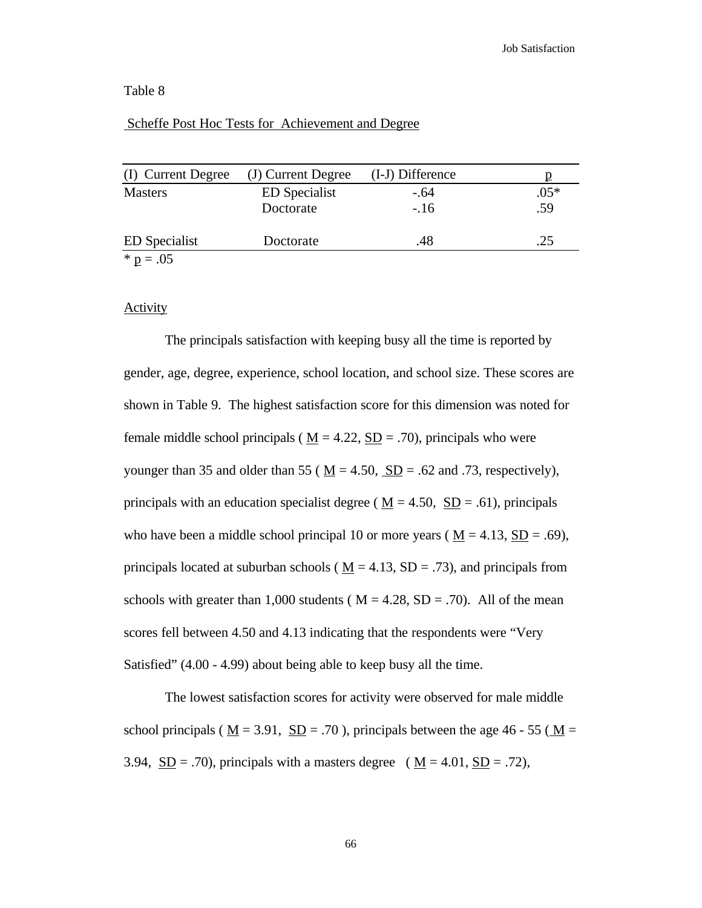Table 8

Scheffe Post Hoc Tests for Achievement and Degree

| (I) Current Degree | (J) Current Degree | (I-J) Difference | p |
|---|---|---|---|
| Masters | ED Specialist | -.64 | .05* |
| | Doctorate | -.16 | .59 |
| ED Specialist | Doctorate | .48 | .25 |

* p = .05

Activity

The principals satisfaction with keeping busy all the time is reported by gender, age, degree, experience, school location, and school size. These scores are shown in Table 9. The highest satisfaction score for this dimension was noted for female middle school principals ( M = 4.22, SD = .70), principals who were younger than 35 and older than 55 ( M = 4.50, SD = .62 and .73, respectively), principals with an education specialist degree ( M = 4.50, SD = .61), principals who have been a middle school principal 10 or more years ( M = 4.13, SD = .69), principals located at suburban schools ( M = 4.13, SD = .73), and principals from schools with greater than 1,000 students ( M = 4.28, SD = .70). All of the mean scores fell between 4.50 and 4.13 indicating that the respondents were "Very Satisfied" (4.00 - 4.99) about being able to keep busy all the time.

The lowest satisfaction scores for activity were observed for male middle school principals ( M = 3.91, SD = .70 ), principals between the age 46 - 55 ( M = 3.94, SD = .70), principals with a masters degree ( M = 4.01, SD = .72),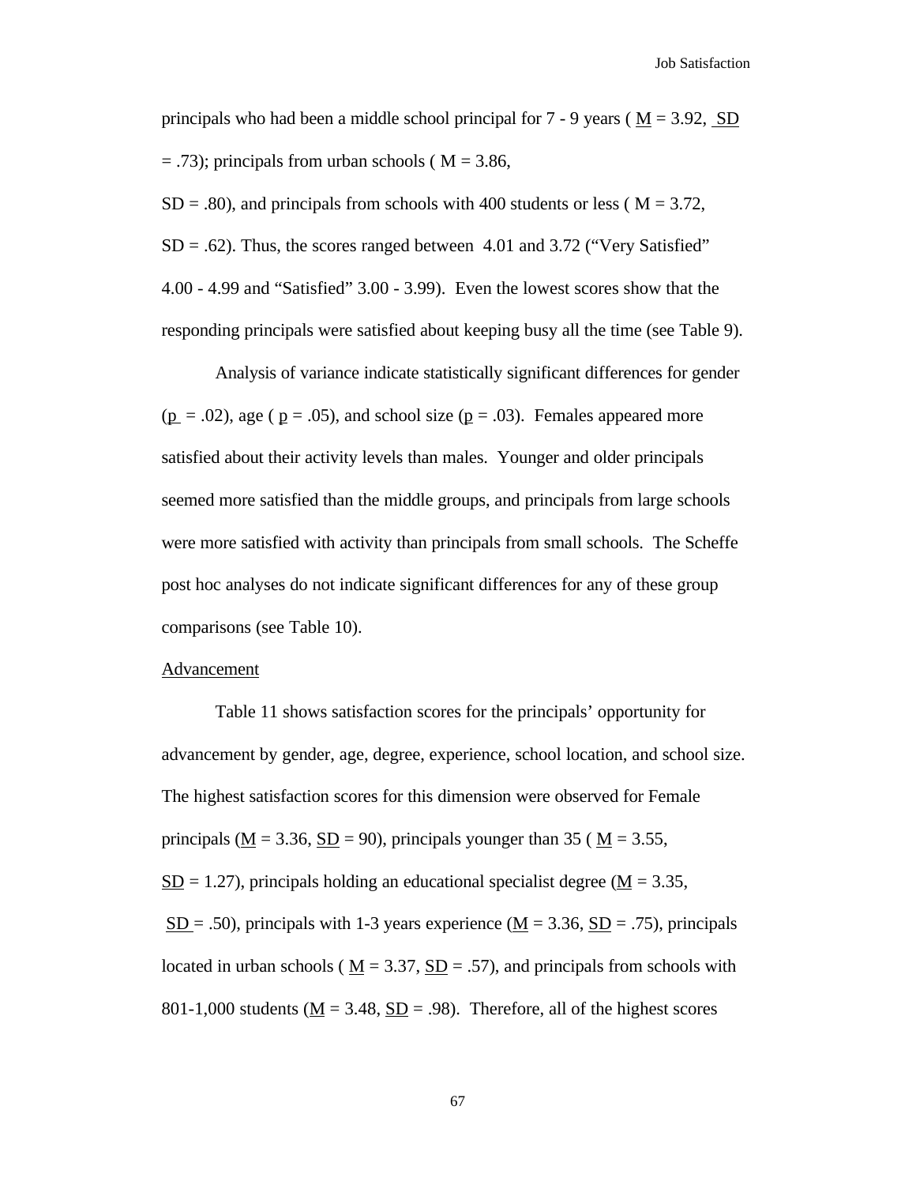principals who had been a middle school principal for 7 - 9 years ( M = 3.92, SD = .73); principals from urban schools ( M = 3.86,

SD = .80), and principals from schools with 400 students or less ( M = 3.72, SD = .62). Thus, the scores ranged between 4.01 and 3.72 ("Very Satisfied" 4.00 - 4.99 and "Satisfied" 3.00 - 3.99). Even the lowest scores show that the responding principals were satisfied about keeping busy all the time (see Table 9).

Analysis of variance indicate statistically significant differences for gender ($p$ = .02), age ( $p$ = .05), and school size ($p$ = .03). Females appeared more satisfied about their activity levels than males. Younger and older principals seemed more satisfied than the middle groups, and principals from large schools were more satisfied with activity than principals from small schools. The Scheffe post hoc analyses do not indicate significant differences for any of these group comparisons (see Table 10).

Advancement

Table 11 shows satisfaction scores for the principals' opportunity for advancement by gender, age, degree, experience, school location, and school size. The highest satisfaction scores for this dimension were observed for Female principals (M = 3.36, SD = 90), principals younger than 35 ( M = 3.55, SD = 1.27), principals holding an educational specialist degree (M = 3.35, SD = .50), principals with 1-3 years experience (M = 3.36, SD = .75), principals located in urban schools ( M = 3.37, SD = .57), and principals from schools with 801-1,000 students (M = 3.48, SD = .98). Therefore, all of the highest scores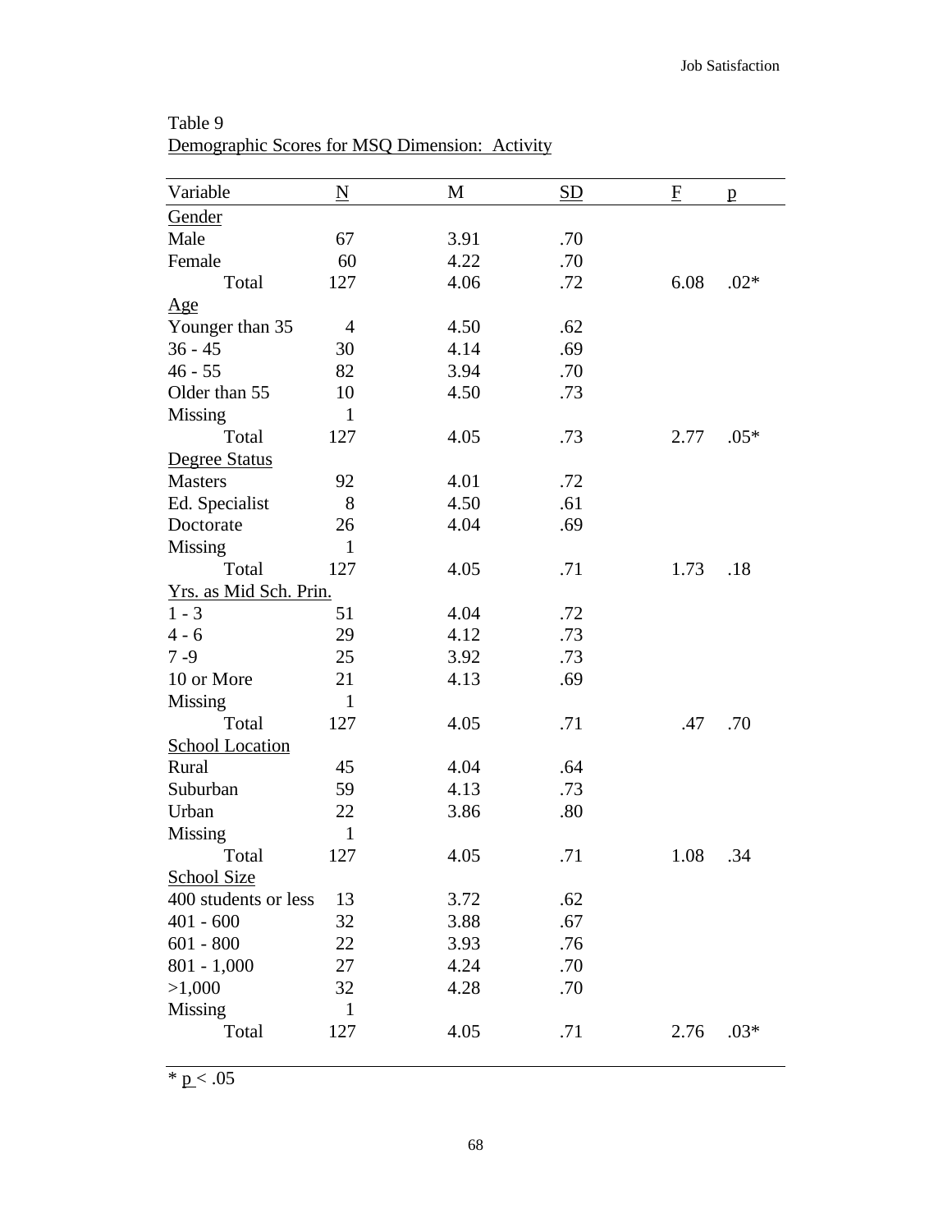Table 9

Demographic Scores for MSQ Dimension: Activity

| Variable | N | M | SD | F | p |
|---|---|---|---|---|---|
| Gender | | | | | |
| Male | 67 | 3.91 | .70 | | |
| Female | 60 | 4.22 | .70 | | |
| Total | 127 | 4.06 | .72 | 6.08 | .02* |
| Age | | | | | |
| Younger than 35 | 4 | 4.50 | .62 | | |
| 36 - 45 | 30 | 4.14 | .69 | | |
| 46 - 55 | 82 | 3.94 | .70 | | |
| Older than 55 | 10 | 4.50 | .73 | | |
| Missing | 1 | | | | |
| Total | 127 | 4.05 | .73 | 2.77 | .05* |
| Degree Status | | | | | |
| Masters | 92 | 4.01 | .72 | | |
| Ed. Specialist | 8 | 4.50 | .61 | | |
| Doctorate | 26 | 4.04 | .69 | | |
| Missing | 1 | | | | |
| Total | 127 | 4.05 | .71 | 1.73 | .18 |
| Yrs. as Mid Sch. Prin. | | | | | |
| 1 - 3 | 51 | 4.04 | .72 | | |
| 4 - 6 | 29 | 4.12 | .73 | | |
| 7 -9 | 25 | 3.92 | .73 | | |
| 10 or More | 21 | 4.13 | .69 | | |
| Missing | 1 | | | | |
| Total | 127 | 4.05 | .71 | .47 | .70 |
| School Location | | | | | |
| Rural | 45 | 4.04 | .64 | | |
| Suburban | 59 | 4.13 | .73 | | |
| Urban | 22 | 3.86 | .80 | | |
| Missing | 1 | | | | |
| Total | 127 | 4.05 | .71 | 1.08 | .34 |
| School Size | | | | | |
| 400 students or less | 13 | 3.72 | .62 | | |
| 401 - 600 | 32 | 3.88 | .67 | | |
| 601 - 800 | 22 | 3.93 | .76 | | |
| 801 - 1,000 | 27 | 4.24 | .70 | | |
| >1,000 | 32 | 4.28 | .70 | | |
| Missing | 1 | | | | |
| Total | 127 | 4.05 | .71 | 2.76 | .03* |

* $p < .05$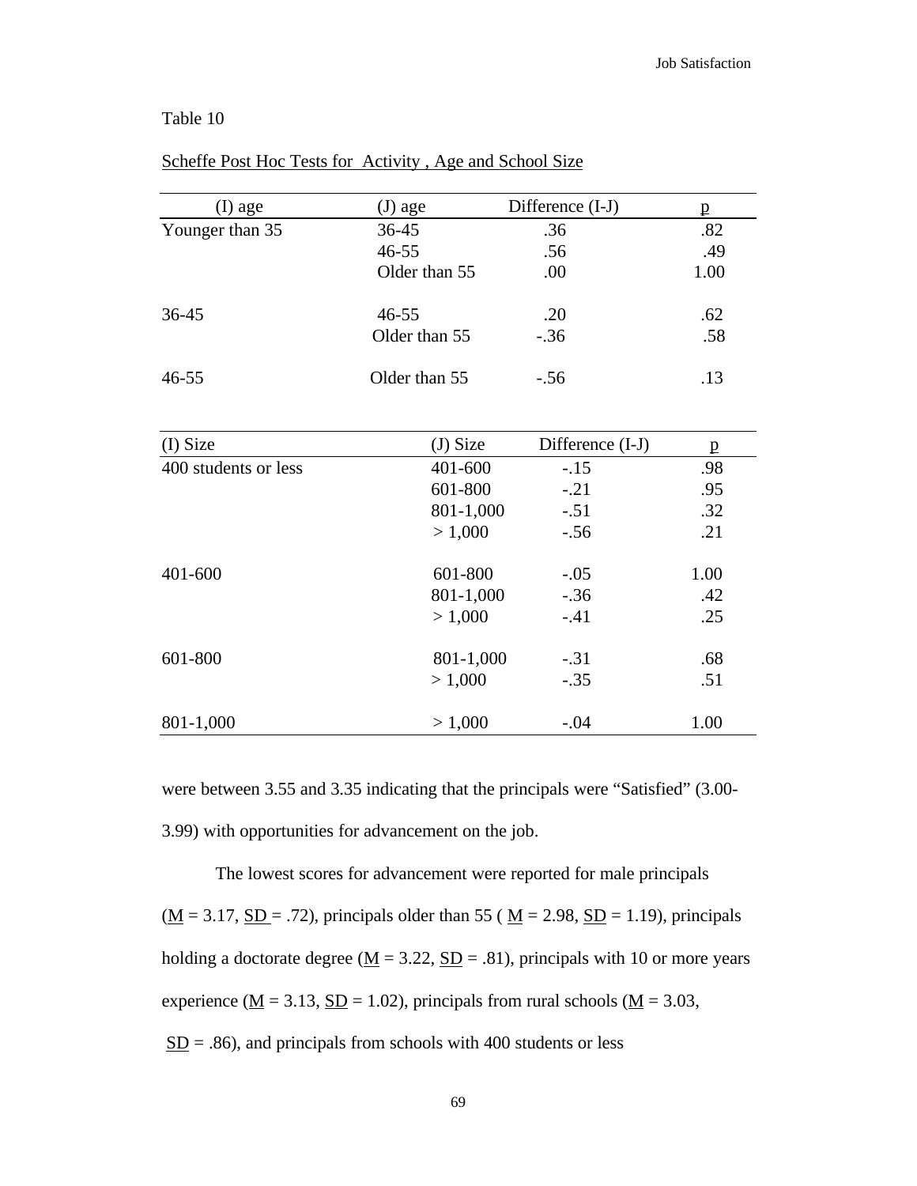Table 10

Scheffe Post Hoc Tests for Activity , Age and School Size

| (I) age | (J) age | Difference (I-J) | p |
|---|---|---|---|
| Younger than 35 | 36-45 | .36 | .82 |
| | 46-55 | .56 | .49 |
| | Older than 55 | .00 | 1.00 |
| 36-45 | 46-55 | .20 | .62 |
| | Older than 55 | -.36 | .58 |
| 46-55 | Older than 55 | -.56 | .13 |

| (I) Size | (J) Size | Difference (I-J) | p |
|---|---|---|---|
| 400 students or less | 401-600 | -.15 | .98 |
| | 601-800 | -.21 | .95 |
| | 801-1,000 | -.51 | .32 |
| | > 1,000 | -.56 | .21 |
| 401-600 | 601-800 | -.05 | 1.00 |
| | 801-1,000 | -.36 | .42 |
| | > 1,000 | -.41 | .25 |
| 601-800 | 801-1,000 | -.31 | .68 |
| | > 1,000 | -.35 | .51 |
| 801-1,000 | > 1,000 | -.04 | 1.00 |

were between 3.55 and 3.35 indicating that the principals were "Satisfied" (3.00-3.99) with opportunities for advancement on the job.

The lowest scores for advancement were reported for male principals ($M$ = 3.17, $SD$ = .72), principals older than 55 ( $M$ = 2.98, $SD$ = 1.19), principals holding a doctorate degree ($M$ = 3.22, $SD$ = .81), principals with 10 or more years experience ($M$ = 3.13, $SD$ = 1.02), principals from rural schools ($M$ = 3.03, $SD$ = .86), and principals from schools with 400 students or less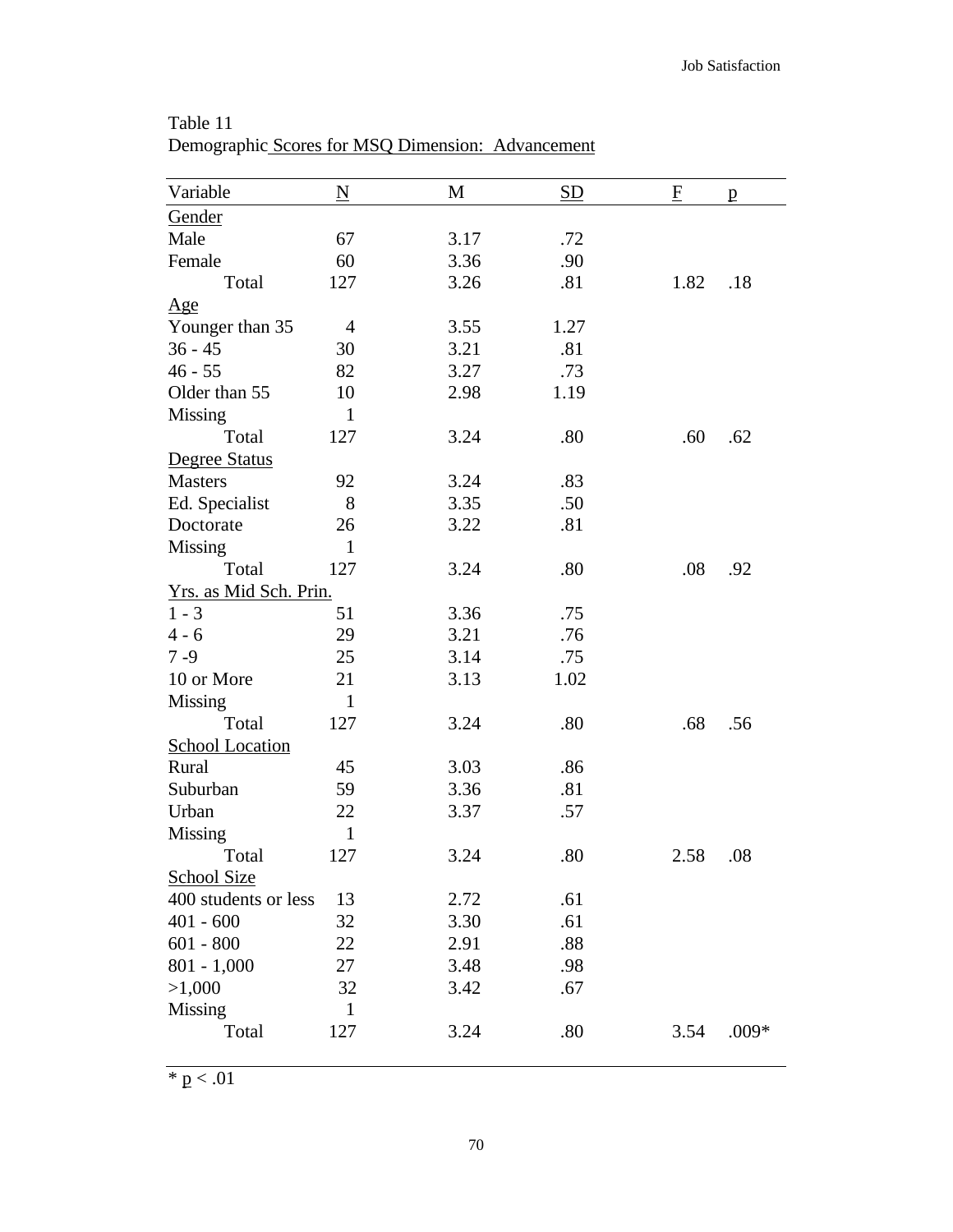Table 11

Demographic Scores for MSQ Dimension: Advancement

| Variable | N | M | SD | F | p |
|---|---|---|---|---|---|
| Gender | | | | | |
| Male | 67 | 3.17 | .72 | | |
| Female | 60 | 3.36 | .90 | | |
| Total | 127 | 3.26 | .81 | 1.82 | .18 |
| Age | | | | | |
| Younger than 35 | 4 | 3.55 | 1.27 | | |
| 36 - 45 | 30 | 3.21 | .81 | | |
| 46 - 55 | 82 | 3.27 | .73 | | |
| Older than 55 | 10 | 2.98 | 1.19 | | |
| Missing | 1 | | | | |
| Total | 127 | 3.24 | .80 | .60 | .62 |
| Degree Status | | | | | |
| Masters | 92 | 3.24 | .83 | | |
| Ed. Specialist | 8 | 3.35 | .50 | | |
| Doctorate | 26 | 3.22 | .81 | | |
| Missing | 1 | | | | |
| Total | 127 | 3.24 | .80 | .08 | .92 |
| Yrs. as Mid Sch. Prin. | | | | | |
| 1 - 3 | 51 | 3.36 | .75 | | |
| 4 - 6 | 29 | 3.21 | .76 | | |
| 7 -9 | 25 | 3.14 | .75 | | |
| 10 or More | 21 | 3.13 | 1.02 | | |
| Missing | 1 | | | | |
| Total | 127 | 3.24 | .80 | .68 | .56 |
| School Location | | | | | |
| Rural | 45 | 3.03 | .86 | | |
| Suburban | 59 | 3.36 | .81 | | |
| Urban | 22 | 3.37 | .57 | | |
| Missing | 1 | | | | |
| Total | 127 | 3.24 | .80 | 2.58 | .08 |
| School Size | | | | | |
| 400 students or less | 13 | 2.72 | .61 | | |
| 401 - 600 | 32 | 3.30 | .61 | | |
| 601 - 800 | 22 | 2.91 | .88 | | |
| 801 - 1,000 | 27 | 3.48 | .98 | | |
| >1,000 | 32 | 3.42 | .67 | | |
| Missing | 1 | | | | |
| Total | 127 | 3.24 | .80 | 3.54 | .009* |

* $p < .01$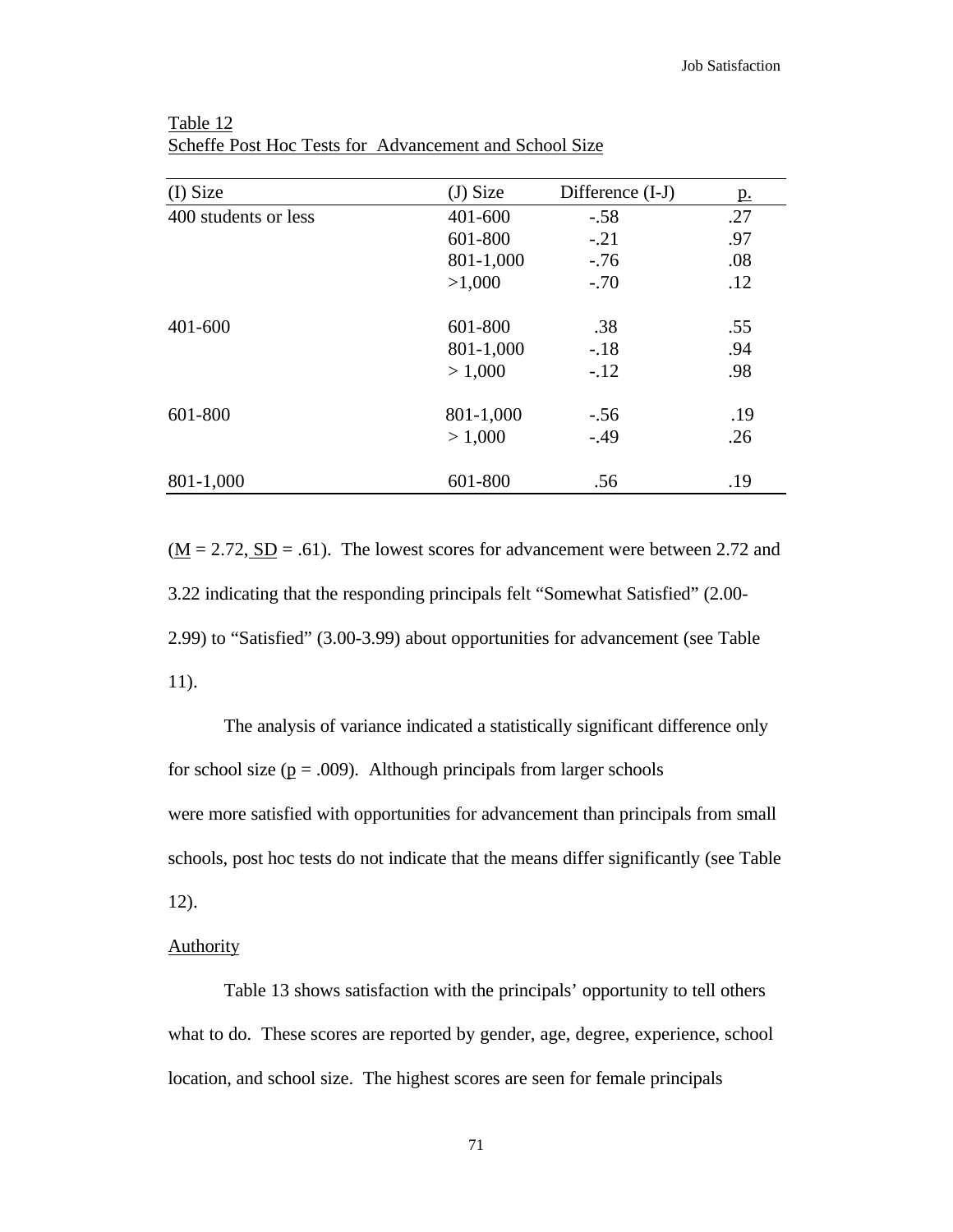Table 12
Scheffe Post Hoc Tests for Advancement and School Size

| (I) Size | (J) Size | Difference (I-J) | p. |
|---|---|---|---|
| 400 students or less | 401-600 | -.58 | .27 |
| | 601-800 | -.21 | .97 |
| | 801-1,000 | -.76 | .08 |
| | >1,000 | -.70 | .12 |
| 401-600 | 601-800 | .38 | .55 |
| | 801-1,000 | -.18 | .94 |
| | > 1,000 | -.12 | .98 |
| 601-800 | 801-1,000 | -.56 | .19 |
| | > 1,000 | -.49 | .26 |
| 801-1,000 | 601-800 | .56 | .19 |

(M = 2.72, SD = .61). The lowest scores for advancement were between 2.72 and 3.22 indicating that the responding principals felt "Somewhat Satisfied" (2.00-2.99) to "Satisfied" (3.00-3.99) about opportunities for advancement (see Table 11).

The analysis of variance indicated a statistically significant difference only for school size ($p = .009$). Although principals from larger schools were more satisfied with opportunities for advancement than principals from small schools, post hoc tests do not indicate that the means differ significantly (see Table 12).

Authority

Table 13 shows satisfaction with the principals' opportunity to tell others what to do. These scores are reported by gender, age, degree, experience, school location, and school size. The highest scores are seen for female principals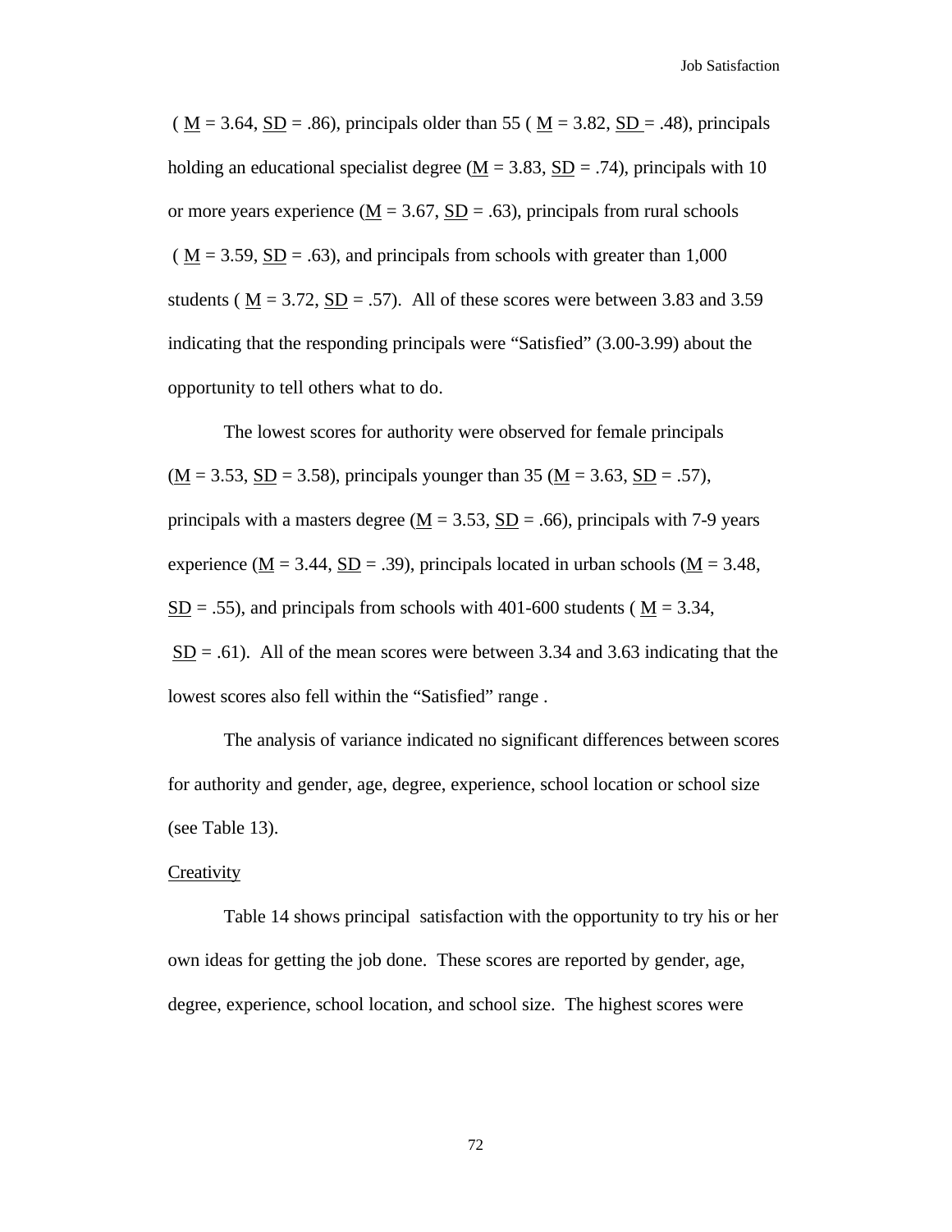( M = 3.64, SD = .86), principals older than 55 ( M = 3.82, SD = .48), principals holding an educational specialist degree (M = 3.83, SD = .74), principals with 10 or more years experience (M = 3.67, SD = .63), principals from rural schools ( M = 3.59, SD = .63), and principals from schools with greater than 1,000 students ( M = 3.72, SD = .57). All of these scores were between 3.83 and 3.59 indicating that the responding principals were "Satisfied" (3.00-3.99) about the opportunity to tell others what to do.

The lowest scores for authority were observed for female principals (M = 3.53, SD = 3.58), principals younger than 35 (M = 3.63, SD = .57), principals with a masters degree (M = 3.53, SD = .66), principals with 7-9 years experience (M = 3.44, SD = .39), principals located in urban schools (M = 3.48, SD = .55), and principals from schools with 401-600 students ( M = 3.34, SD = .61). All of the mean scores were between 3.34 and 3.63 indicating that the lowest scores also fell within the "Satisfied" range .

The analysis of variance indicated no significant differences between scores for authority and gender, age, degree, experience, school location or school size (see Table 13).

Creativity

Table 14 shows principal satisfaction with the opportunity to try his or her own ideas for getting the job done. These scores are reported by gender, age, degree, experience, school location, and school size. The highest scores were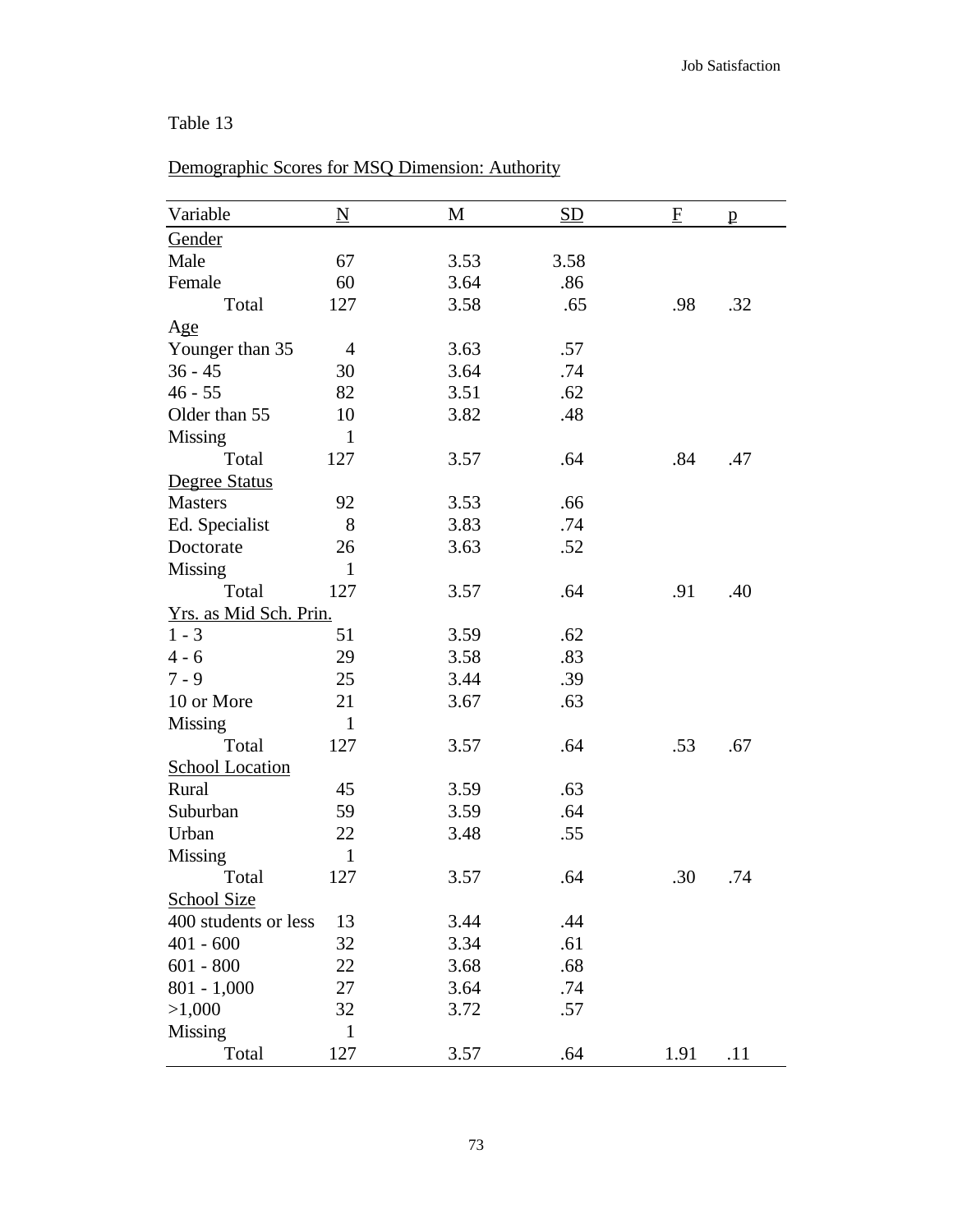Table 13

Demographic Scores for MSQ Dimension: Authority

| Variable | N | M | SD | F | p |
|---|---|---|---|---|---|
| Gender | | | | | |
| Male | 67 | 3.53 | 3.58 | | |
| Female | 60 | 3.64 | .86 | | |
| Total | 127 | 3.58 | .65 | .98 | .32 |
| Age | | | | | |
| Younger than 35 | 4 | 3.63 | .57 | | |
| 36 - 45 | 30 | 3.64 | .74 | | |
| 46 - 55 | 82 | 3.51 | .62 | | |
| Older than 55 | 10 | 3.82 | .48 | | |
| Missing | 1 | | | | |
| Total | 127 | 3.57 | .64 | .84 | .47 |
| Degree Status | | | | | |
| Masters | 92 | 3.53 | .66 | | |
| Ed. Specialist | 8 | 3.83 | .74 | | |
| Doctorate | 26 | 3.63 | .52 | | |
| Missing | 1 | | | | |
| Total | 127 | 3.57 | .64 | .91 | .40 |
| Yrs. as Mid Sch. Prin. | | | | | |
| 1 - 3 | 51 | 3.59 | .62 | | |
| 4 - 6 | 29 | 3.58 | .83 | | |
| 7 - 9 | 25 | 3.44 | .39 | | |
| 10 or More | 21 | 3.67 | .63 | | |
| Missing | 1 | | | | |
| Total | 127 | 3.57 | .64 | .53 | .67 |
| School Location | | | | | |
| Rural | 45 | 3.59 | .63 | | |
| Suburban | 59 | 3.59 | .64 | | |
| Urban | 22 | 3.48 | .55 | | |
| Missing | 1 | | | | |
| Total | 127 | 3.57 | .64 | .30 | .74 |
| School Size | | | | | |
| 400 students or less | 13 | 3.44 | .44 | | |
| 401 - 600 | 32 | 3.34 | .61 | | |
| 601 - 800 | 22 | 3.68 | .68 | | |
| 801 - 1,000 | 27 | 3.64 | .74 | | |
| >1,000 | 32 | 3.72 | .57 | | |
| Missing | 1 | | | | |
| Total | 127 | 3.57 | .64 | 1.91 | .11 |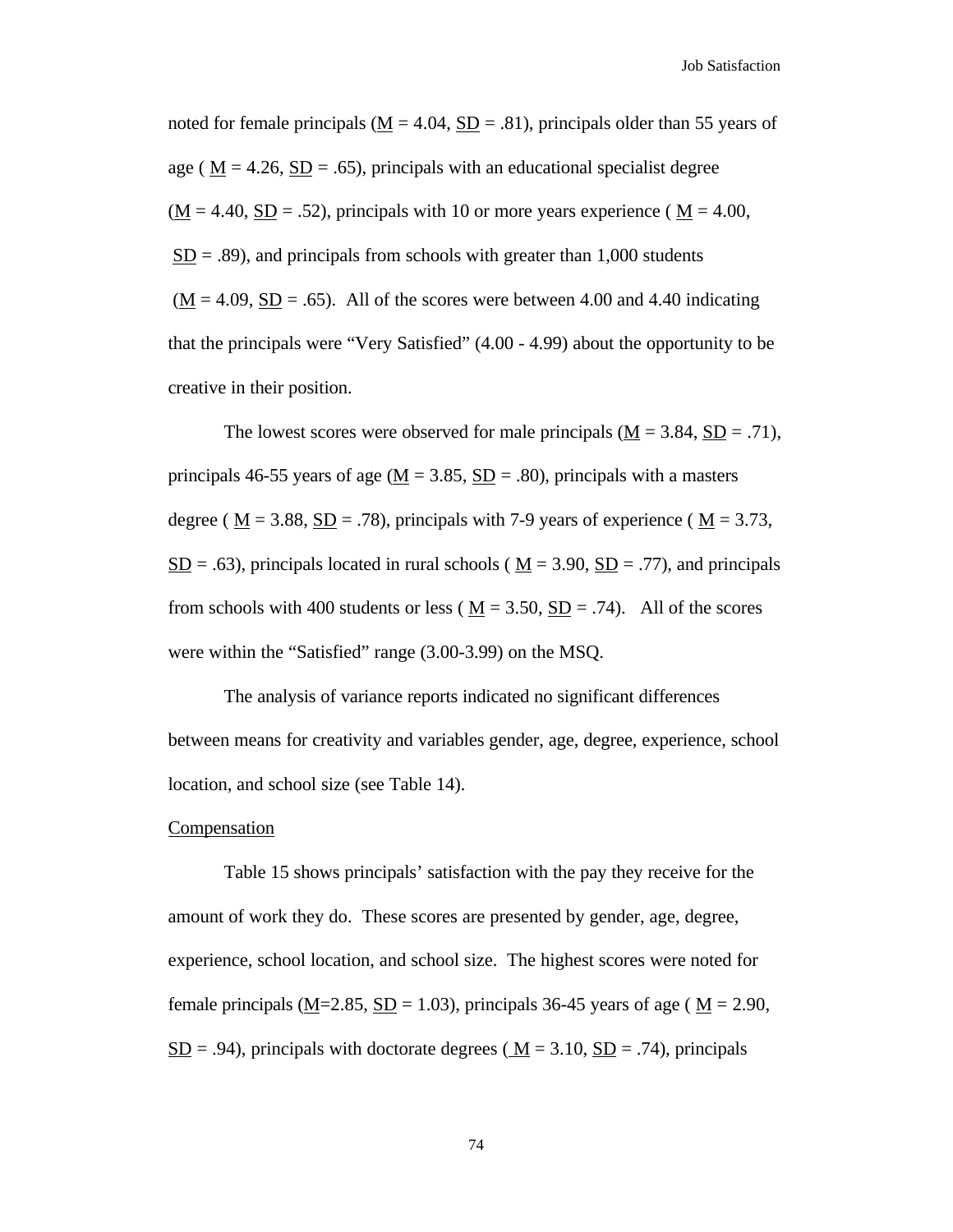noted for female principals (M = 4.04, SD = .81), principals older than 55 years of age ( M = 4.26, SD = .65), principals with an educational specialist degree (M = 4.40, SD = .52), principals with 10 or more years experience ( M = 4.00, SD = .89), and principals from schools with greater than 1,000 students (M = 4.09, SD = .65). All of the scores were between 4.00 and 4.40 indicating that the principals were "Very Satisfied" (4.00 - 4.99) about the opportunity to be creative in their position.

The lowest scores were observed for male principals (M = 3.84, SD = .71), principals 46-55 years of age (M = 3.85, SD = .80), principals with a masters degree ( M = 3.88, SD = .78), principals with 7-9 years of experience ( M = 3.73, SD = .63), principals located in rural schools ( M = 3.90, SD = .77), and principals from schools with 400 students or less ( M = 3.50, SD = .74). All of the scores were within the "Satisfied" range (3.00-3.99) on the MSQ.

The analysis of variance reports indicated no significant differences between means for creativity and variables gender, age, degree, experience, school location, and school size (see Table 14).

Compensation

Table 15 shows principals' satisfaction with the pay they receive for the amount of work they do. These scores are presented by gender, age, degree, experience, school location, and school size. The highest scores were noted for female principals (M=2.85, SD = 1.03), principals 36-45 years of age ( M = 2.90, SD = .94), principals with doctorate degrees ( M = 3.10, SD = .74), principals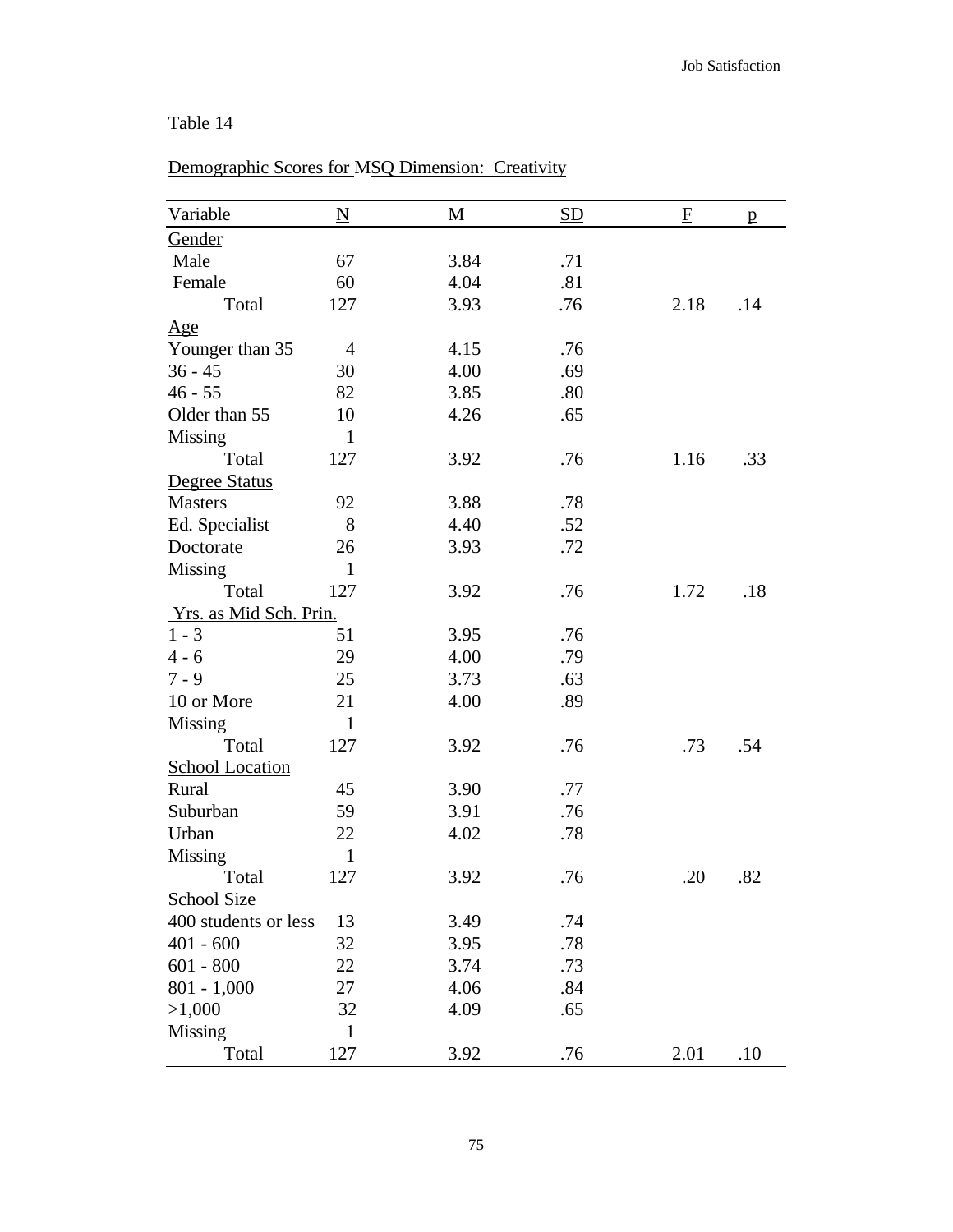Table 14

Demographic Scores for MSQ Dimension: Creativity

| Variable | N | M | SD | F | p |
|---|---|---|---|---|---|
| Gender | | | | | |
| Male | 67 | 3.84 | .71 | | |
| Female | 60 | 4.04 | .81 | | |
| Total | 127 | 3.93 | .76 | 2.18 | .14 |
| Age | | | | | |
| Younger than 35 | 4 | 4.15 | .76 | | |
| 36 - 45 | 30 | 4.00 | .69 | | |
| 46 - 55 | 82 | 3.85 | .80 | | |
| Older than 55 | 10 | 4.26 | .65 | | |
| Missing | 1 | | | | |
| Total | 127 | 3.92 | .76 | 1.16 | .33 |
| Degree Status | | | | | |
| Masters | 92 | 3.88 | .78 | | |
| Ed. Specialist | 8 | 4.40 | .52 | | |
| Doctorate | 26 | 3.93 | .72 | | |
| Missing | 1 | | | | |
| Total | 127 | 3.92 | .76 | 1.72 | .18 |
| Yrs. as Mid Sch. Prin. | | | | | |
| 1 - 3 | 51 | 3.95 | .76 | | |
| 4 - 6 | 29 | 4.00 | .79 | | |
| 7 - 9 | 25 | 3.73 | .63 | | |
| 10 or More | 21 | 4.00 | .89 | | |
| Missing | 1 | | | | |
| Total | 127 | 3.92 | .76 | .73 | .54 |
| School Location | | | | | |
| Rural | 45 | 3.90 | .77 | | |
| Suburban | 59 | 3.91 | .76 | | |
| Urban | 22 | 4.02 | .78 | | |
| Missing | 1 | | | | |
| Total | 127 | 3.92 | .76 | .20 | .82 |
| School Size | | | | | |
| 400 students or less | 13 | 3.49 | .74 | | |
| 401 - 600 | 32 | 3.95 | .78 | | |
| 601 - 800 | 22 | 3.74 | .73 | | |
| 801 - 1,000 | 27 | 4.06 | .84 | | |
| >1,000 | 32 | 4.09 | .65 | | |
| Missing | 1 | | | | |
| Total | 127 | 3.92 | .76 | 2.01 | .10 |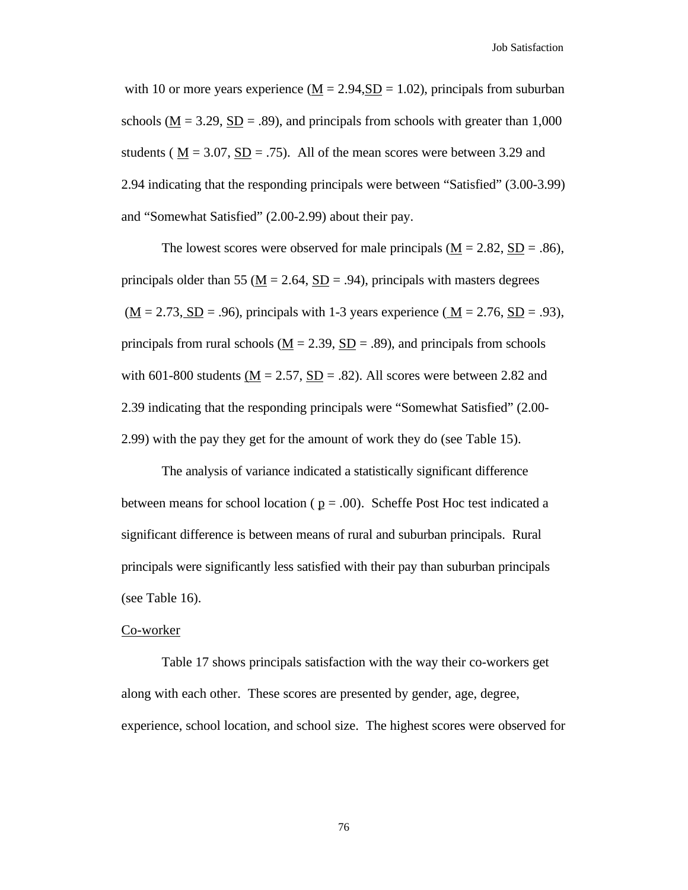with 10 or more years experience ($\underline{M}$ = 2.94, $\underline{SD}$ = 1.02), principals from suburban schools ($\underline{M}$ = 3.29, $\underline{SD}$ = .89), and principals from schools with greater than 1,000 students ( $\underline{M}$ = 3.07, $\underline{SD}$ = .75). All of the mean scores were between 3.29 and 2.94 indicating that the responding principals were between "Satisfied" (3.00-3.99) and "Somewhat Satisfied" (2.00-2.99) about their pay.

The lowest scores were observed for male principals ($\underline{M}$ = 2.82, $\underline{SD}$ = .86), principals older than 55 ($\underline{M}$ = 2.64, $\underline{SD}$ = .94), principals with masters degrees ($\underline{M}$ = 2.73, $\underline{SD}$ = .96), principals with 1-3 years experience ( $\underline{M}$ = 2.76, $\underline{SD}$ = .93), principals from rural schools ($\underline{M}$ = 2.39, $\underline{SD}$ = .89), and principals from schools with 601-800 students ($\underline{M}$ = 2.57, $\underline{SD}$ = .82). All scores were between 2.82 and 2.39 indicating that the responding principals were "Somewhat Satisfied" (2.00-2.99) with the pay they get for the amount of work they do (see Table 15).

The analysis of variance indicated a statistically significant difference between means for school location ( $\underline{p}$ = .00). Scheffe Post Hoc test indicated a significant difference is between means of rural and suburban principals. Rural principals were significantly less satisfied with their pay than suburban principals (see Table 16).

Co-worker

Table 17 shows principals satisfaction with the way their co-workers get along with each other. These scores are presented by gender, age, degree, experience, school location, and school size. The highest scores were observed for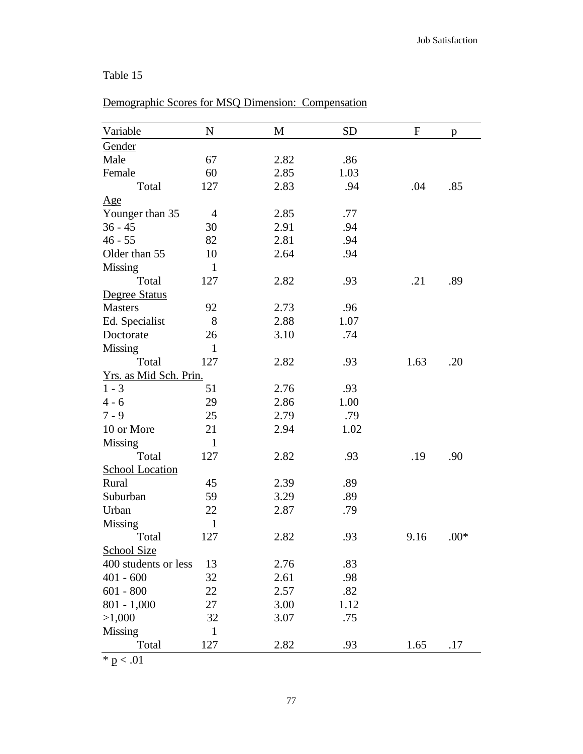Table 15

Demographic Scores for MSQ Dimension: Compensation

| Variable | N | M | SD | F | p |
|---|---|---|---|---|---|
| Gender | | | | | |
| Male | 67 | 2.82 | .86 | | |
| Female | 60 | 2.85 | 1.03 | | |
| Total | 127 | 2.83 | .94 | .04 | .85 |
| Age | | | | | |
| Younger than 35 | 4 | 2.85 | .77 | | |
| 36 - 45 | 30 | 2.91 | .94 | | |
| 46 - 55 | 82 | 2.81 | .94 | | |
| Older than 55 | 10 | 2.64 | .94 | | |
| Missing | 1 | | | | |
| Total | 127 | 2.82 | .93 | .21 | .89 |
| Degree Status | | | | | |
| Masters | 92 | 2.73 | .96 | | |
| Ed. Specialist | 8 | 2.88 | 1.07 | | |
| Doctorate | 26 | 3.10 | .74 | | |
| Missing | 1 | | | | |
| Total | 127 | 2.82 | .93 | 1.63 | .20 |
| Yrs. as Mid Sch. Prin. | | | | | |
| 1 - 3 | 51 | 2.76 | .93 | | |
| 4 - 6 | 29 | 2.86 | 1.00 | | |
| 7 - 9 | 25 | 2.79 | .79 | | |
| 10 or More | 21 | 2.94 | 1.02 | | |
| Missing | 1 | | | | |
| Total | 127 | 2.82 | .93 | .19 | .90 |
| School Location | | | | | |
| Rural | 45 | 2.39 | .89 | | |
| Suburban | 59 | 3.29 | .89 | | |
| Urban | 22 | 2.87 | .79 | | |
| Missing | 1 | | | | |
| Total | 127 | 2.82 | .93 | 9.16 | .00* |
| School Size | | | | | |
| 400 students or less | 13 | 2.76 | .83 | | |
| 401 - 600 | 32 | 2.61 | .98 | | |
| 601 - 800 | 22 | 2.57 | .82 | | |
| 801 - 1,000 | 27 | 3.00 | 1.12 | | |
| >1,000 | 32 | 3.07 | .75 | | |
| Missing | 1 | | | | |
| Total | 127 | 2.82 | .93 | 1.65 | .17 |

* $p < .01$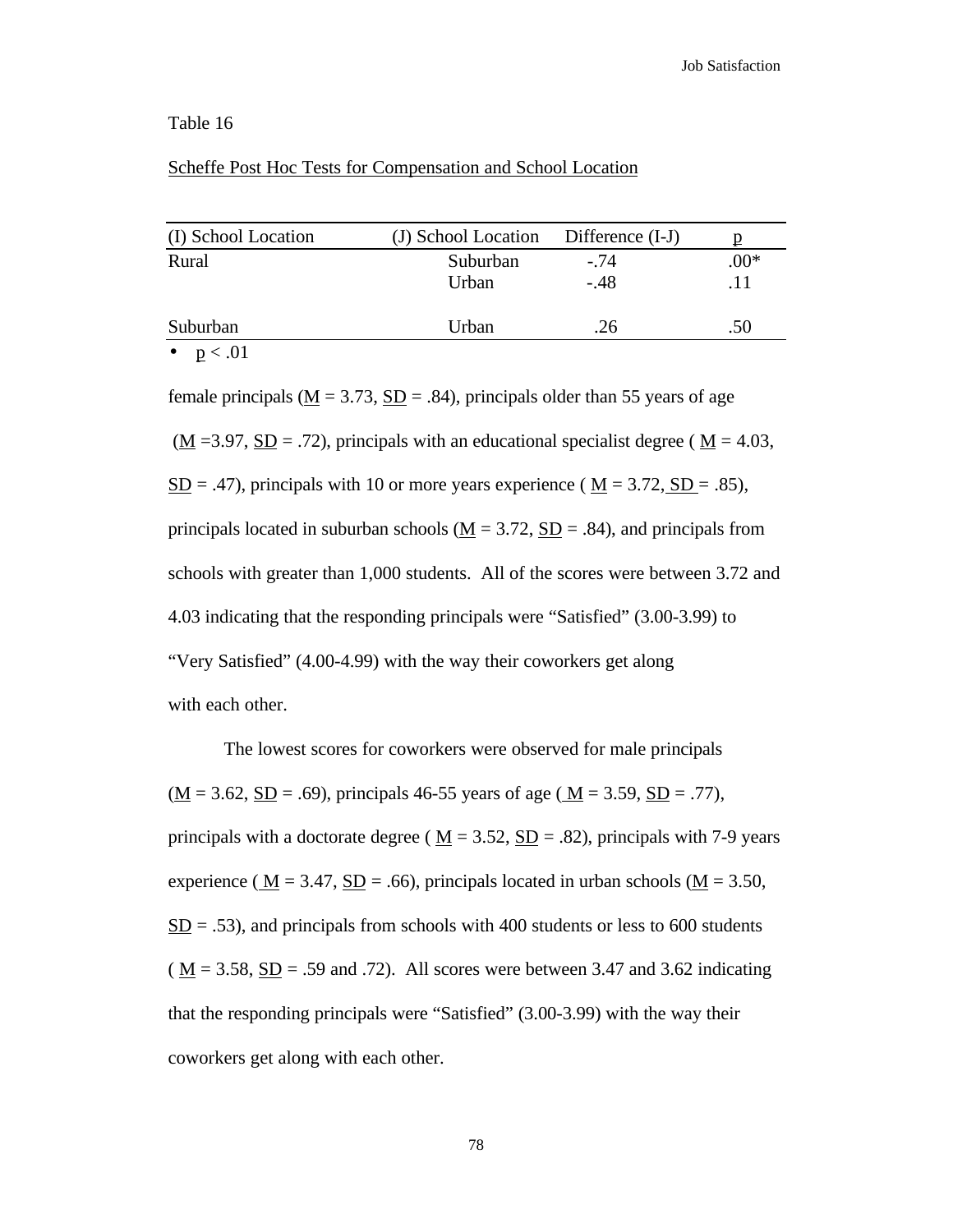Table 16

Scheffe Post Hoc Tests for Compensation and School Location

| (I) School Location | (J) School Location | Difference (I-J) | p |
|---|---|---|---|
| Rural | Suburban | -.74 | .00* |
| | Urban | -.48 | .11 |
| Suburban | Urban | .26 | .50 |

- $p < .01$

female principals (M = 3.73, SD = .84), principals older than 55 years of age (M =3.97, SD = .72), principals with an educational specialist degree ( M = 4.03, SD = .47), principals with 10 or more years experience ( M = 3.72, SD = .85), principals located in suburban schools (M = 3.72, SD = .84), and principals from schools with greater than 1,000 students. All of the scores were between 3.72 and 4.03 indicating that the responding principals were "Satisfied" (3.00-3.99) to "Very Satisfied" (4.00-4.99) with the way their coworkers get along with each other.

The lowest scores for coworkers were observed for male principals (M = 3.62, SD = .69), principals 46-55 years of age ( M = 3.59, SD = .77), principals with a doctorate degree ( M = 3.52, SD = .82), principals with 7-9 years experience ( M = 3.47, SD = .66), principals located in urban schools (M = 3.50, SD = .53), and principals from schools with 400 students or less to 600 students ( M = 3.58, SD = .59 and .72). All scores were between 3.47 and 3.62 indicating that the responding principals were "Satisfied" (3.00-3.99) with the way their coworkers get along with each other.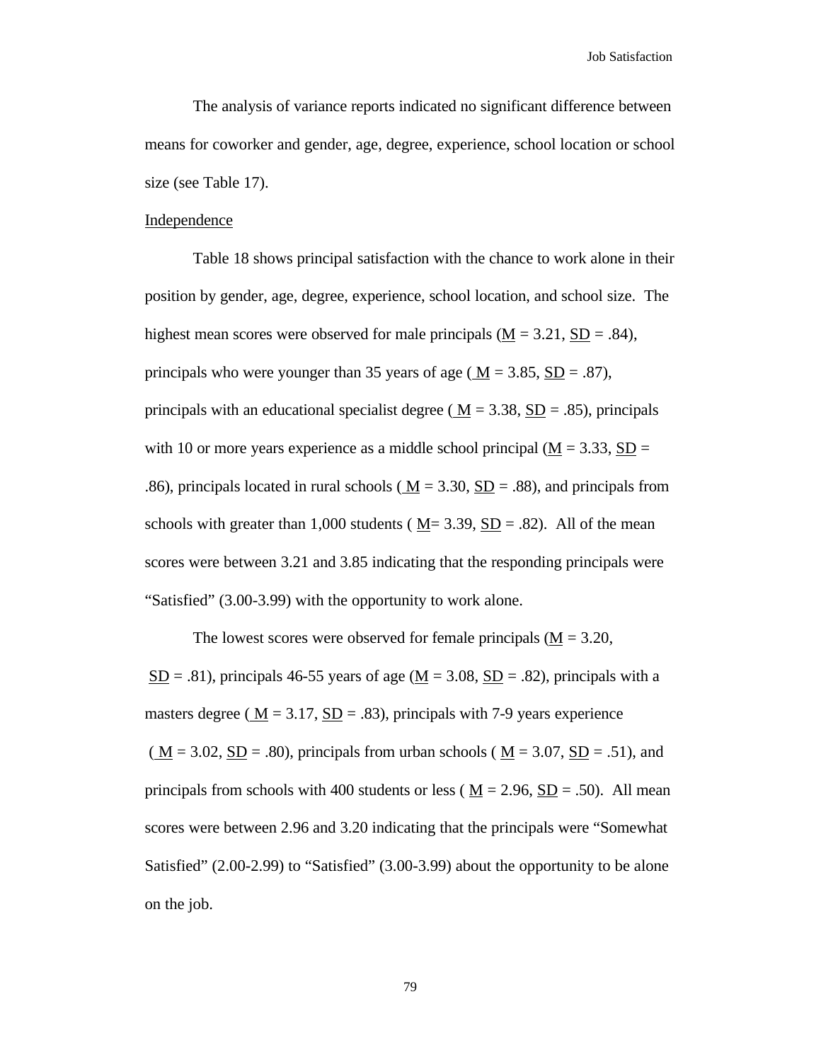The analysis of variance reports indicated no significant difference between means for coworker and gender, age, degree, experience, school location or school size (see Table 17).

Independence

Table 18 shows principal satisfaction with the chance to work alone in their position by gender, age, degree, experience, school location, and school size. The highest mean scores were observed for male principals (M = 3.21, SD = .84), principals who were younger than 35 years of age ( M = 3.85, SD = .87), principals with an educational specialist degree ( M = 3.38, SD = .85), principals with 10 or more years experience as a middle school principal (M = 3.33, SD = .86), principals located in rural schools ( M = 3.30, SD = .88), and principals from schools with greater than 1,000 students ( M= 3.39, SD = .82). All of the mean scores were between 3.21 and 3.85 indicating that the responding principals were "Satisfied" (3.00-3.99) with the opportunity to work alone.

The lowest scores were observed for female principals (M = 3.20, SD = .81), principals 46-55 years of age (M = 3.08, SD = .82), principals with a masters degree ( M = 3.17, SD = .83), principals with 7-9 years experience ( M = 3.02, SD = .80), principals from urban schools ( M = 3.07, SD = .51), and principals from schools with 400 students or less ( M = 2.96, SD = .50). All mean scores were between 2.96 and 3.20 indicating that the principals were "Somewhat Satisfied" (2.00-2.99) to "Satisfied" (3.00-3.99) about the opportunity to be alone on the job.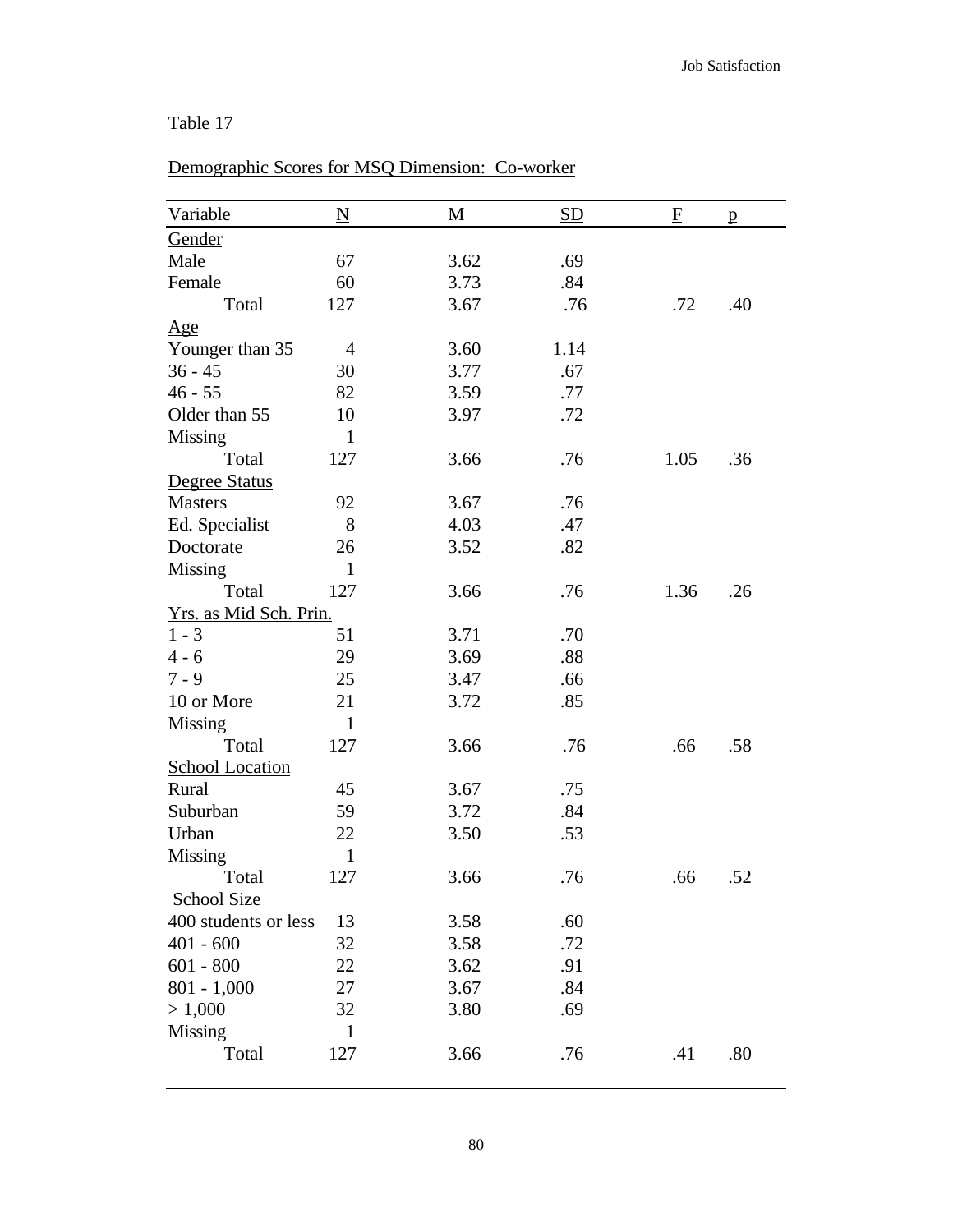Table 17

Demographic Scores for MSQ Dimension: Co-worker

| Variable | N | M | SD | F | p |
|---|---|---|---|---|---|
| Gender | | | | | |
| Male | 67 | 3.62 | .69 | | |
| Female | 60 | 3.73 | .84 | | |
| Total | 127 | 3.67 | .76 | .72 | .40 |
| Age | | | | | |
| Younger than 35 | 4 | 3.60 | 1.14 | | |
| 36 - 45 | 30 | 3.77 | .67 | | |
| 46 - 55 | 82 | 3.59 | .77 | | |
| Older than 55 | 10 | 3.97 | .72 | | |
| Missing | 1 | | | | |
| Total | 127 | 3.66 | .76 | 1.05 | .36 |
| Degree Status | | | | | |
| Masters | 92 | 3.67 | .76 | | |
| Ed. Specialist | 8 | 4.03 | .47 | | |
| Doctorate | 26 | 3.52 | .82 | | |
| Missing | 1 | | | | |
| Total | 127 | 3.66 | .76 | 1.36 | .26 |
| Yrs. as Mid Sch. Prin. | | | | | |
| 1 - 3 | 51 | 3.71 | .70 | | |
| 4 - 6 | 29 | 3.69 | .88 | | |
| 7 - 9 | 25 | 3.47 | .66 | | |
| 10 or More | 21 | 3.72 | .85 | | |
| Missing | 1 | | | | |
| Total | 127 | 3.66 | .76 | .66 | .58 |
| School Location | | | | | |
| Rural | 45 | 3.67 | .75 | | |
| Suburban | 59 | 3.72 | .84 | | |
| Urban | 22 | 3.50 | .53 | | |
| Missing | 1 | | | | |
| Total | 127 | 3.66 | .76 | .66 | .52 |
| School Size | | | | | |
| 400 students or less | 13 | 3.58 | .60 | | |
| 401 - 600 | 32 | 3.58 | .72 | | |
| 601 - 800 | 22 | 3.62 | .91 | | |
| 801 - 1,000 | 27 | 3.67 | .84 | | |
| > 1,000 | 32 | 3.80 | .69 | | |
| Missing | 1 | | | | |
| Total | 127 | 3.66 | .76 | .41 | .80 |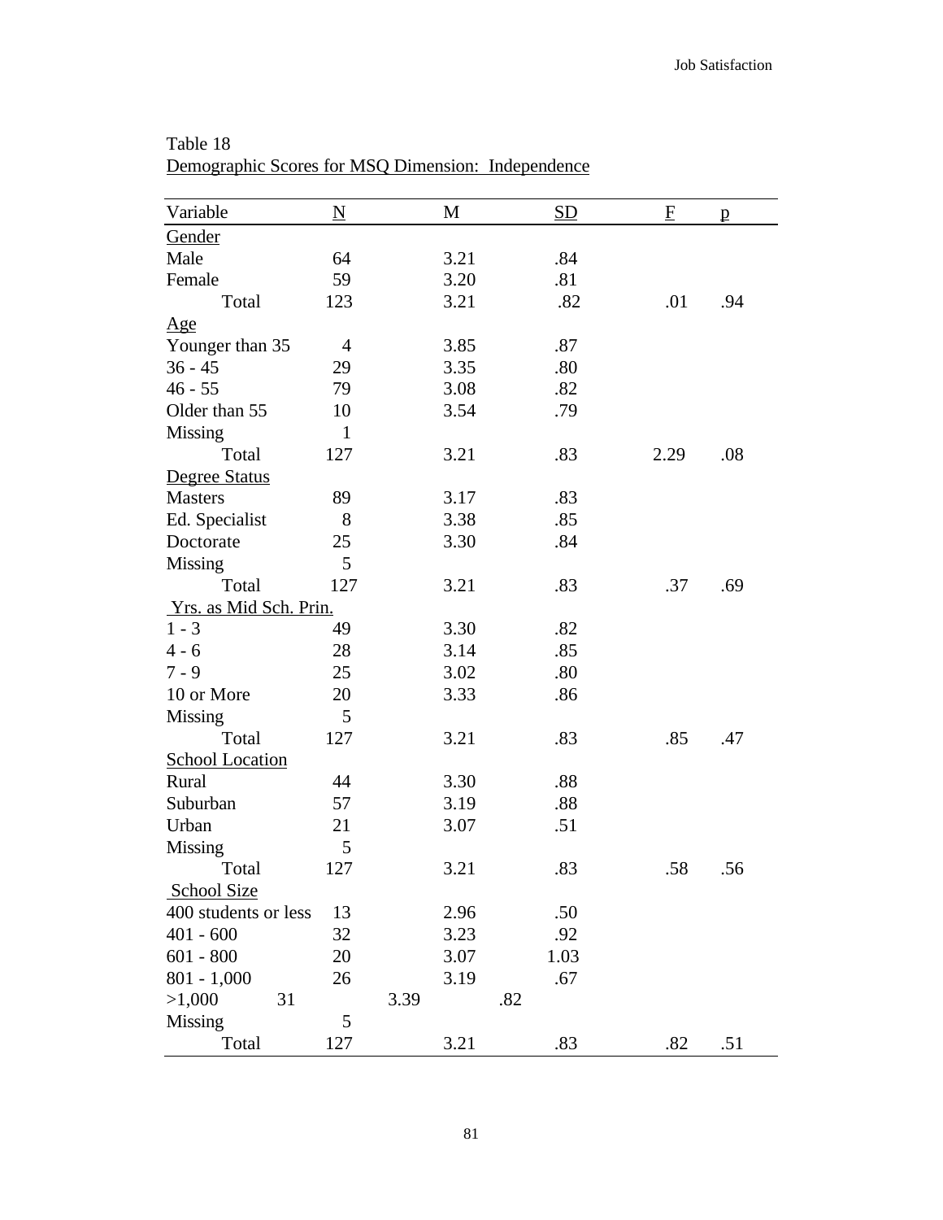Table 18

Demographic Scores for MSQ Dimension: Independence

| Variable | N | M | SD | F | p |
|---|---|---|---|---|---|
| Gender | | | | | |
| Male | 64 | 3.21 | .84 | | |
| Female | 59 | 3.20 | .81 | | |
| Total | 123 | 3.21 | .82 | .01 | .94 |
| Age | | | | | |
| Younger than 35 | 4 | 3.85 | .87 | | |
| 36 - 45 | 29 | 3.35 | .80 | | |
| 46 - 55 | 79 | 3.08 | .82 | | |
| Older than 55 | 10 | 3.54 | .79 | | |
| Missing | 1 | | | | |
| Total | 127 | 3.21 | .83 | 2.29 | .08 |
| Degree Status | | | | | |
| Masters | 89 | 3.17 | .83 | | |
| Ed. Specialist | 8 | 3.38 | .85 | | |
| Doctorate | 25 | 3.30 | .84 | | |
| Missing | 5 | | | | |
| Total | 127 | 3.21 | .83 | .37 | .69 |
| Yrs. as Mid Sch. Prin. | | | | | |
| 1 - 3 | 49 | 3.30 | .82 | | |
| 4 - 6 | 28 | 3.14 | .85 | | |
| 7 - 9 | 25 | 3.02 | .80 | | |
| 10 or More | 20 | 3.33 | .86 | | |
| Missing | 5 | | | | |
| Total | 127 | 3.21 | .83 | .85 | .47 |
| School Location | | | | | |
| Rural | 44 | 3.30 | .88 | | |
| Suburban | 57 | 3.19 | .88 | | |
| Urban | 21 | 3.07 | .51 | | |
| Missing | 5 | | | | |
| Total | 127 | 3.21 | .83 | .58 | .56 |
| School Size | | | | | |
| 400 students or less | 13 | 2.96 | .50 | | |
| 401 - 600 | 32 | 3.23 | .92 | | |
| 601 - 800 | 20 | 3.07 | 1.03 | | |
| 801 - 1,000 | 26 | 3.19 | .67 | | |
| >1,000 | 31 | 3.39 | .82 | | |
| Missing | 5 | | | | |
| Total | 127 | 3.21 | .83 | .82 | .51 |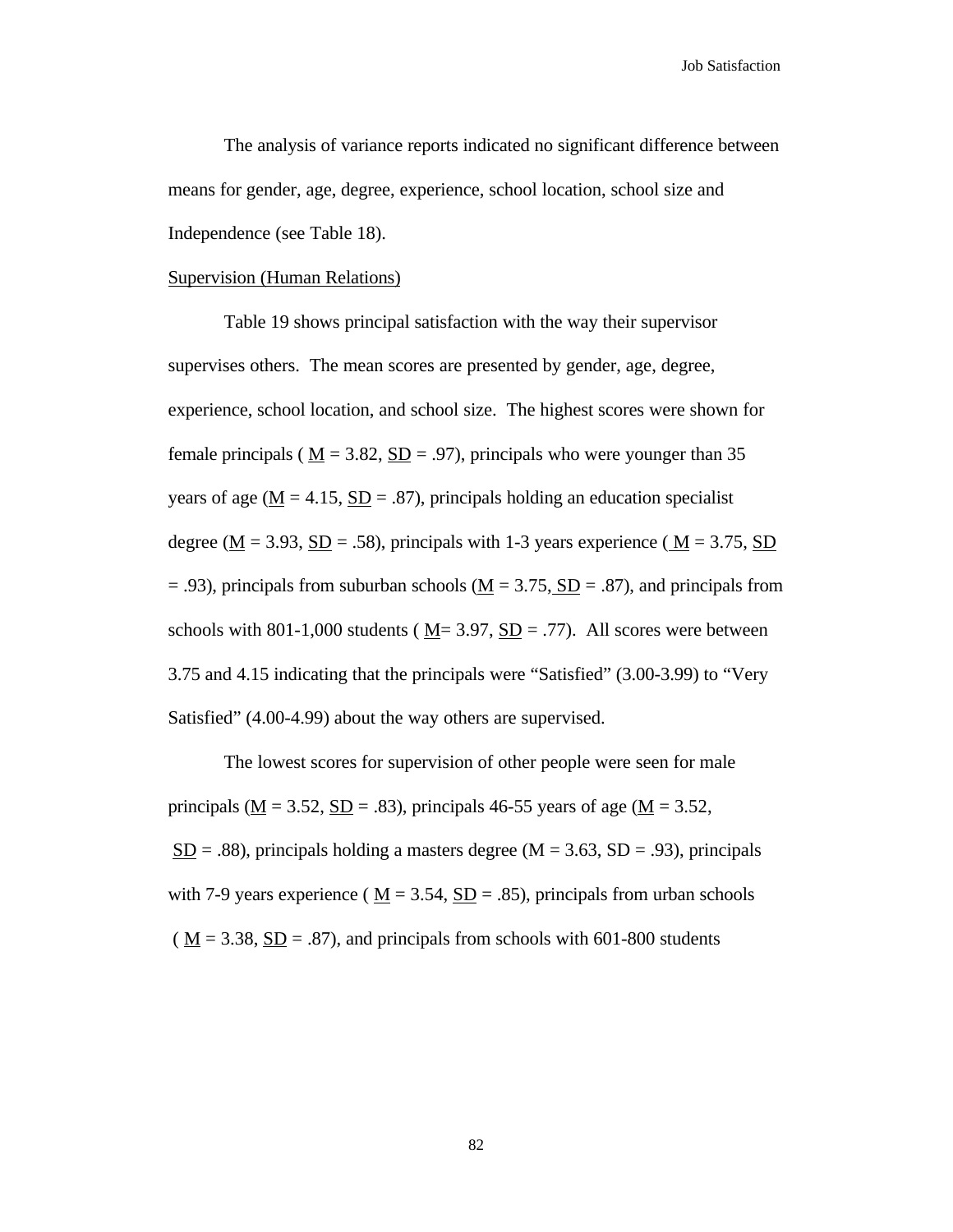The analysis of variance reports indicated no significant difference between means for gender, age, degree, experience, school location, school size and Independence (see Table 18).

Supervision (Human Relations)

Table 19 shows principal satisfaction with the way their supervisor supervises others. The mean scores are presented by gender, age, degree, experience, school location, and school size. The highest scores were shown for female principals ( M = 3.82, SD = .97), principals who were younger than 35 years of age (M = 4.15, SD = .87), principals holding an education specialist degree (M = 3.93, SD = .58), principals with 1-3 years experience ( M = 3.75, SD = .93), principals from suburban schools (M = 3.75, SD = .87), and principals from schools with 801-1,000 students ( M= 3.97, SD = .77). All scores were between 3.75 and 4.15 indicating that the principals were "Satisfied" (3.00-3.99) to "Very Satisfied" (4.00-4.99) about the way others are supervised.

The lowest scores for supervision of other people were seen for male principals (M = 3.52, SD = .83), principals 46-55 years of age (M = 3.52, SD = .88), principals holding a masters degree (M = 3.63, SD = .93), principals with 7-9 years experience ( M = 3.54, SD = .85), principals from urban schools ( M = 3.38, SD = .87), and principals from schools with 601-800 students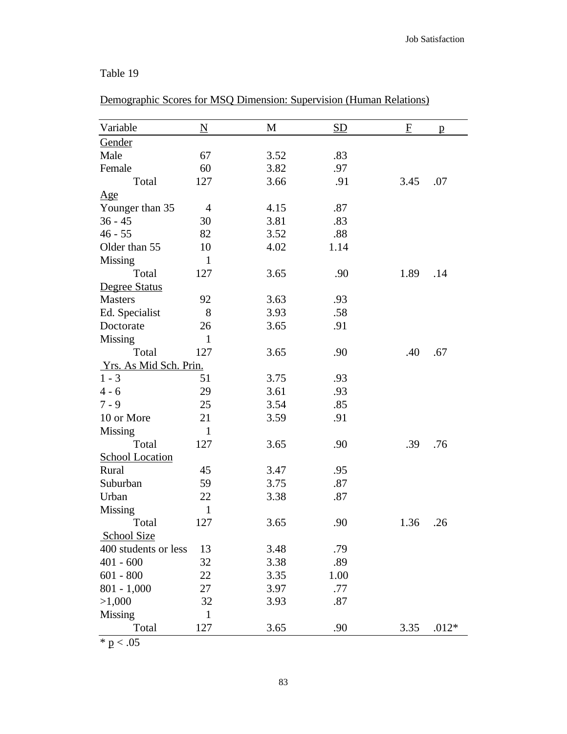Table 19

Demographic Scores for MSQ Dimension: Supervision (Human Relations)

| Variable | N | M | SD | F | p |
|---|---|---|---|---|---|
| Gender | | | | | |
| Male | 67 | 3.52 | .83 | | |
| Female | 60 | 3.82 | .97 | | |
| Total | 127 | 3.66 | .91 | 3.45 | .07 |
| Age | | | | | |
| Younger than 35 | 4 | 4.15 | .87 | | |
| 36 - 45 | 30 | 3.81 | .83 | | |
| 46 - 55 | 82 | 3.52 | .88 | | |
| Older than 55 | 10 | 4.02 | 1.14 | | |
| Missing | 1 | | | | |
| Total | 127 | 3.65 | .90 | 1.89 | .14 |
| Degree Status | | | | | |
| Masters | 92 | 3.63 | .93 | | |
| Ed. Specialist | 8 | 3.93 | .58 | | |
| Doctorate | 26 | 3.65 | .91 | | |
| Missing | 1 | | | | |
| Total | 127 | 3.65 | .90 | .40 | .67 |
| Yrs. As Mid Sch. Prin. | | | | | |
| 1 - 3 | 51 | 3.75 | .93 | | |
| 4 - 6 | 29 | 3.61 | .93 | | |
| 7 - 9 | 25 | 3.54 | .85 | | |
| 10 or More | 21 | 3.59 | .91 | | |
| Missing | 1 | | | | |
| Total | 127 | 3.65 | .90 | .39 | .76 |
| School Location | | | | | |
| Rural | 45 | 3.47 | .95 | | |
| Suburban | 59 | 3.75 | .87 | | |
| Urban | 22 | 3.38 | .87 | | |
| Missing | 1 | | | | |
| Total | 127 | 3.65 | .90 | 1.36 | .26 |
| School Size | | | | | |
| 400 students or less | 13 | 3.48 | .79 | | |
| 401 - 600 | 32 | 3.38 | .89 | | |
| 601 - 800 | 22 | 3.35 | 1.00 | | |
| 801 - 1,000 | 27 | 3.97 | .77 | | |
| >1,000 | 32 | 3.93 | .87 | | |
| Missing | 1 | | | | |
| Total | 127 | 3.65 | .90 | 3.35 | .012* |

* $p < .05$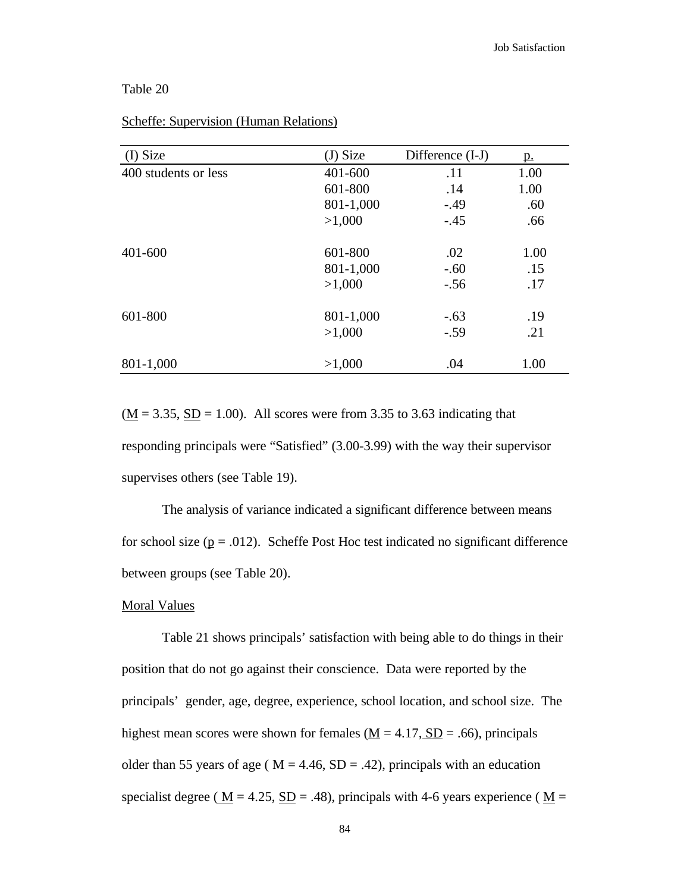Table 20

Scheffe: Supervision (Human Relations)

| (I) Size | (J) Size | Difference (I-J) | p. |
|---|---|---|---|
| 400 students or less | 401-600 | .11 | 1.00 |
| | 601-800 | .14 | 1.00 |
| | 801-1,000 | -.49 | .60 |
| | >1,000 | -.45 | .66 |
| 401-600 | 601-800 | .02 | 1.00 |
| | 801-1,000 | -.60 | .15 |
| | >1,000 | -.56 | .17 |
| 601-800 | 801-1,000 | -.63 | .19 |
| | >1,000 | -.59 | .21 |
| 801-1,000 | >1,000 | .04 | 1.00 |

(M = 3.35, SD = 1.00). All scores were from 3.35 to 3.63 indicating that responding principals were "Satisfied" (3.00-3.99) with the way their supervisor supervises others (see Table 19).

The analysis of variance indicated a significant difference between means for school size ($p = .012$). Scheffe Post Hoc test indicated no significant difference between groups (see Table 20).

Moral Values

Table 21 shows principals' satisfaction with being able to do things in their position that do not go against their conscience. Data were reported by the principals' gender, age, degree, experience, school location, and school size. The highest mean scores were shown for females (M = 4.17, SD = .66), principals older than 55 years of age ( M = 4.46, SD = .42), principals with an education specialist degree ( M = 4.25, SD = .48), principals with 4-6 years experience ( M =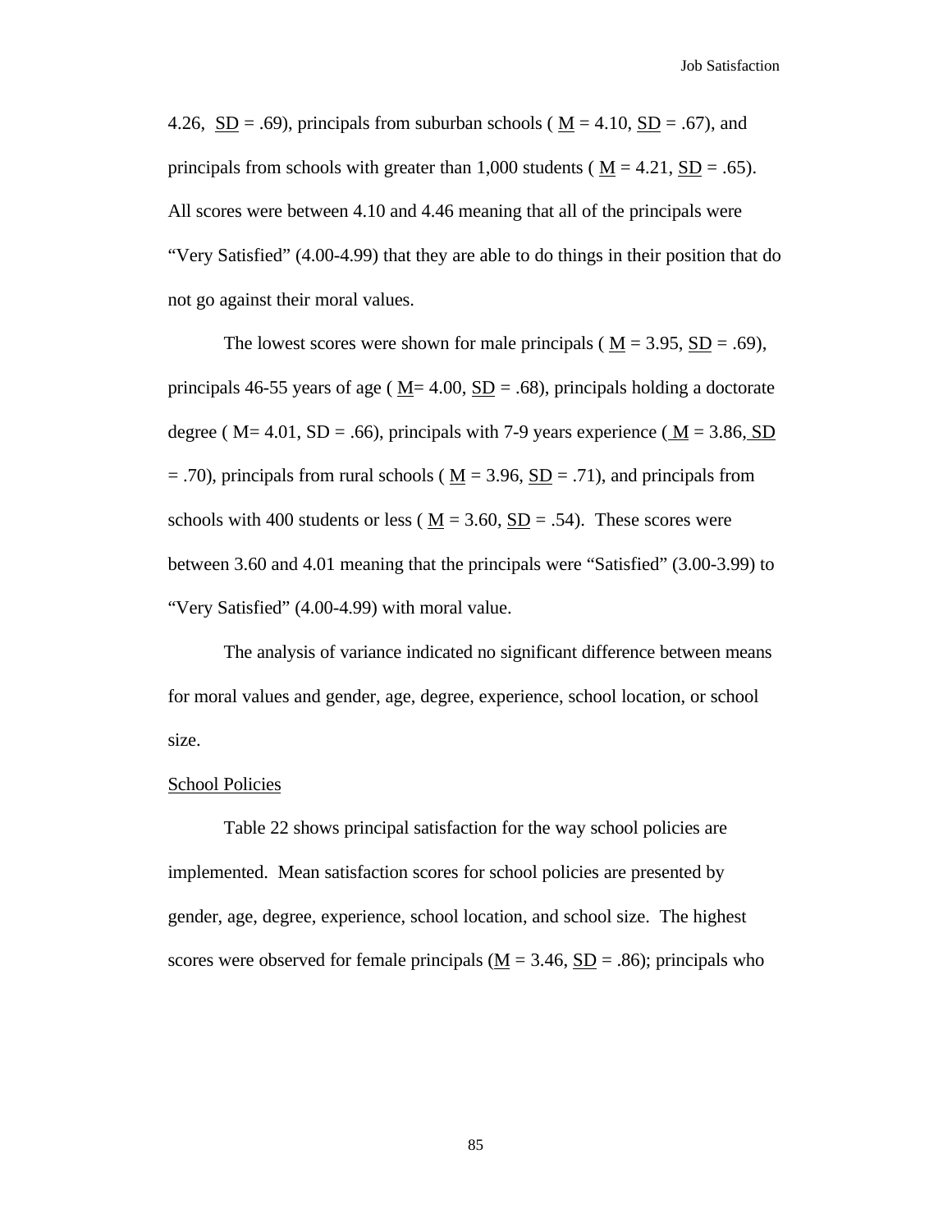4.26, SD = .69), principals from suburban schools ( M = 4.10, SD = .67), and principals from schools with greater than 1,000 students ( M = 4.21, SD = .65). All scores were between 4.10 and 4.46 meaning that all of the principals were "Very Satisfied" (4.00-4.99) that they are able to do things in their position that do not go against their moral values.

The lowest scores were shown for male principals ( M = 3.95, SD = .69), principals 46-55 years of age ( M= 4.00, SD = .68), principals holding a doctorate degree ( M= 4.01, SD = .66), principals with 7-9 years experience ( M = 3.86, SD = .70), principals from rural schools ( M = 3.96, SD = .71), and principals from schools with 400 students or less ( M = 3.60, SD = .54). These scores were between 3.60 and 4.01 meaning that the principals were "Satisfied" (3.00-3.99) to "Very Satisfied" (4.00-4.99) with moral value.

The analysis of variance indicated no significant difference between means for moral values and gender, age, degree, experience, school location, or school size.

### School Policies

Table 22 shows principal satisfaction for the way school policies are implemented. Mean satisfaction scores for school policies are presented by gender, age, degree, experience, school location, and school size. The highest scores were observed for female principals (M = 3.46, SD = .86); principals who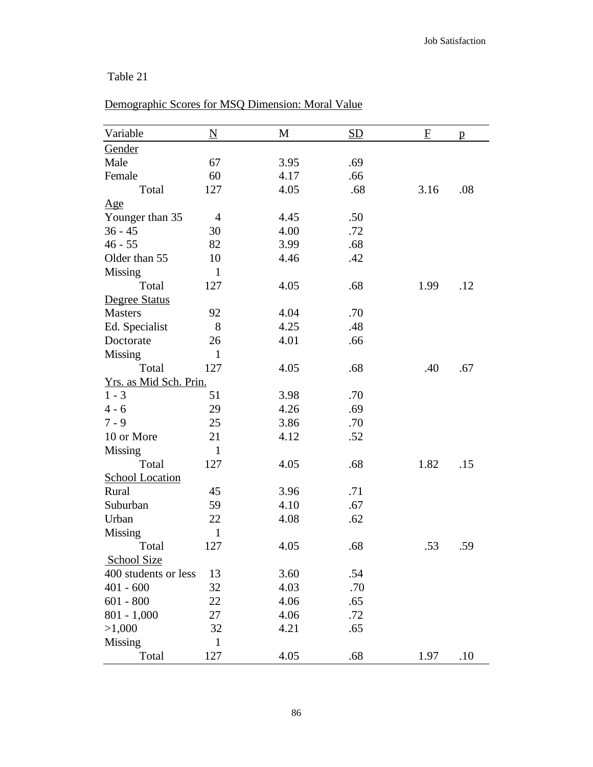Table 21

Demographic Scores for MSQ Dimension: Moral Value

| Variable | N | M | SD | F | p |
|---|---|---|---|---|---|
| Gender | | | | | |
| Male | 67 | 3.95 | .69 | | |
| Female | 60 | 4.17 | .66 | | |
| Total | 127 | 4.05 | .68 | 3.16 | .08 |
| Age | | | | | |
| Younger than 35 | 4 | 4.45 | .50 | | |
| 36 - 45 | 30 | 4.00 | .72 | | |
| 46 - 55 | 82 | 3.99 | .68 | | |
| Older than 55 | 10 | 4.46 | .42 | | |
| Missing | 1 | | | | |
| Total | 127 | 4.05 | .68 | 1.99 | .12 |
| Degree Status | | | | | |
| Masters | 92 | 4.04 | .70 | | |
| Ed. Specialist | 8 | 4.25 | .48 | | |
| Doctorate | 26 | 4.01 | .66 | | |
| Missing | 1 | | | | |
| Total | 127 | 4.05 | .68 | .40 | .67 |
| Yrs. as Mid Sch. Prin. | | | | | |
| 1 - 3 | 51 | 3.98 | .70 | | |
| 4 - 6 | 29 | 4.26 | .69 | | |
| 7 - 9 | 25 | 3.86 | .70 | | |
| 10 or More | 21 | 4.12 | .52 | | |
| Missing | 1 | | | | |
| Total | 127 | 4.05 | .68 | 1.82 | .15 |
| School Location | | | | | |
| Rural | 45 | 3.96 | .71 | | |
| Suburban | 59 | 4.10 | .67 | | |
| Urban | 22 | 4.08 | .62 | | |
| Missing | 1 | | | | |
| Total | 127 | 4.05 | .68 | .53 | .59 |
| School Size | | | | | |
| 400 students or less | 13 | 3.60 | .54 | | |
| 401 - 600 | 32 | 4.03 | .70 | | |
| 601 - 800 | 22 | 4.06 | .65 | | |
| 801 - 1,000 | 27 | 4.06 | .72 | | |
| >1,000 | 32 | 4.21 | .65 | | |
| Missing | 1 | | | | |
| Total | 127 | 4.05 | .68 | 1.97 | .10 |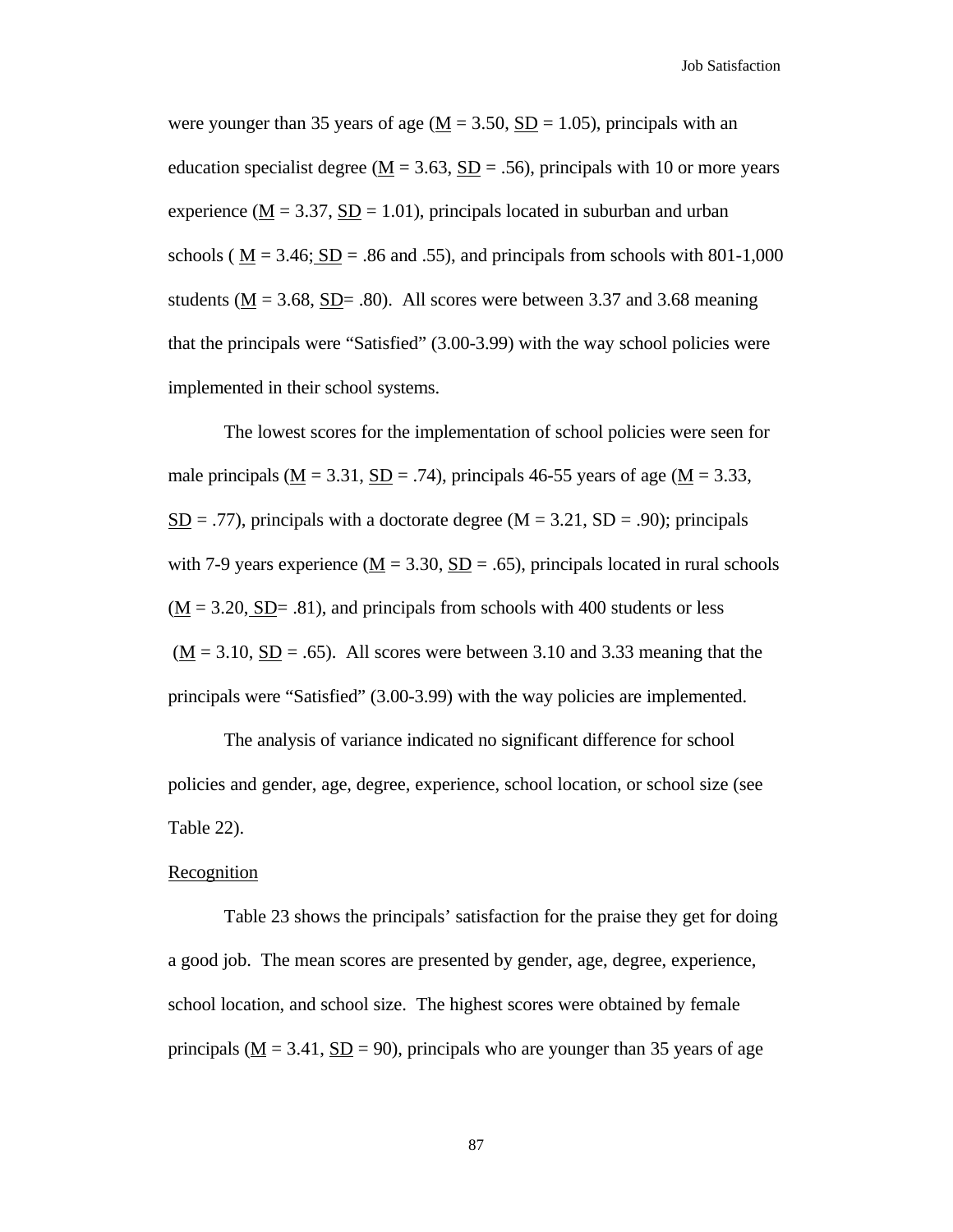were younger than 35 years of age ($\underline{M}$ = 3.50, $\underline{SD}$ = 1.05), principals with an education specialist degree ($\underline{M}$ = 3.63, $\underline{SD}$ = .56), principals with 10 or more years experience ($\underline{M}$ = 3.37, $\underline{SD}$ = 1.01), principals located in suburban and urban schools ( $\underline{M}$ = 3.46; $\underline{SD}$ = .86 and .55), and principals from schools with 801-1,000 students ($\underline{M}$ = 3.68, $\underline{SD}$= .80). All scores were between 3.37 and 3.68 meaning that the principals were "Satisfied" (3.00-3.99) with the way school policies were implemented in their school systems.

The lowest scores for the implementation of school policies were seen for male principals ($\underline{M}$ = 3.31, $\underline{SD}$ = .74), principals 46-55 years of age ($\underline{M}$ = 3.33, $\underline{SD}$ = .77), principals with a doctorate degree (M = 3.21, SD = .90); principals with 7-9 years experience ($\underline{M}$ = 3.30, $\underline{SD}$ = .65), principals located in rural schools ($\underline{M}$ = 3.20, $\underline{SD}$= .81), and principals from schools with 400 students or less ($\underline{M}$ = 3.10, $\underline{SD}$ = .65). All scores were between 3.10 and 3.33 meaning that the principals were "Satisfied" (3.00-3.99) with the way policies are implemented.

The analysis of variance indicated no significant difference for school policies and gender, age, degree, experience, school location, or school size (see Table 22).

<u>Recognition</u>

Table 23 shows the principals' satisfaction for the praise they get for doing a good job. The mean scores are presented by gender, age, degree, experience, school location, and school size. The highest scores were obtained by female principals ($\underline{M}$ = 3.41, $\underline{SD}$ = 90), principals who are younger than 35 years of age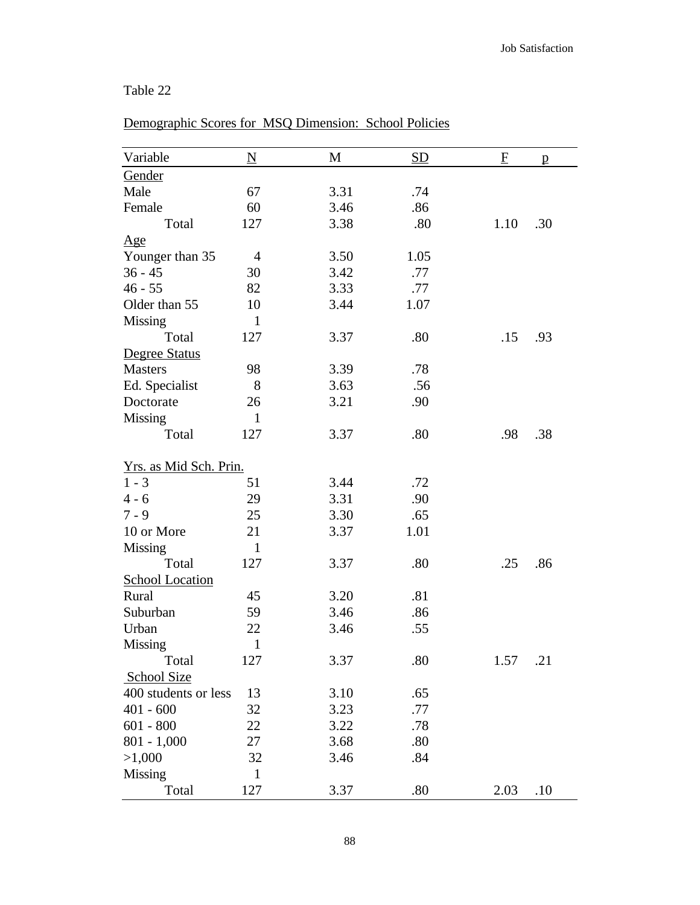Table 22

Demographic Scores for MSQ Dimension: School Policies

| Variable | N | M | SD | F | p |
|---|---|---|---|---|---|
| Gender | | | | | |
| Male | 67 | 3.31 | .74 | | |
| Female | 60 | 3.46 | .86 | | |
| Total | 127 | 3.38 | .80 | 1.10 | .30 |
| Age | | | | | |
| Younger than 35 | 4 | 3.50 | 1.05 | | |
| 36 - 45 | 30 | 3.42 | .77 | | |
| 46 - 55 | 82 | 3.33 | .77 | | |
| Older than 55 | 10 | 3.44 | 1.07 | | |
| Missing | 1 | | | | |
| Total | 127 | 3.37 | .80 | .15 | .93 |
| Degree Status | | | | | |
| Masters | 98 | 3.39 | .78 | | |
| Ed. Specialist | 8 | 3.63 | .56 | | |
| Doctorate | 26 | 3.21 | .90 | | |
| Missing | 1 | | | | |
| Total | 127 | 3.37 | .80 | .98 | .38 |
| Yrs. as Mid Sch. Prin. | | | | | |
| 1 - 3 | 51 | 3.44 | .72 | | |
| 4 - 6 | 29 | 3.31 | .90 | | |
| 7 - 9 | 25 | 3.30 | .65 | | |
| 10 or More | 21 | 3.37 | 1.01 | | |
| Missing | 1 | | | | |
| Total | 127 | 3.37 | .80 | .25 | .86 |
| School Location | | | | | |
| Rural | 45 | 3.20 | .81 | | |
| Suburban | 59 | 3.46 | .86 | | |
| Urban | 22 | 3.46 | .55 | | |
| Missing | 1 | | | | |
| Total | 127 | 3.37 | .80 | 1.57 | .21 |
| School Size | | | | | |
| 400 students or less | 13 | 3.10 | .65 | | |
| 401 - 600 | 32 | 3.23 | .77 | | |
| 601 - 800 | 22 | 3.22 | .78 | | |
| 801 - 1,000 | 27 | 3.68 | .80 | | |
| >1,000 | 32 | 3.46 | .84 | | |
| Missing | 1 | | | | |
| Total | 127 | 3.37 | .80 | 2.03 | .10 |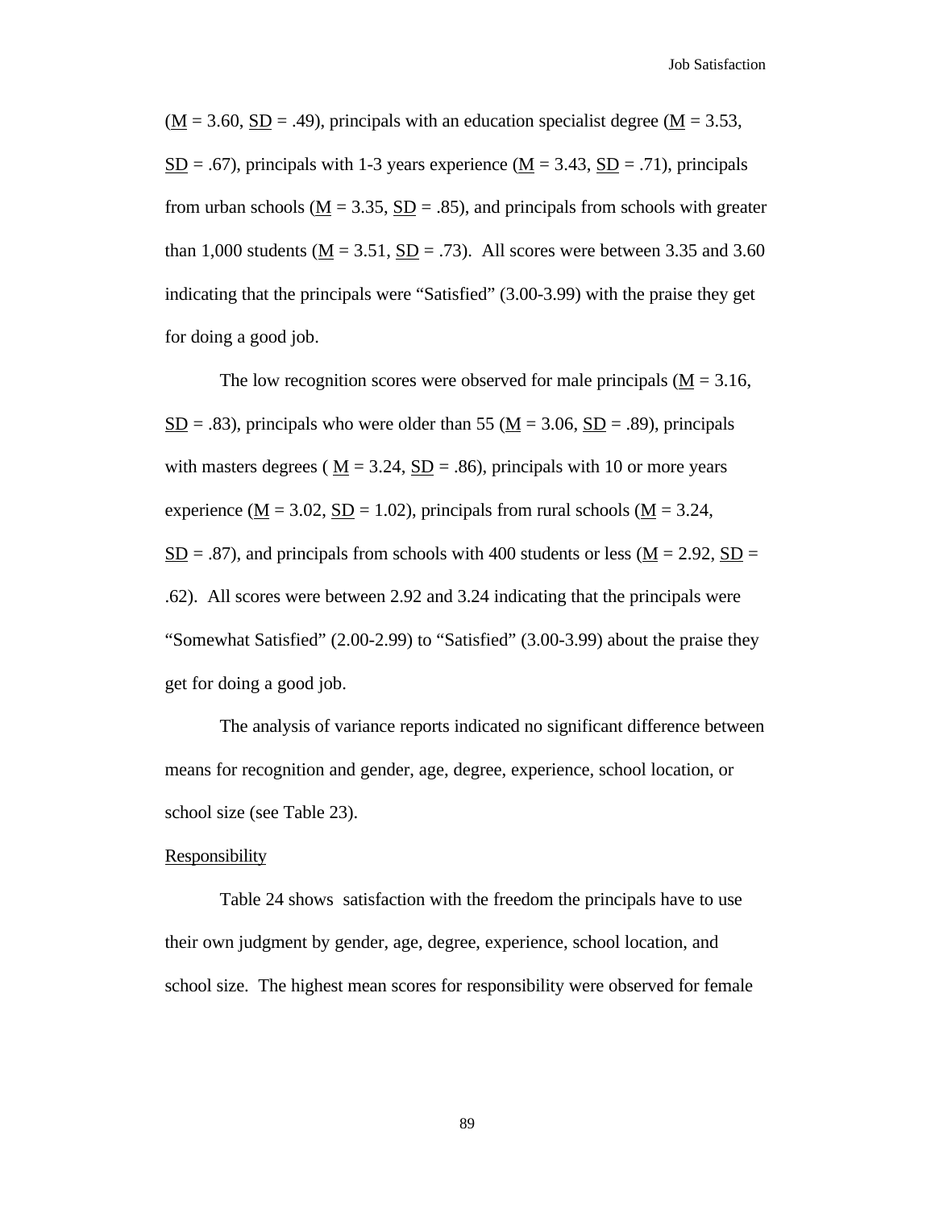($\underline{M}$ = 3.60, $\underline{SD}$ = .49), principals with an education specialist degree ($\underline{M}$ = 3.53, $\underline{SD}$ = .67), principals with 1-3 years experience ($\underline{M}$ = 3.43, $\underline{SD}$ = .71), principals from urban schools ($\underline{M}$ = 3.35, $\underline{SD}$ = .85), and principals from schools with greater than 1,000 students ($\underline{M}$ = 3.51, $\underline{SD}$ = .73). All scores were between 3.35 and 3.60 indicating that the principals were "Satisfied" (3.00-3.99) with the praise they get for doing a good job.

The low recognition scores were observed for male principals ($\underline{M}$ = 3.16, $\underline{SD}$ = .83), principals who were older than 55 ($\underline{M}$ = 3.06, $\underline{SD}$ = .89), principals with masters degrees ( $\underline{M}$ = 3.24, $\underline{SD}$ = .86), principals with 10 or more years experience ($\underline{M}$ = 3.02, $\underline{SD}$ = 1.02), principals from rural schools ($\underline{M}$ = 3.24, $\underline{SD}$ = .87), and principals from schools with 400 students or less ($\underline{M}$ = 2.92, $\underline{SD}$ = .62). All scores were between 2.92 and 3.24 indicating that the principals were "Somewhat Satisfied" (2.00-2.99) to "Satisfied" (3.00-3.99) about the praise they get for doing a good job.

The analysis of variance reports indicated no significant difference between means for recognition and gender, age, degree, experience, school location, or school size (see Table 23).

<u>Responsibility</u>

Table 24 shows satisfaction with the freedom the principals have to use their own judgment by gender, age, degree, experience, school location, and school size. The highest mean scores for responsibility were observed for female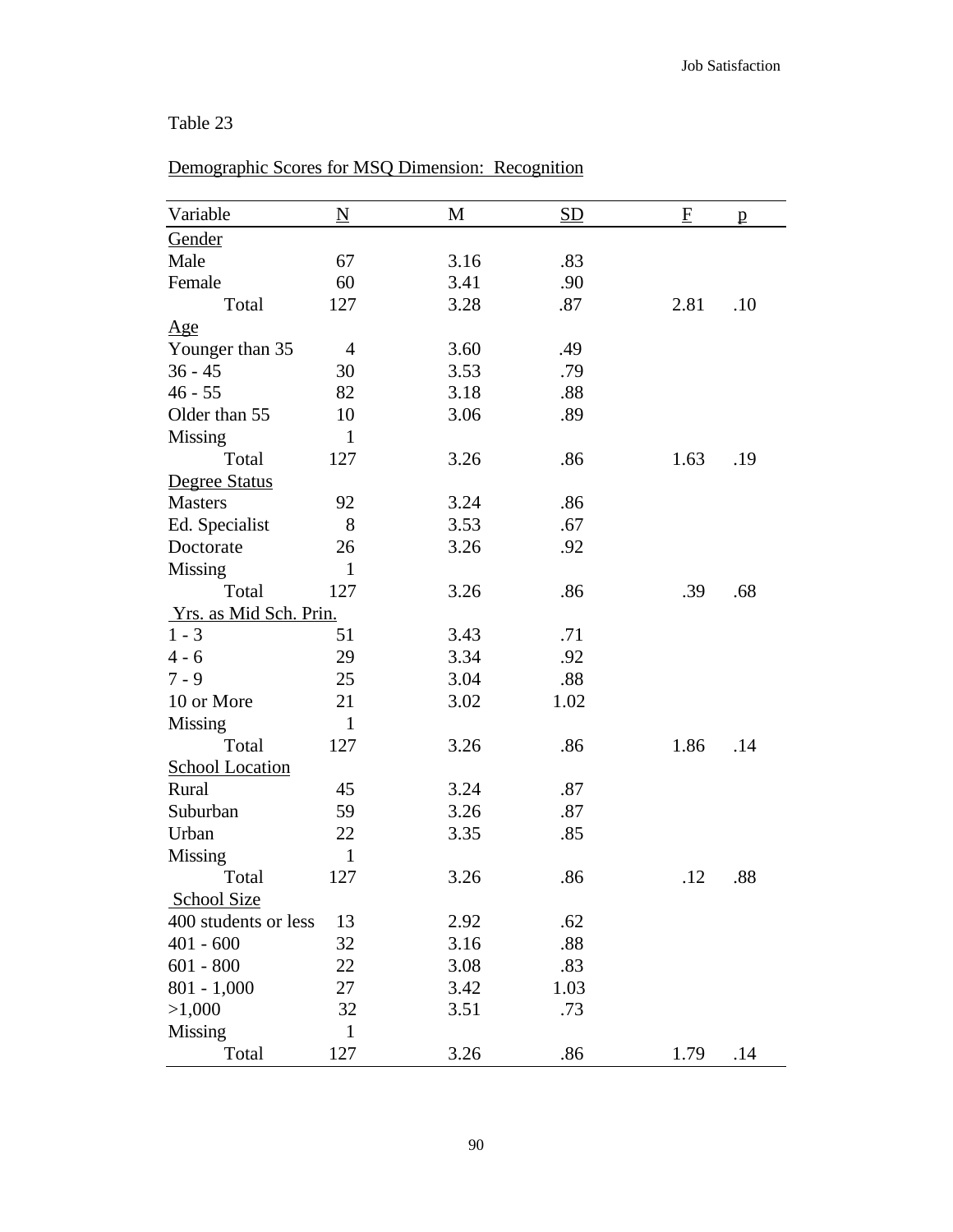Table 23

Demographic Scores for MSQ Dimension: Recognition

| Variable | N | M | SD | F | p |
|---|---|---|---|---|---|
| Gender | | | | | |
| Male | 67 | 3.16 | .83 | | |
| Female | 60 | 3.41 | .90 | | |
| Total | 127 | 3.28 | .87 | 2.81 | .10 |
| Age | | | | | |
| Younger than 35 | 4 | 3.60 | .49 | | |
| 36 - 45 | 30 | 3.53 | .79 | | |
| 46 - 55 | 82 | 3.18 | .88 | | |
| Older than 55 | 10 | 3.06 | .89 | | |
| Missing | 1 | | | | |
| Total | 127 | 3.26 | .86 | 1.63 | .19 |
| Degree Status | | | | | |
| Masters | 92 | 3.24 | .86 | | |
| Ed. Specialist | 8 | 3.53 | .67 | | |
| Doctorate | 26 | 3.26 | .92 | | |
| Missing | 1 | | | | |
| Total | 127 | 3.26 | .86 | .39 | .68 |
| Yrs. as Mid Sch. Prin. | | | | | |
| 1 - 3 | 51 | 3.43 | .71 | | |
| 4 - 6 | 29 | 3.34 | .92 | | |
| 7 - 9 | 25 | 3.04 | .88 | | |
| 10 or More | 21 | 3.02 | 1.02 | | |
| Missing | 1 | | | | |
| Total | 127 | 3.26 | .86 | 1.86 | .14 |
| School Location | | | | | |
| Rural | 45 | 3.24 | .87 | | |
| Suburban | 59 | 3.26 | .87 | | |
| Urban | 22 | 3.35 | .85 | | |
| Missing | 1 | | | | |
| Total | 127 | 3.26 | .86 | .12 | .88 |
| School Size | | | | | |
| 400 students or less | 13 | 2.92 | .62 | | |
| 401 - 600 | 32 | 3.16 | .88 | | |
| 601 - 800 | 22 | 3.08 | .83 | | |
| 801 - 1,000 | 27 | 3.42 | 1.03 | | |
| >1,000 | 32 | 3.51 | .73 | | |
| Missing | 1 | | | | |
| Total | 127 | 3.26 | .86 | 1.79 | .14 |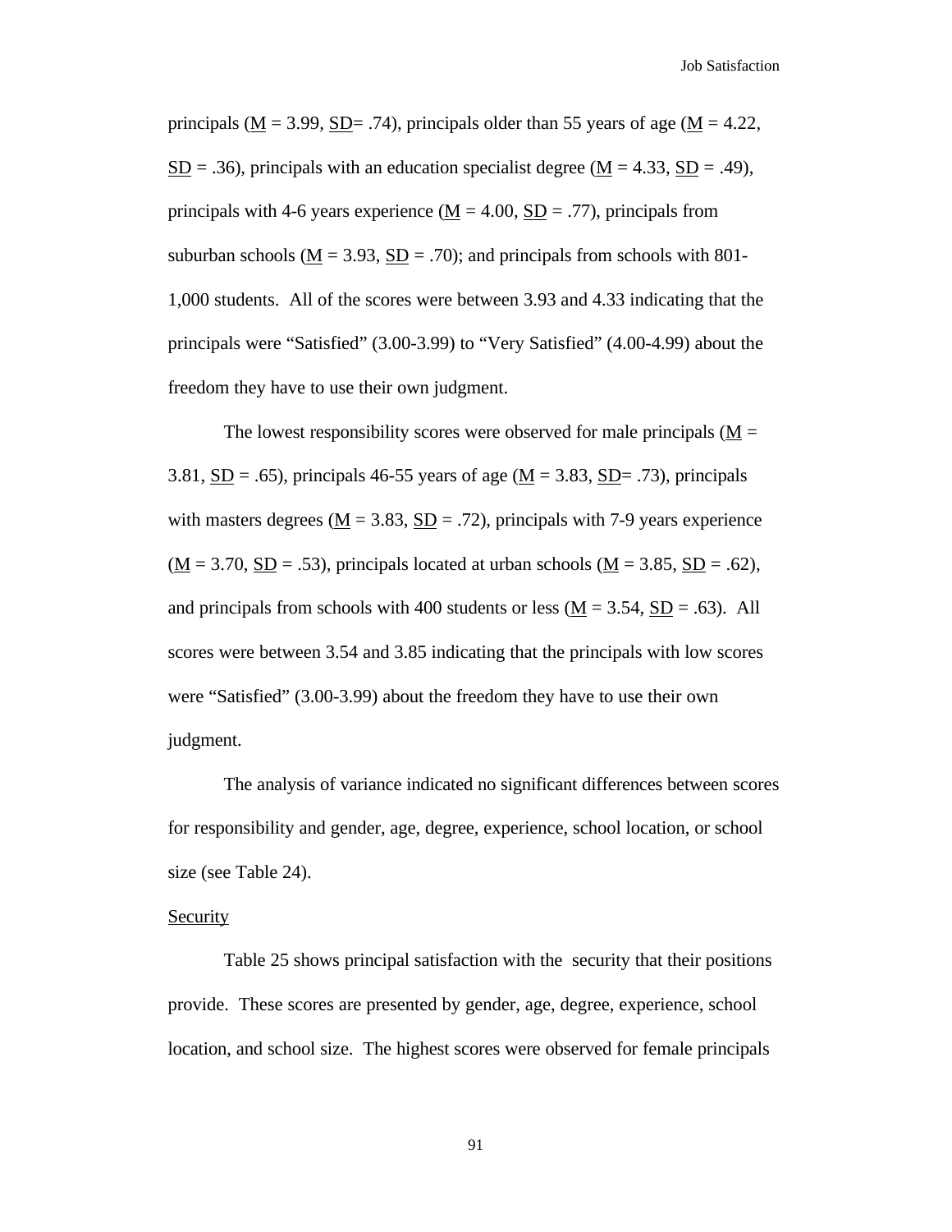principals ($M$ = 3.99, $SD$= .74), principals older than 55 years of age ($M$ = 4.22, $SD$ = .36), principals with an education specialist degree ($M$ = 4.33, $SD$ = .49), principals with 4-6 years experience ($M$ = 4.00, $SD$ = .77), principals from suburban schools ($M$ = 3.93, $SD$ = .70); and principals from schools with 801-1,000 students. All of the scores were between 3.93 and 4.33 indicating that the principals were "Satisfied" (3.00-3.99) to "Very Satisfied" (4.00-4.99) about the freedom they have to use their own judgment.

The lowest responsibility scores were observed for male principals ($M$ = 3.81, $SD$ = .65), principals 46-55 years of age ($M$ = 3.83, $SD$= .73), principals with masters degrees ($M$ = 3.83, $SD$ = .72), principals with 7-9 years experience ($M$ = 3.70, $SD$ = .53), principals located at urban schools ($M$ = 3.85, $SD$ = .62), and principals from schools with 400 students or less ($M$ = 3.54, $SD$ = .63). All scores were between 3.54 and 3.85 indicating that the principals with low scores were "Satisfied" (3.00-3.99) about the freedom they have to use their own judgment.

The analysis of variance indicated no significant differences between scores for responsibility and gender, age, degree, experience, school location, or school size (see Table 24).

Security

Table 25 shows principal satisfaction with the security that their positions provide. These scores are presented by gender, age, degree, experience, school location, and school size. The highest scores were observed for female principals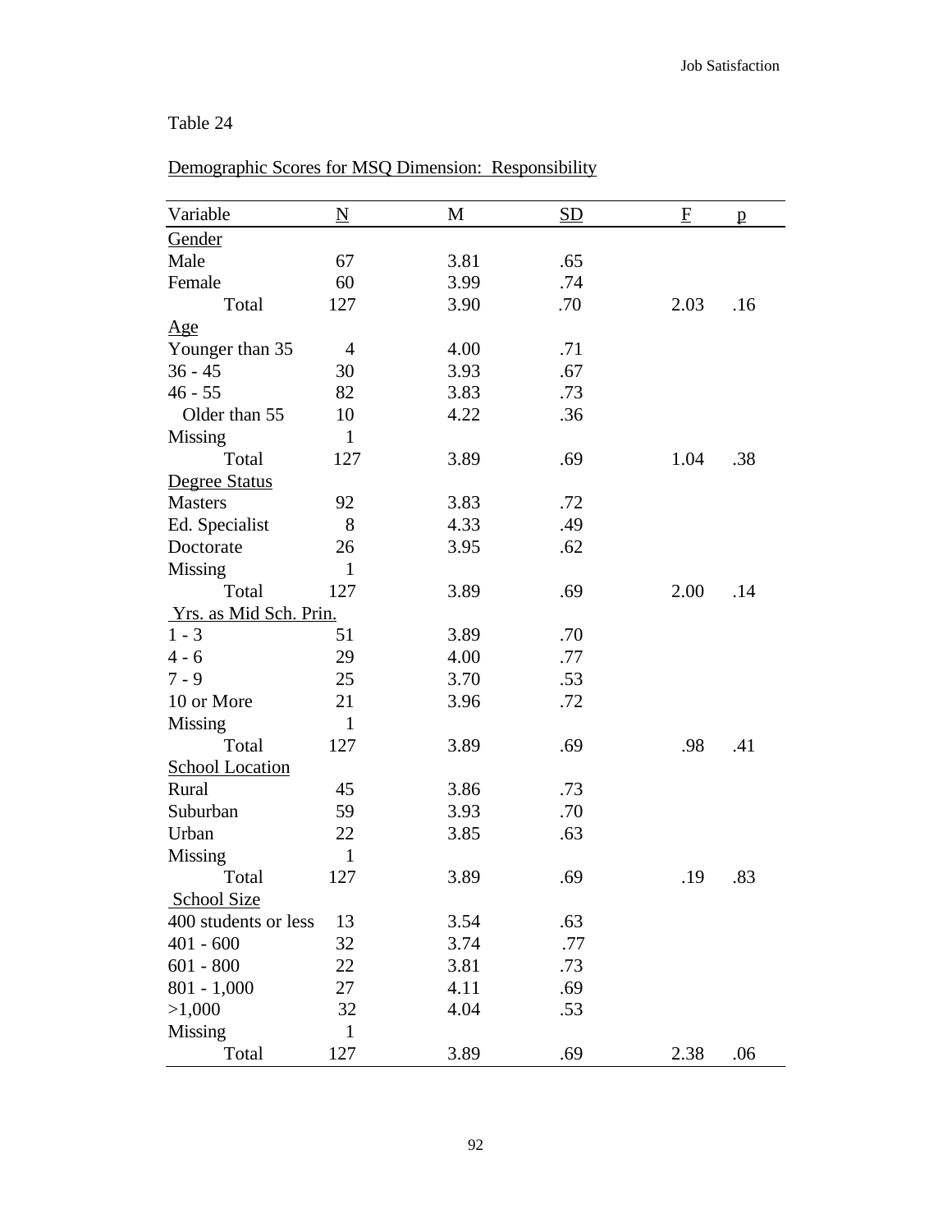Table 24

Demographic Scores for MSQ Dimension: Responsibility

| Variable | N | M | SD | F | p |
|---|---|---|---|---|---|
| Gender | | | | | |
| Male | 67 | 3.81 | .65 | | |
| Female | 60 | 3.99 | .74 | | |
| Total | 127 | 3.90 | .70 | 2.03 | .16 |
| Age | | | | | |
| Younger than 35 | 4 | 4.00 | .71 | | |
| 36 - 45 | 30 | 3.93 | .67 | | |
| 46 - 55 | 82 | 3.83 | .73 | | |
| Older than 55 | 10 | 4.22 | .36 | | |
| Missing | 1 | | | | |
| Total | 127 | 3.89 | .69 | 1.04 | .38 |
| Degree Status | | | | | |
| Masters | 92 | 3.83 | .72 | | |
| Ed. Specialist | 8 | 4.33 | .49 | | |
| Doctorate | 26 | 3.95 | .62 | | |
| Missing | 1 | | | | |
| Total | 127 | 3.89 | .69 | 2.00 | .14 |
| Yrs. as Mid Sch. Prin. | | | | | |
| 1 - 3 | 51 | 3.89 | .70 | | |
| 4 - 6 | 29 | 4.00 | .77 | | |
| 7 - 9 | 25 | 3.70 | .53 | | |
| 10 or More | 21 | 3.96 | .72 | | |
| Missing | 1 | | | | |
| Total | 127 | 3.89 | .69 | .98 | .41 |
| School Location | | | | | |
| Rural | 45 | 3.86 | .73 | | |
| Suburban | 59 | 3.93 | .70 | | |
| Urban | 22 | 3.85 | .63 | | |
| Missing | 1 | | | | |
| Total | 127 | 3.89 | .69 | .19 | .83 |
| School Size | | | | | |
| 400 students or less | 13 | 3.54 | .63 | | |
| 401 - 600 | 32 | 3.74 | .77 | | |
| 601 - 800 | 22 | 3.81 | .73 | | |
| 801 - 1,000 | 27 | 4.11 | .69 | | |
| >1,000 | 32 | 4.04 | .53 | | |
| Missing | 1 | | | | |
| Total | 127 | 3.89 | .69 | 2.38 | .06 |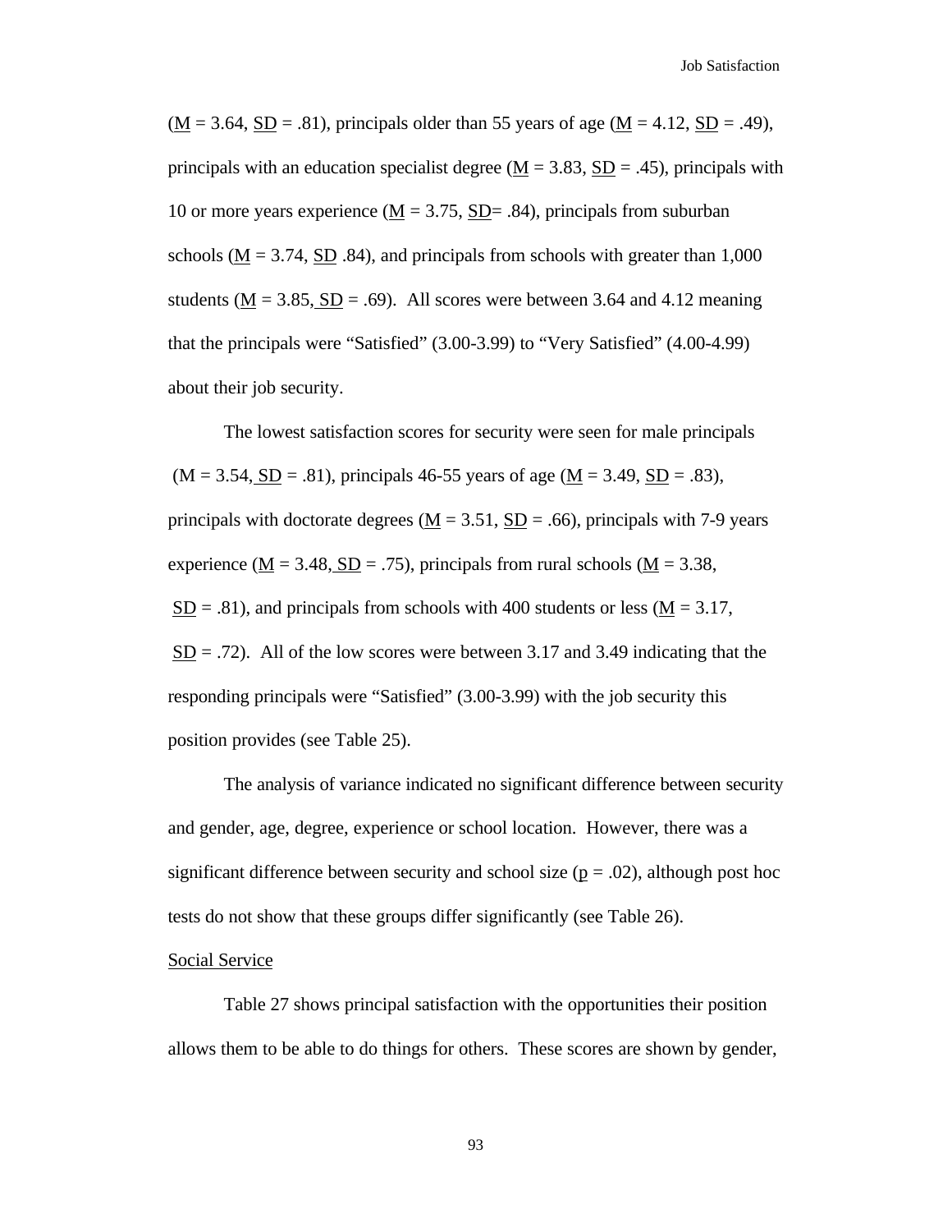(M = 3.64, SD = .81), principals older than 55 years of age (M = 4.12, SD = .49), principals with an education specialist degree (M = 3.83, SD = .45), principals with 10 or more years experience (M = 3.75, SD= .84), principals from suburban schools (M = 3.74, SD .84), and principals from schools with greater than 1,000 students (M = 3.85, SD = .69). All scores were between 3.64 and 4.12 meaning that the principals were "Satisfied" (3.00-3.99) to "Very Satisfied" (4.00-4.99) about their job security.

The lowest satisfaction scores for security were seen for male principals (M = 3.54, SD = .81), principals 46-55 years of age (M = 3.49, SD = .83), principals with doctorate degrees (M = 3.51, SD = .66), principals with 7-9 years experience (M = 3.48, SD = .75), principals from rural schools (M = 3.38, SD = .81), and principals from schools with 400 students or less (M = 3.17, SD = .72). All of the low scores were between 3.17 and 3.49 indicating that the responding principals were "Satisfied" (3.00-3.99) with the job security this position provides (see Table 25).

The analysis of variance indicated no significant difference between security and gender, age, degree, experience or school location. However, there was a significant difference between security and school size ($p = .02$), although post hoc tests do not show that these groups differ significantly (see Table 26).

## Social Service

Table 27 shows principal satisfaction with the opportunities their position allows them to be able to do things for others. These scores are shown by gender,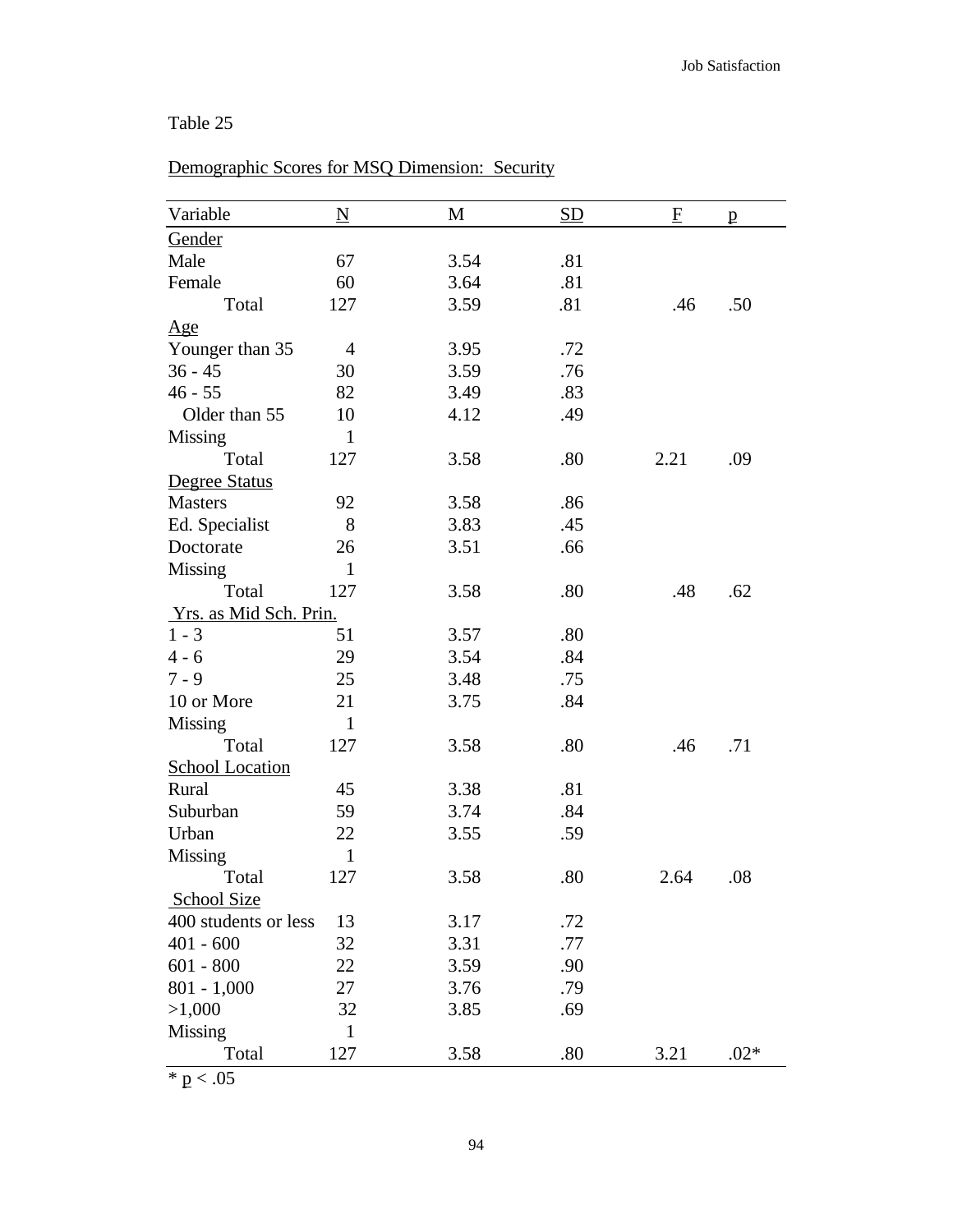Table 25

Demographic Scores for MSQ Dimension: Security

| Variable | N | M | SD | F | p |
|---|---|---|---|---|---|
| Gender | | | | | |
| Male | 67 | 3.54 | .81 | | |
| Female | 60 | 3.64 | .81 | | |
| Total | 127 | 3.59 | .81 | .46 | .50 |
| Age | | | | | |
| Younger than 35 | 4 | 3.95 | .72 | | |
| 36 - 45 | 30 | 3.59 | .76 | | |
| 46 - 55 | 82 | 3.49 | .83 | | |
| Older than 55 | 10 | 4.12 | .49 | | |
| Missing | 1 | | | | |
| Total | 127 | 3.58 | .80 | 2.21 | .09 |
| Degree Status | | | | | |
| Masters | 92 | 3.58 | .86 | | |
| Ed. Specialist | 8 | 3.83 | .45 | | |
| Doctorate | 26 | 3.51 | .66 | | |
| Missing | 1 | | | | |
| Total | 127 | 3.58 | .80 | .48 | .62 |
| Yrs. as Mid Sch. Prin. | | | | | |
| 1 - 3 | 51 | 3.57 | .80 | | |
| 4 - 6 | 29 | 3.54 | .84 | | |
| 7 - 9 | 25 | 3.48 | .75 | | |
| 10 or More | 21 | 3.75 | .84 | | |
| Missing | 1 | | | | |
| Total | 127 | 3.58 | .80 | .46 | .71 |
| School Location | | | | | |
| Rural | 45 | 3.38 | .81 | | |
| Suburban | 59 | 3.74 | .84 | | |
| Urban | 22 | 3.55 | .59 | | |
| Missing | 1 | | | | |
| Total | 127 | 3.58 | .80 | 2.64 | .08 |
| School Size | | | | | |
| 400 students or less | 13 | 3.17 | .72 | | |
| 401 - 600 | 32 | 3.31 | .77 | | |
| 601 - 800 | 22 | 3.59 | .90 | | |
| 801 - 1,000 | 27 | 3.76 | .79 | | |
| >1,000 | 32 | 3.85 | .69 | | |
| Missing | 1 | | | | |
| Total | 127 | 3.58 | .80 | 3.21 | .02* |

* $p < .05$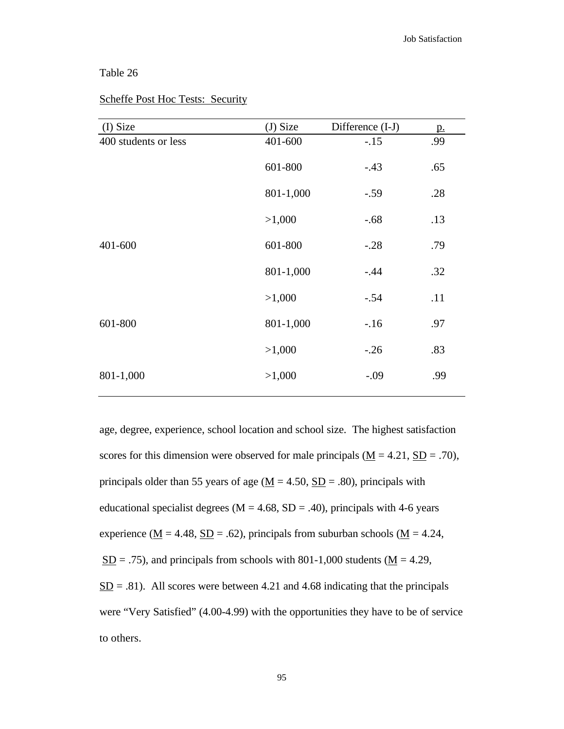Table 26

Scheffe Post Hoc Tests:  Security

| (I) Size | (J) Size | Difference (I-J) | p. |
|---|---|---|---|
| 400 students or less | 401-600 | -.15 | .99 |
| | 601-800 | -.43 | .65 |
| | 801-1,000 | -.59 | .28 |
| | >1,000 | -.68 | .13 |
| 401-600 | 601-800 | -.28 | .79 |
| | 801-1,000 | -.44 | .32 |
| | >1,000 | -.54 | .11 |
| 601-800 | 801-1,000 | -.16 | .97 |
| | >1,000 | -.26 | .83 |
| 801-1,000 | >1,000 | -.09 | .99 |

age, degree, experience, school location and school size. The highest satisfaction scores for this dimension were observed for male principals (M = 4.21, SD = .70), principals older than 55 years of age (M = 4.50, SD = .80), principals with educational specialist degrees (M = 4.68, SD = .40), principals with 4-6 years experience (M = 4.48, SD = .62), principals from suburban schools (M = 4.24, SD = .75), and principals from schools with 801-1,000 students (M = 4.29, SD = .81). All scores were between 4.21 and 4.68 indicating that the principals were "Very Satisfied" (4.00-4.99) with the opportunities they have to be of service to others.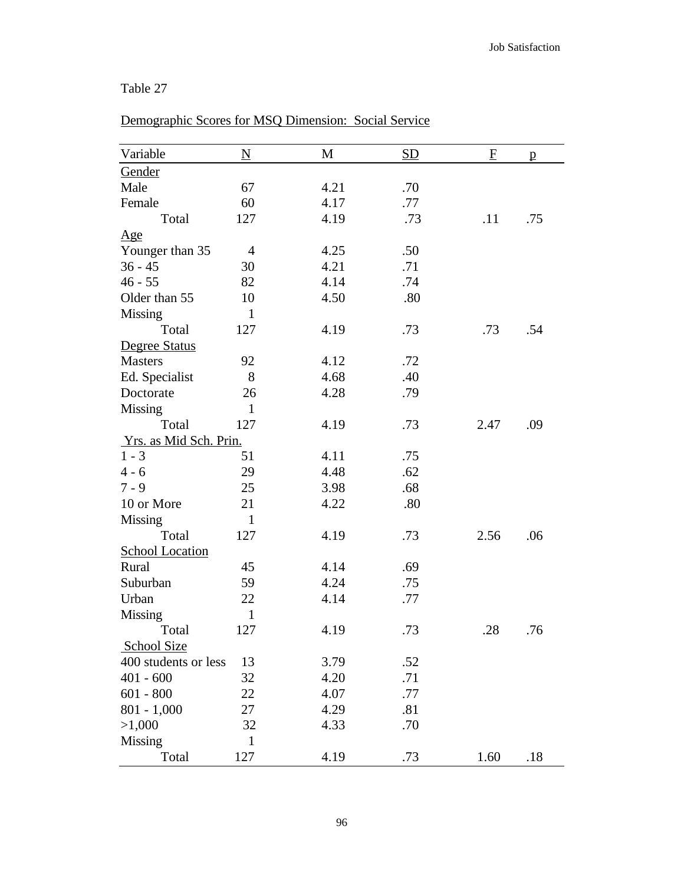Table 27

Demographic Scores for MSQ Dimension: Social Service

| Variable | N | M | SD | F | p |
|---|---|---|---|---|---|
| Gender | | | | | |
| Male | 67 | 4.21 | .70 | | |
| Female | 60 | 4.17 | .77 | | |
| Total | 127 | 4.19 | .73 | .11 | .75 |
| Age | | | | | |
| Younger than 35 | 4 | 4.25 | .50 | | |
| 36 - 45 | 30 | 4.21 | .71 | | |
| 46 - 55 | 82 | 4.14 | .74 | | |
| Older than 55 | 10 | 4.50 | .80 | | |
| Missing | 1 | | | | |
| Total | 127 | 4.19 | .73 | .73 | .54 |
| Degree Status | | | | | |
| Masters | 92 | 4.12 | .72 | | |
| Ed. Specialist | 8 | 4.68 | .40 | | |
| Doctorate | 26 | 4.28 | .79 | | |
| Missing | 1 | | | | |
| Total | 127 | 4.19 | .73 | 2.47 | .09 |
| Yrs. as Mid Sch. Prin. | | | | | |
| 1 - 3 | 51 | 4.11 | .75 | | |
| 4 - 6 | 29 | 4.48 | .62 | | |
| 7 - 9 | 25 | 3.98 | .68 | | |
| 10 or More | 21 | 4.22 | .80 | | |
| Missing | 1 | | | | |
| Total | 127 | 4.19 | .73 | 2.56 | .06 |
| School Location | | | | | |
| Rural | 45 | 4.14 | .69 | | |
| Suburban | 59 | 4.24 | .75 | | |
| Urban | 22 | 4.14 | .77 | | |
| Missing | 1 | | | | |
| Total | 127 | 4.19 | .73 | .28 | .76 |
| School Size | | | | | |
| 400 students or less | 13 | 3.79 | .52 | | |
| 401 - 600 | 32 | 4.20 | .71 | | |
| 601 - 800 | 22 | 4.07 | .77 | | |
| 801 - 1,000 | 27 | 4.29 | .81 | | |
| >1,000 | 32 | 4.33 | .70 | | |
| Missing | 1 | | | | |
| Total | 127 | 4.19 | .73 | 1.60 | .18 |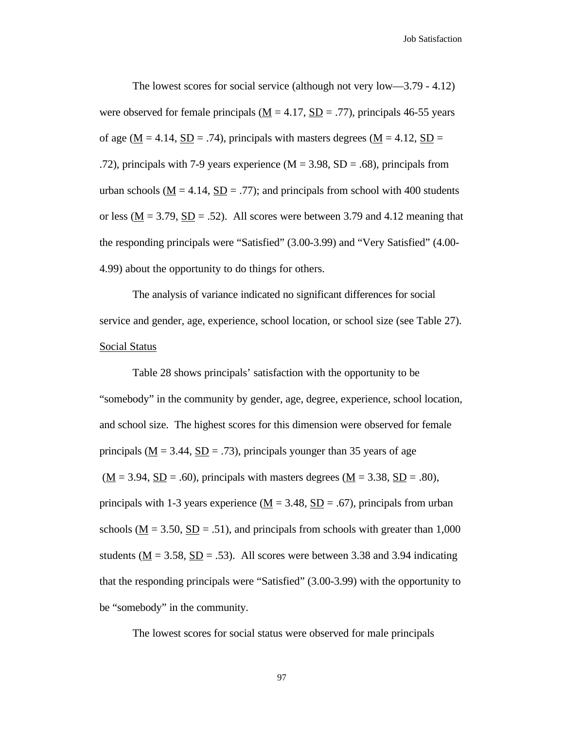The lowest scores for social service (although not very low—3.79 - 4.12) were observed for female principals (M = 4.17, SD = .77), principals 46-55 years of age (M = 4.14, SD = .74), principals with masters degrees (M = 4.12, SD = .72), principals with 7-9 years experience (M = 3.98, SD = .68), principals from urban schools (M = 4.14, SD = .77); and principals from school with 400 students or less (M = 3.79, SD = .52). All scores were between 3.79 and 4.12 meaning that the responding principals were "Satisfied" (3.00-3.99) and "Very Satisfied" (4.00-4.99) about the opportunity to do things for others.

The analysis of variance indicated no significant differences for social service and gender, age, experience, school location, or school size (see Table 27).

Social Status

Table 28 shows principals' satisfaction with the opportunity to be "somebody" in the community by gender, age, degree, experience, school location, and school size. The highest scores for this dimension were observed for female principals (M = 3.44, SD = .73), principals younger than 35 years of age (M = 3.94, SD = .60), principals with masters degrees (M = 3.38, SD = .80), principals with 1-3 years experience (M = 3.48, SD = .67), principals from urban schools (M = 3.50, SD = .51), and principals from schools with greater than 1,000 students (M = 3.58, SD = .53). All scores were between 3.38 and 3.94 indicating that the responding principals were "Satisfied" (3.00-3.99) with the opportunity to be "somebody" in the community.

The lowest scores for social status were observed for male principals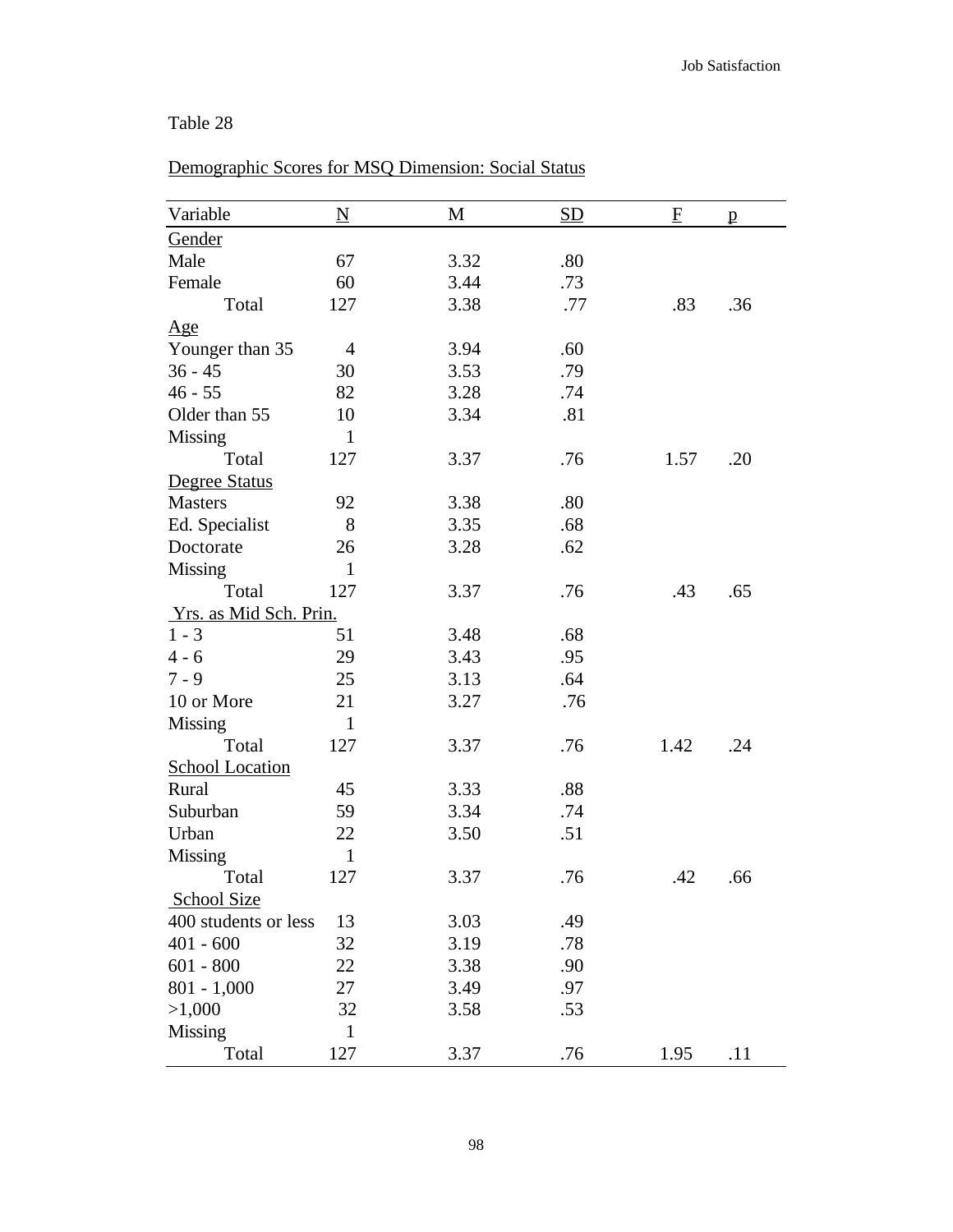Table 28

Demographic Scores for MSQ Dimension: Social Status

| Variable | N | M | SD | F | p |
|---|---|---|---|---|---|
| Gender | | | | | |
| Male | 67 | 3.32 | .80 | | |
| Female | 60 | 3.44 | .73 | | |
| Total | 127 | 3.38 | .77 | .83 | .36 |
| Age | | | | | |
| Younger than 35 | 4 | 3.94 | .60 | | |
| 36 - 45 | 30 | 3.53 | .79 | | |
| 46 - 55 | 82 | 3.28 | .74 | | |
| Older than 55 | 10 | 3.34 | .81 | | |
| Missing | 1 | | | | |
| Total | 127 | 3.37 | .76 | 1.57 | .20 |
| Degree Status | | | | | |
| Masters | 92 | 3.38 | .80 | | |
| Ed. Specialist | 8 | 3.35 | .68 | | |
| Doctorate | 26 | 3.28 | .62 | | |
| Missing | 1 | | | | |
| Total | 127 | 3.37 | .76 | .43 | .65 |
| Yrs. as Mid Sch. Prin. | | | | | |
| 1 - 3 | 51 | 3.48 | .68 | | |
| 4 - 6 | 29 | 3.43 | .95 | | |
| 7 - 9 | 25 | 3.13 | .64 | | |
| 10 or More | 21 | 3.27 | .76 | | |
| Missing | 1 | | | | |
| Total | 127 | 3.37 | .76 | 1.42 | .24 |
| School Location | | | | | |
| Rural | 45 | 3.33 | .88 | | |
| Suburban | 59 | 3.34 | .74 | | |
| Urban | 22 | 3.50 | .51 | | |
| Missing | 1 | | | | |
| Total | 127 | 3.37 | .76 | .42 | .66 |
| School Size | | | | | |
| 400 students or less | 13 | 3.03 | .49 | | |
| 401 - 600 | 32 | 3.19 | .78 | | |
| 601 - 800 | 22 | 3.38 | .90 | | |
| 801 - 1,000 | 27 | 3.49 | .97 | | |
| >1,000 | 32 | 3.58 | .53 | | |
| Missing | 1 | | | | |
| Total | 127 | 3.37 | .76 | 1.95 | .11 |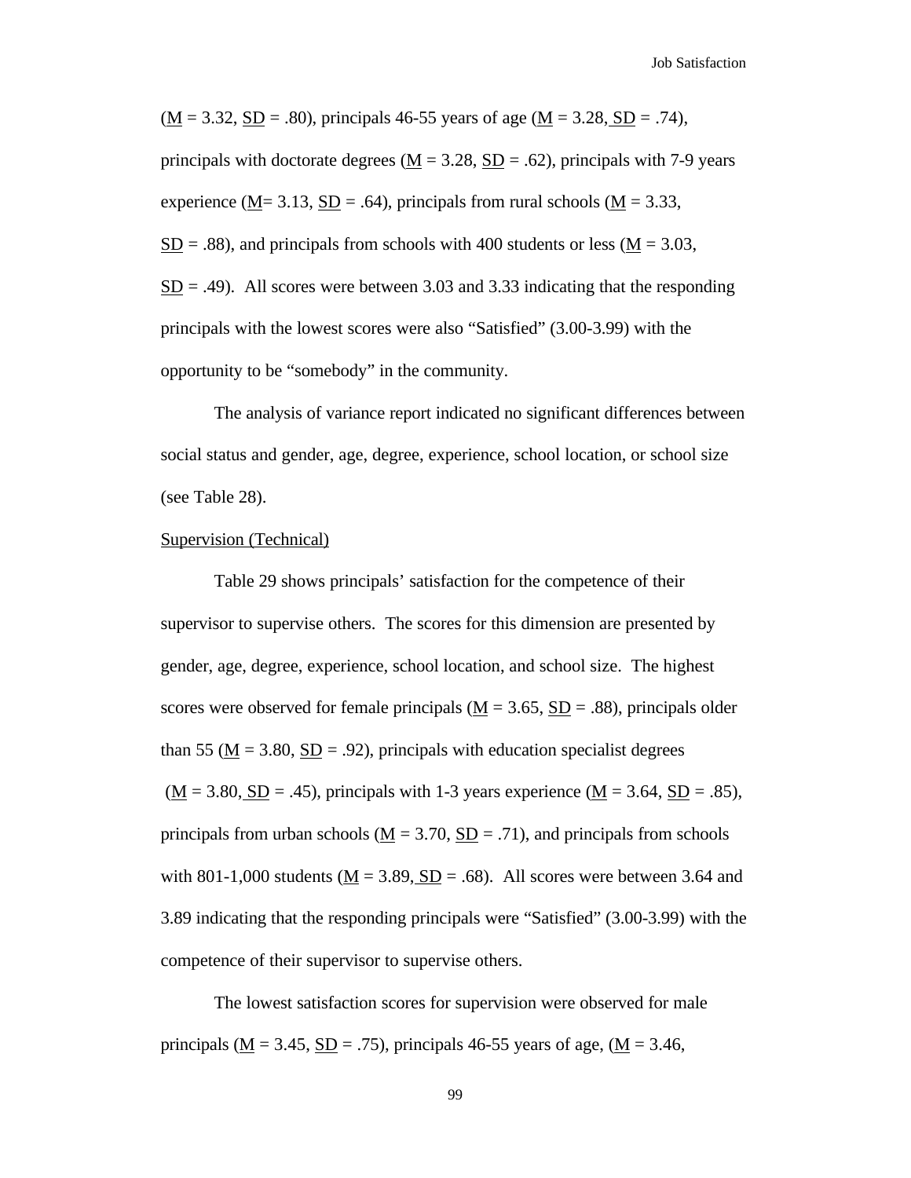(M = 3.32, SD = .80), principals 46-55 years of age (M = 3.28, SD = .74), principals with doctorate degrees (M = 3.28, SD = .62), principals with 7-9 years experience (M= 3.13, SD = .64), principals from rural schools (M = 3.33, SD = .88), and principals from schools with 400 students or less (M = 3.03, SD = .49). All scores were between 3.03 and 3.33 indicating that the responding principals with the lowest scores were also "Satisfied" (3.00-3.99) with the opportunity to be "somebody" in the community.

The analysis of variance report indicated no significant differences between social status and gender, age, degree, experience, school location, or school size (see Table 28).

Supervision (Technical)

Table 29 shows principals' satisfaction for the competence of their supervisor to supervise others. The scores for this dimension are presented by gender, age, degree, experience, school location, and school size. The highest scores were observed for female principals (M = 3.65, SD = .88), principals older than 55 (M = 3.80, SD = .92), principals with education specialist degrees (M = 3.80, SD = .45), principals with 1-3 years experience (M = 3.64, SD = .85), principals from urban schools (M = 3.70, SD = .71), and principals from schools with 801-1,000 students (M = 3.89, SD = .68). All scores were between 3.64 and 3.89 indicating that the responding principals were "Satisfied" (3.00-3.99) with the competence of their supervisor to supervise others.

The lowest satisfaction scores for supervision were observed for male principals (M = 3.45, SD = .75), principals 46-55 years of age, (M = 3.46,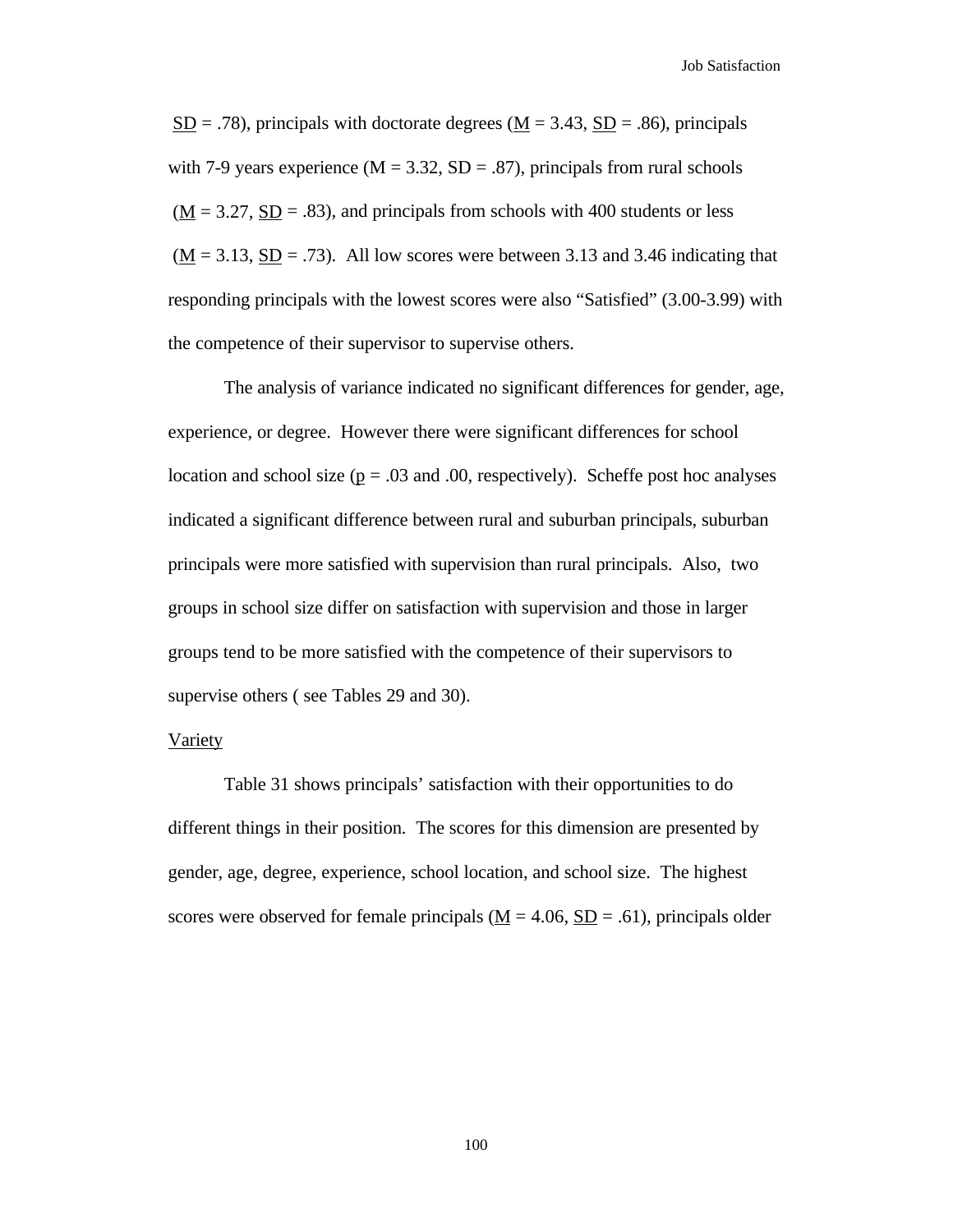SD = .78), principals with doctorate degrees (M = 3.43, SD = .86), principals with 7-9 years experience (M = 3.32, SD = .87), principals from rural schools (M = 3.27, SD = .83), and principals from schools with 400 students or less (M = 3.13, SD = .73). All low scores were between 3.13 and 3.46 indicating that responding principals with the lowest scores were also "Satisfied" (3.00-3.99) with the competence of their supervisor to supervise others.

The analysis of variance indicated no significant differences for gender, age, experience, or degree. However there were significant differences for school location and school size ($p = .03$ and .00, respectively). Scheffe post hoc analyses indicated a significant difference between rural and suburban principals, suburban principals were more satisfied with supervision than rural principals. Also, two groups in school size differ on satisfaction with supervision and those in larger groups tend to be more satisfied with the competence of their supervisors to supervise others ( see Tables 29 and 30).

Variety

Table 31 shows principals' satisfaction with their opportunities to do different things in their position. The scores for this dimension are presented by gender, age, degree, experience, school location, and school size. The highest scores were observed for female principals (M = 4.06, SD = .61), principals older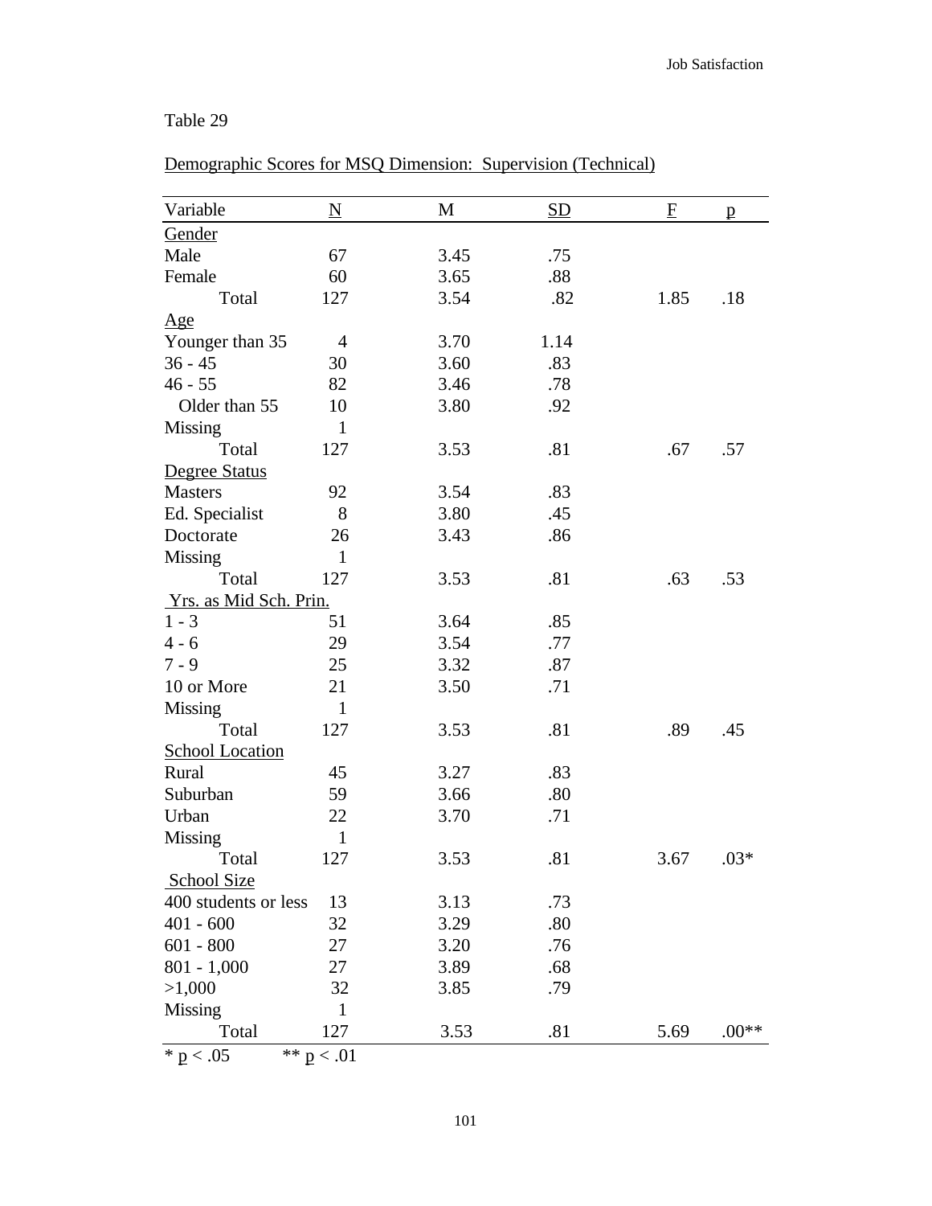Table 29

Demographic Scores for MSQ Dimension: Supervision (Technical)

| Variable | N | M | SD | F | p |
|---|---|---|---|---|---|
| Gender | | | | | |
| Male | 67 | 3.45 | .75 | | |
| Female | 60 | 3.65 | .88 | | |
| Total | 127 | 3.54 | .82 | 1.85 | .18 |
| Age | | | | | |
| Younger than 35 | 4 | 3.70 | 1.14 | | |
| 36 - 45 | 30 | 3.60 | .83 | | |
| 46 - 55 | 82 | 3.46 | .78 | | |
| Older than 55 | 10 | 3.80 | .92 | | |
| Missing | 1 | | | | |
| Total | 127 | 3.53 | .81 | .67 | .57 |
| Degree Status | | | | | |
| Masters | 92 | 3.54 | .83 | | |
| Ed. Specialist | 8 | 3.80 | .45 | | |
| Doctorate | 26 | 3.43 | .86 | | |
| Missing | 1 | | | | |
| Total | 127 | 3.53 | .81 | .63 | .53 |
| Yrs. as Mid Sch. Prin. | | | | | |
| 1 - 3 | 51 | 3.64 | .85 | | |
| 4 - 6 | 29 | 3.54 | .77 | | |
| 7 - 9 | 25 | 3.32 | .87 | | |
| 10 or More | 21 | 3.50 | .71 | | |
| Missing | 1 | | | | |
| Total | 127 | 3.53 | .81 | .89 | .45 |
| School Location | | | | | |
| Rural | 45 | 3.27 | .83 | | |
| Suburban | 59 | 3.66 | .80 | | |
| Urban | 22 | 3.70 | .71 | | |
| Missing | 1 | | | | |
| Total | 127 | 3.53 | .81 | 3.67 | .03* |
| School Size | | | | | |
| 400 students or less | 13 | 3.13 | .73 | | |
| 401 - 600 | 32 | 3.29 | .80 | | |
| 601 - 800 | 27 | 3.20 | .76 | | |
| 801 - 1,000 | 27 | 3.89 | .68 | | |
| >1,000 | 32 | 3.85 | .79 | | |
| Missing | 1 | | | | |
| Total | 127 | 3.53 | .81 | 5.69 | .00** |

* $p < .05$ ** $p < .01$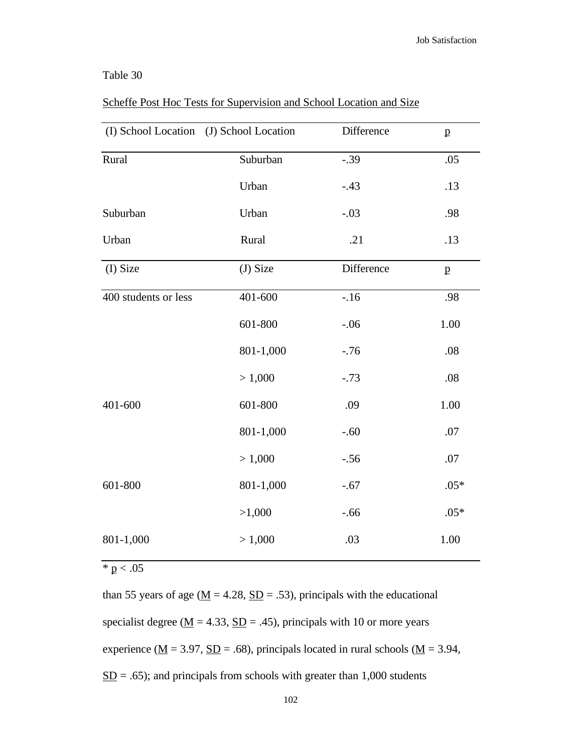Table 30

Scheffe Post Hoc Tests for Supervision and School Location and Size

| (I) School Location | (J) School Location | Difference | p |
|---|---|---|---|
| Rural | Suburban | -.39 | .05 |
| | Urban | -.43 | .13 |
| Suburban | Urban | -.03 | .98 |
| Urban | Rural | .21 | .13 |
| (I) Size | (J) Size | Difference | p |
| 400 students or less | 401-600 | -.16 | .98 |
| | 601-800 | -.06 | 1.00 |
| | 801-1,000 | -.76 | .08 |
| | > 1,000 | -.73 | .08 |
| 401-600 | 601-800 | .09 | 1.00 |
| | 801-1,000 | -.60 | .07 |
| | > 1,000 | -.56 | .07 |
| 601-800 | 801-1,000 | -.67 | .05* |
| | >1,000 | -.66 | .05* |
| 801-1,000 | > 1,000 | .03 | 1.00 |

* $p < .05$

than 55 years of age ($M = 4.28$, $SD = .53$), principals with the educational specialist degree ($M = 4.33$, $SD = .45$), principals with 10 or more years experience ($M = 3.97$, $SD = .68$), principals located in rural schools ($M = 3.94$, $SD = .65$); and principals from schools with greater than 1,000 students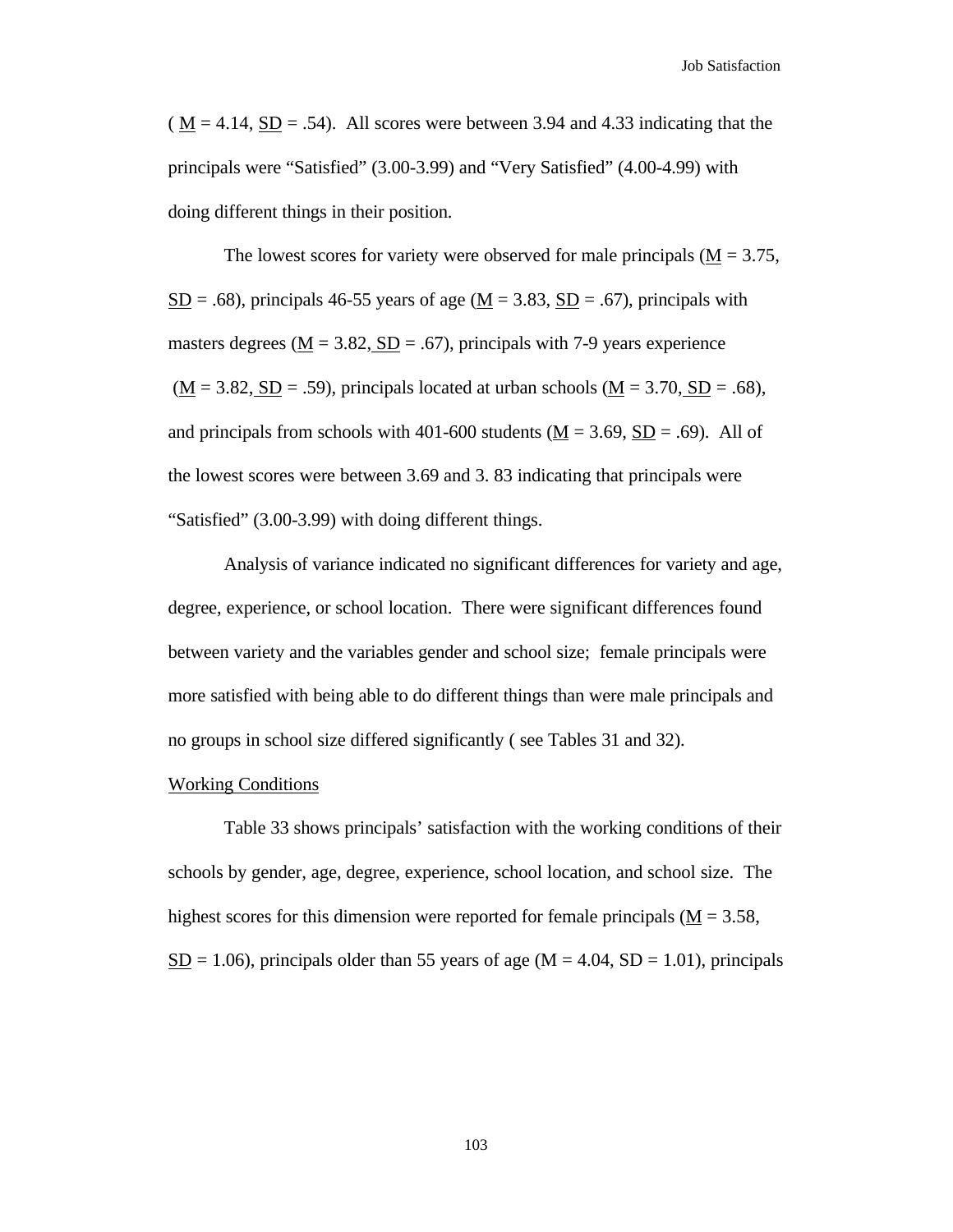( M = 4.14, SD = .54).  All scores were between 3.94 and 4.33 indicating that the principals were “Satisfied” (3.00-3.99) and “Very Satisfied” (4.00-4.99) with doing different things in their position.

The lowest scores for variety were observed for male principals (M = 3.75, SD = .68), principals 46-55 years of age (M = 3.83, SD = .67), principals with masters degrees (M = 3.82, SD = .67), principals with 7-9 years experience (M = 3.82, SD = .59), principals located at urban schools (M = 3.70, SD = .68), and principals from schools with 401-600 students (M = 3.69, SD = .69).  All of the lowest scores were between 3.69 and 3. 83 indicating that principals were “Satisfied” (3.00-3.99) with doing different things.

Analysis of variance indicated no significant differences for variety and age, degree, experience, or school location.  There were significant differences found between variety and the variables gender and school size;  female principals were more satisfied with being able to do different things than were male principals and no groups in school size differed significantly ( see Tables 31 and 32).

## Working Conditions

Table 33 shows principals’ satisfaction with the working conditions of their schools by gender, age, degree, experience, school location, and school size.  The highest scores for this dimension were reported for female principals (M = 3.58, SD = 1.06), principals older than 55 years of age (M = 4.04, SD = 1.01), principals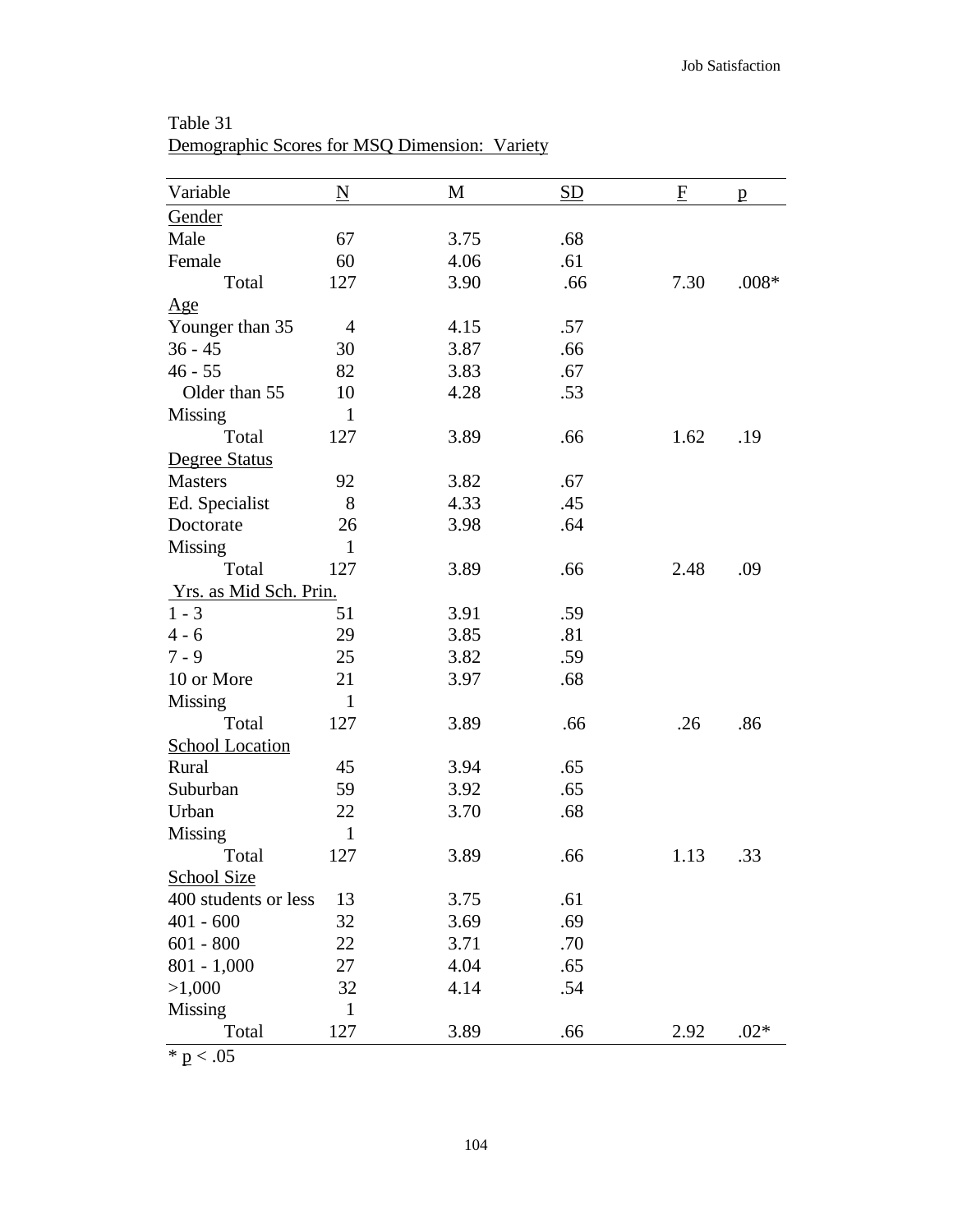Table 31

Demographic Scores for MSQ Dimension: Variety

| Variable | N | M | SD | F | p |
|---|---|---|---|---|---|
| Gender | | | | | |
| Male | 67 | 3.75 | .68 | | |
| Female | 60 | 4.06 | .61 | | |
| Total | 127 | 3.90 | .66 | 7.30 | .008* |
| Age | | | | | |
| Younger than 35 | 4 | 4.15 | .57 | | |
| 36 - 45 | 30 | 3.87 | .66 | | |
| 46 - 55 | 82 | 3.83 | .67 | | |
| Older than 55 | 10 | 4.28 | .53 | | |
| Missing | 1 | | | | |
| Total | 127 | 3.89 | .66 | 1.62 | .19 |
| Degree Status | | | | | |
| Masters | 92 | 3.82 | .67 | | |
| Ed. Specialist | 8 | 4.33 | .45 | | |
| Doctorate | 26 | 3.98 | .64 | | |
| Missing | 1 | | | | |
| Total | 127 | 3.89 | .66 | 2.48 | .09 |
| Yrs. as Mid Sch. Prin. | | | | | |
| 1 - 3 | 51 | 3.91 | .59 | | |
| 4 - 6 | 29 | 3.85 | .81 | | |
| 7 - 9 | 25 | 3.82 | .59 | | |
| 10 or More | 21 | 3.97 | .68 | | |
| Missing | 1 | | | | |
| Total | 127 | 3.89 | .66 | .26 | .86 |
| School Location | | | | | |
| Rural | 45 | 3.94 | .65 | | |
| Suburban | 59 | 3.92 | .65 | | |
| Urban | 22 | 3.70 | .68 | | |
| Missing | 1 | | | | |
| Total | 127 | 3.89 | .66 | 1.13 | .33 |
| School Size | | | | | |
| 400 students or less | 13 | 3.75 | .61 | | |
| 401 - 600 | 32 | 3.69 | .69 | | |
| 601 - 800 | 22 | 3.71 | .70 | | |
| 801 - 1,000 | 27 | 4.04 | .65 | | |
| >1,000 | 32 | 4.14 | .54 | | |
| Missing | 1 | | | | |
| Total | 127 | 3.89 | .66 | 2.92 | .02* |

* $p < .05$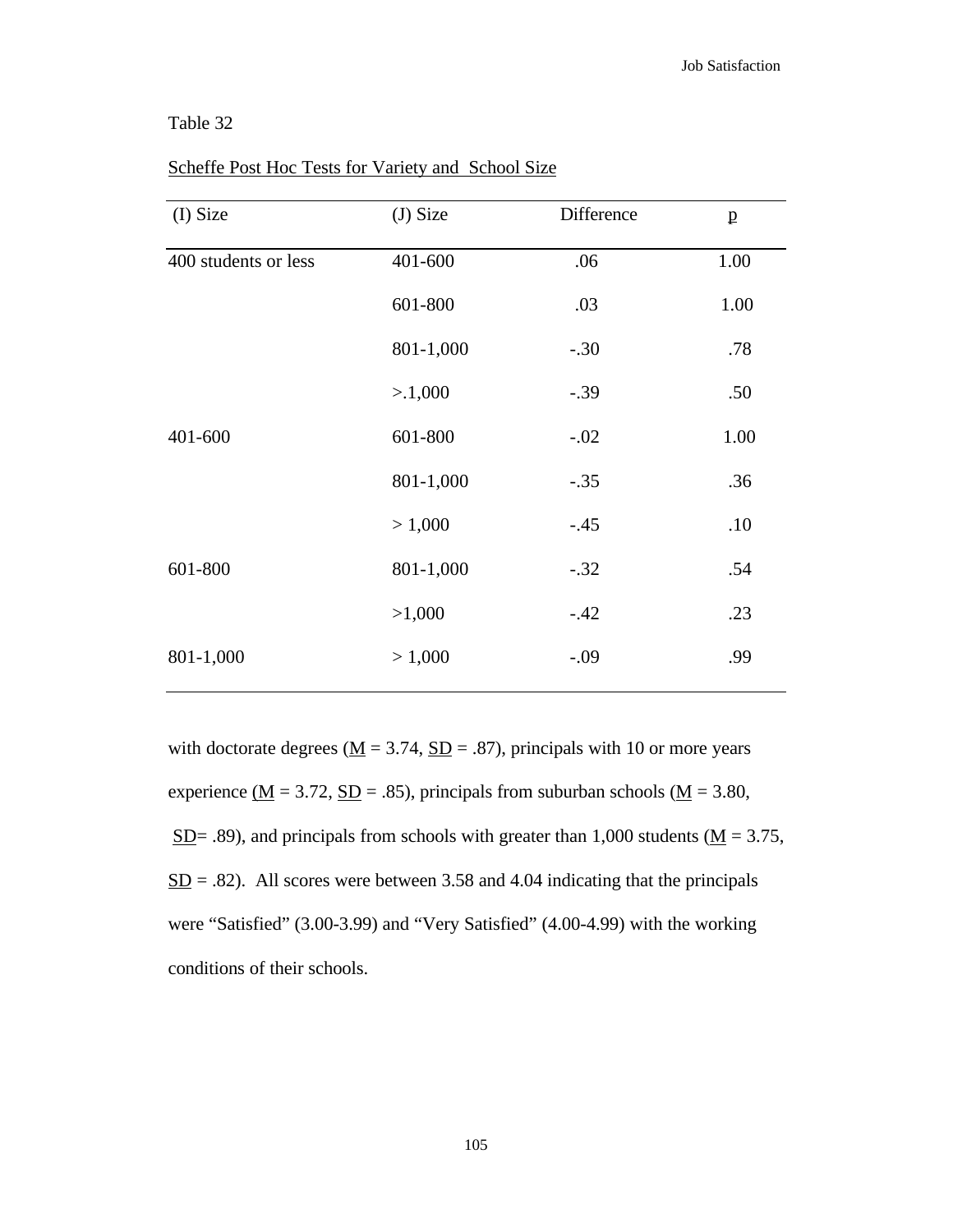Table 32

Scheffe Post Hoc Tests for Variety and School Size

| (I) Size | (J) Size | Difference | p |
|---|---|---|---|
| 400 students or less | 401-600 | .06 | 1.00 |
| | 601-800 | .03 | 1.00 |
| | 801-1,000 | -.30 | .78 |
| | >.1,000 | -.39 | .50 |
| 401-600 | 601-800 | -.02 | 1.00 |
| | 801-1,000 | -.35 | .36 |
| | > 1,000 | -.45 | .10 |
| 601-800 | 801-1,000 | -.32 | .54 |
| | >1,000 | -.42 | .23 |
| 801-1,000 | > 1,000 | -.09 | .99 |

with doctorate degrees (M = 3.74, SD = .87), principals with 10 or more years experience (M = 3.72, SD = .85), principals from suburban schools (M = 3.80, SD= .89), and principals from schools with greater than 1,000 students (M = 3.75, SD = .82). All scores were between 3.58 and 4.04 indicating that the principals were "Satisfied" (3.00-3.99) and "Very Satisfied" (4.00-4.99) with the working conditions of their schools.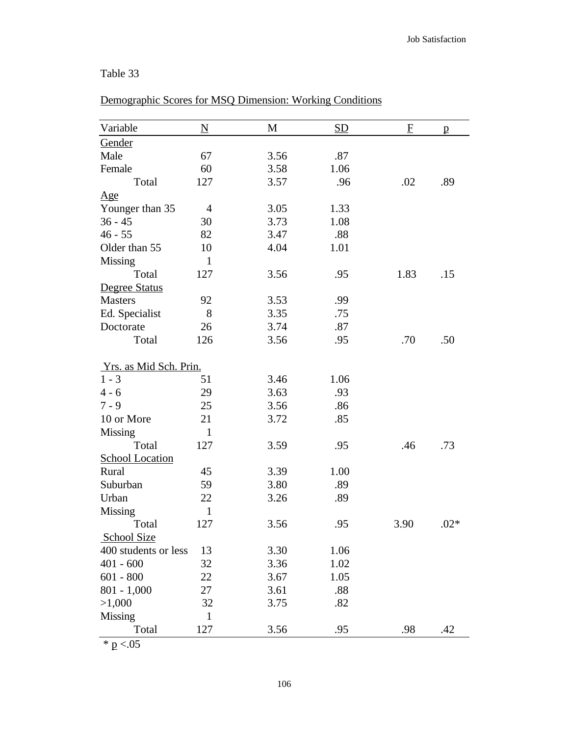Table 33

Demographic Scores for MSQ Dimension: Working Conditions

| Variable | N | M | SD | F | p |
|---|---|---|---|---|---|
| Gender | | | | | |
| Male | 67 | 3.56 | .87 | | |
| Female | 60 | 3.58 | 1.06 | | |
| Total | 127 | 3.57 | .96 | .02 | .89 |
| Age | | | | | |
| Younger than 35 | 4 | 3.05 | 1.33 | | |
| 36 - 45 | 30 | 3.73 | 1.08 | | |
| 46 - 55 | 82 | 3.47 | .88 | | |
| Older than 55 | 10 | 4.04 | 1.01 | | |
| Missing | 1 | | | | |
| Total | 127 | 3.56 | .95 | 1.83 | .15 |
| Degree Status | | | | | |
| Masters | 92 | 3.53 | .99 | | |
| Ed. Specialist | 8 | 3.35 | .75 | | |
| Doctorate | 26 | 3.74 | .87 | | |
| Total | 126 | 3.56 | .95 | .70 | .50 |
| Yrs. as Mid Sch. Prin. | | | | | |
| 1 - 3 | 51 | 3.46 | 1.06 | | |
| 4 - 6 | 29 | 3.63 | .93 | | |
| 7 - 9 | 25 | 3.56 | .86 | | |
| 10 or More | 21 | 3.72 | .85 | | |
| Missing | 1 | | | | |
| Total | 127 | 3.59 | .95 | .46 | .73 |
| School Location | | | | | |
| Rural | 45 | 3.39 | 1.00 | | |
| Suburban | 59 | 3.80 | .89 | | |
| Urban | 22 | 3.26 | .89 | | |
| Missing | 1 | | | | |
| Total | 127 | 3.56 | .95 | 3.90 | .02* |
| School Size | | | | | |
| 400 students or less | 13 | 3.30 | 1.06 | | |
| 401 - 600 | 32 | 3.36 | 1.02 | | |
| 601 - 800 | 22 | 3.67 | 1.05 | | |
| 801 - 1,000 | 27 | 3.61 | .88 | | |
| >1,000 | 32 | 3.75 | .82 | | |
| Missing | 1 | | | | |
| Total | 127 | 3.56 | .95 | .98 | .42 |

* $p < .05$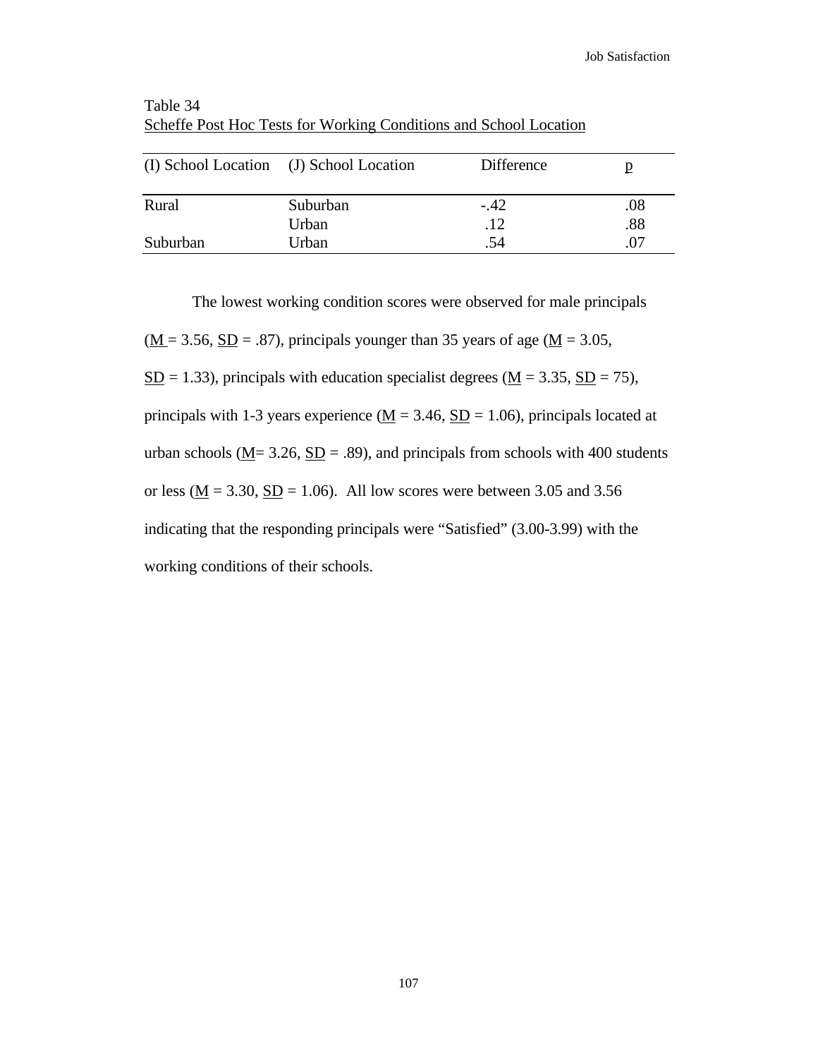Table 34

Scheffe Post Hoc Tests for Working Conditions and School Location

| (I) School Location | (J) School Location | Difference | p |
|---|---|---|---|
| Rural | Suburban | -.42 | .08 |
| | Urban | .12 | .88 |
| Suburban | Urban | .54 | .07 |

The lowest working condition scores were observed for male principals (M = 3.56, SD = .87), principals younger than 35 years of age (M = 3.05, SD = 1.33), principals with education specialist degrees (M = 3.35, SD = 75), principals with 1-3 years experience (M = 3.46, SD = 1.06), principals located at urban schools (M= 3.26, SD = .89), and principals from schools with 400 students or less (M = 3.30, SD = 1.06). All low scores were between 3.05 and 3.56 indicating that the responding principals were "Satisfied" (3.00-3.99) with the working conditions of their schools.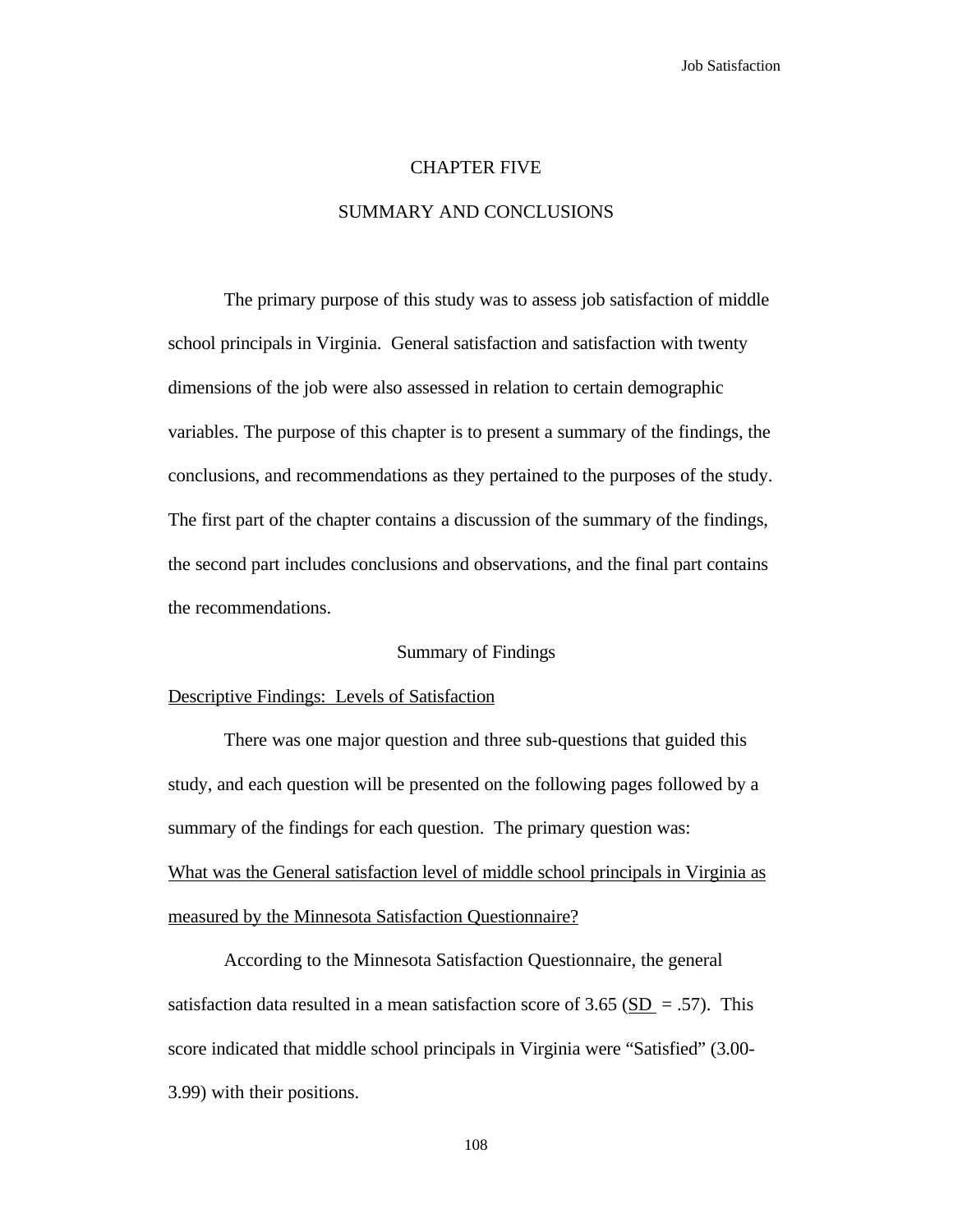# CHAPTER FIVE

# SUMMARY AND CONCLUSIONS

The primary purpose of this study was to assess job satisfaction of middle school principals in Virginia. General satisfaction and satisfaction with twenty dimensions of the job were also assessed in relation to certain demographic variables. The purpose of this chapter is to present a summary of the findings, the conclusions, and recommendations as they pertained to the purposes of the study. The first part of the chapter contains a discussion of the summary of the findings, the second part includes conclusions and observations, and the final part contains the recommendations.

## Summary of Findings

### Descriptive Findings: Levels of Satisfaction

There was one major question and three sub-questions that guided this study, and each question will be presented on the following pages followed by a summary of the findings for each question. The primary question was:

What was the General satisfaction level of middle school principals in Virginia as measured by the Minnesota Satisfaction Questionnaire?

According to the Minnesota Satisfaction Questionnaire, the general satisfaction data resulted in a mean satisfaction score of 3.65 ($SD = .57$). This score indicated that middle school principals in Virginia were "Satisfied" (3.00-3.99) with their positions.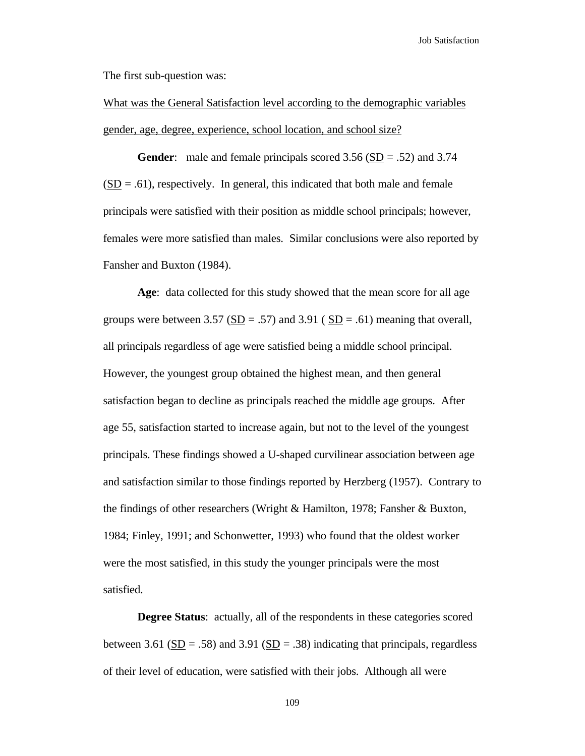The first sub-question was:

<u>What was the General Satisfaction level according to the demographic variables gender, age, degree, experience, school location, and school size?</u>

**Gender**: male and female principals scored 3.56 (<u>SD</u> = .52) and 3.74 (<u>SD</u> = .61), respectively. In general, this indicated that both male and female principals were satisfied with their position as middle school principals; however, females were more satisfied than males. Similar conclusions were also reported by Fansher and Buxton (1984).

**Age**: data collected for this study showed that the mean score for all age groups were between 3.57 (<u>SD</u> = .57) and 3.91 ( <u>SD</u> = .61) meaning that overall, all principals regardless of age were satisfied being a middle school principal. However, the youngest group obtained the highest mean, and then general satisfaction began to decline as principals reached the middle age groups. After age 55, satisfaction started to increase again, but not to the level of the youngest principals. These findings showed a U-shaped curvilinear association between age and satisfaction similar to those findings reported by Herzberg (1957). Contrary to the findings of other researchers (Wright & Hamilton, 1978; Fansher & Buxton, 1984; Finley, 1991; and Schonwetter, 1993) who found that the oldest worker were the most satisfied, in this study the younger principals were the most satisfied.

**Degree Status**: actually, all of the respondents in these categories scored between 3.61 (<u>SD</u> = .58) and 3.91 (<u>SD</u> = .38) indicating that principals, regardless of their level of education, were satisfied with their jobs. Although all were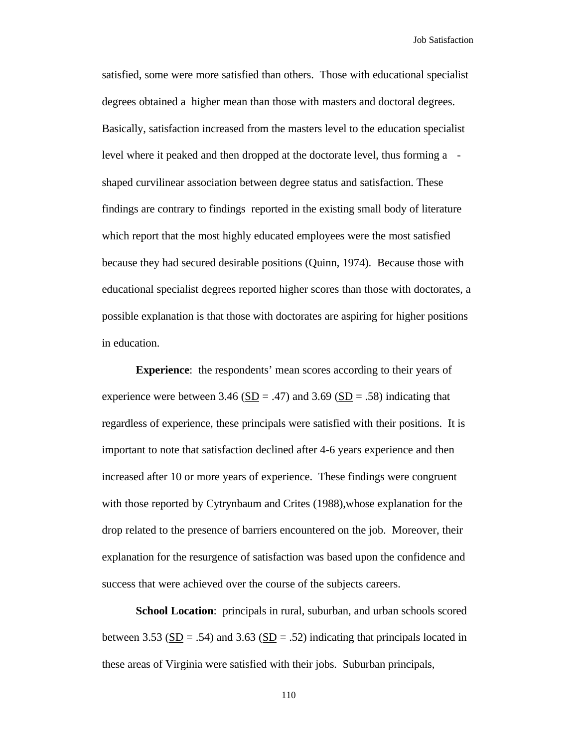satisfied, some were more satisfied than others. Those with educational specialist degrees obtained a higher mean than those with masters and doctoral degrees. Basically, satisfaction increased from the masters level to the education specialist level where it peaked and then dropped at the doctorate level, thus forming a -shaped curvilinear association between degree status and satisfaction. These findings are contrary to findings reported in the existing small body of literature which report that the most highly educated employees were the most satisfied because they had secured desirable positions (Quinn, 1974). Because those with educational specialist degrees reported higher scores than those with doctorates, a possible explanation is that those with doctorates are aspiring for higher positions in education.

**Experience**: the respondents' mean scores according to their years of experience were between 3.46 (SD = .47) and 3.69 (SD = .58) indicating that regardless of experience, these principals were satisfied with their positions. It is important to note that satisfaction declined after 4-6 years experience and then increased after 10 or more years of experience. These findings were congruent with those reported by Cytrynbaum and Crites (1988),whose explanation for the drop related to the presence of barriers encountered on the job. Moreover, their explanation for the resurgence of satisfaction was based upon the confidence and success that were achieved over the course of the subjects careers.

**School Location**: principals in rural, suburban, and urban schools scored between 3.53 (SD = .54) and 3.63 (SD = .52) indicating that principals located in these areas of Virginia were satisfied with their jobs. Suburban principals,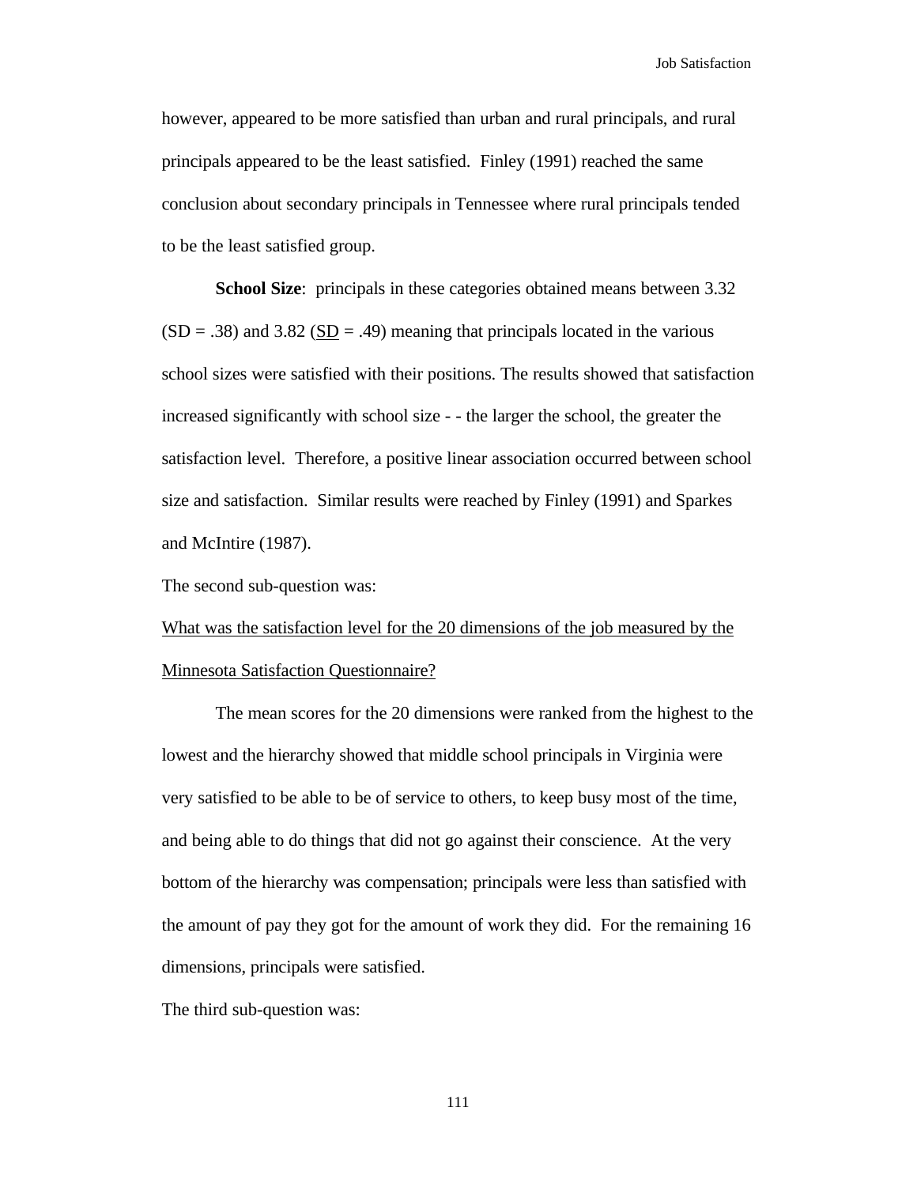however, appeared to be more satisfied than urban and rural principals, and rural principals appeared to be the least satisfied. Finley (1991) reached the same conclusion about secondary principals in Tennessee where rural principals tended to be the least satisfied group.

**School Size**: principals in these categories obtained means between 3.32 (SD = .38) and 3.82 (SD = .49) meaning that principals located in the various school sizes were satisfied with their positions. The results showed that satisfaction increased significantly with school size - - the larger the school, the greater the satisfaction level. Therefore, a positive linear association occurred between school size and satisfaction. Similar results were reached by Finley (1991) and Sparkes and McIntire (1987).

The second sub-question was:

What was the satisfaction level for the 20 dimensions of the job measured by the Minnesota Satisfaction Questionnaire?

The mean scores for the 20 dimensions were ranked from the highest to the lowest and the hierarchy showed that middle school principals in Virginia were very satisfied to be able to be of service to others, to keep busy most of the time, and being able to do things that did not go against their conscience. At the very bottom of the hierarchy was compensation; principals were less than satisfied with the amount of pay they got for the amount of work they did. For the remaining 16 dimensions, principals were satisfied.

The third sub-question was: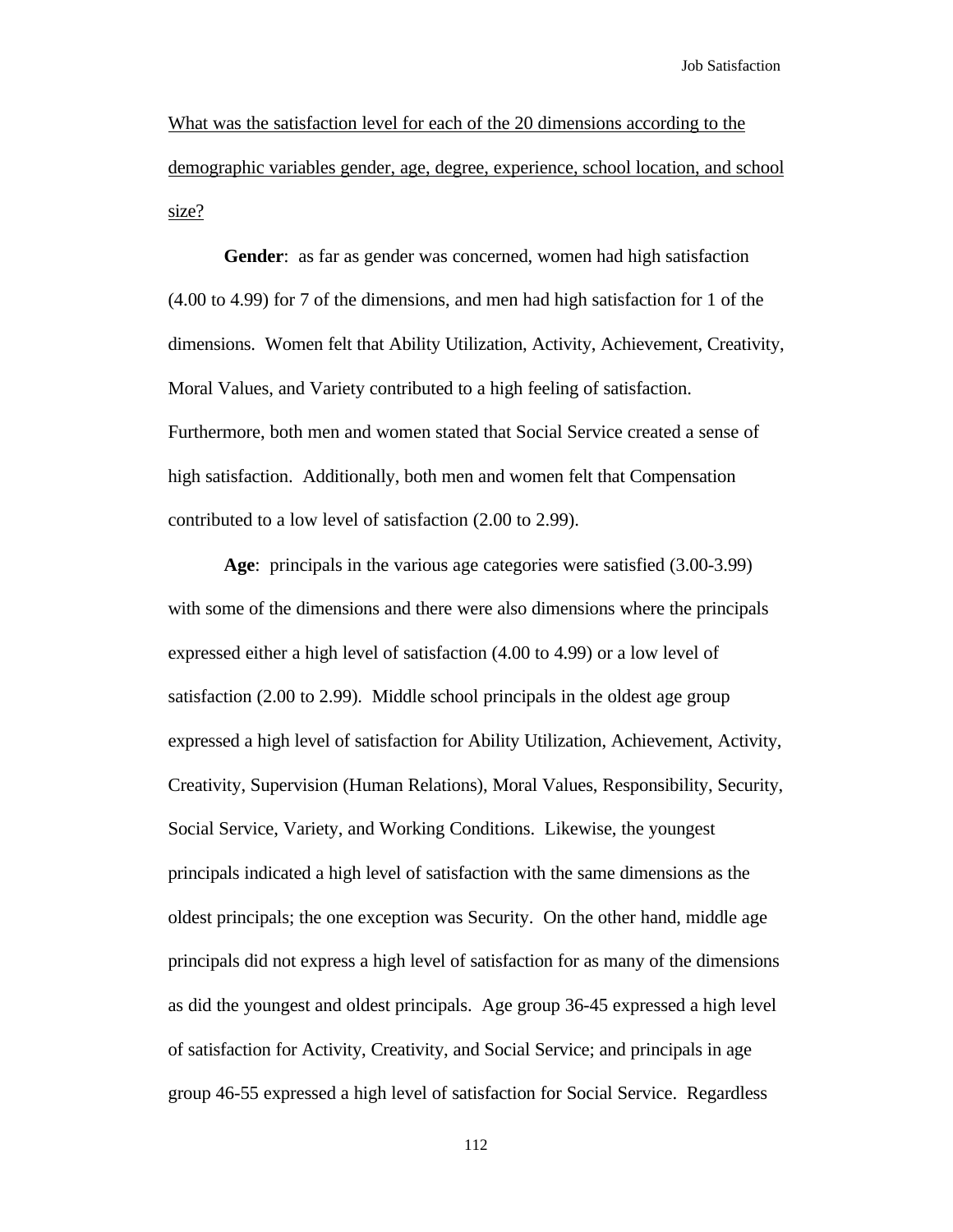<u>What was the satisfaction level for each of the 20 dimensions according to the demographic variables gender, age, degree, experience, school location, and school size?</u>

**Gender**: as far as gender was concerned, women had high satisfaction (4.00 to 4.99) for 7 of the dimensions, and men had high satisfaction for 1 of the dimensions. Women felt that Ability Utilization, Activity, Achievement, Creativity, Moral Values, and Variety contributed to a high feeling of satisfaction. Furthermore, both men and women stated that Social Service created a sense of high satisfaction. Additionally, both men and women felt that Compensation contributed to a low level of satisfaction (2.00 to 2.99).

**Age**: principals in the various age categories were satisfied (3.00-3.99) with some of the dimensions and there were also dimensions where the principals expressed either a high level of satisfaction (4.00 to 4.99) or a low level of satisfaction (2.00 to 2.99). Middle school principals in the oldest age group expressed a high level of satisfaction for Ability Utilization, Achievement, Activity, Creativity, Supervision (Human Relations), Moral Values, Responsibility, Security, Social Service, Variety, and Working Conditions. Likewise, the youngest principals indicated a high level of satisfaction with the same dimensions as the oldest principals; the one exception was Security. On the other hand, middle age principals did not express a high level of satisfaction for as many of the dimensions as did the youngest and oldest principals. Age group 36-45 expressed a high level of satisfaction for Activity, Creativity, and Social Service; and principals in age group 46-55 expressed a high level of satisfaction for Social Service. Regardless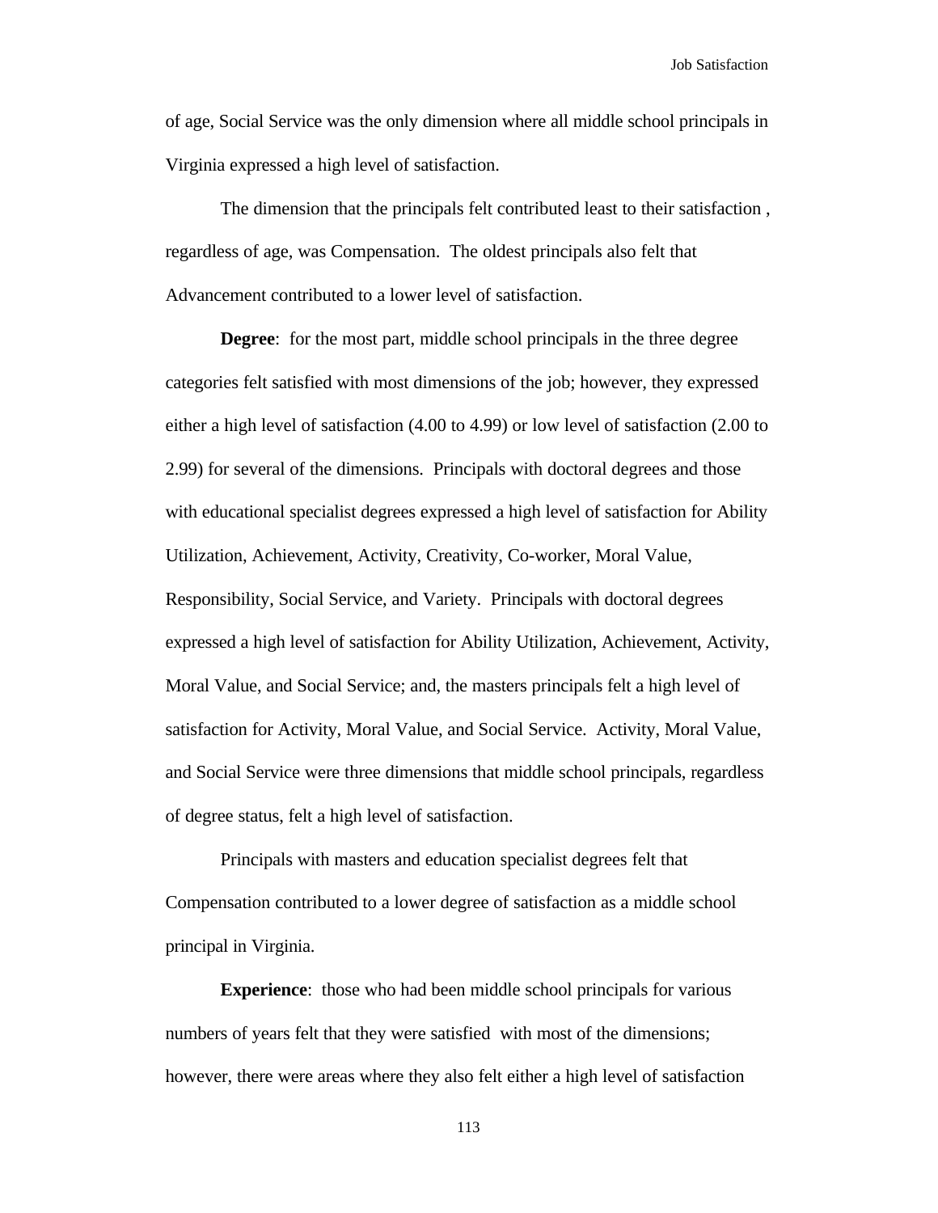of age, Social Service was the only dimension where all middle school principals in Virginia expressed a high level of satisfaction.

The dimension that the principals felt contributed least to their satisfaction , regardless of age, was Compensation. The oldest principals also felt that Advancement contributed to a lower level of satisfaction.

**Degree**: for the most part, middle school principals in the three degree categories felt satisfied with most dimensions of the job; however, they expressed either a high level of satisfaction (4.00 to 4.99) or low level of satisfaction (2.00 to 2.99) for several of the dimensions. Principals with doctoral degrees and those with educational specialist degrees expressed a high level of satisfaction for Ability Utilization, Achievement, Activity, Creativity, Co-worker, Moral Value, Responsibility, Social Service, and Variety. Principals with doctoral degrees expressed a high level of satisfaction for Ability Utilization, Achievement, Activity, Moral Value, and Social Service; and, the masters principals felt a high level of satisfaction for Activity, Moral Value, and Social Service. Activity, Moral Value, and Social Service were three dimensions that middle school principals, regardless of degree status, felt a high level of satisfaction.

Principals with masters and education specialist degrees felt that Compensation contributed to a lower degree of satisfaction as a middle school principal in Virginia.

**Experience**: those who had been middle school principals for various numbers of years felt that they were satisfied with most of the dimensions; however, there were areas where they also felt either a high level of satisfaction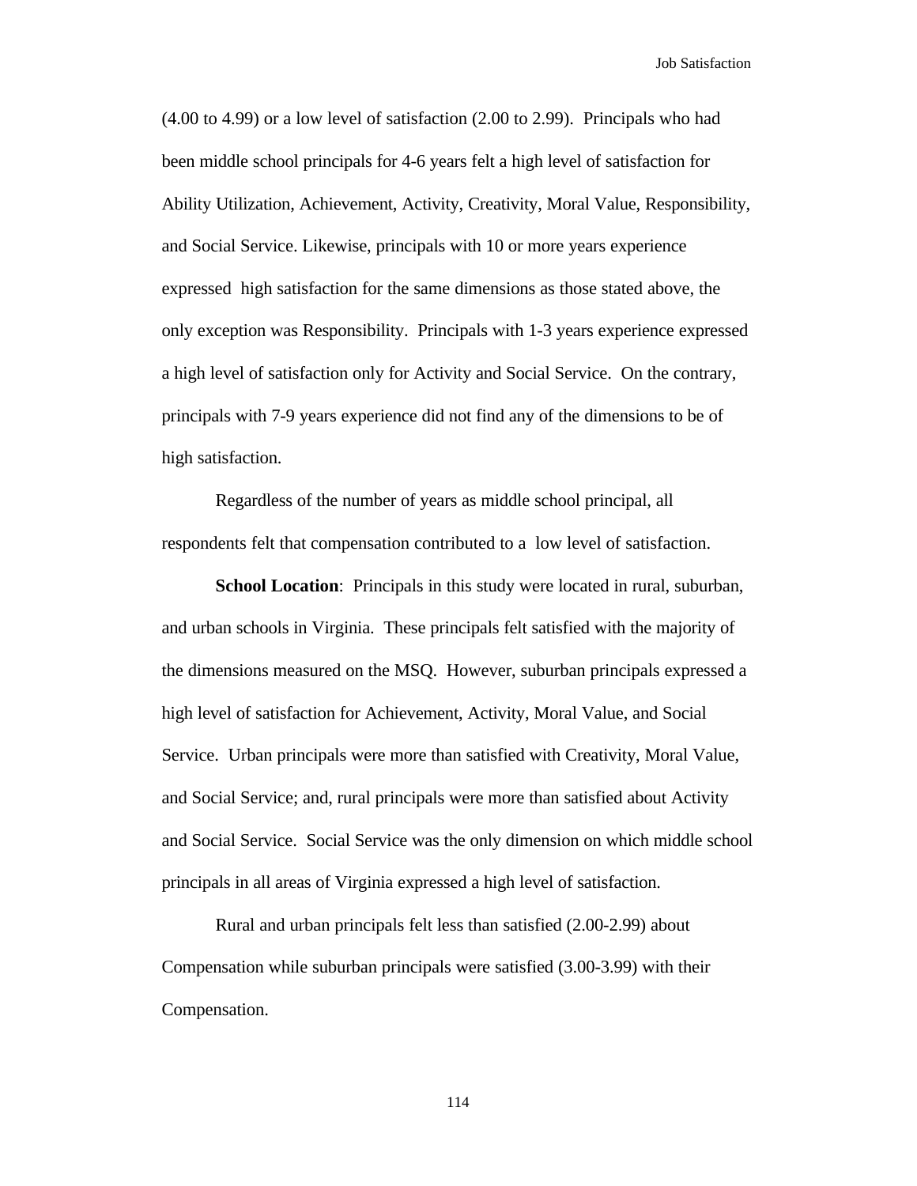(4.00 to 4.99) or a low level of satisfaction (2.00 to 2.99). Principals who had been middle school principals for 4-6 years felt a high level of satisfaction for Ability Utilization, Achievement, Activity, Creativity, Moral Value, Responsibility, and Social Service. Likewise, principals with 10 or more years experience expressed high satisfaction for the same dimensions as those stated above, the only exception was Responsibility. Principals with 1-3 years experience expressed a high level of satisfaction only for Activity and Social Service. On the contrary, principals with 7-9 years experience did not find any of the dimensions to be of high satisfaction.

Regardless of the number of years as middle school principal, all respondents felt that compensation contributed to a low level of satisfaction.

**School Location**: Principals in this study were located in rural, suburban, and urban schools in Virginia. These principals felt satisfied with the majority of the dimensions measured on the MSQ. However, suburban principals expressed a high level of satisfaction for Achievement, Activity, Moral Value, and Social Service. Urban principals were more than satisfied with Creativity, Moral Value, and Social Service; and, rural principals were more than satisfied about Activity and Social Service. Social Service was the only dimension on which middle school principals in all areas of Virginia expressed a high level of satisfaction.

Rural and urban principals felt less than satisfied (2.00-2.99) about Compensation while suburban principals were satisfied (3.00-3.99) with their Compensation.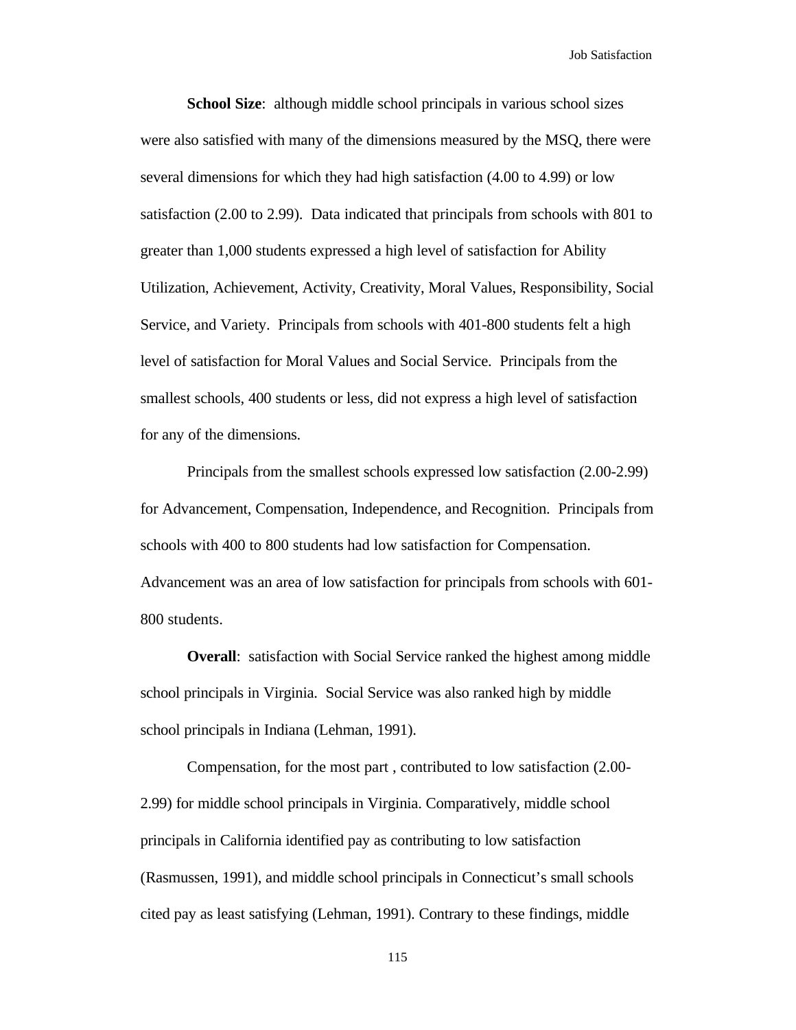**School Size**: although middle school principals in various school sizes were also satisfied with many of the dimensions measured by the MSQ, there were several dimensions for which they had high satisfaction (4.00 to 4.99) or low satisfaction (2.00 to 2.99). Data indicated that principals from schools with 801 to greater than 1,000 students expressed a high level of satisfaction for Ability Utilization, Achievement, Activity, Creativity, Moral Values, Responsibility, Social Service, and Variety. Principals from schools with 401-800 students felt a high level of satisfaction for Moral Values and Social Service. Principals from the smallest schools, 400 students or less, did not express a high level of satisfaction for any of the dimensions.

Principals from the smallest schools expressed low satisfaction (2.00-2.99) for Advancement, Compensation, Independence, and Recognition. Principals from schools with 400 to 800 students had low satisfaction for Compensation. Advancement was an area of low satisfaction for principals from schools with 601-800 students.

**Overall**: satisfaction with Social Service ranked the highest among middle school principals in Virginia. Social Service was also ranked high by middle school principals in Indiana (Lehman, 1991).

Compensation, for the most part , contributed to low satisfaction (2.00-2.99) for middle school principals in Virginia. Comparatively, middle school principals in California identified pay as contributing to low satisfaction (Rasmussen, 1991), and middle school principals in Connecticut's small schools cited pay as least satisfying (Lehman, 1991). Contrary to these findings, middle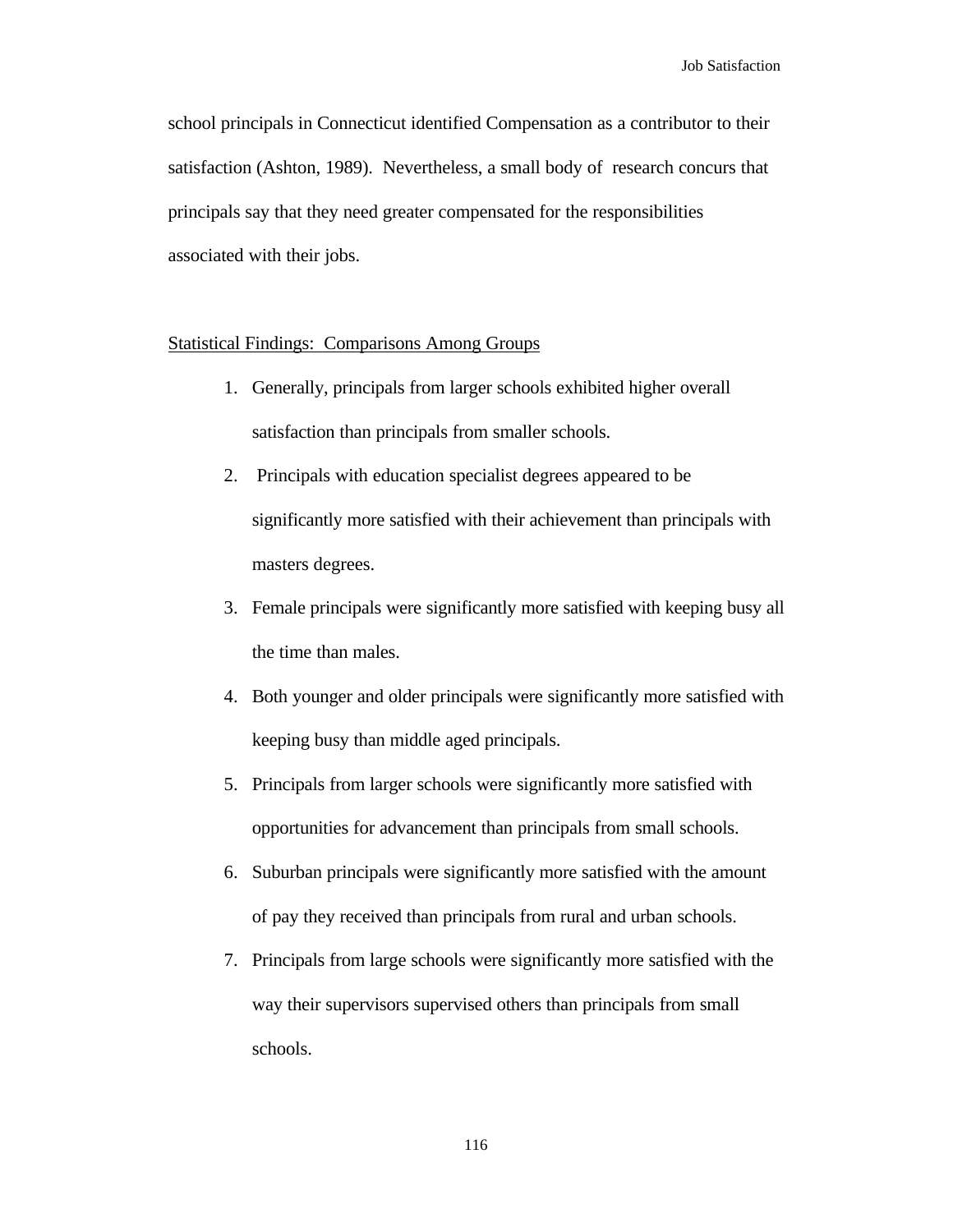school principals in Connecticut identified Compensation as a contributor to their satisfaction (Ashton, 1989). Nevertheless, a small body of research concurs that principals say that they need greater compensated for the responsibilities associated with their jobs.

<u>Statistical Findings: Comparisons Among Groups</u>

1. Generally, principals from larger schools exhibited higher overall satisfaction than principals from smaller schools.
2. Principals with education specialist degrees appeared to be significantly more satisfied with their achievement than principals with masters degrees.
3. Female principals were significantly more satisfied with keeping busy all the time than males.
4. Both younger and older principals were significantly more satisfied with keeping busy than middle aged principals.
5. Principals from larger schools were significantly more satisfied with opportunities for advancement than principals from small schools.
6. Suburban principals were significantly more satisfied with the amount of pay they received than principals from rural and urban schools.
7. Principals from large schools were significantly more satisfied with the way their supervisors supervised others than principals from small schools.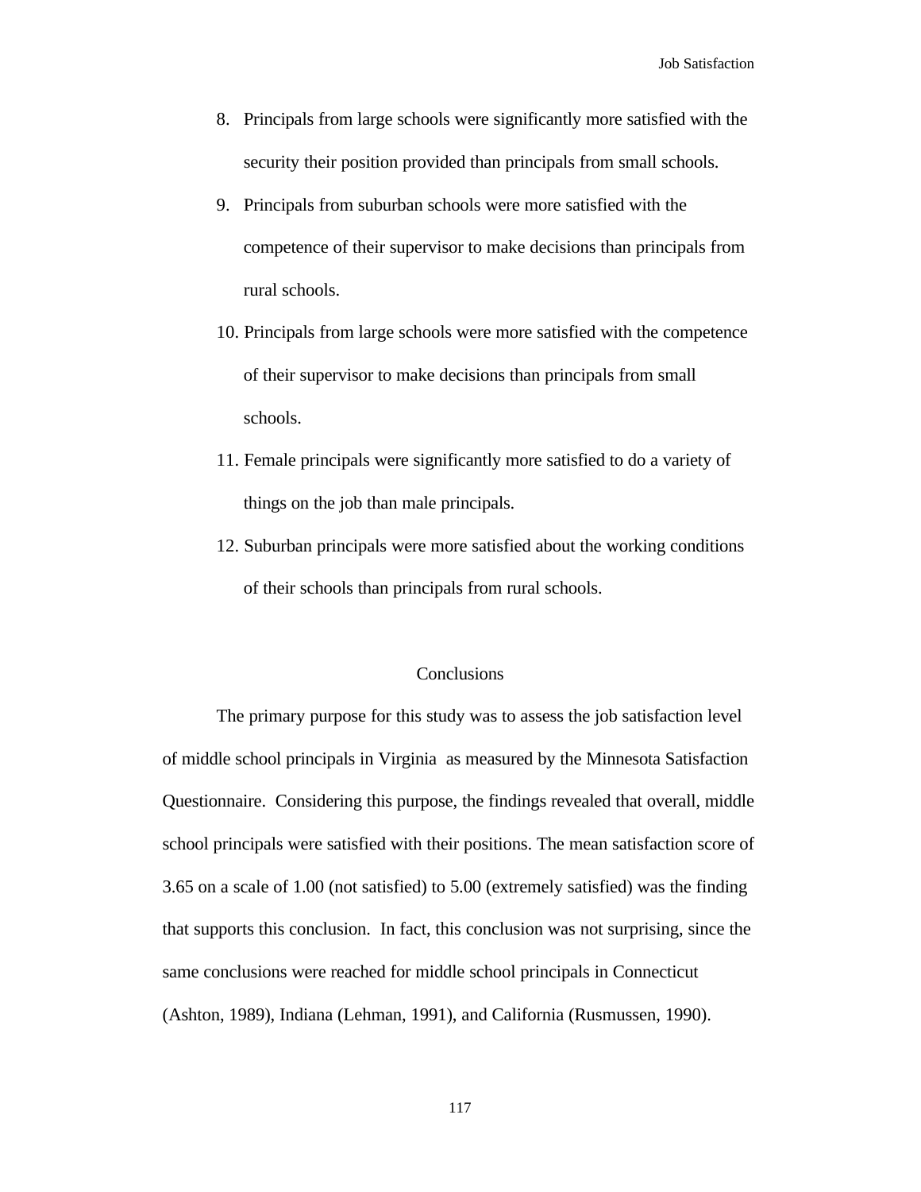8. Principals from large schools were significantly more satisfied with the security their position provided than principals from small schools.
9. Principals from suburban schools were more satisfied with the competence of their supervisor to make decisions than principals from rural schools.
10. Principals from large schools were more satisfied with the competence of their supervisor to make decisions than principals from small schools.
11. Female principals were significantly more satisfied to do a variety of things on the job than male principals.
12. Suburban principals were more satisfied about the working conditions of their schools than principals from rural schools.

## Conclusions

The primary purpose for this study was to assess the job satisfaction level of middle school principals in Virginia as measured by the Minnesota Satisfaction Questionnaire. Considering this purpose, the findings revealed that overall, middle school principals were satisfied with their positions. The mean satisfaction score of 3.65 on a scale of 1.00 (not satisfied) to 5.00 (extremely satisfied) was the finding that supports this conclusion. In fact, this conclusion was not surprising, since the same conclusions were reached for middle school principals in Connecticut (Ashton, 1989), Indiana (Lehman, 1991), and California (Rusmussen, 1990).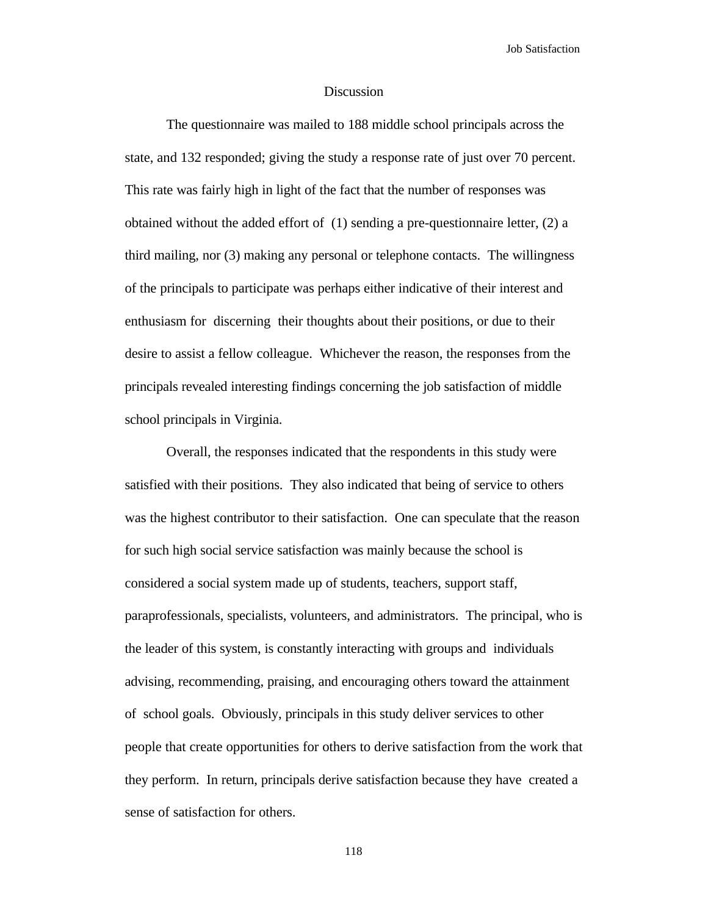# Discussion

The questionnaire was mailed to 188 middle school principals across the state, and 132 responded; giving the study a response rate of just over 70 percent. This rate was fairly high in light of the fact that the number of responses was obtained without the added effort of (1) sending a pre-questionnaire letter, (2) a third mailing, nor (3) making any personal or telephone contacts. The willingness of the principals to participate was perhaps either indicative of their interest and enthusiasm for discerning their thoughts about their positions, or due to their desire to assist a fellow colleague. Whichever the reason, the responses from the principals revealed interesting findings concerning the job satisfaction of middle school principals in Virginia.

Overall, the responses indicated that the respondents in this study were satisfied with their positions. They also indicated that being of service to others was the highest contributor to their satisfaction. One can speculate that the reason for such high social service satisfaction was mainly because the school is considered a social system made up of students, teachers, support staff, paraprofessionals, specialists, volunteers, and administrators. The principal, who is the leader of this system, is constantly interacting with groups and individuals advising, recommending, praising, and encouraging others toward the attainment of school goals. Obviously, principals in this study deliver services to other people that create opportunities for others to derive satisfaction from the work that they perform. In return, principals derive satisfaction because they have created a sense of satisfaction for others.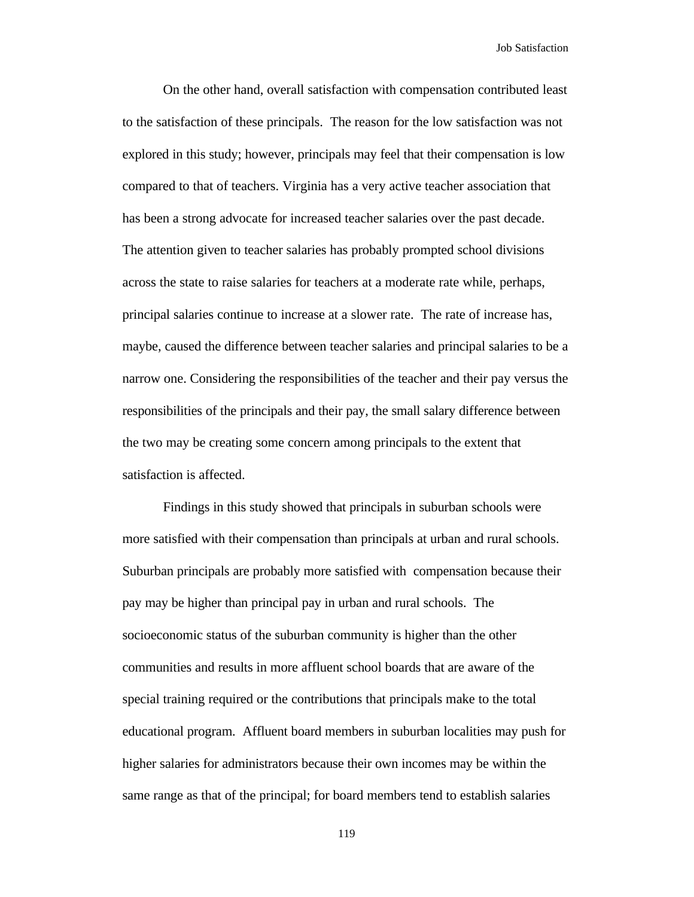On the other hand, overall satisfaction with compensation contributed least to the satisfaction of these principals. The reason for the low satisfaction was not explored in this study; however, principals may feel that their compensation is low compared to that of teachers. Virginia has a very active teacher association that has been a strong advocate for increased teacher salaries over the past decade. The attention given to teacher salaries has probably prompted school divisions across the state to raise salaries for teachers at a moderate rate while, perhaps, principal salaries continue to increase at a slower rate. The rate of increase has, maybe, caused the difference between teacher salaries and principal salaries to be a narrow one. Considering the responsibilities of the teacher and their pay versus the responsibilities of the principals and their pay, the small salary difference between the two may be creating some concern among principals to the extent that satisfaction is affected.

Findings in this study showed that principals in suburban schools were more satisfied with their compensation than principals at urban and rural schools. Suburban principals are probably more satisfied with compensation because their pay may be higher than principal pay in urban and rural schools. The socioeconomic status of the suburban community is higher than the other communities and results in more affluent school boards that are aware of the special training required or the contributions that principals make to the total educational program. Affluent board members in suburban localities may push for higher salaries for administrators because their own incomes may be within the same range as that of the principal; for board members tend to establish salaries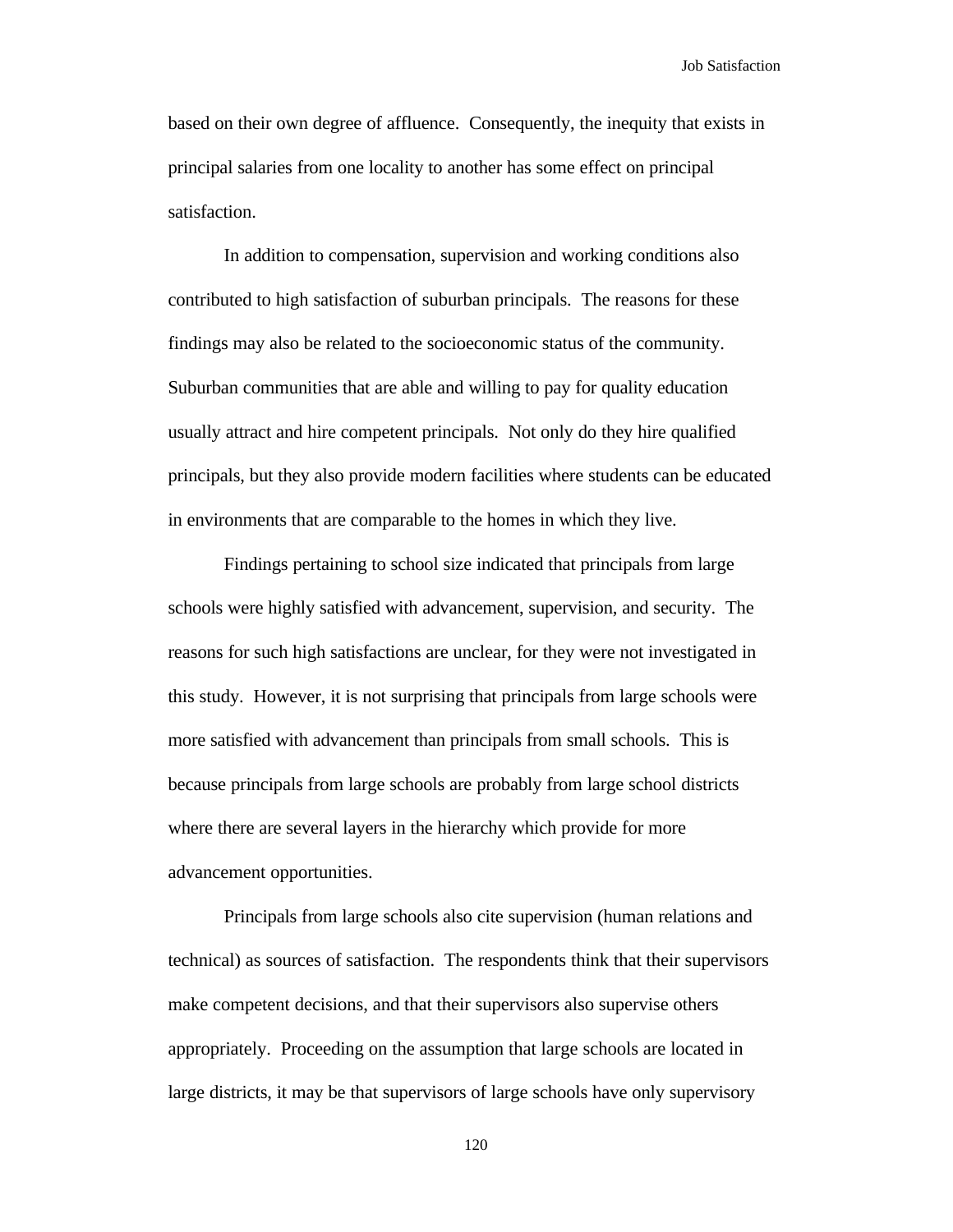based on their own degree of affluence. Consequently, the inequity that exists in principal salaries from one locality to another has some effect on principal satisfaction.

In addition to compensation, supervision and working conditions also contributed to high satisfaction of suburban principals. The reasons for these findings may also be related to the socioeconomic status of the community. Suburban communities that are able and willing to pay for quality education usually attract and hire competent principals. Not only do they hire qualified principals, but they also provide modern facilities where students can be educated in environments that are comparable to the homes in which they live.

Findings pertaining to school size indicated that principals from large schools were highly satisfied with advancement, supervision, and security. The reasons for such high satisfactions are unclear, for they were not investigated in this study. However, it is not surprising that principals from large schools were more satisfied with advancement than principals from small schools. This is because principals from large schools are probably from large school districts where there are several layers in the hierarchy which provide for more advancement opportunities.

Principals from large schools also cite supervision (human relations and technical) as sources of satisfaction. The respondents think that their supervisors make competent decisions, and that their supervisors also supervise others appropriately. Proceeding on the assumption that large schools are located in large districts, it may be that supervisors of large schools have only supervisory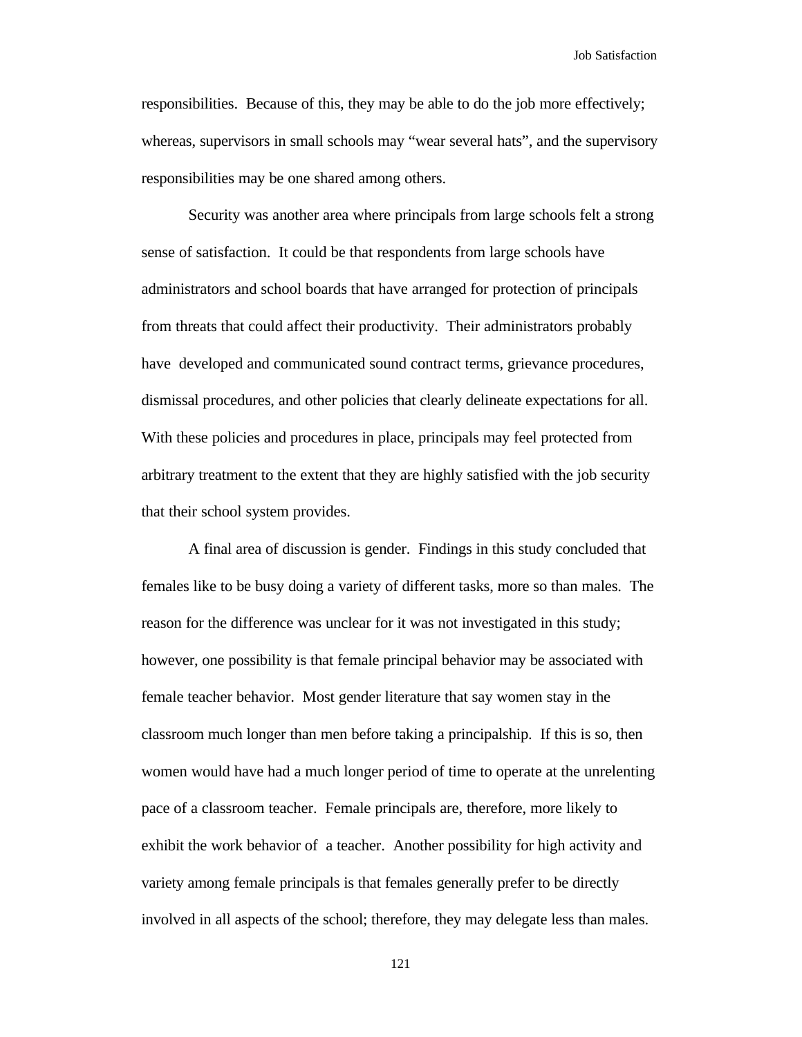responsibilities. Because of this, they may be able to do the job more effectively; whereas, supervisors in small schools may “wear several hats”, and the supervisory responsibilities may be one shared among others.

Security was another area where principals from large schools felt a strong sense of satisfaction. It could be that respondents from large schools have administrators and school boards that have arranged for protection of principals from threats that could affect their productivity. Their administrators probably have developed and communicated sound contract terms, grievance procedures, dismissal procedures, and other policies that clearly delineate expectations for all. With these policies and procedures in place, principals may feel protected from arbitrary treatment to the extent that they are highly satisfied with the job security that their school system provides.

A final area of discussion is gender. Findings in this study concluded that females like to be busy doing a variety of different tasks, more so than males. The reason for the difference was unclear for it was not investigated in this study; however, one possibility is that female principal behavior may be associated with female teacher behavior. Most gender literature that say women stay in the classroom much longer than men before taking a principalship. If this is so, then women would have had a much longer period of time to operate at the unrelenting pace of a classroom teacher. Female principals are, therefore, more likely to exhibit the work behavior of a teacher. Another possibility for high activity and variety among female principals is that females generally prefer to be directly involved in all aspects of the school; therefore, they may delegate less than males.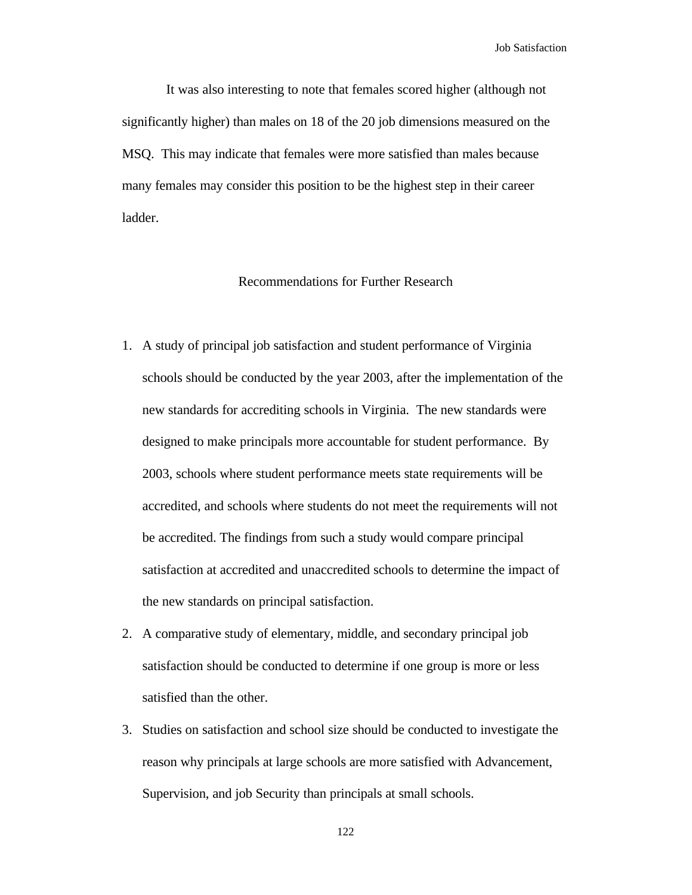It was also interesting to note that females scored higher (although not significantly higher) than males on 18 of the 20 job dimensions measured on the MSQ. This may indicate that females were more satisfied than males because many females may consider this position to be the highest step in their career ladder.

## Recommendations for Further Research

1. A study of principal job satisfaction and student performance of Virginia schools should be conducted by the year 2003, after the implementation of the new standards for accrediting schools in Virginia. The new standards were designed to make principals more accountable for student performance. By 2003, schools where student performance meets state requirements will be accredited, and schools where students do not meet the requirements will not be accredited. The findings from such a study would compare principal satisfaction at accredited and unaccredited schools to determine the impact of the new standards on principal satisfaction.
2. A comparative study of elementary, middle, and secondary principal job satisfaction should be conducted to determine if one group is more or less satisfied than the other.
3. Studies on satisfaction and school size should be conducted to investigate the reason why principals at large schools are more satisfied with Advancement, Supervision, and job Security than principals at small schools.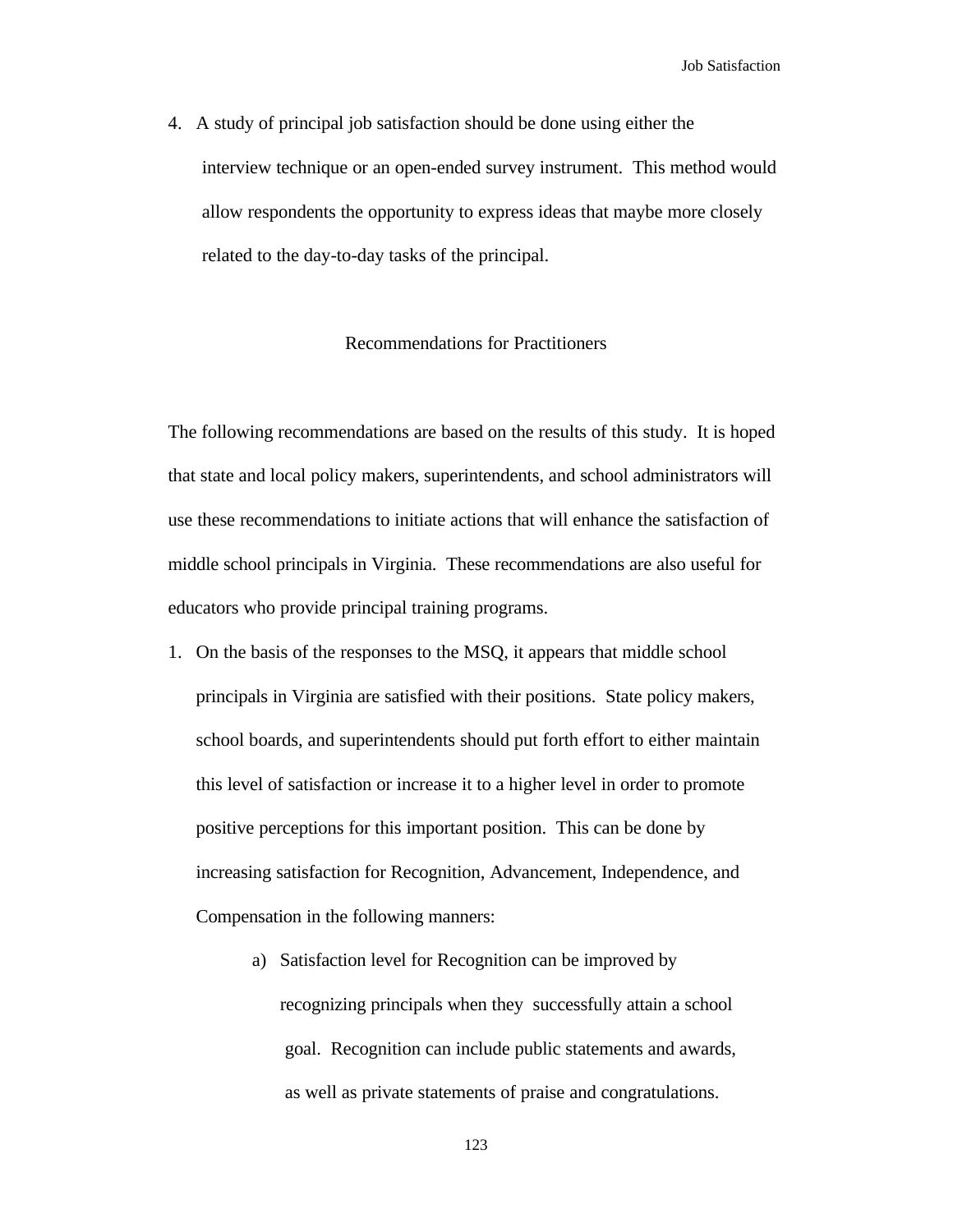4. A study of principal job satisfaction should be done using either the interview technique or an open-ended survey instrument. This method would allow respondents the opportunity to express ideas that maybe more closely related to the day-to-day tasks of the principal.

## Recommendations for Practitioners

The following recommendations are based on the results of this study. It is hoped that state and local policy makers, superintendents, and school administrators will use these recommendations to initiate actions that will enhance the satisfaction of middle school principals in Virginia. These recommendations are also useful for educators who provide principal training programs.

1. On the basis of the responses to the MSQ, it appears that middle school principals in Virginia are satisfied with their positions. State policy makers, school boards, and superintendents should put forth effort to either maintain this level of satisfaction or increase it to a higher level in order to promote positive perceptions for this important position. This can be done by increasing satisfaction for Recognition, Advancement, Independence, and Compensation in the following manners:

    a) Satisfaction level for Recognition can be improved by recognizing principals when they successfully attain a school goal. Recognition can include public statements and awards, as well as private statements of praise and congratulations.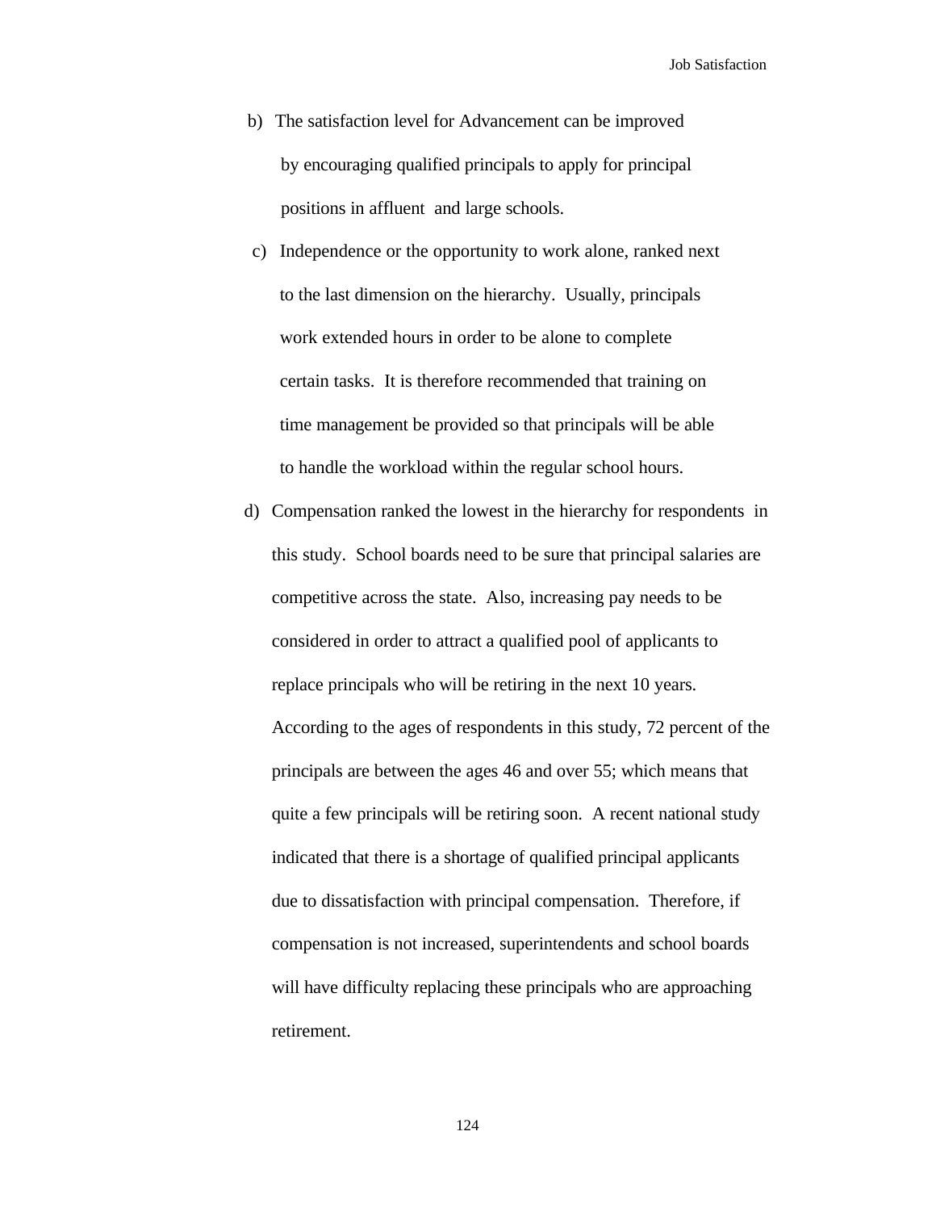b) The satisfaction level for Advancement can be improved by encouraging qualified principals to apply for principal positions in affluent and large schools.

c) Independence or the opportunity to work alone, ranked next to the last dimension on the hierarchy. Usually, principals work extended hours in order to be alone to complete certain tasks. It is therefore recommended that training on time management be provided so that principals will be able to handle the workload within the regular school hours.

d) Compensation ranked the lowest in the hierarchy for respondents in this study. School boards need to be sure that principal salaries are competitive across the state. Also, increasing pay needs to be considered in order to attract a qualified pool of applicants to replace principals who will be retiring in the next 10 years. According to the ages of respondents in this study, 72 percent of the principals are between the ages 46 and over 55; which means that quite a few principals will be retiring soon. A recent national study indicated that there is a shortage of qualified principal applicants due to dissatisfaction with principal compensation. Therefore, if compensation is not increased, superintendents and school boards will have difficulty replacing these principals who are approaching retirement.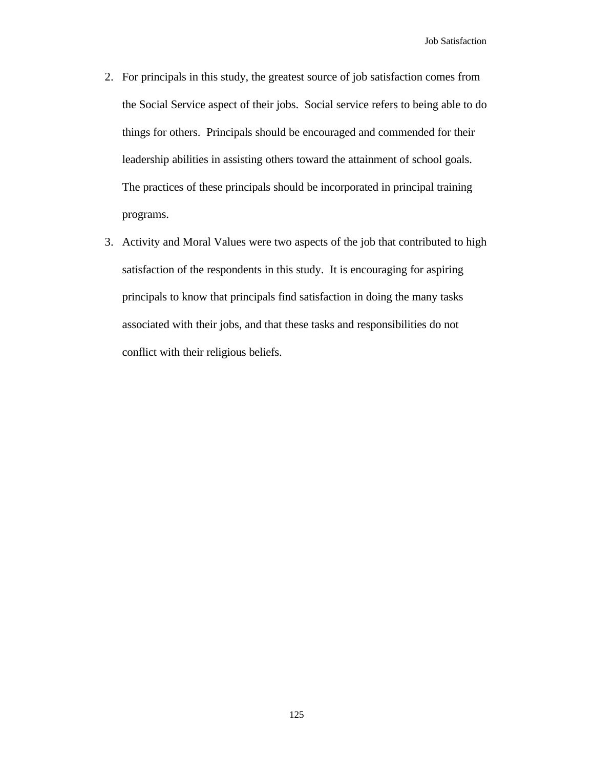2. For principals in this study, the greatest source of job satisfaction comes from the Social Service aspect of their jobs. Social service refers to being able to do things for others. Principals should be encouraged and commended for their leadership abilities in assisting others toward the attainment of school goals. The practices of these principals should be incorporated in principal training programs.
3. Activity and Moral Values were two aspects of the job that contributed to high satisfaction of the respondents in this study. It is encouraging for aspiring principals to know that principals find satisfaction in doing the many tasks associated with their jobs, and that these tasks and responsibilities do not conflict with their religious beliefs.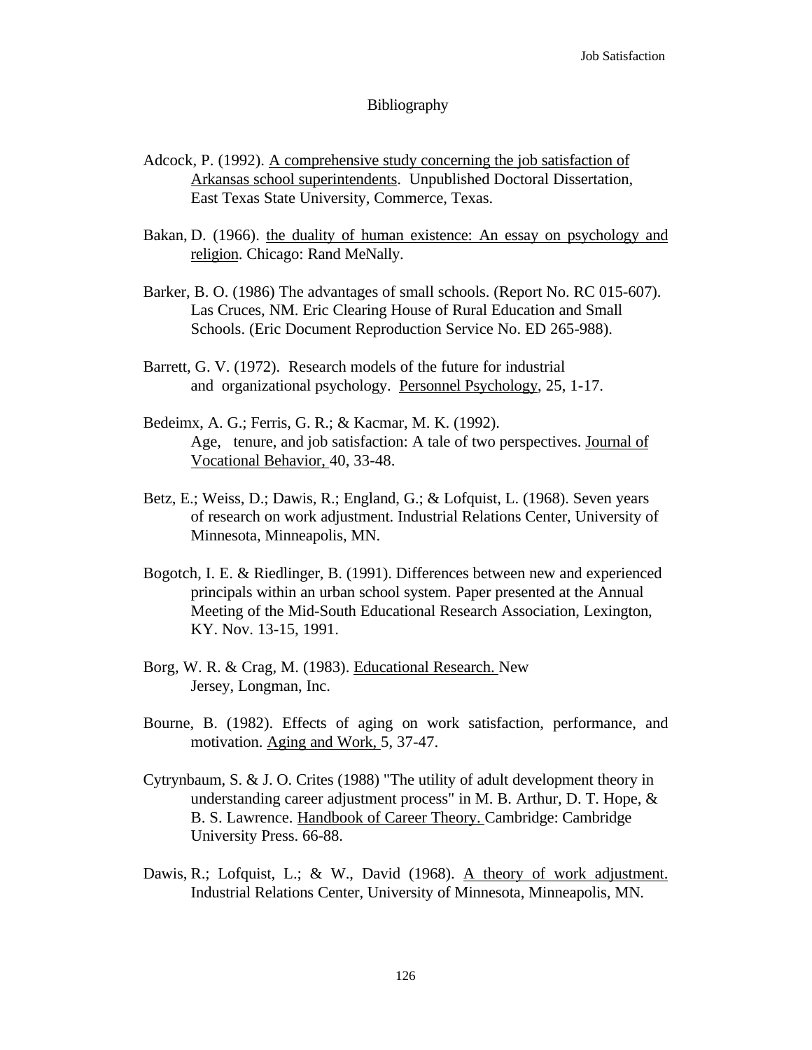# Bibliography

Adcock, P. (1992). A comprehensive study concerning the job satisfaction of Arkansas school superintendents. Unpublished Doctoral Dissertation, East Texas State University, Commerce, Texas.

Bakan, D. (1966). the duality of human existence: An essay on psychology and religion. Chicago: Rand MeNally.

Barker, B. O. (1986) The advantages of small schools. (Report No. RC 015-607). Las Cruces, NM. Eric Clearing House of Rural Education and Small Schools. (Eric Document Reproduction Service No. ED 265-988).

Barrett, G. V. (1972). Research models of the future for industrial and organizational psychology. Personnel Psychology, 25, 1-17.

Bedeimx, A. G.; Ferris, G. R.; & Kacmar, M. K. (1992). Age, tenure, and job satisfaction: A tale of two perspectives. Journal of Vocational Behavior, 40, 33-48.

Betz, E.; Weiss, D.; Dawis, R.; England, G.; & Lofquist, L. (1968). Seven years of research on work adjustment. Industrial Relations Center, University of Minnesota, Minneapolis, MN.

Bogotch, I. E. & Riedlinger, B. (1991). Differences between new and experienced principals within an urban school system. Paper presented at the Annual Meeting of the Mid-South Educational Research Association, Lexington, KY. Nov. 13-15, 1991.

Borg, W. R. & Crag, M. (1983). Educational Research. New Jersey, Longman, Inc.

Bourne, B. (1982). Effects of aging on work satisfaction, performance, and motivation. Aging and Work, 5, 37-47.

Cytrynbaum, S. & J. O. Crites (1988) "The utility of adult development theory in understanding career adjustment process" in M. B. Arthur, D. T. Hope, & B. S. Lawrence. Handbook of Career Theory. Cambridge: Cambridge University Press. 66-88.

Dawis, R.; Lofquist, L.; & W., David (1968). A theory of work adjustment. Industrial Relations Center, University of Minnesota, Minneapolis, MN.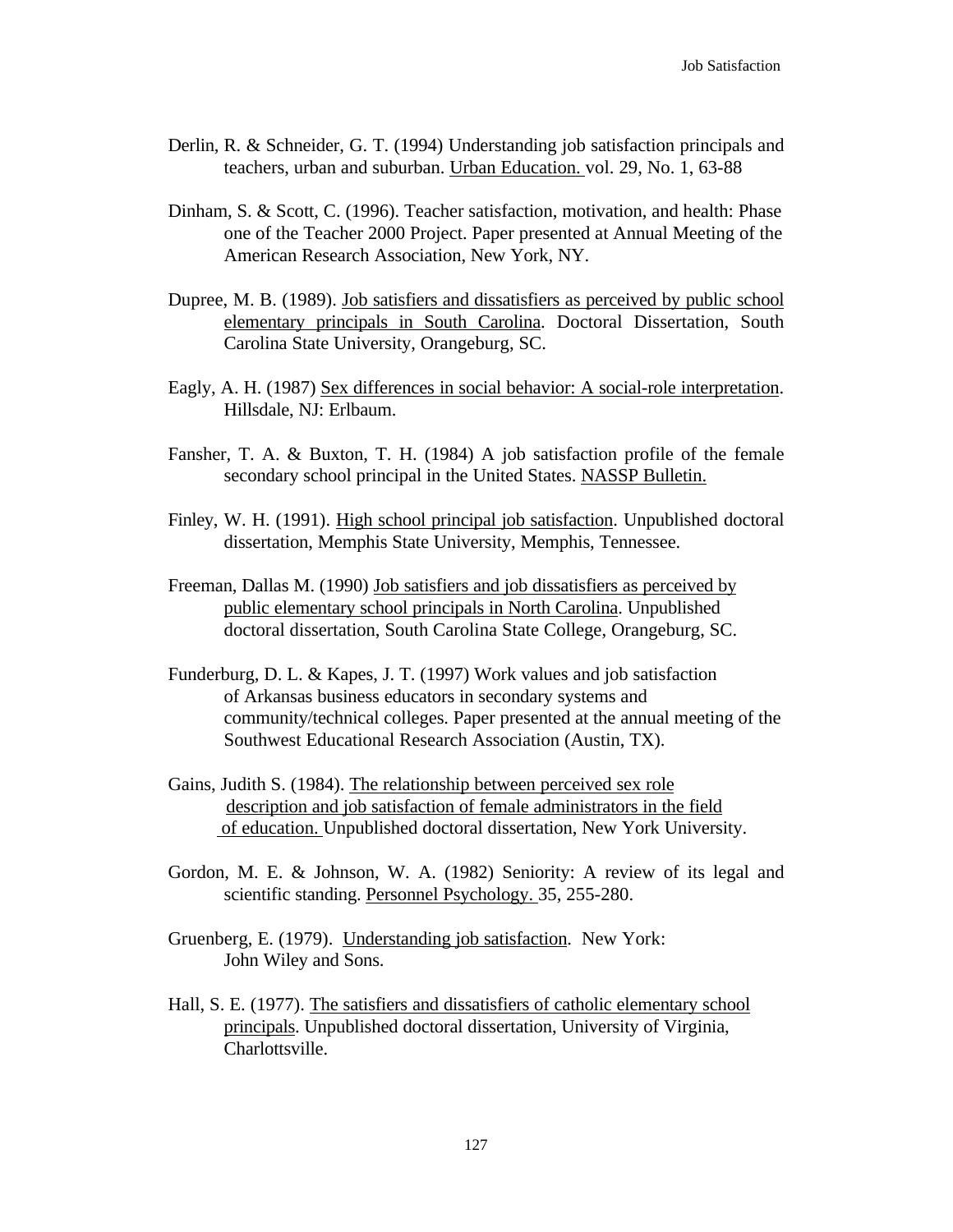Derlin, R. & Schneider, G. T. (1994) Understanding job satisfaction principals and teachers, urban and suburban. Urban Education. vol. 29, No. 1, 63-88

Dinham, S. & Scott, C. (1996). Teacher satisfaction, motivation, and health: Phase one of the Teacher 2000 Project. Paper presented at Annual Meeting of the American Research Association, New York, NY.

Dupree, M. B. (1989). Job satisfiers and dissatisfiers as perceived by public school elementary principals in South Carolina. Doctoral Dissertation, South Carolina State University, Orangeburg, SC.

Eagly, A. H. (1987) Sex differences in social behavior: A social-role interpretation. Hillsdale, NJ: Erlbaum.

Fansher, T. A. & Buxton, T. H. (1984) A job satisfaction profile of the female secondary school principal in the United States. NASSP Bulletin.

Finley, W. H. (1991). High school principal job satisfaction. Unpublished doctoral dissertation, Memphis State University, Memphis, Tennessee.

Freeman, Dallas M. (1990) Job satisfiers and job dissatisfiers as perceived by public elementary school principals in North Carolina. Unpublished doctoral dissertation, South Carolina State College, Orangeburg, SC.

Funderburg, D. L. & Kapes, J. T. (1997) Work values and job satisfaction of Arkansas business educators in secondary systems and community/technical colleges. Paper presented at the annual meeting of the Southwest Educational Research Association (Austin, TX).

Gains, Judith S. (1984). The relationship between perceived sex role description and job satisfaction of female administrators in the field of education. Unpublished doctoral dissertation, New York University.

Gordon, M. E. & Johnson, W. A. (1982) Seniority: A review of its legal and scientific standing. Personnel Psychology. 35, 255-280.

Gruenberg, E. (1979). Understanding job satisfaction. New York: John Wiley and Sons.

Hall, S. E. (1977). The satisfiers and dissatisfiers of catholic elementary school principals. Unpublished doctoral dissertation, University of Virginia, Charlottsville.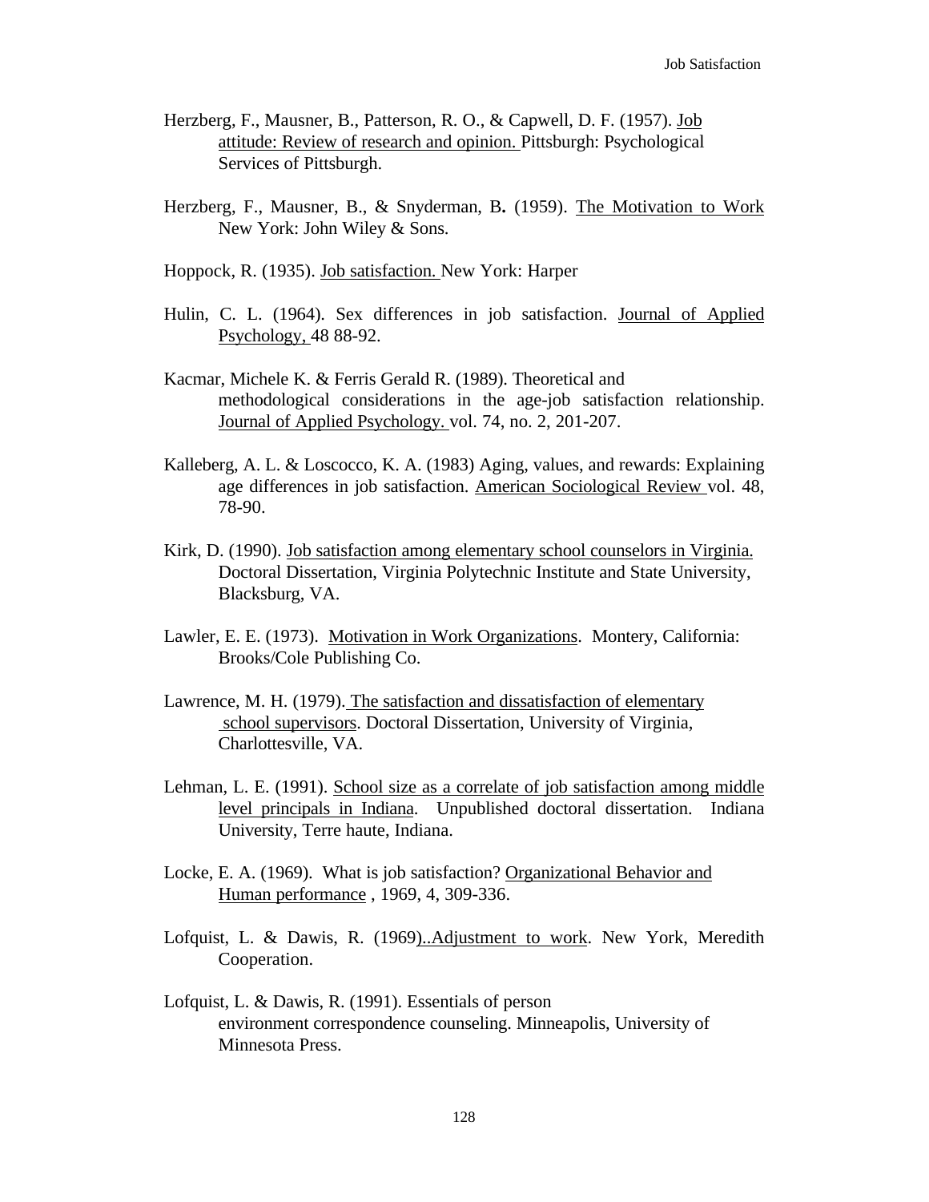Herzberg, F., Mausner, B., Patterson, R. O., & Capwell, D. F. (1957). Job attitude: Review of research and opinion. Pittsburgh: Psychological Services of Pittsburgh.

Herzberg, F., Mausner, B., & Snyderman, B. (1959). The Motivation to Work New York: John Wiley & Sons.

Hoppock, R. (1935). Job satisfaction. New York: Harper

Hulin, C. L. (1964). Sex differences in job satisfaction. Journal of Applied Psychology, 48 88-92.

Kacmar, Michele K. & Ferris Gerald R. (1989). Theoretical and methodological considerations in the age-job satisfaction relationship. Journal of Applied Psychology. vol. 74, no. 2, 201-207.

Kalleberg, A. L. & Loscocco, K. A. (1983) Aging, values, and rewards: Explaining age differences in job satisfaction. American Sociological Review vol. 48, 78-90.

Kirk, D. (1990). Job satisfaction among elementary school counselors in Virginia. Doctoral Dissertation, Virginia Polytechnic Institute and State University, Blacksburg, VA.

Lawler, E. E. (1973). Motivation in Work Organizations. Montery, California: Brooks/Cole Publishing Co.

Lawrence, M. H. (1979). The satisfaction and dissatisfaction of elementary school supervisors. Doctoral Dissertation, University of Virginia, Charlottesville, VA.

Lehman, L. E. (1991). School size as a correlate of job satisfaction among middle level principals in Indiana. Unpublished doctoral dissertation. Indiana University, Terre haute, Indiana.

Locke, E. A. (1969). What is job satisfaction? Organizational Behavior and Human performance , 1969, 4, 309-336.

Lofquist, L. & Dawis, R. (1969)..Adjustment to work. New York, Meredith Cooperation.

Lofquist, L. & Dawis, R. (1991). Essentials of person environment correspondence counseling. Minneapolis, University of Minnesota Press.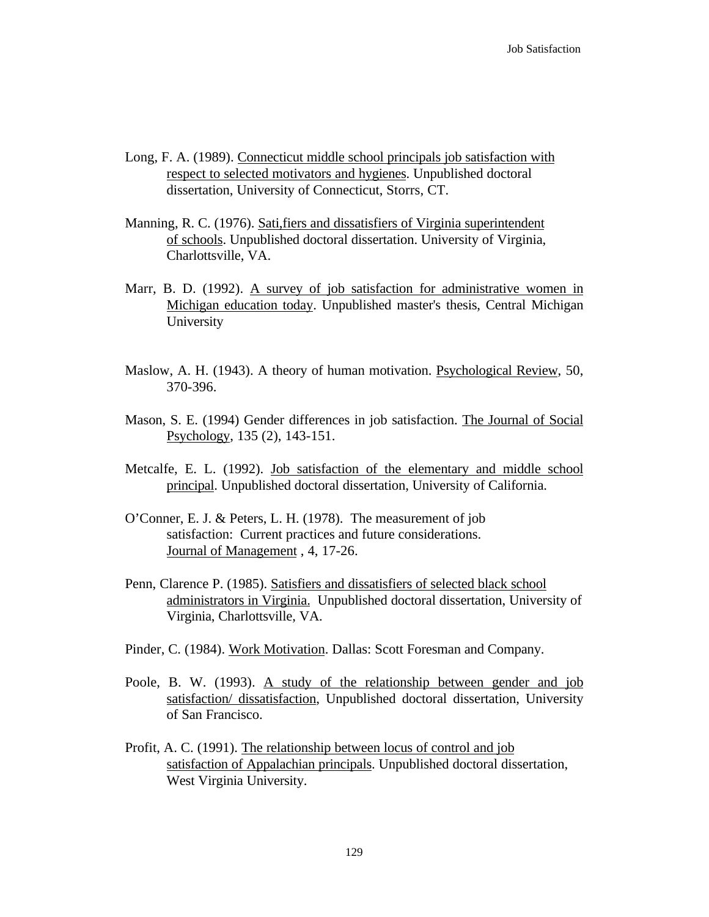Long, F. A. (1989). Connecticut middle school principals job satisfaction with respect to selected motivators and hygienes. Unpublished doctoral dissertation, University of Connecticut, Storrs, CT.

Manning, R. C. (1976). Sati,fiers and dissatisfiers of Virginia superintendent of schools. Unpublished doctoral dissertation. University of Virginia, Charlottsville, VA.

Marr, B. D. (1992). A survey of job satisfaction for administrative women in Michigan education today. Unpublished master's thesis, Central Michigan University

Maslow, A. H. (1943). A theory of human motivation. Psychological Review, 50, 370-396.

Mason, S. E. (1994) Gender differences in job satisfaction. The Journal of Social Psychology, 135 (2), 143-151.

Metcalfe, E. L. (1992). Job satisfaction of the elementary and middle school principal. Unpublished doctoral dissertation, University of California.

O'Conner, E. J. & Peters, L. H. (1978). The measurement of job satisfaction: Current practices and future considerations. Journal of Management , 4, 17-26.

Penn, Clarence P. (1985). Satisfiers and dissatisfiers of selected black school administrators in Virginia. Unpublished doctoral dissertation, University of Virginia, Charlottsville, VA.

Pinder, C. (1984). Work Motivation. Dallas: Scott Foresman and Company.

Poole, B. W. (1993). A study of the relationship between gender and job satisfaction/ dissatisfaction, Unpublished doctoral dissertation, University of San Francisco.

Profit, A. C. (1991). The relationship between locus of control and job satisfaction of Appalachian principals. Unpublished doctoral dissertation, West Virginia University.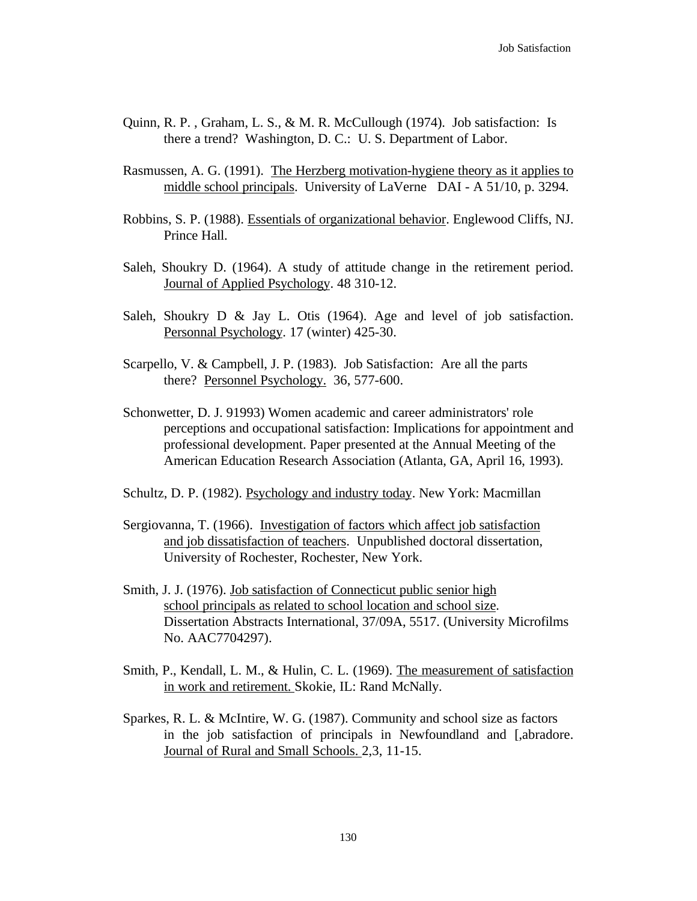Quinn, R. P. , Graham, L. S., & M. R. McCullough (1974). Job satisfaction: Is there a trend? Washington, D. C.: U. S. Department of Labor.

Rasmussen, A. G. (1991). The Herzberg motivation-hygiene theory as it applies to middle school principals. University of LaVerne DAI - A 51/10, p. 3294.

Robbins, S. P. (1988). Essentials of organizational behavior. Englewood Cliffs, NJ. Prince Hall.

Saleh, Shoukry D. (1964). A study of attitude change in the retirement period. Journal of Applied Psychology. 48 310-12.

Saleh, Shoukry D & Jay L. Otis (1964). Age and level of job satisfaction. Personnal Psychology. 17 (winter) 425-30.

Scarpello, V. & Campbell, J. P. (1983). Job Satisfaction: Are all the parts there? Personnel Psychology. 36, 577-600.

Schonwetter, D. J. 91993) Women academic and career administrators' role perceptions and occupational satisfaction: Implications for appointment and professional development. Paper presented at the Annual Meeting of the American Education Research Association (Atlanta, GA, April 16, 1993).

Schultz, D. P. (1982). Psychology and industry today. New York: Macmillan

Sergiovanna, T. (1966). Investigation of factors which affect job satisfaction and job dissatisfaction of teachers. Unpublished doctoral dissertation, University of Rochester, Rochester, New York.

Smith, J. J. (1976). Job satisfaction of Connecticut public senior high school principals as related to school location and school size. Dissertation Abstracts International, 37/09A, 5517. (University Microfilms No. AAC7704297).

Smith, P., Kendall, L. M., & Hulin, C. L. (1969). The measurement of satisfaction in work and retirement. Skokie, IL: Rand McNally.

Sparkes, R. L. & McIntire, W. G. (1987). Community and school size as factors in the job satisfaction of principals in Newfoundland and [,abradore. Journal of Rural and Small Schools. 2,3, 11-15.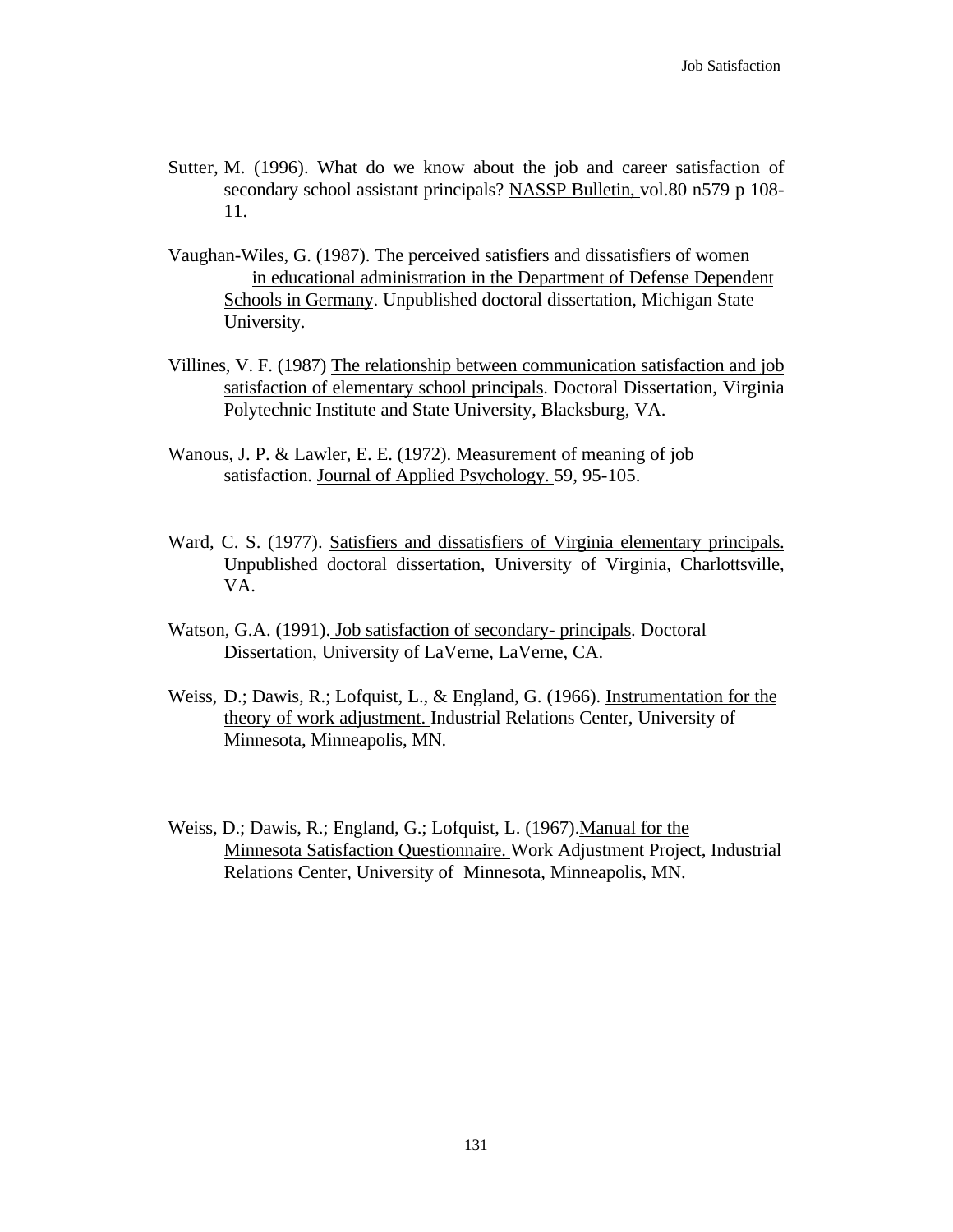Sutter, M. (1996). What do we know about the job and career satisfaction of secondary school assistant principals? NASSP Bulletin, vol.80 n579 p 108-11.

Vaughan-Wiles, G. (1987). The perceived satisfiers and dissatisfiers of women in educational administration in the Department of Defense Dependent Schools in Germany. Unpublished doctoral dissertation, Michigan State University.

Villines, V. F. (1987) The relationship between communication satisfaction and job satisfaction of elementary school principals. Doctoral Dissertation, Virginia Polytechnic Institute and State University, Blacksburg, VA.

Wanous, J. P. & Lawler, E. E. (1972). Measurement of meaning of job satisfaction. Journal of Applied Psychology. 59, 95-105.

Ward, C. S. (1977). Satisfiers and dissatisfiers of Virginia elementary principals. Unpublished doctoral dissertation, University of Virginia, Charlottsville, VA.

Watson, G.A. (1991). Job satisfaction of secondary- principals. Doctoral Dissertation, University of LaVerne, LaVerne, CA.

Weiss, D.; Dawis, R.; Lofquist, L., & England, G. (1966). Instrumentation for the theory of work adjustment. Industrial Relations Center, University of Minnesota, Minneapolis, MN.

Weiss, D.; Dawis, R.; England, G.; Lofquist, L. (1967).Manual for the Minnesota Satisfaction Questionnaire. Work Adjustment Project, Industrial Relations Center, University of Minnesota, Minneapolis, MN.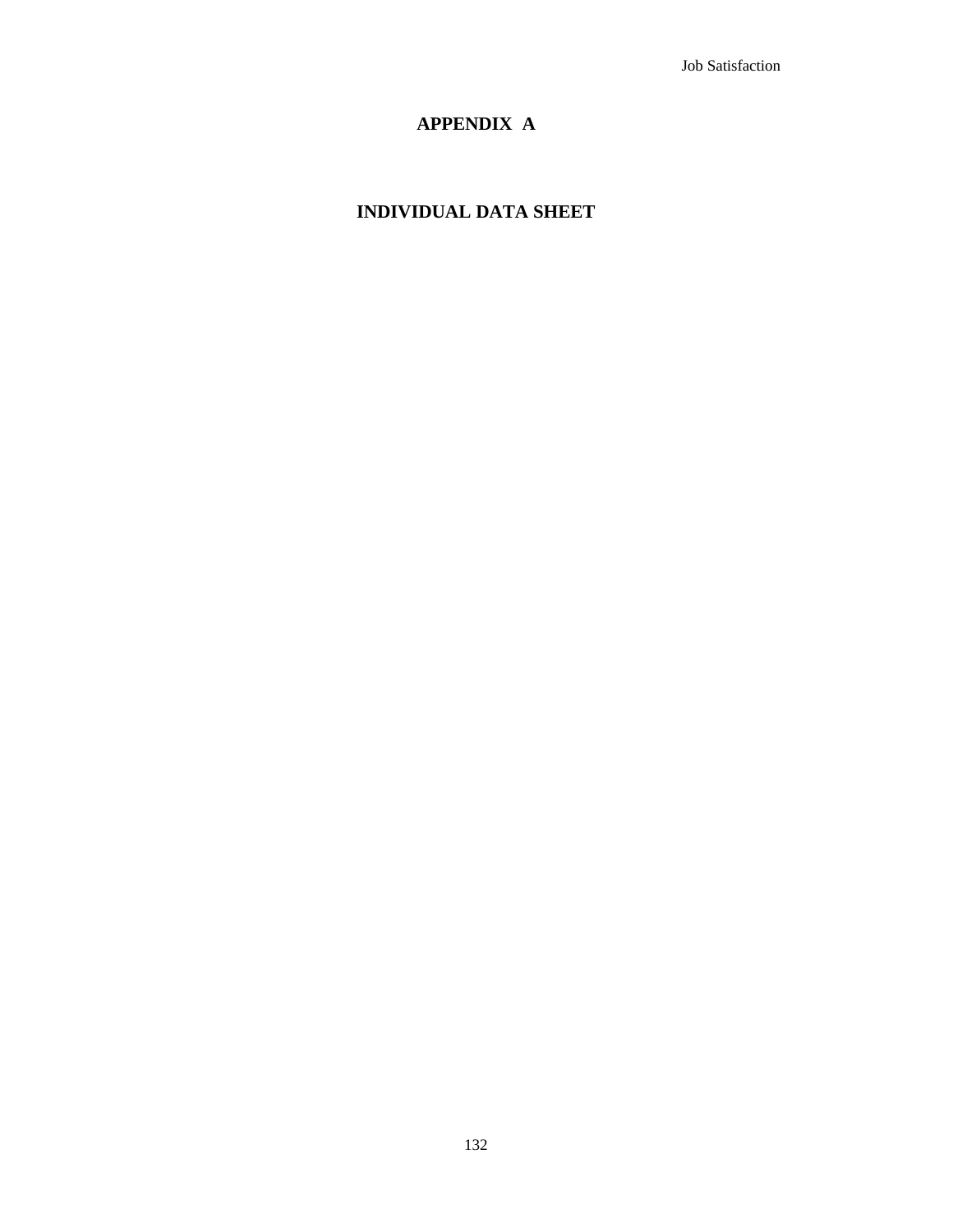# APPENDIX A

## INDIVIDUAL DATA SHEET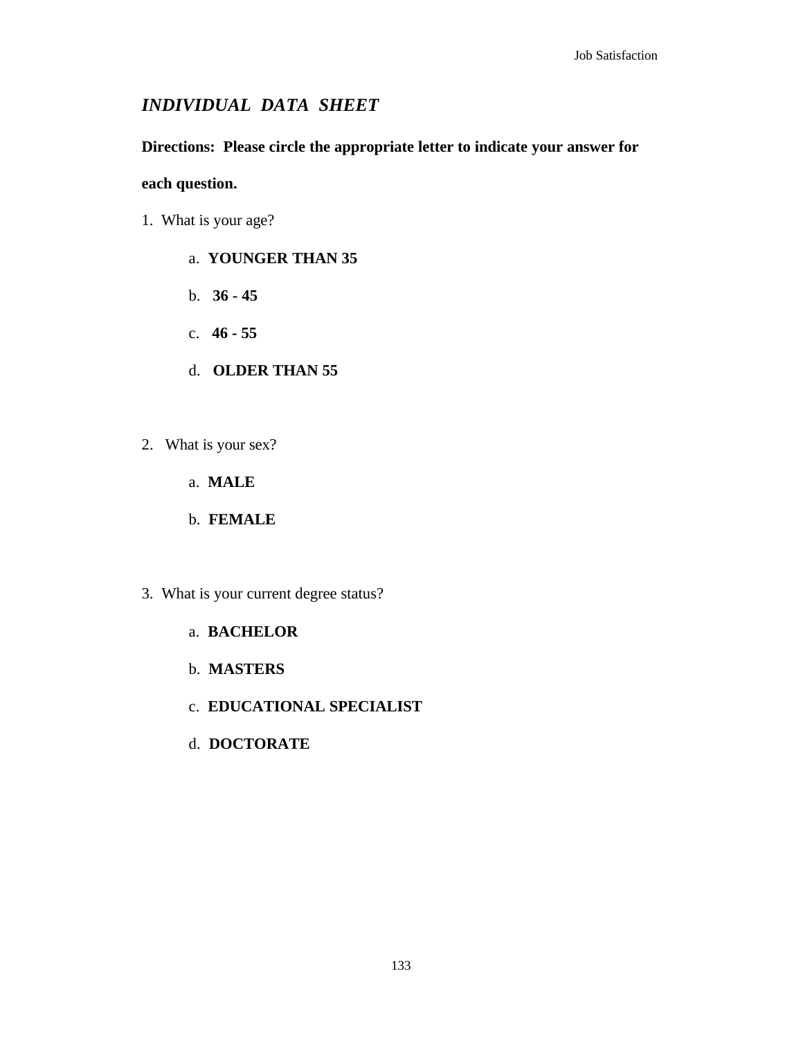## *INDIVIDUAL DATA SHEET*

**Directions: Please circle the appropriate letter to indicate your answer for each question.**

1. What is your age?

   a. **YOUNGER THAN 35**

   b. **36 - 45**

   c. **46 - 55**

   d. **OLDER THAN 55**

2. What is your sex?

   a. **MALE**

   b. **FEMALE**

3. What is your current degree status?

   a. **BACHELOR**

   b. **MASTERS**

   c. **EDUCATIONAL SPECIALIST**

   d. **DOCTORATE**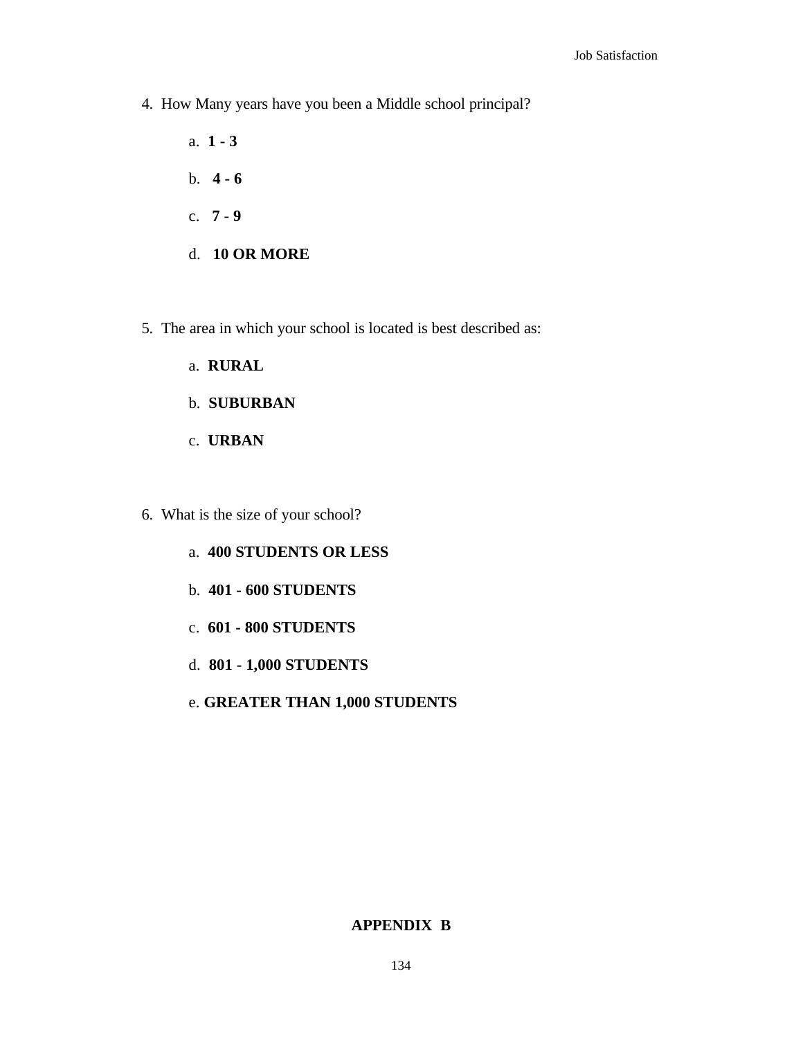4. How Many years have you been a Middle school principal?

   a. **1 - 3**

   b. **4 - 6**

   c. **7 - 9**

   d. **10 OR MORE**

5. The area in which your school is located is best described as:

   a. **RURAL**

   b. **SUBURBAN**

   c. **URBAN**

6. What is the size of your school?

   a. **400 STUDENTS OR LESS**

   b. **401 - 600 STUDENTS**

   c. **601 - 800 STUDENTS**

   d. **801 - 1,000 STUDENTS**

   e. **GREATER THAN 1,000 STUDENTS**

**APPENDIX B**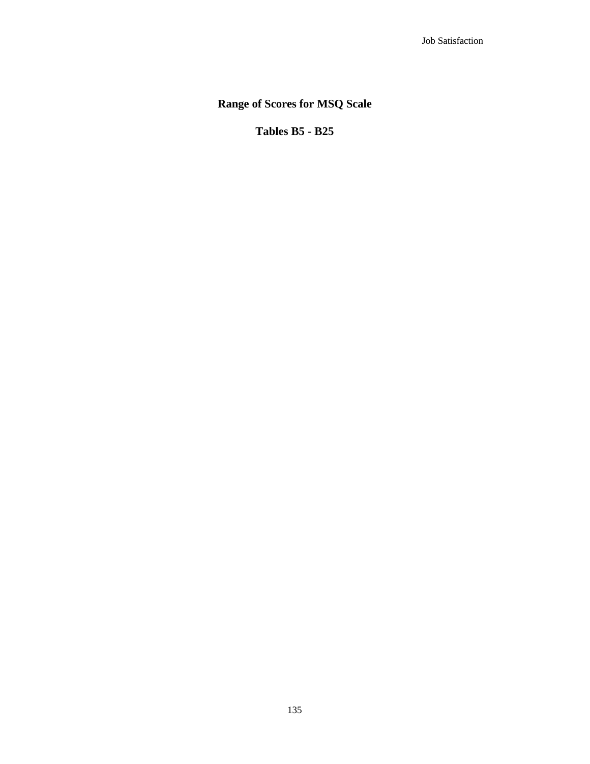## Range of Scores for MSQ Scale

## Tables B5 - B25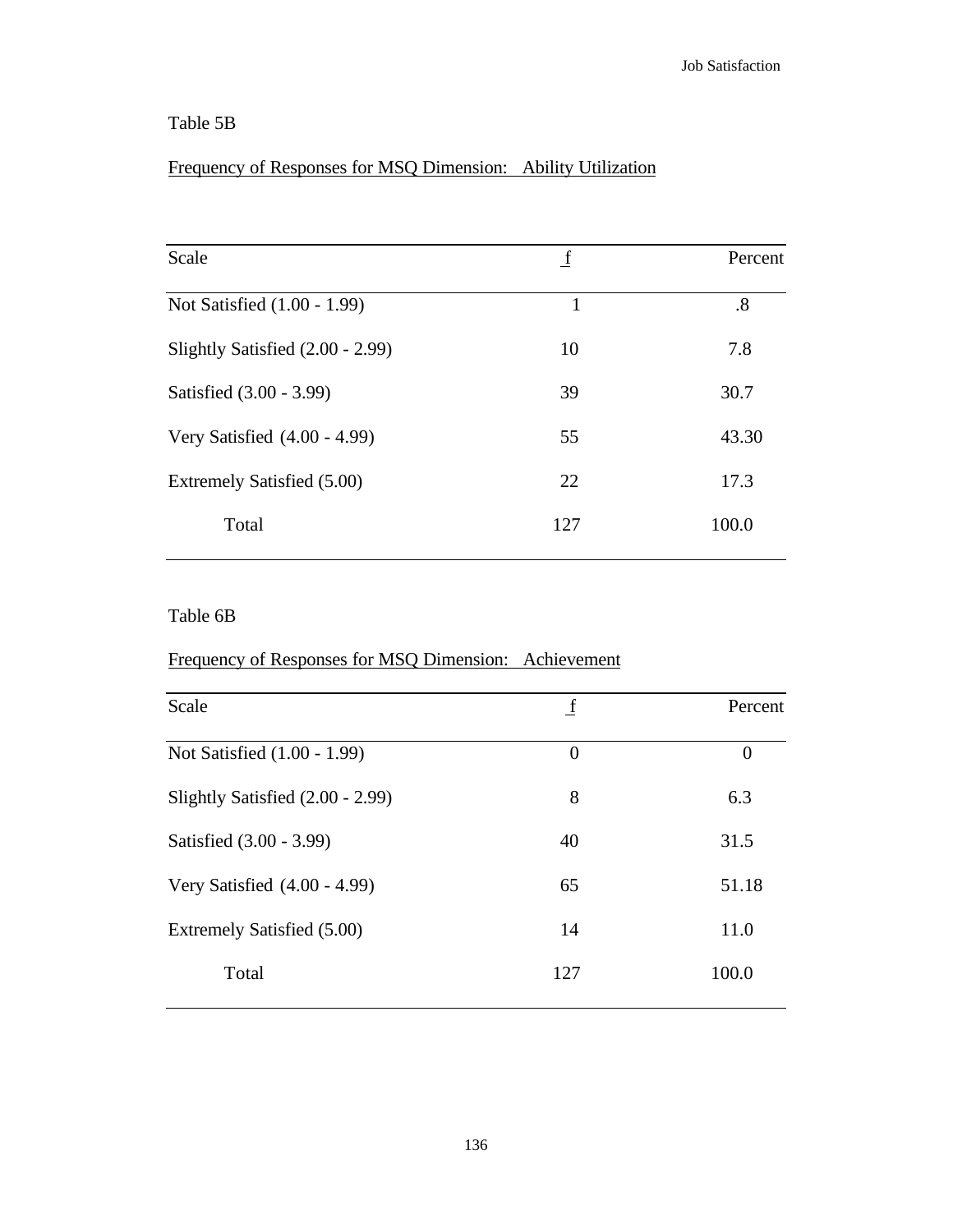Table 5B

Frequency of Responses for MSQ Dimension: Ability Utilization

| Scale | f | Percent |
|---|---|---|
| Not Satisfied (1.00 - 1.99) | 1 | .8 |
| Slightly Satisfied (2.00 - 2.99) | 10 | 7.8 |
| Satisfied (3.00 - 3.99) | 39 | 30.7 |
| Very Satisfied (4.00 - 4.99) | 55 | 43.30 |
| Extremely Satisfied (5.00) | 22 | 17.3 |
| Total | 127 | 100.0 |

Table 6B

Frequency of Responses for MSQ Dimension: Achievement

| Scale | f | Percent |
|---|---|---|
| Not Satisfied (1.00 - 1.99) | 0 | 0 |
| Slightly Satisfied (2.00 - 2.99) | 8 | 6.3 |
| Satisfied (3.00 - 3.99) | 40 | 31.5 |
| Very Satisfied (4.00 - 4.99) | 65 | 51.18 |
| Extremely Satisfied (5.00) | 14 | 11.0 |
| Total | 127 | 100.0 |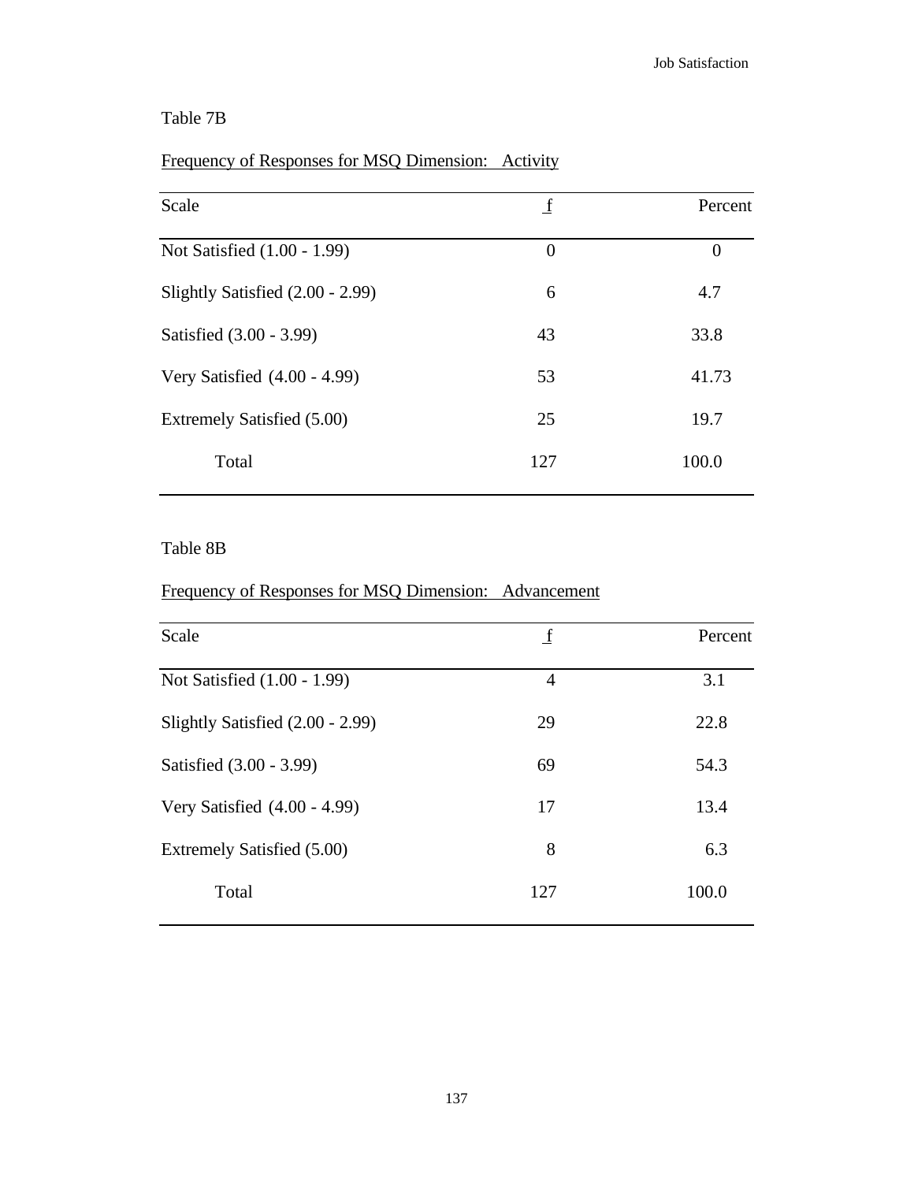Table 7B

Frequency of Responses for MSQ Dimension: Activity

| Scale | f | Percent |
| --- | --- | --- |
| Not Satisfied (1.00 - 1.99) | 0 | 0 |
| Slightly Satisfied (2.00 - 2.99) | 6 | 4.7 |
| Satisfied (3.00 - 3.99) | 43 | 33.8 |
| Very Satisfied (4.00 - 4.99) | 53 | 41.73 |
| Extremely Satisfied (5.00) | 25 | 19.7 |
| Total | 127 | 100.0 |

Table 8B

Frequency of Responses for MSQ Dimension: Advancement

| Scale | f | Percent |
| --- | --- | --- |
| Not Satisfied (1.00 - 1.99) | 4 | 3.1 |
| Slightly Satisfied (2.00 - 2.99) | 29 | 22.8 |
| Satisfied (3.00 - 3.99) | 69 | 54.3 |
| Very Satisfied (4.00 - 4.99) | 17 | 13.4 |
| Extremely Satisfied (5.00) | 8 | 6.3 |
| Total | 127 | 100.0 |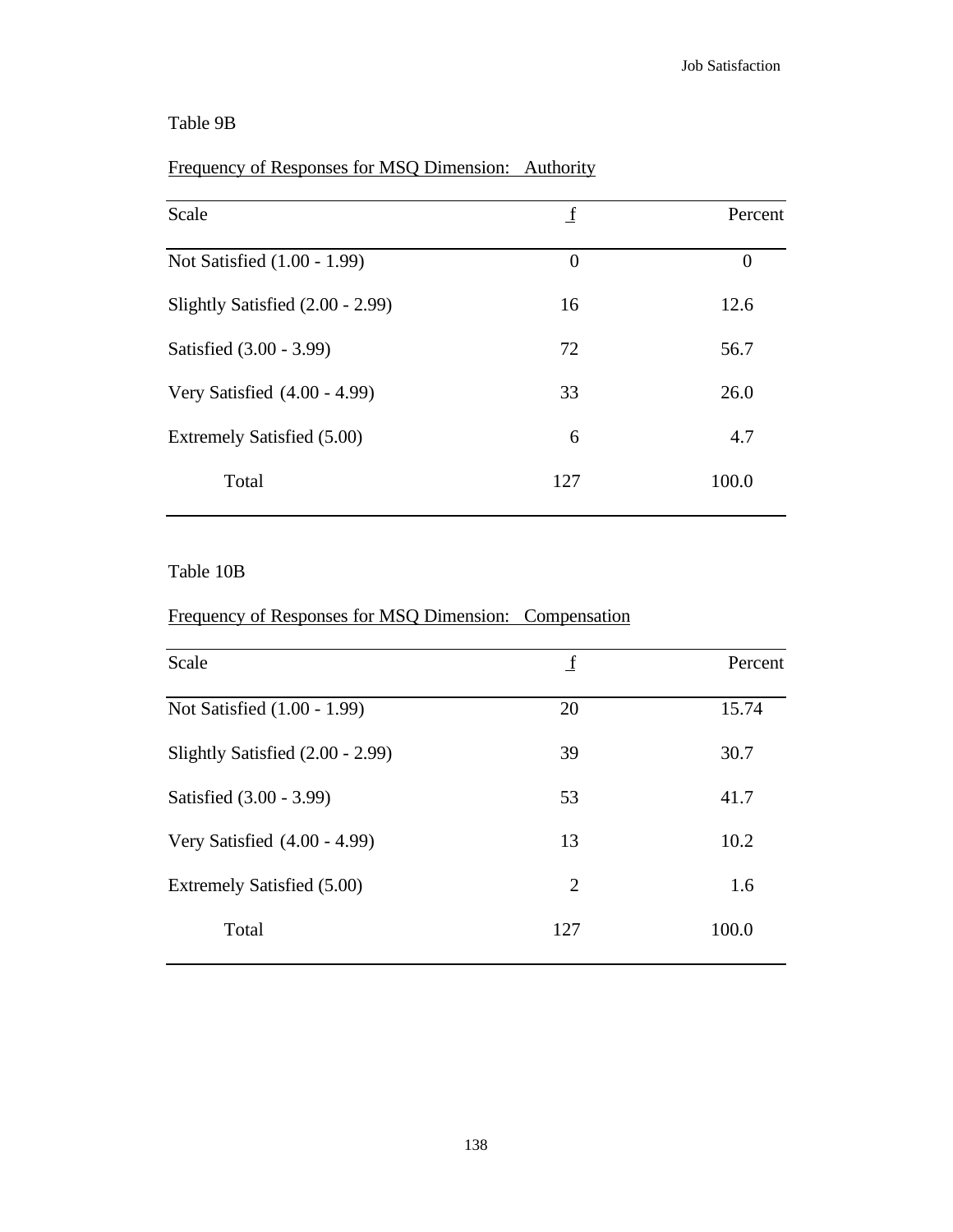Table 9B

Frequency of Responses for MSQ Dimension: Authority

| Scale | f | Percent |
|---|---|---|
| Not Satisfied (1.00 - 1.99) | 0 | 0 |
| Slightly Satisfied (2.00 - 2.99) | 16 | 12.6 |
| Satisfied (3.00 - 3.99) | 72 | 56.7 |
| Very Satisfied (4.00 - 4.99) | 33 | 26.0 |
| Extremely Satisfied (5.00) | 6 | 4.7 |
| Total | 127 | 100.0 |

Table 10B

Frequency of Responses for MSQ Dimension: Compensation

| Scale | f | Percent |
|---|---|---|
| Not Satisfied (1.00 - 1.99) | 20 | 15.74 |
| Slightly Satisfied (2.00 - 2.99) | 39 | 30.7 |
| Satisfied (3.00 - 3.99) | 53 | 41.7 |
| Very Satisfied (4.00 - 4.99) | 13 | 10.2 |
| Extremely Satisfied (5.00) | 2 | 1.6 |
| Total | 127 | 100.0 |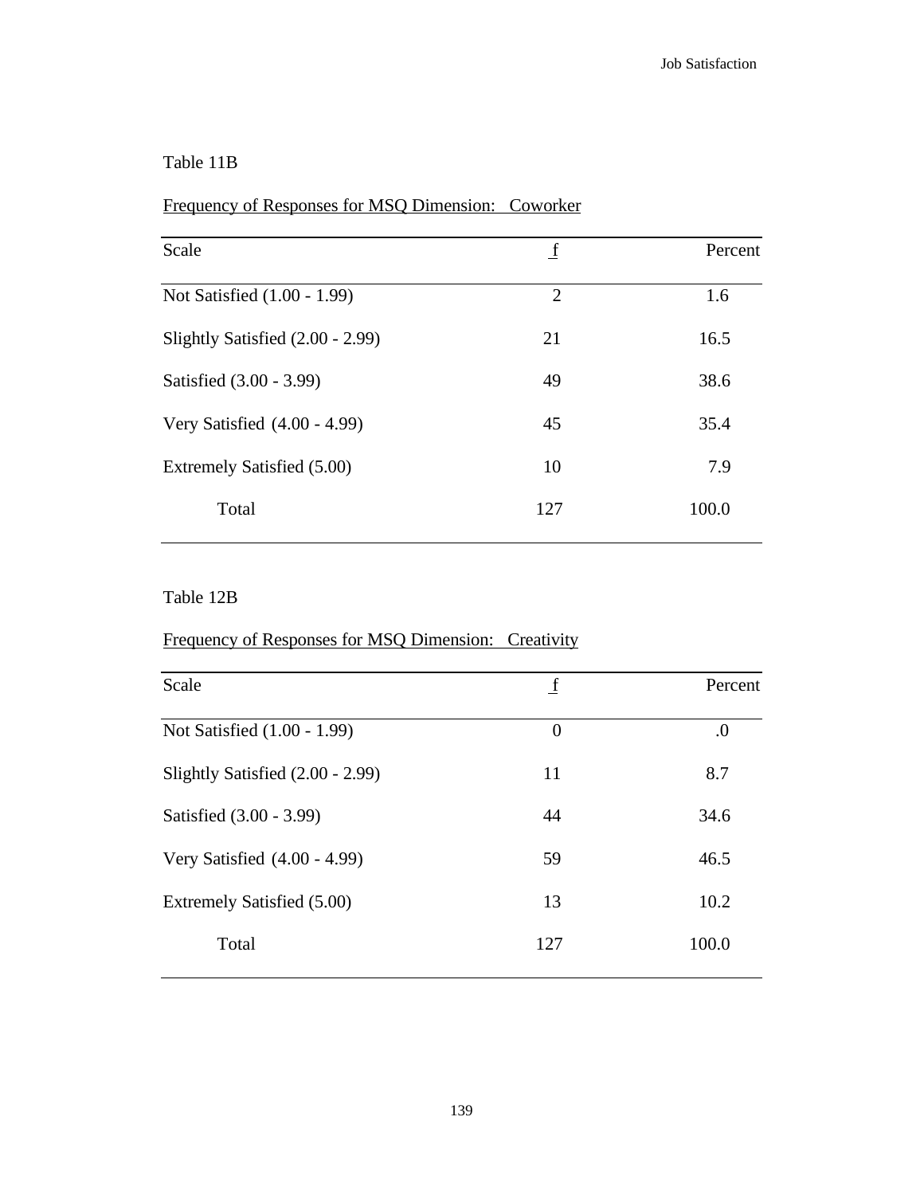Table 11B

Frequency of Responses for MSQ Dimension: Coworker

| Scale | f | Percent |
|---|---|---|
| Not Satisfied (1.00 - 1.99) | 2 | 1.6 |
| Slightly Satisfied (2.00 - 2.99) | 21 | 16.5 |
| Satisfied (3.00 - 3.99) | 49 | 38.6 |
| Very Satisfied (4.00 - 4.99) | 45 | 35.4 |
| Extremely Satisfied (5.00) | 10 | 7.9 |
| Total | 127 | 100.0 |

Table 12B

Frequency of Responses for MSQ Dimension: Creativity

| Scale | f | Percent |
|---|---|---|
| Not Satisfied (1.00 - 1.99) | 0 | .0 |
| Slightly Satisfied (2.00 - 2.99) | 11 | 8.7 |
| Satisfied (3.00 - 3.99) | 44 | 34.6 |
| Very Satisfied (4.00 - 4.99) | 59 | 46.5 |
| Extremely Satisfied (5.00) | 13 | 10.2 |
| Total | 127 | 100.0 |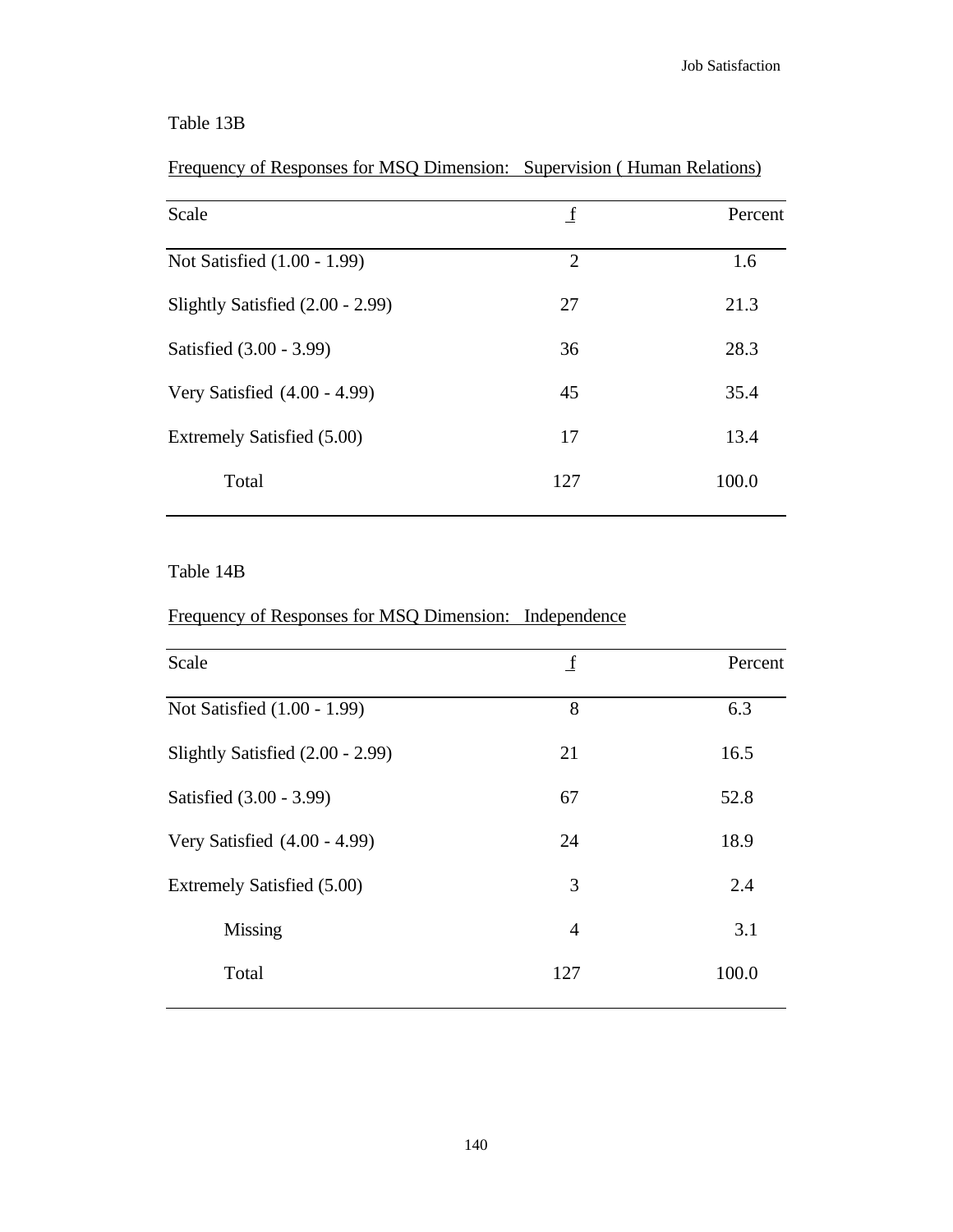Table 13B

Frequency of Responses for MSQ Dimension: Supervision ( Human Relations)

| Scale | f | Percent |
|---|---|---|
| Not Satisfied (1.00 - 1.99) | 2 | 1.6 |
| Slightly Satisfied (2.00 - 2.99) | 27 | 21.3 |
| Satisfied (3.00 - 3.99) | 36 | 28.3 |
| Very Satisfied (4.00 - 4.99) | 45 | 35.4 |
| Extremely Satisfied (5.00) | 17 | 13.4 |
| Total | 127 | 100.0 |

Table 14B

Frequency of Responses for MSQ Dimension: Independence

| Scale | f | Percent |
|---|---|---|
| Not Satisfied (1.00 - 1.99) | 8 | 6.3 |
| Slightly Satisfied (2.00 - 2.99) | 21 | 16.5 |
| Satisfied (3.00 - 3.99) | 67 | 52.8 |
| Very Satisfied (4.00 - 4.99) | 24 | 18.9 |
| Extremely Satisfied (5.00) | 3 | 2.4 |
| Missing | 4 | 3.1 |
| Total | 127 | 100.0 |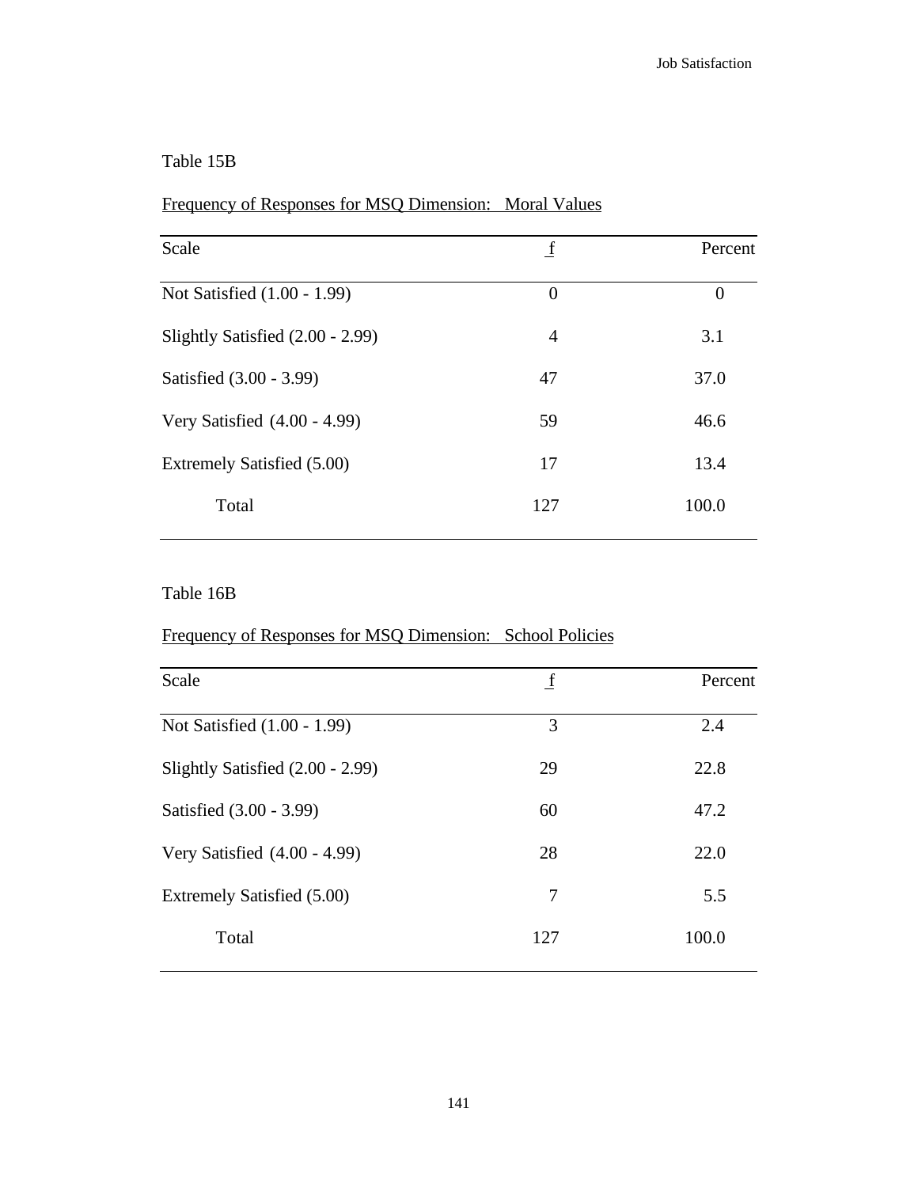Table 15B

Frequency of Responses for MSQ Dimension: Moral Values

| Scale | f | Percent |
|---|---|---|
| Not Satisfied (1.00 - 1.99) | 0 | 0 |
| Slightly Satisfied (2.00 - 2.99) | 4 | 3.1 |
| Satisfied (3.00 - 3.99) | 47 | 37.0 |
| Very Satisfied (4.00 - 4.99) | 59 | 46.6 |
| Extremely Satisfied (5.00) | 17 | 13.4 |
| Total | 127 | 100.0 |

Table 16B

Frequency of Responses for MSQ Dimension: School Policies

| Scale | f | Percent |
|---|---|---|
| Not Satisfied (1.00 - 1.99) | 3 | 2.4 |
| Slightly Satisfied (2.00 - 2.99) | 29 | 22.8 |
| Satisfied (3.00 - 3.99) | 60 | 47.2 |
| Very Satisfied (4.00 - 4.99) | 28 | 22.0 |
| Extremely Satisfied (5.00) | 7 | 5.5 |
| Total | 127 | 100.0 |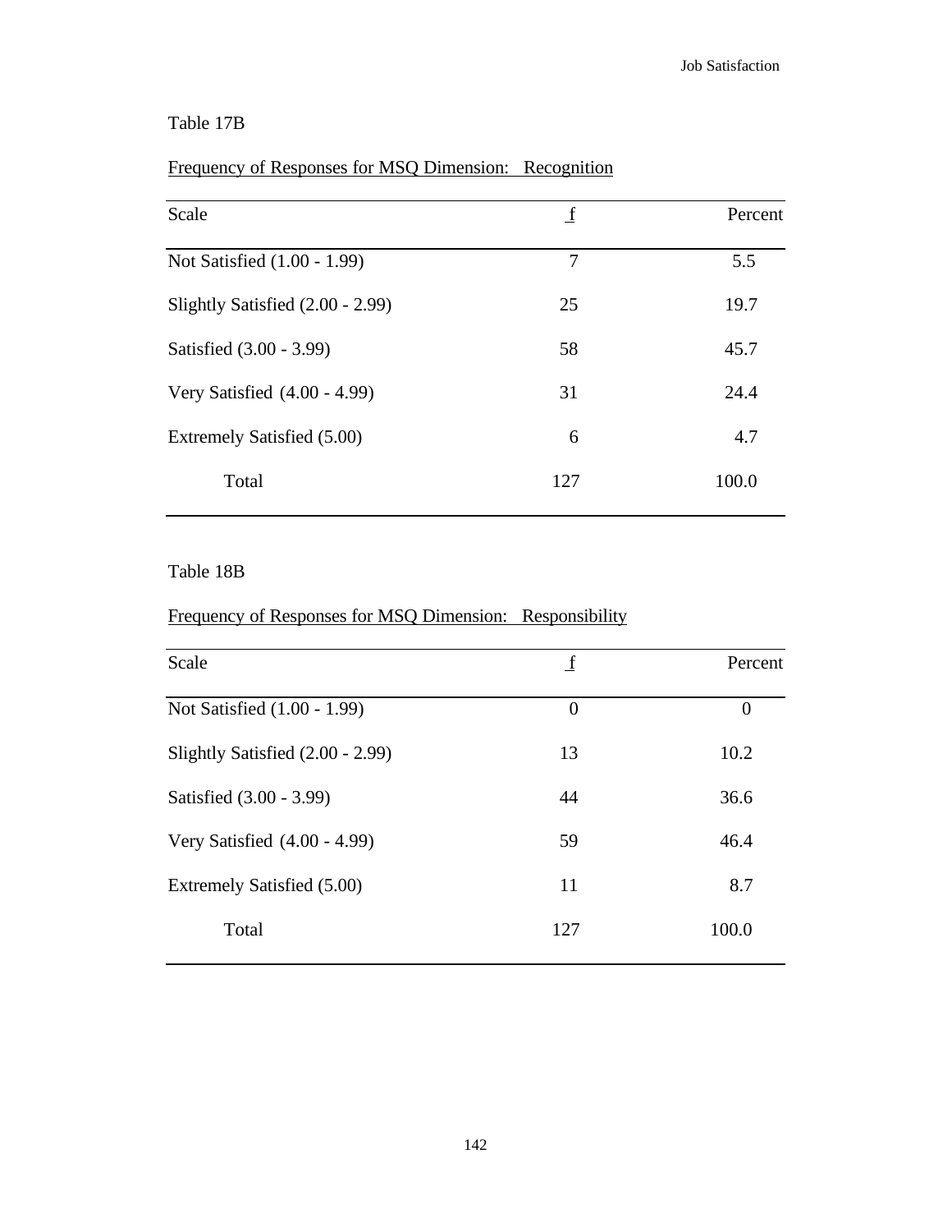Table 17B

Frequency of Responses for MSQ Dimension: Recognition

| Scale | f | Percent |
|---|---|---|
| Not Satisfied (1.00 - 1.99) | 7 | 5.5 |
| Slightly Satisfied (2.00 - 2.99) | 25 | 19.7 |
| Satisfied (3.00 - 3.99) | 58 | 45.7 |
| Very Satisfied (4.00 - 4.99) | 31 | 24.4 |
| Extremely Satisfied (5.00) | 6 | 4.7 |
| Total | 127 | 100.0 |

Table 18B

Frequency of Responses for MSQ Dimension: Responsibility

| Scale | f | Percent |
|---|---|---|
| Not Satisfied (1.00 - 1.99) | 0 | 0 |
| Slightly Satisfied (2.00 - 2.99) | 13 | 10.2 |
| Satisfied (3.00 - 3.99) | 44 | 36.6 |
| Very Satisfied (4.00 - 4.99) | 59 | 46.4 |
| Extremely Satisfied (5.00) | 11 | 8.7 |
| Total | 127 | 100.0 |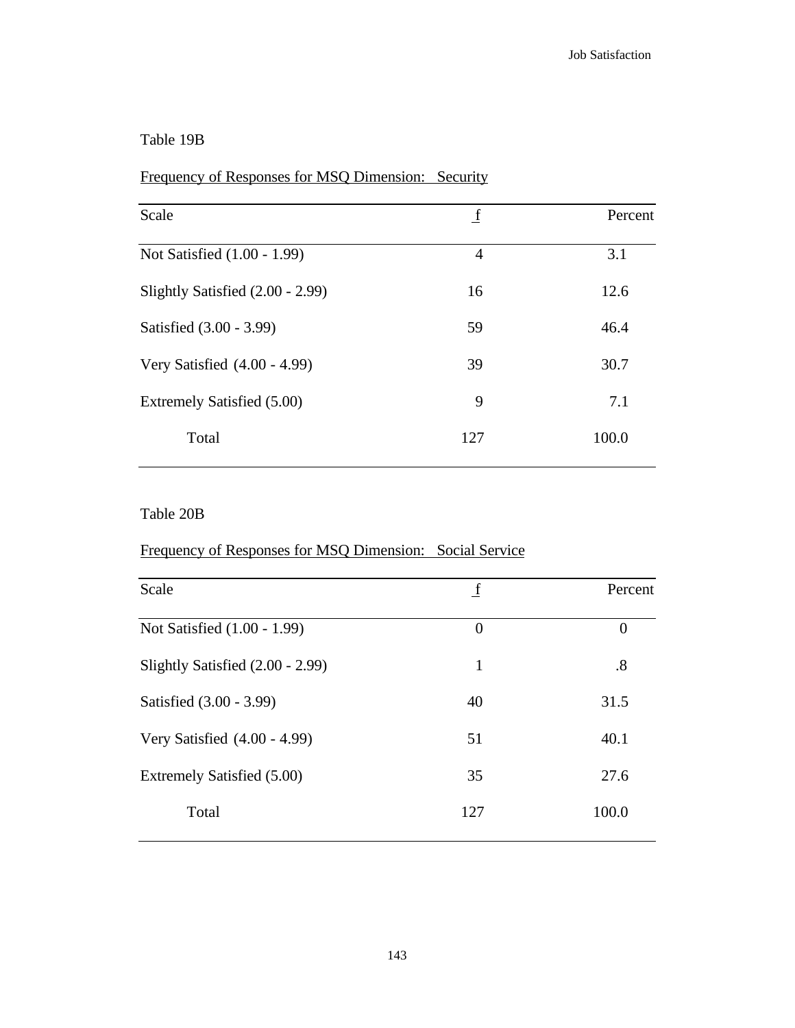Table 19B

Frequency of Responses for MSQ Dimension: Security

| Scale | f | Percent |
|---|---|---|
| Not Satisfied (1.00 - 1.99) | 4 | 3.1 |
| Slightly Satisfied (2.00 - 2.99) | 16 | 12.6 |
| Satisfied (3.00 - 3.99) | 59 | 46.4 |
| Very Satisfied (4.00 - 4.99) | 39 | 30.7 |
| Extremely Satisfied (5.00) | 9 | 7.1 |
| Total | 127 | 100.0 |

Table 20B

Frequency of Responses for MSQ Dimension: Social Service

| Scale | f | Percent |
|---|---|---|
| Not Satisfied (1.00 - 1.99) | 0 | 0 |
| Slightly Satisfied (2.00 - 2.99) | 1 | .8 |
| Satisfied (3.00 - 3.99) | 40 | 31.5 |
| Very Satisfied (4.00 - 4.99) | 51 | 40.1 |
| Extremely Satisfied (5.00) | 35 | 27.6 |
| Total | 127 | 100.0 |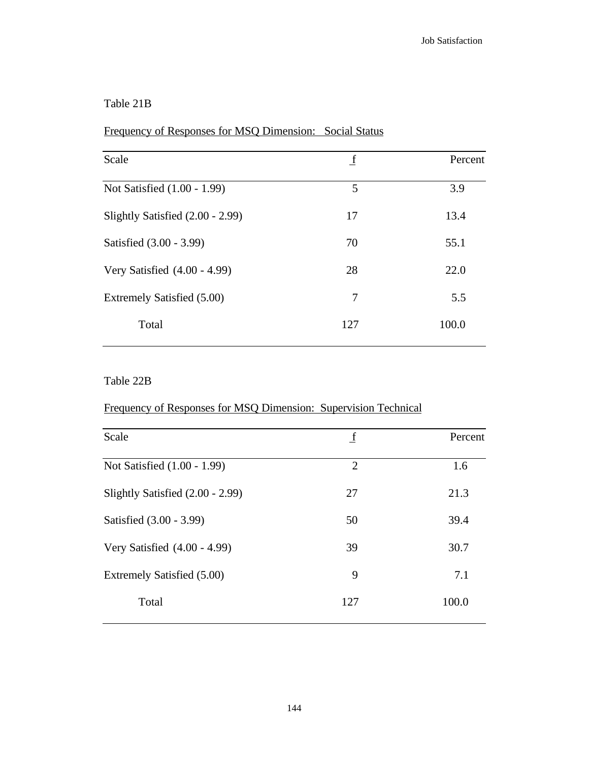Table 21B

Frequency of Responses for MSQ Dimension: Social Status

| Scale | f | Percent |
|---|---|---|
| Not Satisfied (1.00 - 1.99) | 5 | 3.9 |
| Slightly Satisfied (2.00 - 2.99) | 17 | 13.4 |
| Satisfied (3.00 - 3.99) | 70 | 55.1 |
| Very Satisfied (4.00 - 4.99) | 28 | 22.0 |
| Extremely Satisfied (5.00) | 7 | 5.5 |
| Total | 127 | 100.0 |

Table 22B

Frequency of Responses for MSQ Dimension: Supervision Technical

| Scale | f | Percent |
|---|---|---|
| Not Satisfied (1.00 - 1.99) | 2 | 1.6 |
| Slightly Satisfied (2.00 - 2.99) | 27 | 21.3 |
| Satisfied (3.00 - 3.99) | 50 | 39.4 |
| Very Satisfied (4.00 - 4.99) | 39 | 30.7 |
| Extremely Satisfied (5.00) | 9 | 7.1 |
| Total | 127 | 100.0 |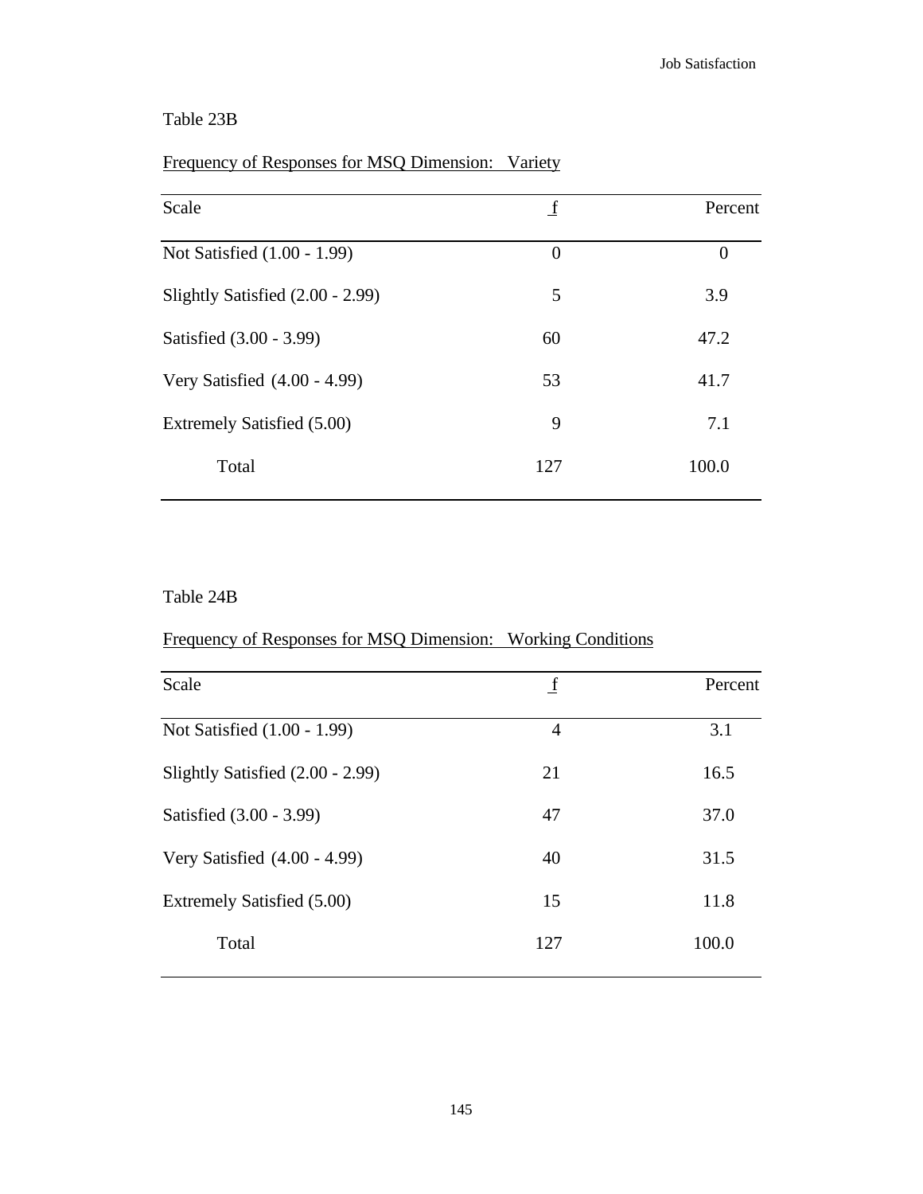Table 23B

Frequency of Responses for MSQ Dimension: Variety

| Scale | f | Percent |
|---|---|---|
| Not Satisfied (1.00 - 1.99) | 0 | 0 |
| Slightly Satisfied (2.00 - 2.99) | 5 | 3.9 |
| Satisfied (3.00 - 3.99) | 60 | 47.2 |
| Very Satisfied (4.00 - 4.99) | 53 | 41.7 |
| Extremely Satisfied (5.00) | 9 | 7.1 |
| Total | 127 | 100.0 |

Table 24B

Frequency of Responses for MSQ Dimension: Working Conditions

| Scale | f | Percent |
|---|---|---|
| Not Satisfied (1.00 - 1.99) | 4 | 3.1 |
| Slightly Satisfied (2.00 - 2.99) | 21 | 16.5 |
| Satisfied (3.00 - 3.99) | 47 | 37.0 |
| Very Satisfied (4.00 - 4.99) | 40 | 31.5 |
| Extremely Satisfied (5.00) | 15 | 11.8 |
| Total | 127 | 100.0 |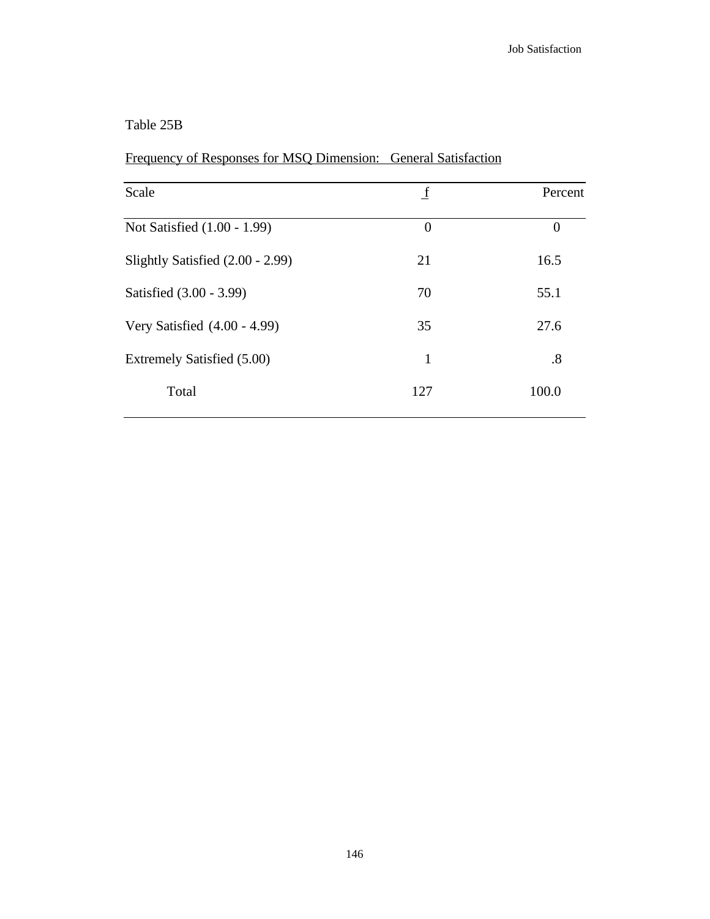Table 25B

Frequency of Responses for MSQ Dimension: General Satisfaction

| Scale | f | Percent |
|---|---|---|
| Not Satisfied (1.00 - 1.99) | 0 | 0 |
| Slightly Satisfied (2.00 - 2.99) | 21 | 16.5 |
| Satisfied (3.00 - 3.99) | 70 | 55.1 |
| Very Satisfied (4.00 - 4.99) | 35 | 27.6 |
| Extremely Satisfied (5.00) | 1 | .8 |
| Total | 127 | 100.0 |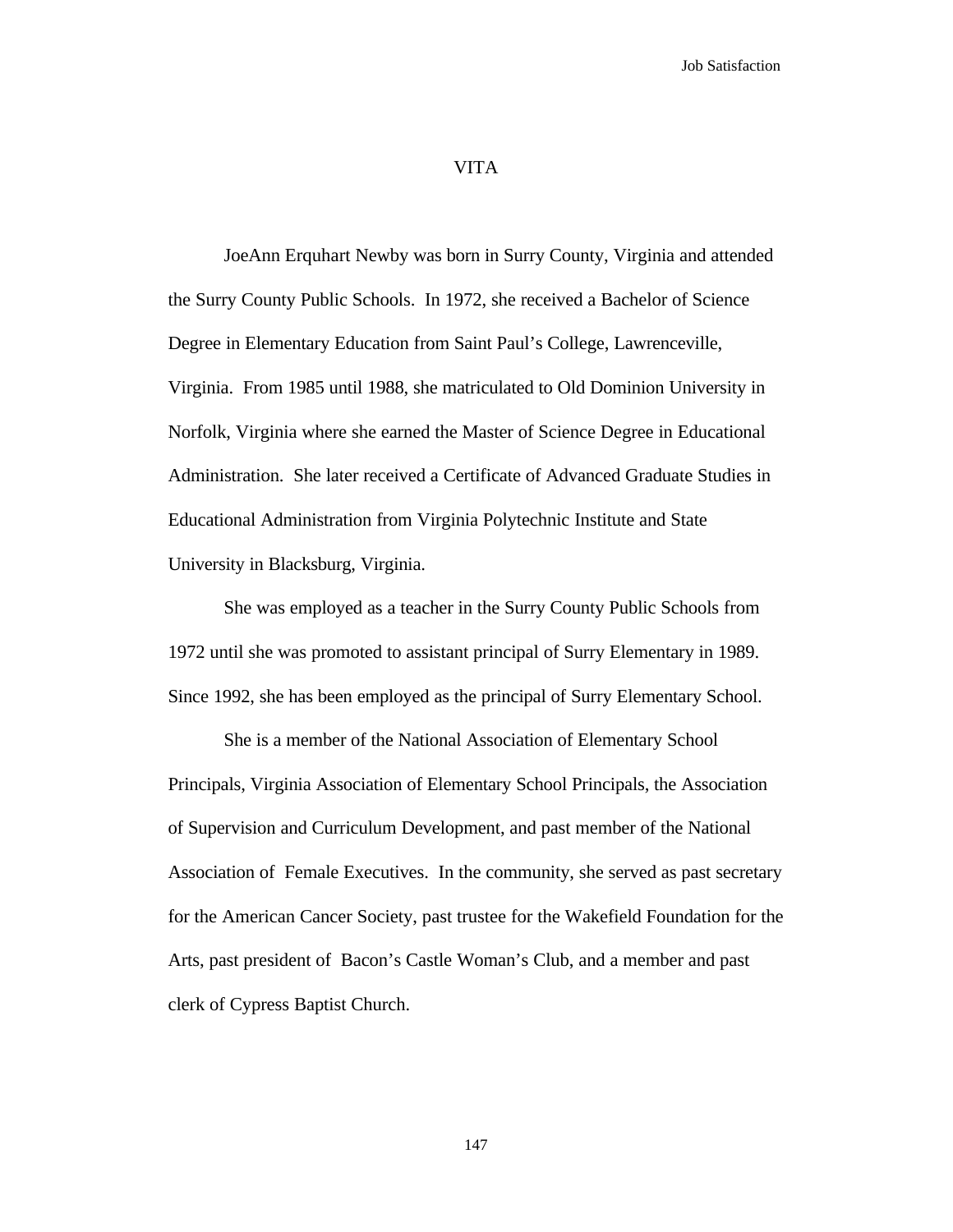# VITA

JoeAnn Erquhart Newby was born in Surry County, Virginia and attended the Surry County Public Schools. In 1972, she received a Bachelor of Science Degree in Elementary Education from Saint Paul's College, Lawrenceville, Virginia. From 1985 until 1988, she matriculated to Old Dominion University in Norfolk, Virginia where she earned the Master of Science Degree in Educational Administration. She later received a Certificate of Advanced Graduate Studies in Educational Administration from Virginia Polytechnic Institute and State University in Blacksburg, Virginia.

She was employed as a teacher in the Surry County Public Schools from 1972 until she was promoted to assistant principal of Surry Elementary in 1989. Since 1992, she has been employed as the principal of Surry Elementary School.

She is a member of the National Association of Elementary School Principals, Virginia Association of Elementary School Principals, the Association of Supervision and Curriculum Development, and past member of the National Association of Female Executives. In the community, she served as past secretary for the American Cancer Society, past trustee for the Wakefield Foundation for the Arts, past president of Bacon's Castle Woman's Club, and a member and past clerk of Cypress Baptist Church.